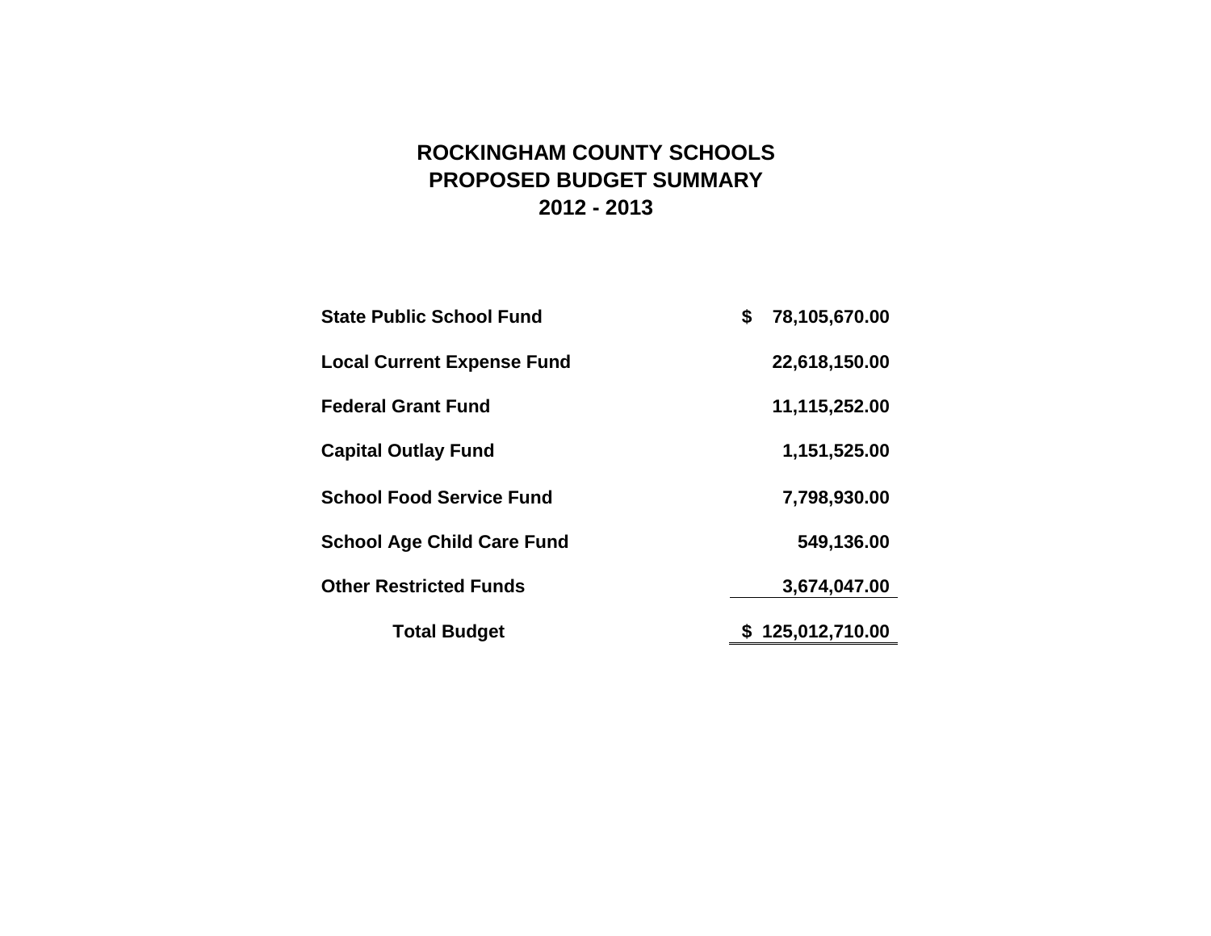# ROCKINGHAM COUNTY SCHOOLS
# PROPOSED BUDGET SUMMARY
# 2012 - 2013

| | |
|---|---|
| **State Public School Fund** | **$ 78,105,670.00** |
| **Local Current Expense Fund** | **22,618,150.00** |
| **Federal Grant Fund** | **11,115,252.00** |
| **Capital Outlay Fund** | **1,151,525.00** |
| **School Food Service Fund** | **7,798,930.00** |
| **School Age Child Care Fund** | **549,136.00** |
| **Other Restricted Funds** | **3,674,047.00** |
| **Total Budget** | **$ 125,012,710.00** |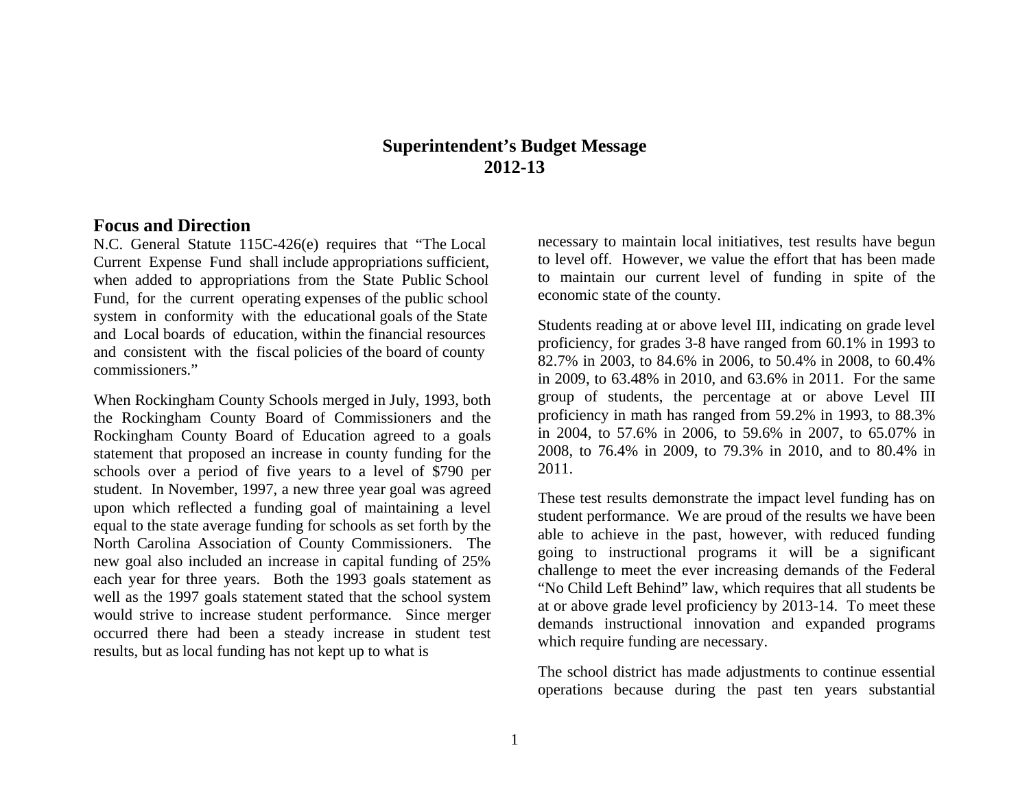# Superintendent's Budget Message
# 2012-13

## Focus and Direction

N.C. General Statute 115C-426(e) requires that "The Local Current Expense Fund shall include appropriations sufficient, when added to appropriations from the State Public School Fund, for the current operating expenses of the public school system in conformity with the educational goals of the State and Local boards of education, within the financial resources and consistent with the fiscal policies of the board of county commissioners."

When Rockingham County Schools merged in July, 1993, both the Rockingham County Board of Commissioners and the Rockingham County Board of Education agreed to a goals statement that proposed an increase in county funding for the schools over a period of five years to a level of $790 per student. In November, 1997, a new three year goal was agreed upon which reflected a funding goal of maintaining a level equal to the state average funding for schools as set forth by the North Carolina Association of County Commissioners. The new goal also included an increase in capital funding of 25% each year for three years. Both the 1993 goals statement as well as the 1997 goals statement stated that the school system would strive to increase student performance. Since merger occurred there had been a steady increase in student test results, but as local funding has not kept up to what is necessary to maintain local initiatives, test results have begun to level off. However, we value the effort that has been made to maintain our current level of funding in spite of the economic state of the county.

Students reading at or above level III, indicating on grade level proficiency, for grades 3-8 have ranged from 60.1% in 1993 to 82.7% in 2003, to 84.6% in 2006, to 50.4% in 2008, to 60.4% in 2009, to 63.48% in 2010, and 63.6% in 2011. For the same group of students, the percentage at or above Level III proficiency in math has ranged from 59.2% in 1993, to 88.3% in 2004, to 57.6% in 2006, to 59.6% in 2007, to 65.07% in 2008, to 76.4% in 2009, to 79.3% in 2010, and to 80.4% in 2011.

These test results demonstrate the impact level funding has on student performance. We are proud of the results we have been able to achieve in the past, however, with reduced funding going to instructional programs it will be a significant challenge to meet the ever increasing demands of the Federal "No Child Left Behind" law, which requires that all students be at or above grade level proficiency by 2013-14. To meet these demands instructional innovation and expanded programs which require funding are necessary.

The school district has made adjustments to continue essential operations because during the past ten years substantial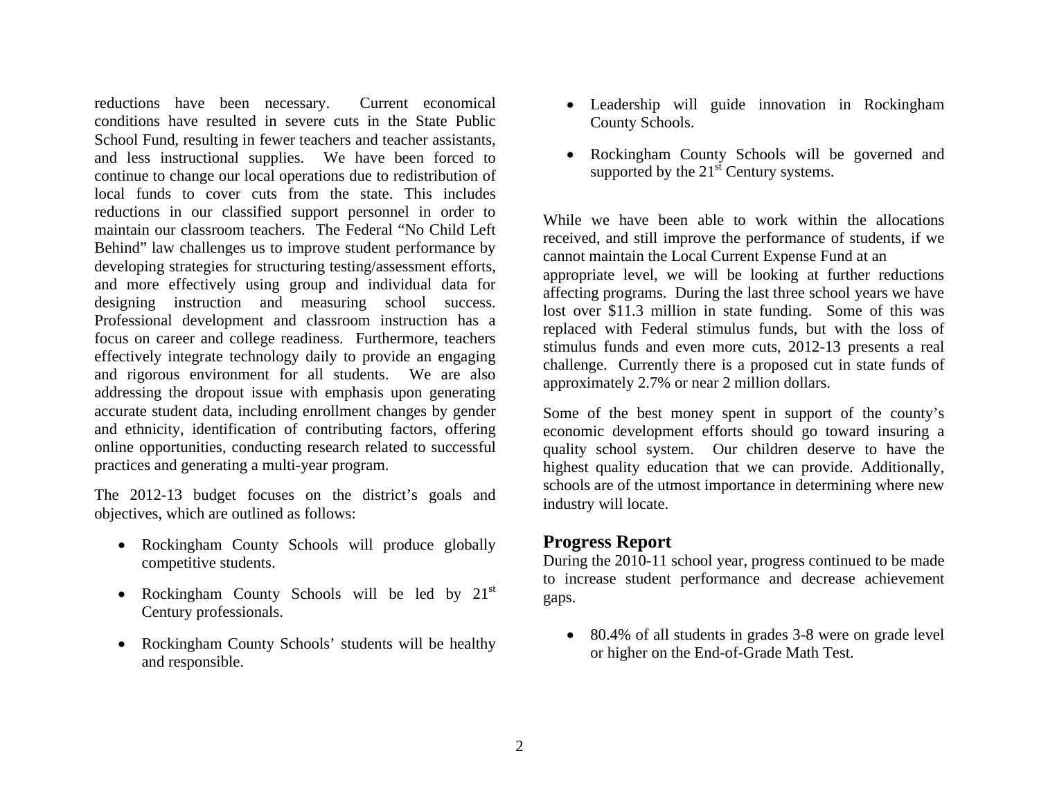reductions have been necessary. Current economical conditions have resulted in severe cuts in the State Public School Fund, resulting in fewer teachers and teacher assistants, and less instructional supplies. We have been forced to continue to change our local operations due to redistribution of local funds to cover cuts from the state. This includes reductions in our classified support personnel in order to maintain our classroom teachers. The Federal "No Child Left Behind" law challenges us to improve student performance by developing strategies for structuring testing/assessment efforts, and more effectively using group and individual data for designing instruction and measuring school success. Professional development and classroom instruction has a focus on career and college readiness. Furthermore, teachers effectively integrate technology daily to provide an engaging and rigorous environment for all students. We are also addressing the dropout issue with emphasis upon generating accurate student data, including enrollment changes by gender and ethnicity, identification of contributing factors, offering online opportunities, conducting research related to successful practices and generating a multi-year program.

The 2012-13 budget focuses on the district's goals and objectives, which are outlined as follows:

- Rockingham County Schools will produce globally competitive students.
- Rockingham County Schools will be led by 21st Century professionals.
- Rockingham County Schools' students will be healthy and responsible.
- Leadership will guide innovation in Rockingham County Schools.
- Rockingham County Schools will be governed and supported by the 21st Century systems.

While we have been able to work within the allocations received, and still improve the performance of students, if we cannot maintain the Local Current Expense Fund at an appropriate level, we will be looking at further reductions affecting programs. During the last three school years we have lost over $11.3 million in state funding. Some of this was replaced with Federal stimulus funds, but with the loss of stimulus funds and even more cuts, 2012-13 presents a real challenge. Currently there is a proposed cut in state funds of approximately 2.7% or near 2 million dollars.

Some of the best money spent in support of the county's economic development efforts should go toward insuring a quality school system. Our children deserve to have the highest quality education that we can provide. Additionally, schools are of the utmost importance in determining where new industry will locate.

## Progress Report

During the 2010-11 school year, progress continued to be made to increase student performance and decrease achievement gaps.

- 80.4% of all students in grades 3-8 were on grade level or higher on the End-of-Grade Math Test.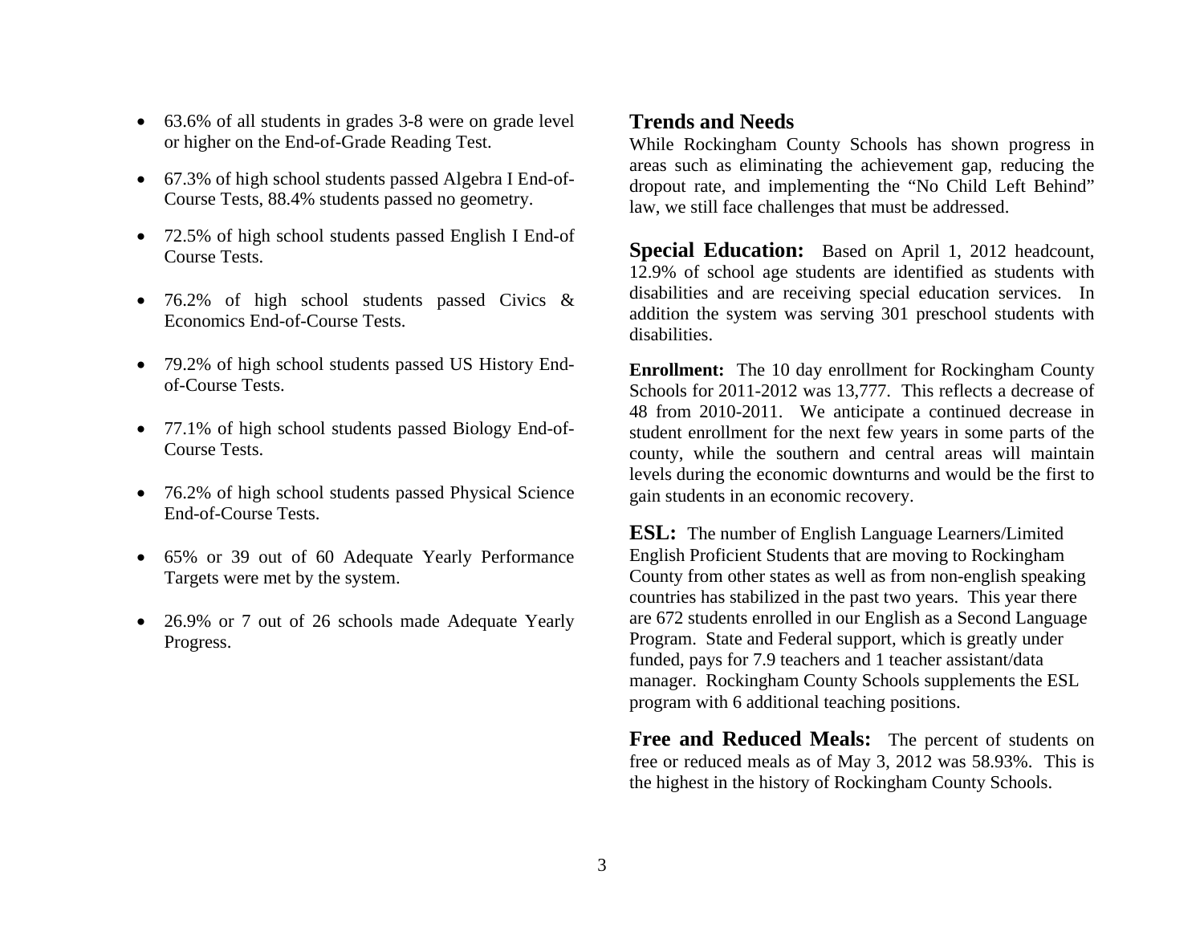- 63.6% of all students in grades 3-8 were on grade level or higher on the End-of-Grade Reading Test.
- 67.3% of high school students passed Algebra I End-of-Course Tests, 88.4% students passed no geometry.
- 72.5% of high school students passed English I End-of Course Tests.
- 76.2% of high school students passed Civics & Economics End-of-Course Tests.
- 79.2% of high school students passed US History End-of-Course Tests.
- 77.1% of high school students passed Biology End-of-Course Tests.
- 76.2% of high school students passed Physical Science End-of-Course Tests.
- 65% or 39 out of 60 Adequate Yearly Performance Targets were met by the system.
- 26.9% or 7 out of 26 schools made Adequate Yearly Progress.

## Trends and Needs

While Rockingham County Schools has shown progress in areas such as eliminating the achievement gap, reducing the dropout rate, and implementing the "No Child Left Behind" law, we still face challenges that must be addressed.

**Special Education:** Based on April 1, 2012 headcount, 12.9% of school age students are identified as students with disabilities and are receiving special education services. In addition the system was serving 301 preschool students with disabilities.

**Enrollment:** The 10 day enrollment for Rockingham County Schools for 2011-2012 was 13,777. This reflects a decrease of 48 from 2010-2011. We anticipate a continued decrease in student enrollment for the next few years in some parts of the county, while the southern and central areas will maintain levels during the economic downturns and would be the first to gain students in an economic recovery.

**ESL:** The number of English Language Learners/Limited English Proficient Students that are moving to Rockingham County from other states as well as from non-english speaking countries has stabilized in the past two years. This year there are 672 students enrolled in our English as a Second Language Program. State and Federal support, which is greatly under funded, pays for 7.9 teachers and 1 teacher assistant/data manager. Rockingham County Schools supplements the ESL program with 6 additional teaching positions.

**Free and Reduced Meals:** The percent of students on free or reduced meals as of May 3, 2012 was 58.93%. This is the highest in the history of Rockingham County Schools.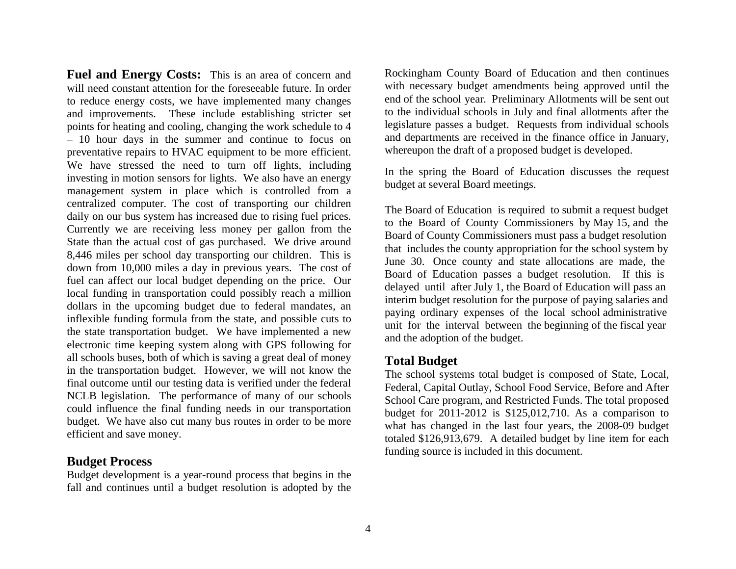**Fuel and Energy Costs:** This is an area of concern and will need constant attention for the foreseeable future. In order to reduce energy costs, we have implemented many changes and improvements. These include establishing stricter set points for heating and cooling, changing the work schedule to 4 – 10 hour days in the summer and continue to focus on preventative repairs to HVAC equipment to be more efficient. We have stressed the need to turn off lights, including investing in motion sensors for lights. We also have an energy management system in place which is controlled from a centralized computer. The cost of transporting our children daily on our bus system has increased due to rising fuel prices. Currently we are receiving less money per gallon from the State than the actual cost of gas purchased. We drive around 8,446 miles per school day transporting our children. This is down from 10,000 miles a day in previous years. The cost of fuel can affect our local budget depending on the price. Our local funding in transportation could possibly reach a million dollars in the upcoming budget due to federal mandates, an inflexible funding formula from the state, and possible cuts to the state transportation budget. We have implemented a new electronic time keeping system along with GPS following for all schools buses, both of which is saving a great deal of money in the transportation budget. However, we will not know the final outcome until our testing data is verified under the federal NCLB legislation. The performance of many of our schools could influence the final funding needs in our transportation budget. We have also cut many bus routes in order to be more efficient and save money.

## Budget Process

Budget development is a year-round process that begins in the fall and continues until a budget resolution is adopted by the Rockingham County Board of Education and then continues with necessary budget amendments being approved until the end of the school year. Preliminary Allotments will be sent out to the individual schools in July and final allotments after the legislature passes a budget. Requests from individual schools and departments are received in the finance office in January, whereupon the draft of a proposed budget is developed.

In the spring the Board of Education discusses the request budget at several Board meetings.

The Board of Education is required to submit a request budget to the Board of County Commissioners by May 15, and the Board of County Commissioners must pass a budget resolution that includes the county appropriation for the school system by June 30. Once county and state allocations are made, the Board of Education passes a budget resolution. If this is delayed until after July 1, the Board of Education will pass an interim budget resolution for the purpose of paying salaries and paying ordinary expenses of the local school administrative unit for the interval between the beginning of the fiscal year and the adoption of the budget.

## Total Budget

The school systems total budget is composed of State, Local, Federal, Capital Outlay, School Food Service, Before and After School Care program, and Restricted Funds. The total proposed budget for 2011-2012 is $125,012,710. As a comparison to what has changed in the last four years, the 2008-09 budget totaled $126,913,679. A detailed budget by line item for each funding source is included in this document.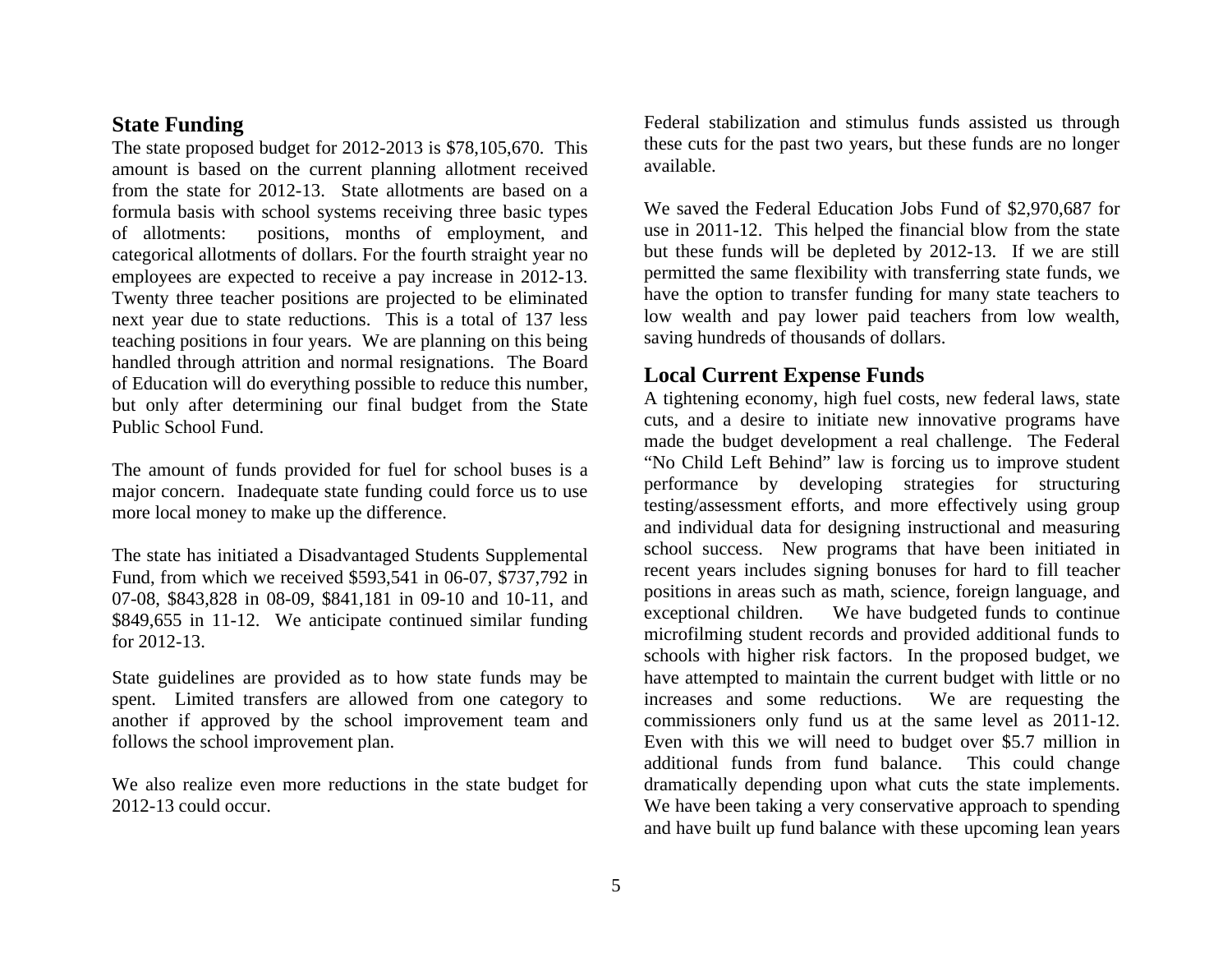## State Funding

The state proposed budget for 2012-2013 is $78,105,670. This amount is based on the current planning allotment received from the state for 2012-13. State allotments are based on a formula basis with school systems receiving three basic types of allotments: positions, months of employment, and categorical allotments of dollars. For the fourth straight year no employees are expected to receive a pay increase in 2012-13. Twenty three teacher positions are projected to be eliminated next year due to state reductions. This is a total of 137 less teaching positions in four years. We are planning on this being handled through attrition and normal resignations. The Board of Education will do everything possible to reduce this number, but only after determining our final budget from the State Public School Fund.

The amount of funds provided for fuel for school buses is a major concern. Inadequate state funding could force us to use more local money to make up the difference.

The state has initiated a Disadvantaged Students Supplemental Fund, from which we received $593,541 in 06-07, $737,792 in 07-08, $843,828 in 08-09, $841,181 in 09-10 and 10-11, and $849,655 in 11-12. We anticipate continued similar funding for 2012-13.

State guidelines are provided as to how state funds may be spent. Limited transfers are allowed from one category to another if approved by the school improvement team and follows the school improvement plan.

We also realize even more reductions in the state budget for 2012-13 could occur.

Federal stabilization and stimulus funds assisted us through these cuts for the past two years, but these funds are no longer available.

We saved the Federal Education Jobs Fund of $2,970,687 for use in 2011-12. This helped the financial blow from the state but these funds will be depleted by 2012-13. If we are still permitted the same flexibility with transferring state funds, we have the option to transfer funding for many state teachers to low wealth and pay lower paid teachers from low wealth, saving hundreds of thousands of dollars.

## Local Current Expense Funds

A tightening economy, high fuel costs, new federal laws, state cuts, and a desire to initiate new innovative programs have made the budget development a real challenge. The Federal "No Child Left Behind" law is forcing us to improve student performance by developing strategies for structuring testing/assessment efforts, and more effectively using group and individual data for designing instructional and measuring school success. New programs that have been initiated in recent years includes signing bonuses for hard to fill teacher positions in areas such as math, science, foreign language, and exceptional children. We have budgeted funds to continue microfilming student records and provided additional funds to schools with higher risk factors. In the proposed budget, we have attempted to maintain the current budget with little or no increases and some reductions. We are requesting the commissioners only fund us at the same level as 2011-12. Even with this we will need to budget over $5.7 million in additional funds from fund balance. This could change dramatically depending upon what cuts the state implements. We have been taking a very conservative approach to spending and have built up fund balance with these upcoming lean years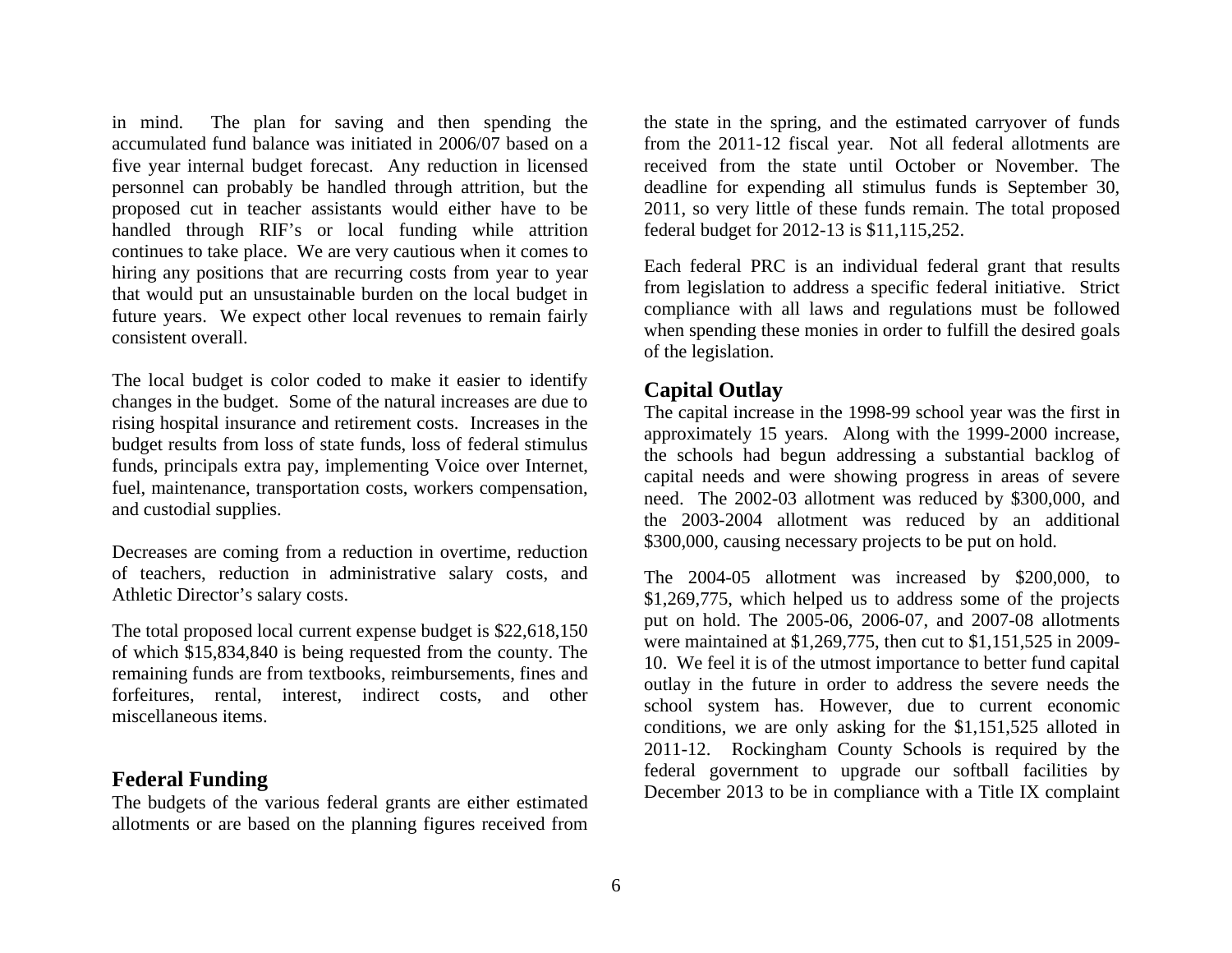in mind. The plan for saving and then spending the accumulated fund balance was initiated in 2006/07 based on a five year internal budget forecast. Any reduction in licensed personnel can probably be handled through attrition, but the proposed cut in teacher assistants would either have to be handled through RIF's or local funding while attrition continues to take place. We are very cautious when it comes to hiring any positions that are recurring costs from year to year that would put an unsustainable burden on the local budget in future years. We expect other local revenues to remain fairly consistent overall.

The local budget is color coded to make it easier to identify changes in the budget. Some of the natural increases are due to rising hospital insurance and retirement costs. Increases in the budget results from loss of state funds, loss of federal stimulus funds, principals extra pay, implementing Voice over Internet, fuel, maintenance, transportation costs, workers compensation, and custodial supplies.

Decreases are coming from a reduction in overtime, reduction of teachers, reduction in administrative salary costs, and Athletic Director's salary costs.

The total proposed local current expense budget is $22,618,150 of which $15,834,840 is being requested from the county. The remaining funds are from textbooks, reimbursements, fines and forfeitures, rental, interest, indirect costs, and other miscellaneous items.

## Federal Funding

The budgets of the various federal grants are either estimated allotments or are based on the planning figures received from the state in the spring, and the estimated carryover of funds from the 2011-12 fiscal year. Not all federal allotments are received from the state until October or November. The deadline for expending all stimulus funds is September 30, 2011, so very little of these funds remain. The total proposed federal budget for 2012-13 is $11,115,252.

Each federal PRC is an individual federal grant that results from legislation to address a specific federal initiative. Strict compliance with all laws and regulations must be followed when spending these monies in order to fulfill the desired goals of the legislation.

## Capital Outlay

The capital increase in the 1998-99 school year was the first in approximately 15 years. Along with the 1999-2000 increase, the schools had begun addressing a substantial backlog of capital needs and were showing progress in areas of severe need. The 2002-03 allotment was reduced by $300,000, and the 2003-2004 allotment was reduced by an additional $300,000, causing necessary projects to be put on hold.

The 2004-05 allotment was increased by $200,000, to $1,269,775, which helped us to address some of the projects put on hold. The 2005-06, 2006-07, and 2007-08 allotments were maintained at $1,269,775, then cut to $1,151,525 in 2009-10. We feel it is of the utmost importance to better fund capital outlay in the future in order to address the severe needs the school system has. However, due to current economic conditions, we are only asking for the $1,151,525 alloted in 2011-12. Rockingham County Schools is required by the federal government to upgrade our softball facilities by December 2013 to be in compliance with a Title IX complaint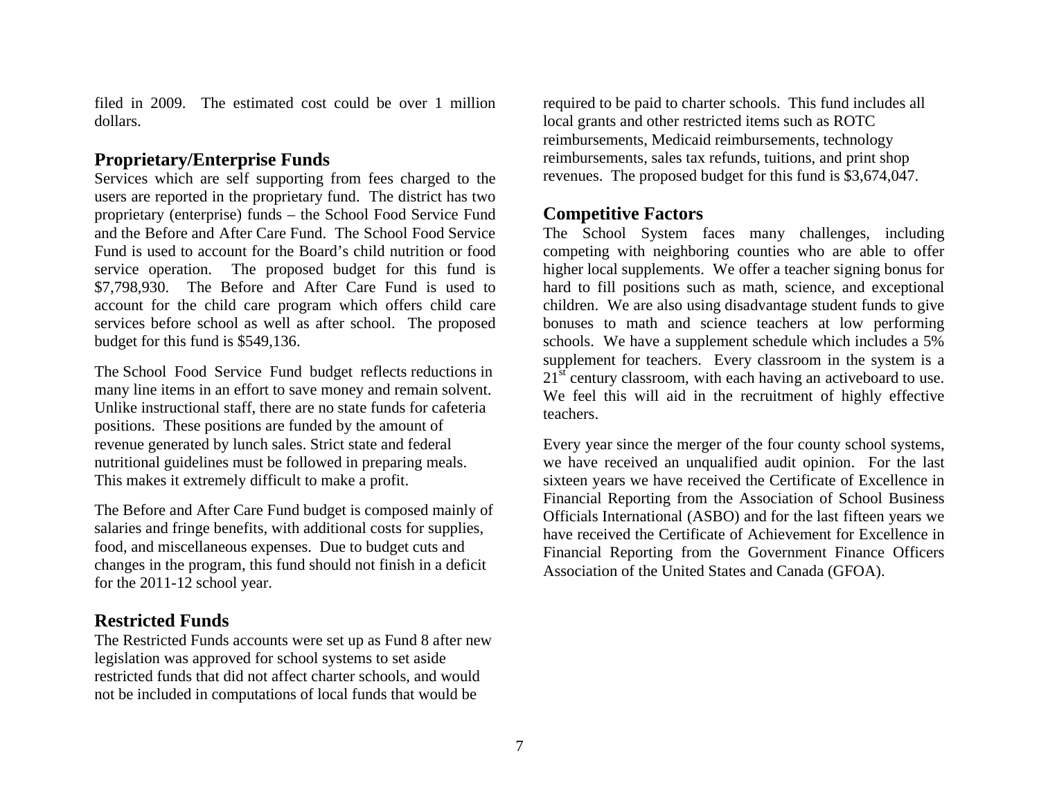filed in 2009. The estimated cost could be over 1 million dollars.

## Proprietary/Enterprise Funds

Services which are self supporting from fees charged to the users are reported in the proprietary fund. The district has two proprietary (enterprise) funds – the School Food Service Fund and the Before and After Care Fund. The School Food Service Fund is used to account for the Board's child nutrition or food service operation. The proposed budget for this fund is $7,798,930. The Before and After Care Fund is used to account for the child care program which offers child care services before school as well as after school. The proposed budget for this fund is $549,136.

The School Food Service Fund budget reflects reductions in many line items in an effort to save money and remain solvent. Unlike instructional staff, there are no state funds for cafeteria positions. These positions are funded by the amount of revenue generated by lunch sales. Strict state and federal nutritional guidelines must be followed in preparing meals. This makes it extremely difficult to make a profit.

The Before and After Care Fund budget is composed mainly of salaries and fringe benefits, with additional costs for supplies, food, and miscellaneous expenses. Due to budget cuts and changes in the program, this fund should not finish in a deficit for the 2011-12 school year.

## Restricted Funds

The Restricted Funds accounts were set up as Fund 8 after new legislation was approved for school systems to set aside restricted funds that did not affect charter schools, and would not be included in computations of local funds that would be required to be paid to charter schools. This fund includes all local grants and other restricted items such as ROTC reimbursements, Medicaid reimbursements, technology reimbursements, sales tax refunds, tuitions, and print shop revenues. The proposed budget for this fund is $3,674,047.

## Competitive Factors

The School System faces many challenges, including competing with neighboring counties who are able to offer higher local supplements. We offer a teacher signing bonus for hard to fill positions such as math, science, and exceptional children. We are also using disadvantage student funds to give bonuses to math and science teachers at low performing schools. We have a supplement schedule which includes a 5% supplement for teachers. Every classroom in the system is a 21st century classroom, with each having an activeboard to use. We feel this will aid in the recruitment of highly effective teachers.

Every year since the merger of the four county school systems, we have received an unqualified audit opinion. For the last sixteen years we have received the Certificate of Excellence in Financial Reporting from the Association of School Business Officials International (ASBO) and for the last fifteen years we have received the Certificate of Achievement for Excellence in Financial Reporting from the Government Finance Officers Association of the United States and Canada (GFOA).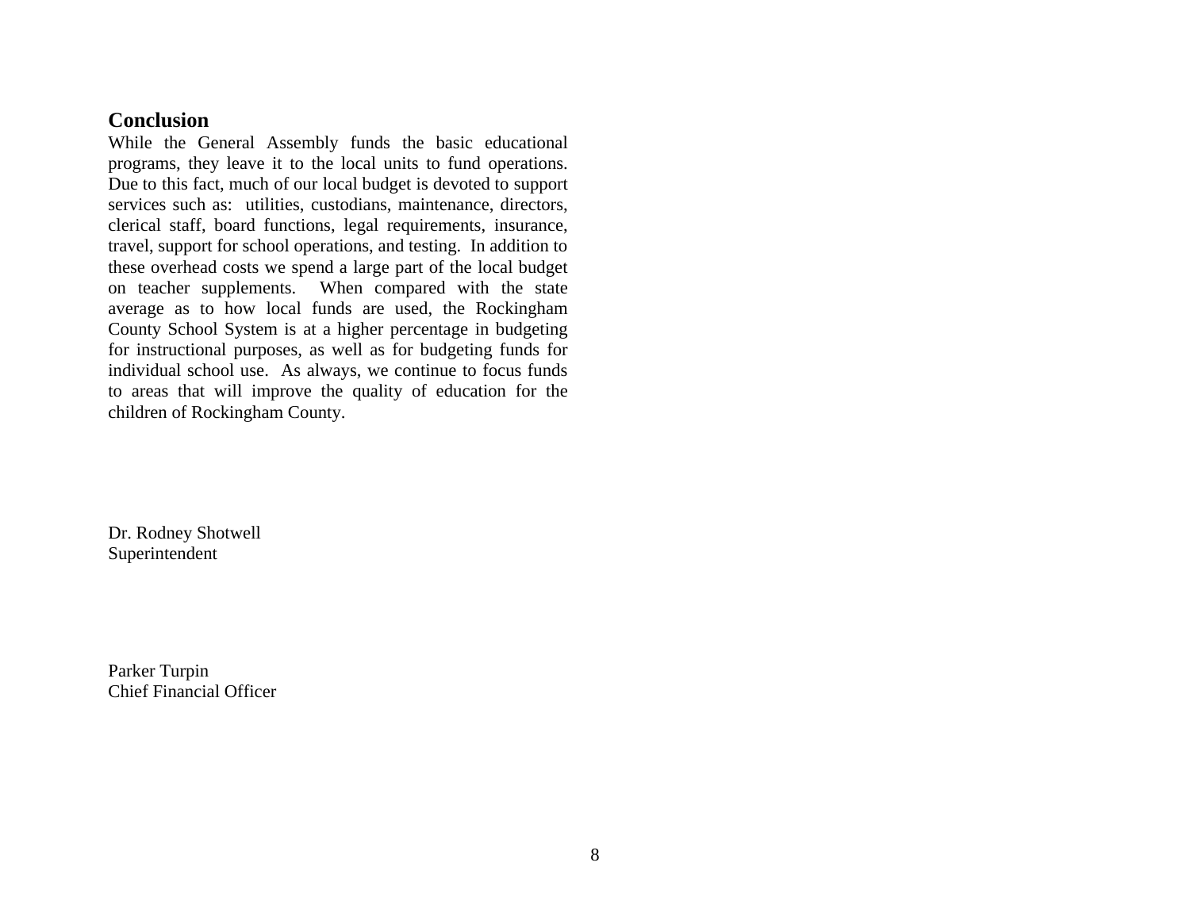## Conclusion

While the General Assembly funds the basic educational programs, they leave it to the local units to fund operations. Due to this fact, much of our local budget is devoted to support services such as: utilities, custodians, maintenance, directors, clerical staff, board functions, legal requirements, insurance, travel, support for school operations, and testing. In addition to these overhead costs we spend a large part of the local budget on teacher supplements. When compared with the state average as to how local funds are used, the Rockingham County School System is at a higher percentage in budgeting for instructional purposes, as well as for budgeting funds for individual school use. As always, we continue to focus funds to areas that will improve the quality of education for the children of Rockingham County.

Dr. Rodney Shotwell
Superintendent

Parker Turpin
Chief Financial Officer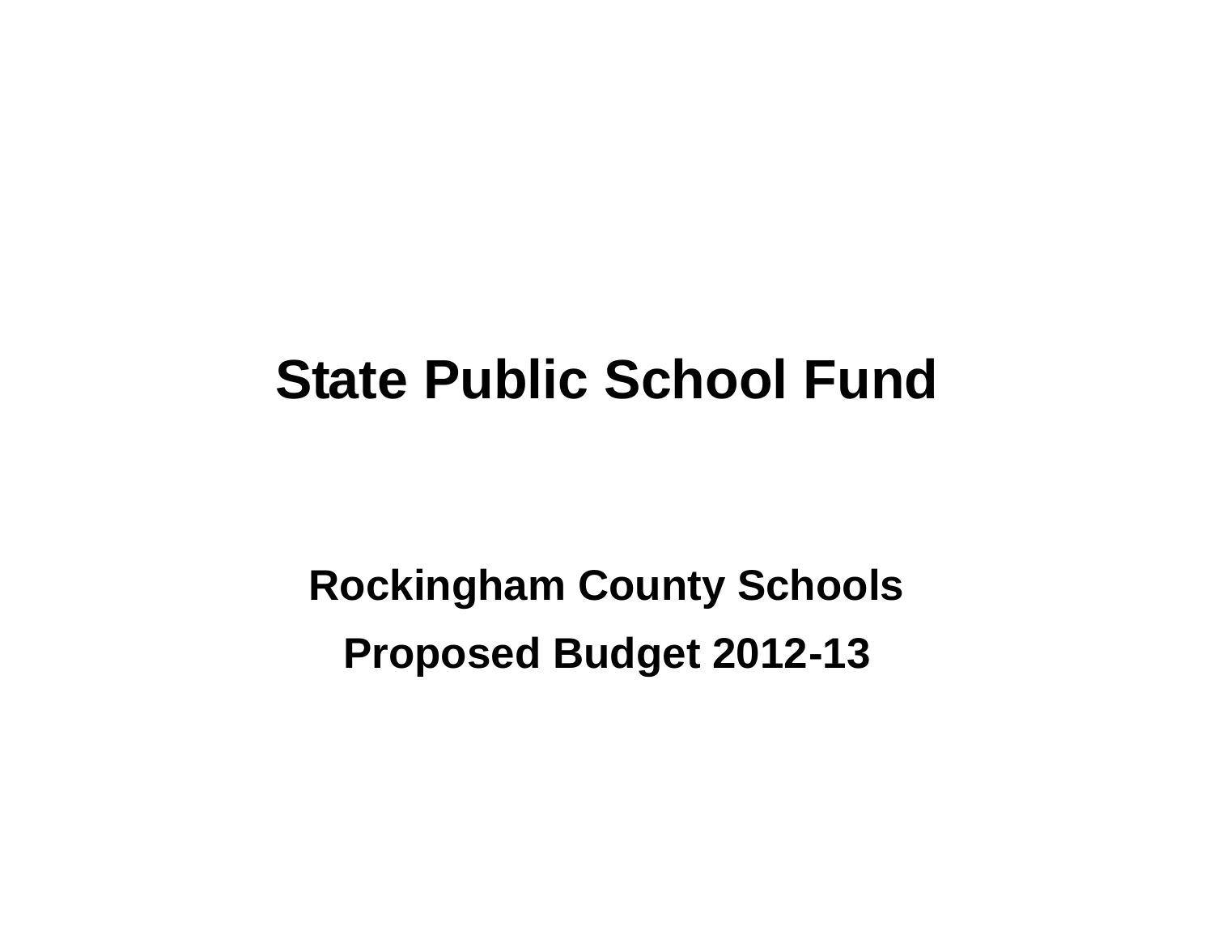# State Public School Fund

## Rockingham County Schools

## Proposed Budget 2012-13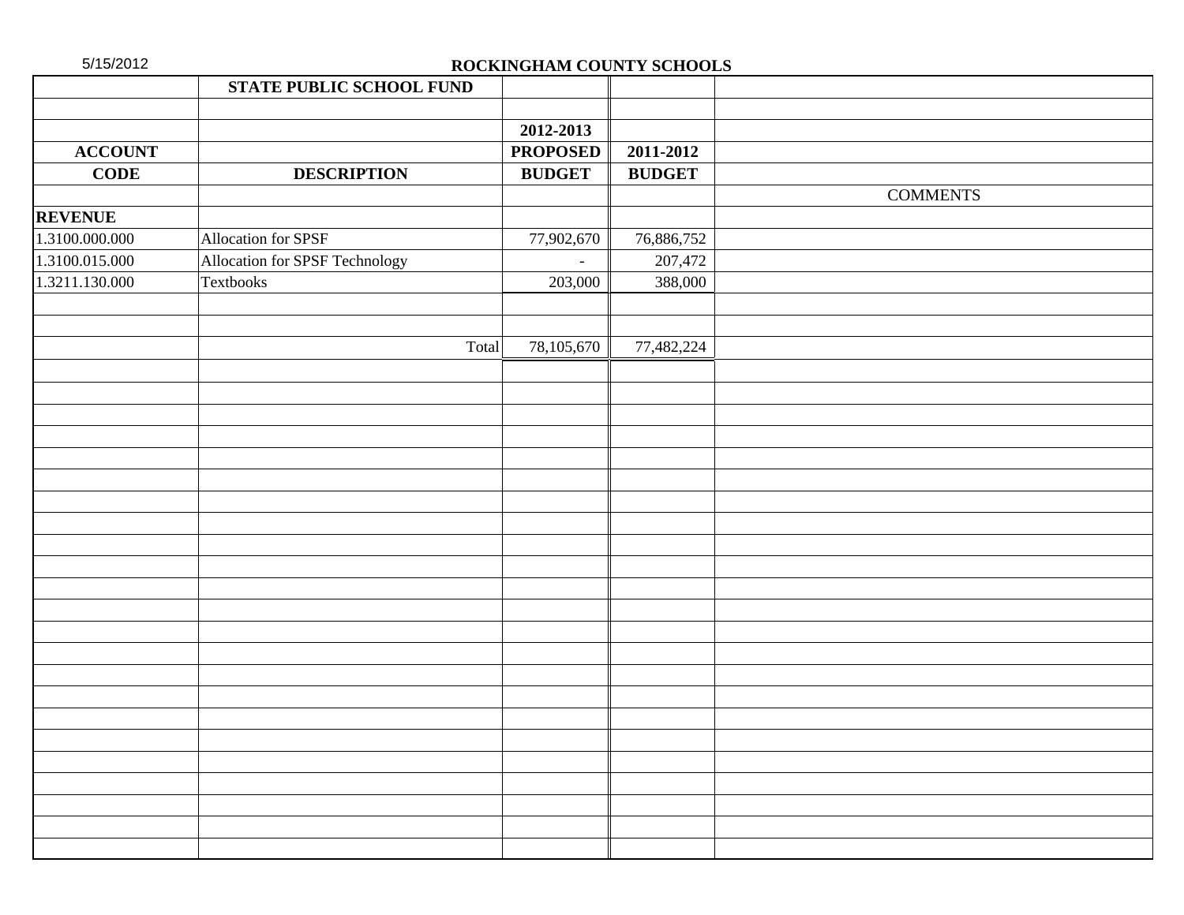5/15/2012

**ROCKINGHAM COUNTY SCHOOLS**

| | **STATE PUBLIC SCHOOL FUND** | | | |
|---|---|---|---|---|
| | | **2012-2013** | | |
| **ACCOUNT** | | **PROPOSED** | **2011-2012** | |
| **CODE** | **DESCRIPTION** | **BUDGET** | **BUDGET** | |
| | | | | COMMENTS |
| **REVENUE** | | | | |
| 1.3100.000.000 | Allocation for SPSF | 77,902,670 | 76,886,752 | |
| 1.3100.015.000 | Allocation for SPSF Technology | - | 207,472 | |
| 1.3211.130.000 | Textbooks | 203,000 | 388,000 | |
| | Total | 78,105,670 | 77,482,224 | |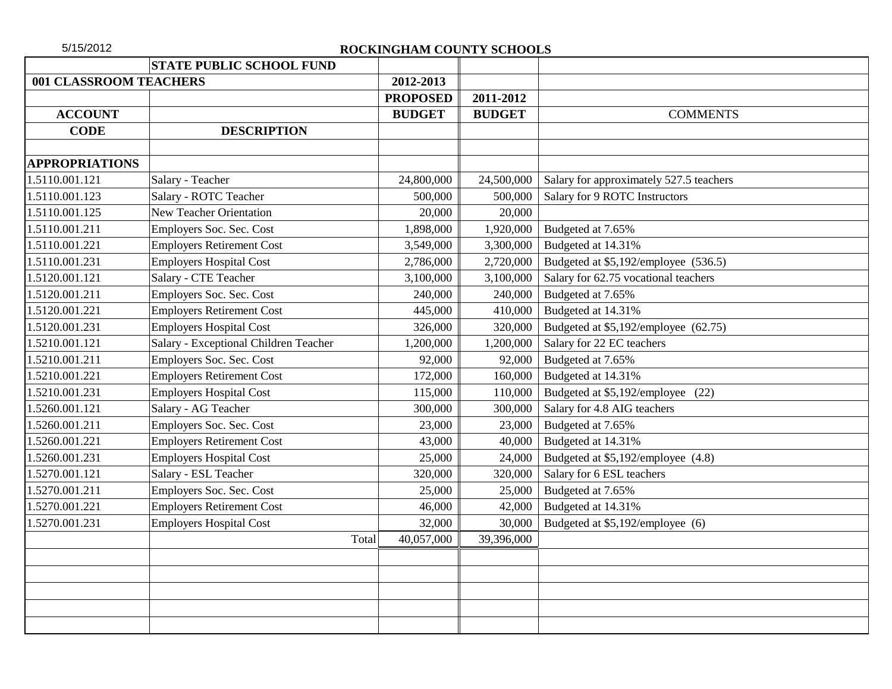**ROCKINGHAM COUNTY SCHOOLS**

| | STATE PUBLIC SCHOOL FUND | | | |
|---|---|---|---|---|
| 001 CLASSROOM TEACHERS | | 2012-2013 | | |
| | | PROPOSED | 2011-2012 | |
| ACCOUNT | | BUDGET | BUDGET | COMMENTS |
| CODE | DESCRIPTION | | | |
| | | | | |
| APPROPRIATIONS | | | | |
| 1.5110.001.121 | Salary - Teacher | 24,800,000 | 24,500,000 | Salary for approximately 527.5 teachers |
| 1.5110.001.123 | Salary - ROTC Teacher | 500,000 | 500,000 | Salary for 9 ROTC Instructors |
| 1.5110.001.125 | New Teacher Orientation | 20,000 | 20,000 | |
| 1.5110.001.211 | Employers Soc. Sec. Cost | 1,898,000 | 1,920,000 | Budgeted at 7.65% |
| 1.5110.001.221 | Employers Retirement Cost | 3,549,000 | 3,300,000 | Budgeted at 14.31% |
| 1.5110.001.231 | Employers Hospital Cost | 2,786,000 | 2,720,000 | Budgeted at $5,192/employee (536.5) |
| 1.5120.001.121 | Salary - CTE Teacher | 3,100,000 | 3,100,000 | Salary for 62.75 vocational teachers |
| 1.5120.001.211 | Employers Soc. Sec. Cost | 240,000 | 240,000 | Budgeted at 7.65% |
| 1.5120.001.221 | Employers Retirement Cost | 445,000 | 410,000 | Budgeted at 14.31% |
| 1.5120.001.231 | Employers Hospital Cost | 326,000 | 320,000 | Budgeted at $5,192/employee (62.75) |
| 1.5210.001.121 | Salary - Exceptional Children Teacher | 1,200,000 | 1,200,000 | Salary for 22 EC teachers |
| 1.5210.001.211 | Employers Soc. Sec. Cost | 92,000 | 92,000 | Budgeted at 7.65% |
| 1.5210.001.221 | Employers Retirement Cost | 172,000 | 160,000 | Budgeted at 14.31% |
| 1.5210.001.231 | Employers Hospital Cost | 115,000 | 110,000 | Budgeted at $5,192/employee (22) |
| 1.5260.001.121 | Salary - AG Teacher | 300,000 | 300,000 | Salary for 4.8 AIG teachers |
| 1.5260.001.211 | Employers Soc. Sec. Cost | 23,000 | 23,000 | Budgeted at 7.65% |
| 1.5260.001.221 | Employers Retirement Cost | 43,000 | 40,000 | Budgeted at 14.31% |
| 1.5260.001.231 | Employers Hospital Cost | 25,000 | 24,000 | Budgeted at $5,192/employee (4.8) |
| 1.5270.001.121 | Salary - ESL Teacher | 320,000 | 320,000 | Salary for 6 ESL teachers |
| 1.5270.001.211 | Employers Soc. Sec. Cost | 25,000 | 25,000 | Budgeted at 7.65% |
| 1.5270.001.221 | Employers Retirement Cost | 46,000 | 42,000 | Budgeted at 14.31% |
| 1.5270.001.231 | Employers Hospital Cost | 32,000 | 30,000 | Budgeted at $5,192/employee (6) |
| | Total | 40,057,000 | 39,396,000 | |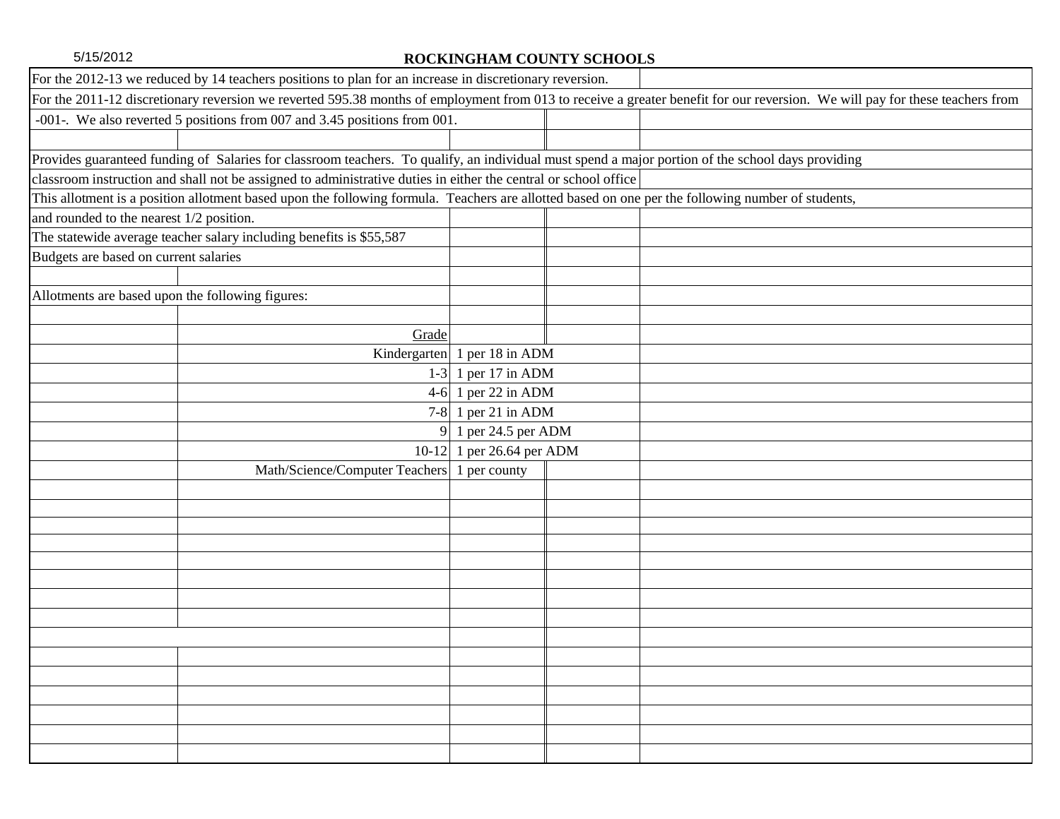5/15/2012

## ROCKINGHAM COUNTY SCHOOLS

For the 2012-13 we reduced by 14 teachers positions to plan for an increase in discretionary reversion.

For the 2011-12 discretionary reversion we reverted 595.38 months of employment from 013 to receive a greater benefit for our reversion. We will pay for these teachers from -001-. We also reverted 5 positions from 007 and 3.45 positions from 001.

Provides guaranteed funding of Salaries for classroom teachers. To qualify, an individual must spend a major portion of the school days providing classroom instruction and shall not be assigned to administrative duties in either the central or school office

This allotment is a position allotment based upon the following formula. Teachers are allotted based on one per the following number of students, and rounded to the nearest 1/2 position.

The statewide average teacher salary including benefits is $55,587

Budgets are based on current salaries

Allotments are based upon the following figures:

| Grade | |
|---|---|
| Kindergarten | 1 per 18 in ADM |
| 1-3 | 1 per 17 in ADM |
| 4-6 | 1 per 22 in ADM |
| 7-8 | 1 per 21 in ADM |
| 9 | 1 per 24.5 per ADM |
| 10-12 | 1 per 26.64 per ADM |
| Math/Science/Computer Teachers | 1 per county |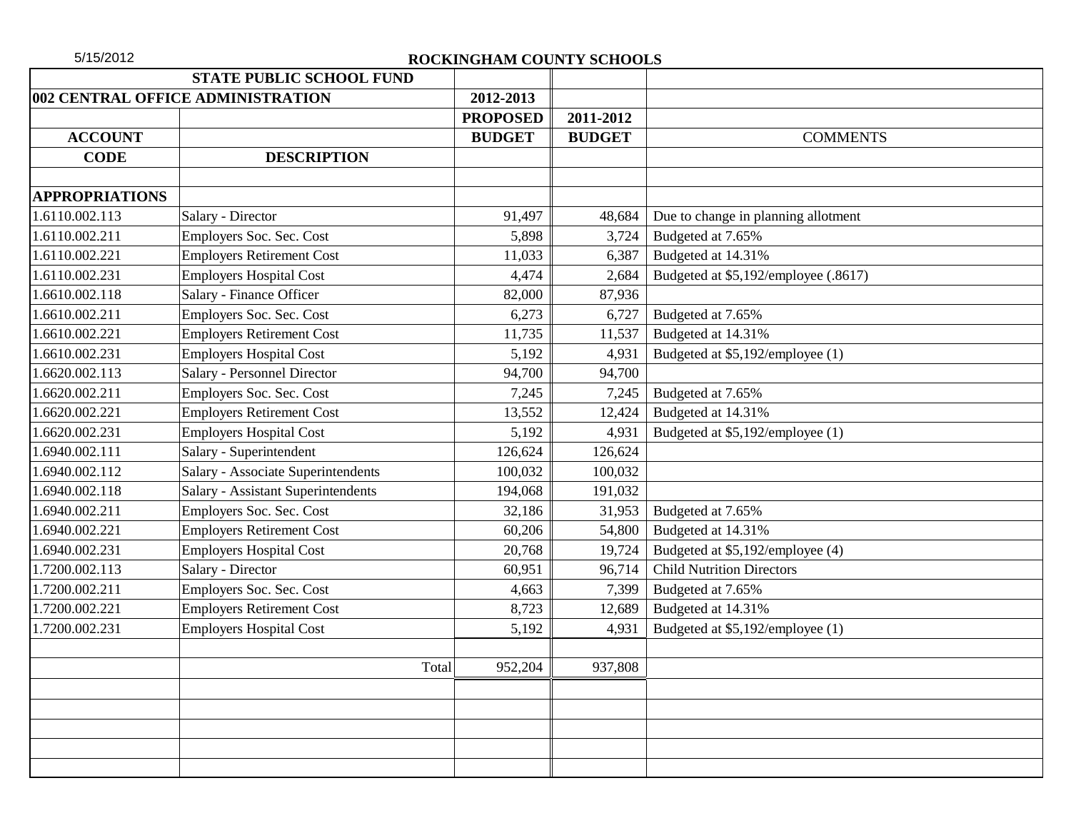5/15/2012

**ROCKINGHAM COUNTY SCHOOLS**

| | STATE PUBLIC SCHOOL FUND | | | |
|---|---|---|---|---|
| **002 CENTRAL OFFICE ADMINISTRATION** | | **2012-2013** | | |
| | | **PROPOSED** | **2011-2012** | |
| **ACCOUNT** | | **BUDGET** | **BUDGET** | COMMENTS |
| **CODE** | **DESCRIPTION** | | | |
| | | | | |
| **APPROPRIATIONS** | | | | |
| 1.6110.002.113 | Salary - Director | 91,497 | 48,684 | Due to change in planning allotment |
| 1.6110.002.211 | Employers Soc. Sec. Cost | 5,898 | 3,724 | Budgeted at 7.65% |
| 1.6110.002.221 | Employers Retirement Cost | 11,033 | 6,387 | Budgeted at 14.31% |
| 1.6110.002.231 | Employers Hospital Cost | 4,474 | 2,684 | Budgeted at $5,192/employee (.8617) |
| 1.6610.002.118 | Salary - Finance Officer | 82,000 | 87,936 | |
| 1.6610.002.211 | Employers Soc. Sec. Cost | 6,273 | 6,727 | Budgeted at 7.65% |
| 1.6610.002.221 | Employers Retirement Cost | 11,735 | 11,537 | Budgeted at 14.31% |
| 1.6610.002.231 | Employers Hospital Cost | 5,192 | 4,931 | Budgeted at $5,192/employee (1) |
| 1.6620.002.113 | Salary - Personnel Director | 94,700 | 94,700 | |
| 1.6620.002.211 | Employers Soc. Sec. Cost | 7,245 | 7,245 | Budgeted at 7.65% |
| 1.6620.002.221 | Employers Retirement Cost | 13,552 | 12,424 | Budgeted at 14.31% |
| 1.6620.002.231 | Employers Hospital Cost | 5,192 | 4,931 | Budgeted at $5,192/employee (1) |
| 1.6940.002.111 | Salary - Superintendent | 126,624 | 126,624 | |
| 1.6940.002.112 | Salary - Associate Superintendents | 100,032 | 100,032 | |
| 1.6940.002.118 | Salary - Assistant Superintendents | 194,068 | 191,032 | |
| 1.6940.002.211 | Employers Soc. Sec. Cost | 32,186 | 31,953 | Budgeted at 7.65% |
| 1.6940.002.221 | Employers Retirement Cost | 60,206 | 54,800 | Budgeted at 14.31% |
| 1.6940.002.231 | Employers Hospital Cost | 20,768 | 19,724 | Budgeted at $5,192/employee (4) |
| 1.7200.002.113 | Salary - Director | 60,951 | 96,714 | Child Nutrition Directors |
| 1.7200.002.211 | Employers Soc. Sec. Cost | 4,663 | 7,399 | Budgeted at 7.65% |
| 1.7200.002.221 | Employers Retirement Cost | 8,723 | 12,689 | Budgeted at 14.31% |
| 1.7200.002.231 | Employers Hospital Cost | 5,192 | 4,931 | Budgeted at $5,192/employee (1) |
| | | | | |
| | Total | 952,204 | 937,808 | |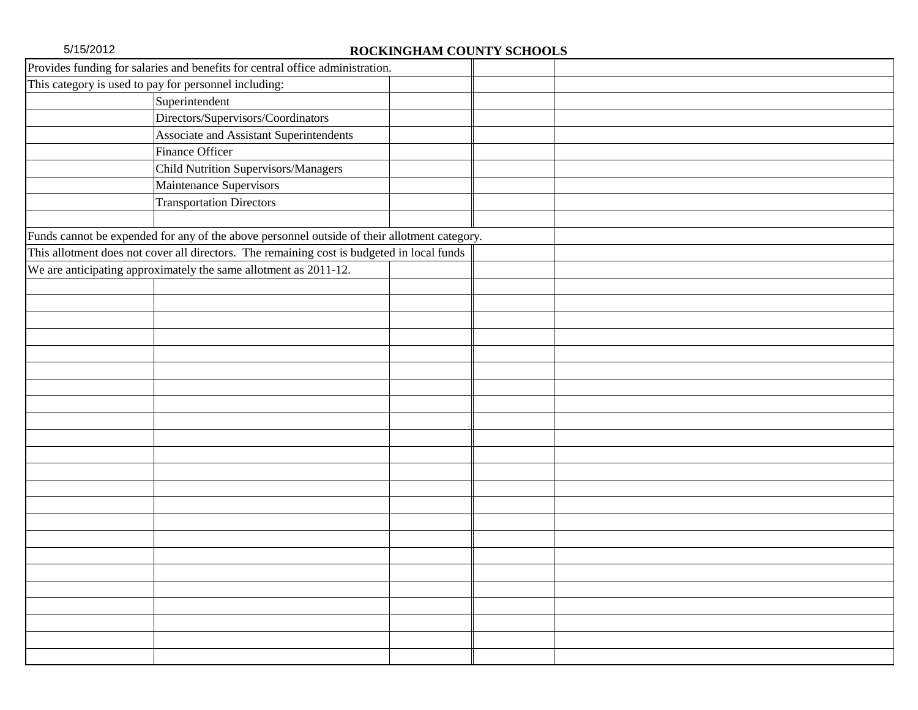# ROCKINGHAM COUNTY SCHOOLS

Provides funding for salaries and benefits for central office administration.

This category is used to pay for personnel including:

- Superintendent
- Directors/Supervisors/Coordinators
- Associate and Assistant Superintendents
- Finance Officer
- Child Nutrition Supervisors/Managers
- Maintenance Supervisors
- Transportation Directors

Funds cannot be expended for any of the above personnel outside of their allotment category.

This allotment does not cover all directors. The remaining cost is budgeted in local funds

We are anticipating approximately the same allotment as 2011-12.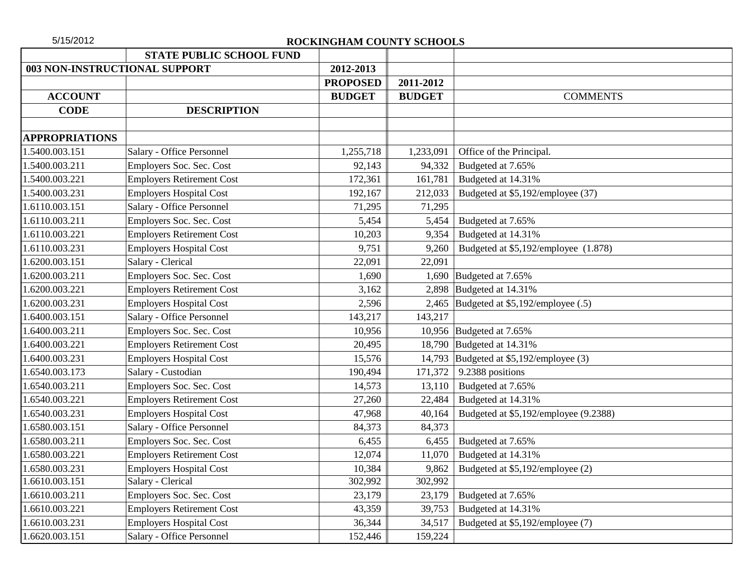# ROCKINGHAM COUNTY SCHOOLS

| | STATE PUBLIC SCHOOL FUND | | | |
|---|---|---|---|---|
| **003 NON-INSTRUCTIONAL SUPPORT** | | **2012-2013** | | |
| | | **PROPOSED** | **2011-2012** | |
| **ACCOUNT** | | **BUDGET** | **BUDGET** | COMMENTS |
| **CODE** | **DESCRIPTION** | | | |
| | | | | |
| **APPROPRIATIONS** | | | | |
| 1.5400.003.151 | Salary - Office Personnel | 1,255,718 | 1,233,091 | Office of the Principal. |
| 1.5400.003.211 | Employers Soc. Sec. Cost | 92,143 | 94,332 | Budgeted at 7.65% |
| 1.5400.003.221 | Employers Retirement Cost | 172,361 | 161,781 | Budgeted at 14.31% |
| 1.5400.003.231 | Employers Hospital Cost | 192,167 | 212,033 | Budgeted at $5,192/employee (37) |
| 1.6110.003.151 | Salary - Office Personnel | 71,295 | 71,295 | |
| 1.6110.003.211 | Employers Soc. Sec. Cost | 5,454 | 5,454 | Budgeted at 7.65% |
| 1.6110.003.221 | Employers Retirement Cost | 10,203 | 9,354 | Budgeted at 14.31% |
| 1.6110.003.231 | Employers Hospital Cost | 9,751 | 9,260 | Budgeted at $5,192/employee (1.878) |
| 1.6200.003.151 | Salary - Clerical | 22,091 | 22,091 | |
| 1.6200.003.211 | Employers Soc. Sec. Cost | 1,690 | 1,690 | Budgeted at 7.65% |
| 1.6200.003.221 | Employers Retirement Cost | 3,162 | 2,898 | Budgeted at 14.31% |
| 1.6200.003.231 | Employers Hospital Cost | 2,596 | 2,465 | Budgeted at $5,192/employee (.5) |
| 1.6400.003.151 | Salary - Office Personnel | 143,217 | 143,217 | |
| 1.6400.003.211 | Employers Soc. Sec. Cost | 10,956 | 10,956 | Budgeted at 7.65% |
| 1.6400.003.221 | Employers Retirement Cost | 20,495 | 18,790 | Budgeted at 14.31% |
| 1.6400.003.231 | Employers Hospital Cost | 15,576 | 14,793 | Budgeted at $5,192/employee (3) |
| 1.6540.003.173 | Salary - Custodian | 190,494 | 171,372 | 9.2388 positions |
| 1.6540.003.211 | Employers Soc. Sec. Cost | 14,573 | 13,110 | Budgeted at 7.65% |
| 1.6540.003.221 | Employers Retirement Cost | 27,260 | 22,484 | Budgeted at 14.31% |
| 1.6540.003.231 | Employers Hospital Cost | 47,968 | 40,164 | Budgeted at $5,192/employee (9.2388) |
| 1.6580.003.151 | Salary - Office Personnel | 84,373 | 84,373 | |
| 1.6580.003.211 | Employers Soc. Sec. Cost | 6,455 | 6,455 | Budgeted at 7.65% |
| 1.6580.003.221 | Employers Retirement Cost | 12,074 | 11,070 | Budgeted at 14.31% |
| 1.6580.003.231 | Employers Hospital Cost | 10,384 | 9,862 | Budgeted at $5,192/employee (2) |
| 1.6610.003.151 | Salary - Clerical | 302,992 | 302,992 | |
| 1.6610.003.211 | Employers Soc. Sec. Cost | 23,179 | 23,179 | Budgeted at 7.65% |
| 1.6610.003.221 | Employers Retirement Cost | 43,359 | 39,753 | Budgeted at 14.31% |
| 1.6610.003.231 | Employers Hospital Cost | 36,344 | 34,517 | Budgeted at $5,192/employee (7) |
| 1.6620.003.151 | Salary - Office Personnel | 152,446 | 159,224 | |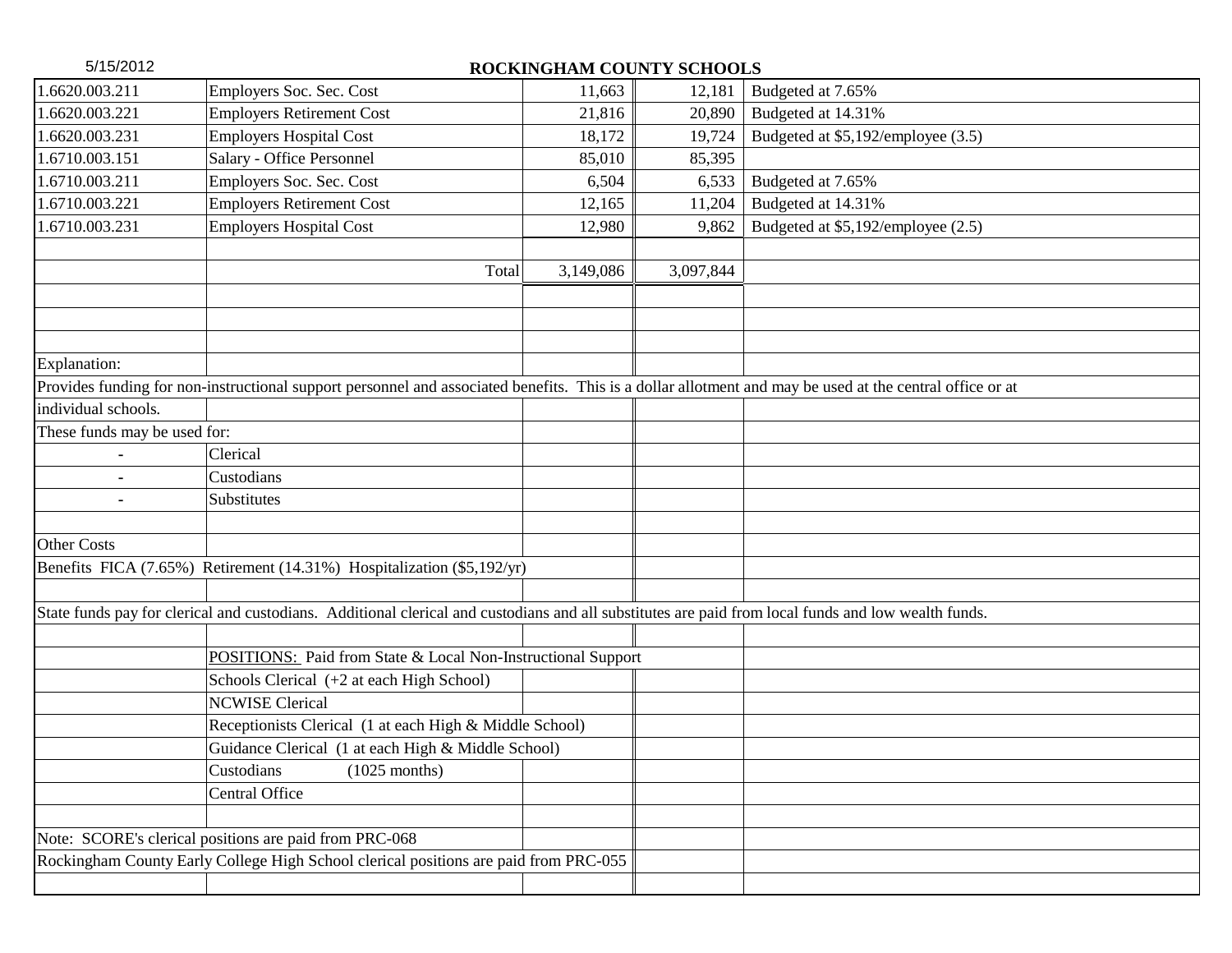# ROCKINGHAM COUNTY SCHOOLS

| | | | | |
|---|---|---|---|---|
| 1.6620.003.211 | Employers Soc. Sec. Cost | 11,663 | 12,181 | Budgeted at 7.65% |
| 1.6620.003.221 | Employers Retirement Cost | 21,816 | 20,890 | Budgeted at 14.31% |
| 1.6620.003.231 | Employers Hospital Cost | 18,172 | 19,724 | Budgeted at $5,192/employee (3.5) |
| 1.6710.003.151 | Salary - Office Personnel | 85,010 | 85,395 | |
| 1.6710.003.211 | Employers Soc. Sec. Cost | 6,504 | 6,533 | Budgeted at 7.65% |
| 1.6710.003.221 | Employers Retirement Cost | 12,165 | 11,204 | Budgeted at 14.31% |
| 1.6710.003.231 | Employers Hospital Cost | 12,980 | 9,862 | Budgeted at $5,192/employee (2.5) |
| | | | | |
| | Total | 3,149,086 | 3,097,844 | |

Explanation:

Provides funding for non-instructional support personnel and associated benefits. This is a dollar allotment and may be used at the central office or at individual schools.

These funds may be used for:

- Clerical
- Custodians
- Substitutes

Other Costs

Benefits FICA (7.65%) Retirement (14.31%) Hospitalization ($5,192/yr)

State funds pay for clerical and custodians. Additional clerical and custodians and all substitutes are paid from local funds and low wealth funds.

POSITIONS: Paid from State & Local Non-Instructional Support

- Schools Clerical (+2 at each High School)
- NCWISE Clerical
- Receptionists Clerical (1 at each High & Middle School)
- Guidance Clerical (1 at each High & Middle School)
- Custodians (1025 months)
- Central Office

Note: SCORE's clerical positions are paid from PRC-068

Rockingham County Early College High School clerical positions are paid from PRC-055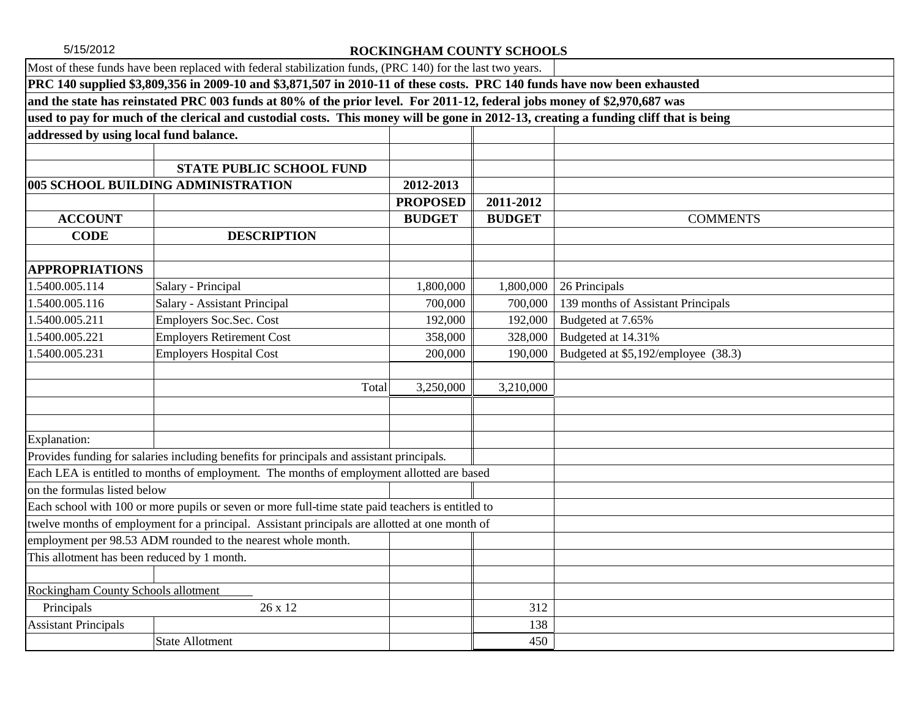Most of these funds have been replaced with federal stabilization funds, (PRC 140) for the last two years.

**PRC 140 supplied $3,809,356 in 2009-10 and $3,871,507 in 2010-11 of these costs. PRC 140 funds have now been exhausted and the state has reinstated PRC 003 funds at 80% of the prior level. For 2011-12, federal jobs money of $2,970,687 was used to pay for much of the clerical and custodial costs. This money will be gone in 2012-13, creating a funding cliff that is being addressed by using local fund balance.**

**STATE PUBLIC SCHOOL FUND**

**005 SCHOOL BUILDING ADMINISTRATION**

| ACCOUNT CODE | DESCRIPTION | 2012-2013 PROPOSED BUDGET | 2011-2012 BUDGET | COMMENTS |
|---|---|---|---|---|
| **APPROPRIATIONS** | | | | |
| 1.5400.005.114 | Salary - Principal | 1,800,000 | 1,800,000 | 26 Principals |
| 1.5400.005.116 | Salary - Assistant Principal | 700,000 | 700,000 | 139 months of Assistant Principals |
| 1.5400.005.211 | Employers Soc.Sec. Cost | 192,000 | 192,000 | Budgeted at 7.65% |
| 1.5400.005.221 | Employers Retirement Cost | 358,000 | 328,000 | Budgeted at 14.31% |
| 1.5400.005.231 | Employers Hospital Cost | 200,000 | 190,000 | Budgeted at $5,192/employee (38.3) |
| | Total | 3,250,000 | 3,210,000 | |

Explanation:

Provides funding for salaries including benefits for principals and assistant principals.

Each LEA is entitled to months of employment. The months of employment allotted are based on the formulas listed below

Each school with 100 or more pupils or seven or more full-time state paid teachers is entitled to twelve months of employment for a principal. Assistant principals are allotted at one month of employment per 98.53 ADM rounded to the nearest whole month.

This allotment has been reduced by 1 month.

Rockingham County Schools allotment

| | | |
|---|---|---|
| Principals | 26 x 12 | 312 |
| Assistant Principals | | 138 |
| | State Allotment | 450 |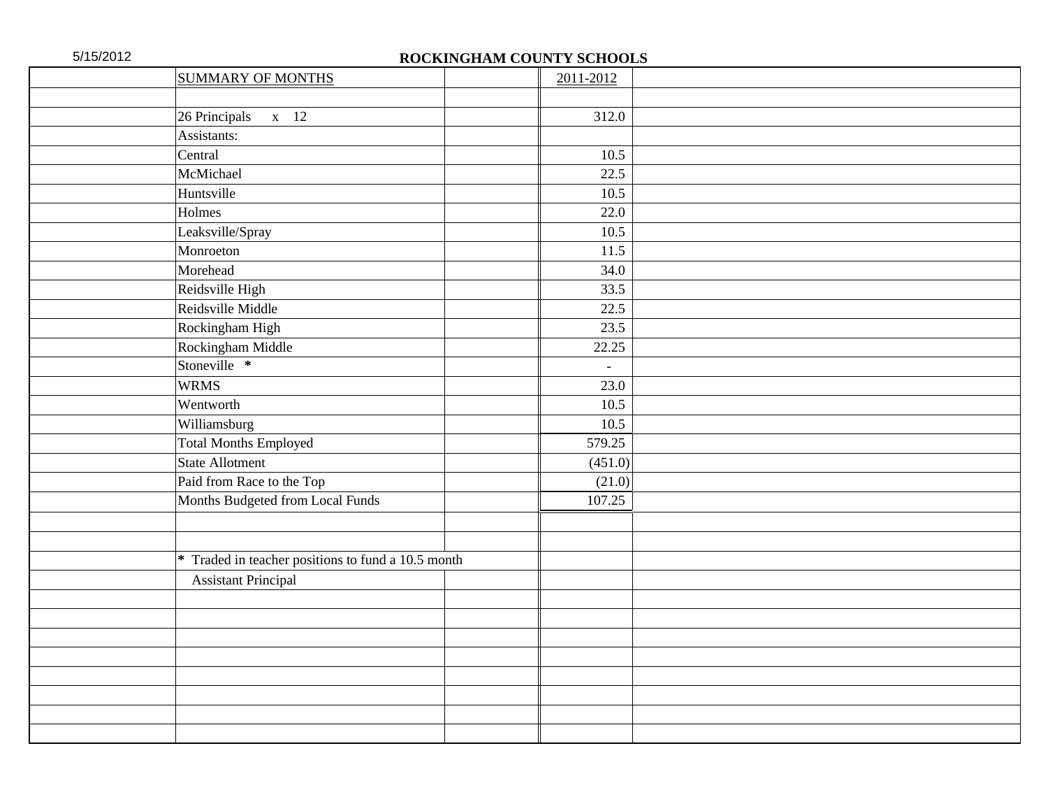# ROCKINGHAM COUNTY SCHOOLS

| SUMMARY OF MONTHS | 2011-2012 |
|---|---|
| 26 Principals x 12 | 312.0 |
| Assistants: | |
| Central | 10.5 |
| McMichael | 22.5 |
| Huntsville | 10.5 |
| Holmes | 22.0 |
| Leaksville/Spray | 10.5 |
| Monroeton | 11.5 |
| Morehead | 34.0 |
| Reidsville High | 33.5 |
| Reidsville Middle | 22.5 |
| Rockingham High | 23.5 |
| Rockingham Middle | 22.25 |
| Stoneville * | - |
| WRMS | 23.0 |
| Wentworth | 10.5 |
| Williamsburg | 10.5 |
| Total Months Employed | 579.25 |
| State Allotment | (451.0) |
| Paid from Race to the Top | (21.0) |
| Months Budgeted from Local Funds | 107.25 |

* Traded in teacher positions to fund a 10.5 month Assistant Principal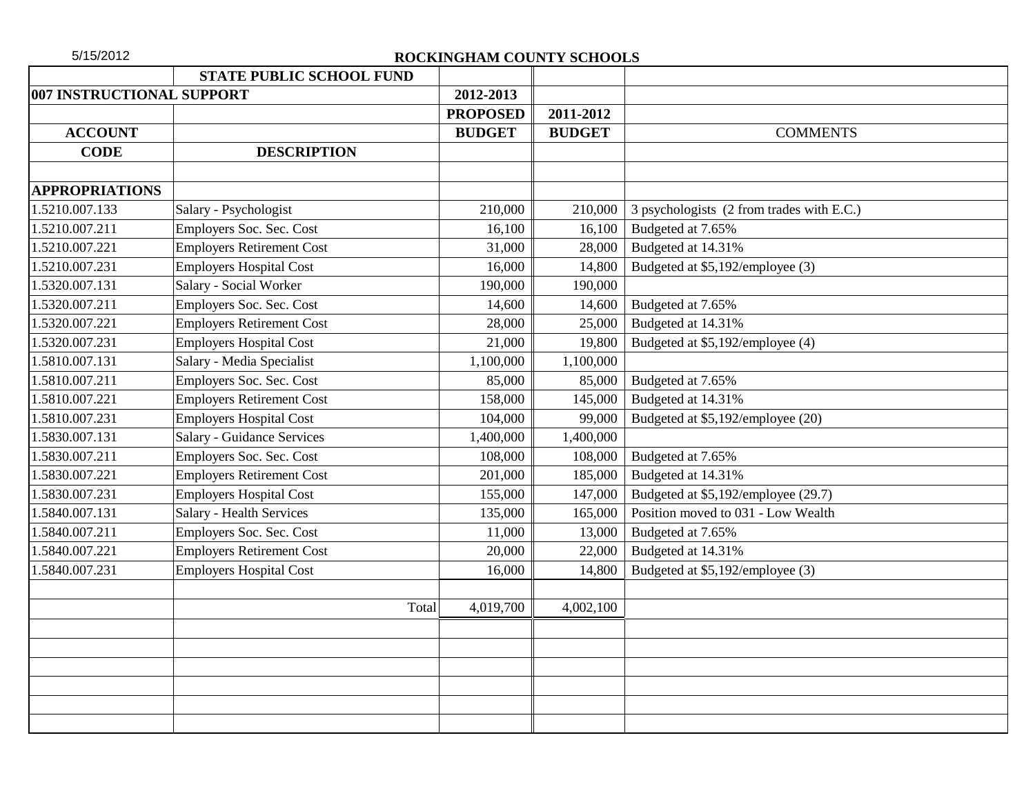5/15/2012

## ROCKINGHAM COUNTY SCHOOLS

| | STATE PUBLIC SCHOOL FUND | | | |
|---|---|---|---|---|
| **007 INSTRUCTIONAL SUPPORT** | | **2012-2013** | | |
| | | **PROPOSED** | **2011-2012** | |
| **ACCOUNT** | | **BUDGET** | **BUDGET** | COMMENTS |
| **CODE** | **DESCRIPTION** | | | |
| | | | | |
| **APPROPRIATIONS** | | | | |
| 1.5210.007.133 | Salary - Psychologist | 210,000 | 210,000 | 3 psychologists (2 from trades with E.C.) |
| 1.5210.007.211 | Employers Soc. Sec. Cost | 16,100 | 16,100 | Budgeted at 7.65% |
| 1.5210.007.221 | Employers Retirement Cost | 31,000 | 28,000 | Budgeted at 14.31% |
| 1.5210.007.231 | Employers Hospital Cost | 16,000 | 14,800 | Budgeted at $5,192/employee (3) |
| 1.5320.007.131 | Salary - Social Worker | 190,000 | 190,000 | |
| 1.5320.007.211 | Employers Soc. Sec. Cost | 14,600 | 14,600 | Budgeted at 7.65% |
| 1.5320.007.221 | Employers Retirement Cost | 28,000 | 25,000 | Budgeted at 14.31% |
| 1.5320.007.231 | Employers Hospital Cost | 21,000 | 19,800 | Budgeted at $5,192/employee (4) |
| 1.5810.007.131 | Salary - Media Specialist | 1,100,000 | 1,100,000 | |
| 1.5810.007.211 | Employers Soc. Sec. Cost | 85,000 | 85,000 | Budgeted at 7.65% |
| 1.5810.007.221 | Employers Retirement Cost | 158,000 | 145,000 | Budgeted at 14.31% |
| 1.5810.007.231 | Employers Hospital Cost | 104,000 | 99,000 | Budgeted at $5,192/employee (20) |
| 1.5830.007.131 | Salary - Guidance Services | 1,400,000 | 1,400,000 | |
| 1.5830.007.211 | Employers Soc. Sec. Cost | 108,000 | 108,000 | Budgeted at 7.65% |
| 1.5830.007.221 | Employers Retirement Cost | 201,000 | 185,000 | Budgeted at 14.31% |
| 1.5830.007.231 | Employers Hospital Cost | 155,000 | 147,000 | Budgeted at $5,192/employee (29.7) |
| 1.5840.007.131 | Salary - Health Services | 135,000 | 165,000 | Position moved to 031 - Low Wealth |
| 1.5840.007.211 | Employers Soc. Sec. Cost | 11,000 | 13,000 | Budgeted at 7.65% |
| 1.5840.007.221 | Employers Retirement Cost | 20,000 | 22,000 | Budgeted at 14.31% |
| 1.5840.007.231 | Employers Hospital Cost | 16,000 | 14,800 | Budgeted at $5,192/employee (3) |
| | | | | |
| | Total | 4,019,700 | 4,002,100 | |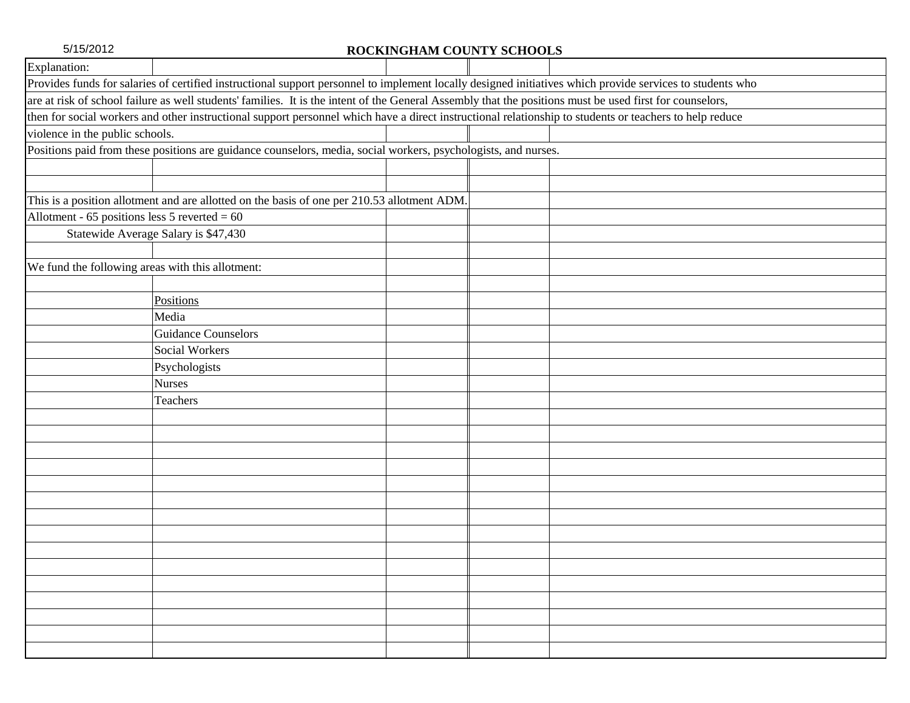# ROCKINGHAM COUNTY SCHOOLS

5/15/2012

Explanation:

Provides funds for salaries of certified instructional support personnel to implement locally designed initiatives which provide services to students who are at risk of school failure as well students' families. It is the intent of the General Assembly that the positions must be used first for counselors, then for social workers and other instructional support personnel which have a direct instructional relationship to students or teachers to help reduce violence in the public schools.

Positions paid from these positions are guidance counselors, media, social workers, psychologists, and nurses.

This is a position allotment and are allotted on the basis of one per 210.53 allotment ADM.

Allotment - 65 positions less 5 reverted = 60

Statewide Average Salary is $47,430

We fund the following areas with this allotment:

<u>Positions</u>

- Media
- Guidance Counselors
- Social Workers
- Psychologists
- Nurses
- Teachers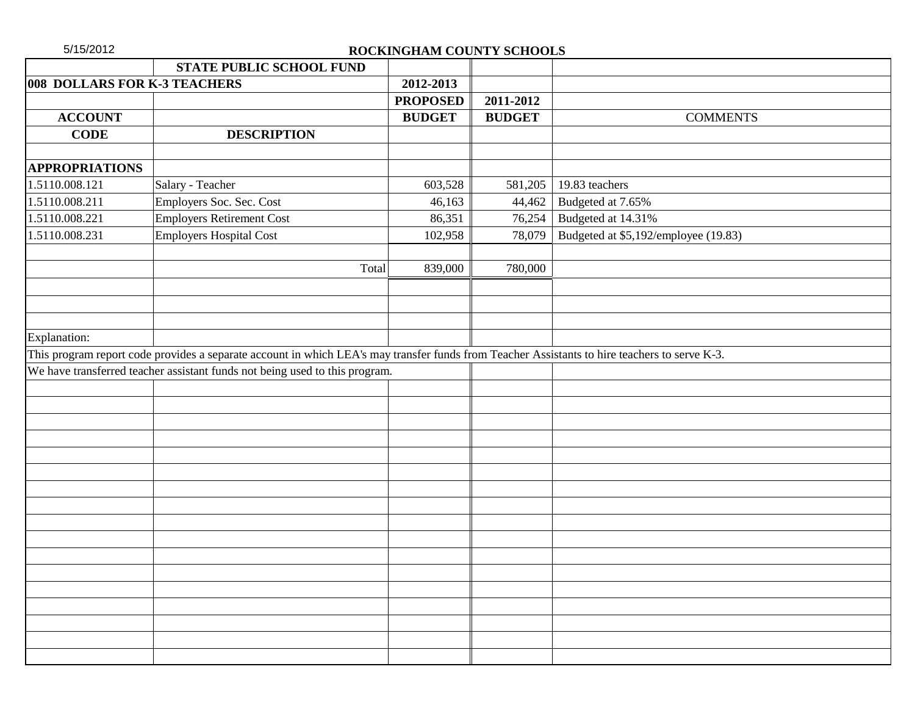5/15/2012

**ROCKINGHAM COUNTY SCHOOLS**

| | STATE PUBLIC SCHOOL FUND | | | |
|---|---|---|---|---|
| **008 DOLLARS FOR K-3 TEACHERS** | | **2012-2013** | | |
| | | **PROPOSED** | **2011-2012** | |
| **ACCOUNT** | | **BUDGET** | **BUDGET** | COMMENTS |
| **CODE** | **DESCRIPTION** | | | |
| **APPROPRIATIONS** | | | | |
| 1.5110.008.121 | Salary - Teacher | 603,528 | 581,205 | 19.83 teachers |
| 1.5110.008.211 | Employers Soc. Sec. Cost | 46,163 | 44,462 | Budgeted at 7.65% |
| 1.5110.008.221 | Employers Retirement Cost | 86,351 | 76,254 | Budgeted at 14.31% |
| 1.5110.008.231 | Employers Hospital Cost | 102,958 | 78,079 | Budgeted at $5,192/employee (19.83) |
| | Total | 839,000 | 780,000 | |

Explanation:

This program report code provides a separate account in which LEA's may transfer funds from Teacher Assistants to hire teachers to serve K-3.

We have transferred teacher assistant funds not being used to this program.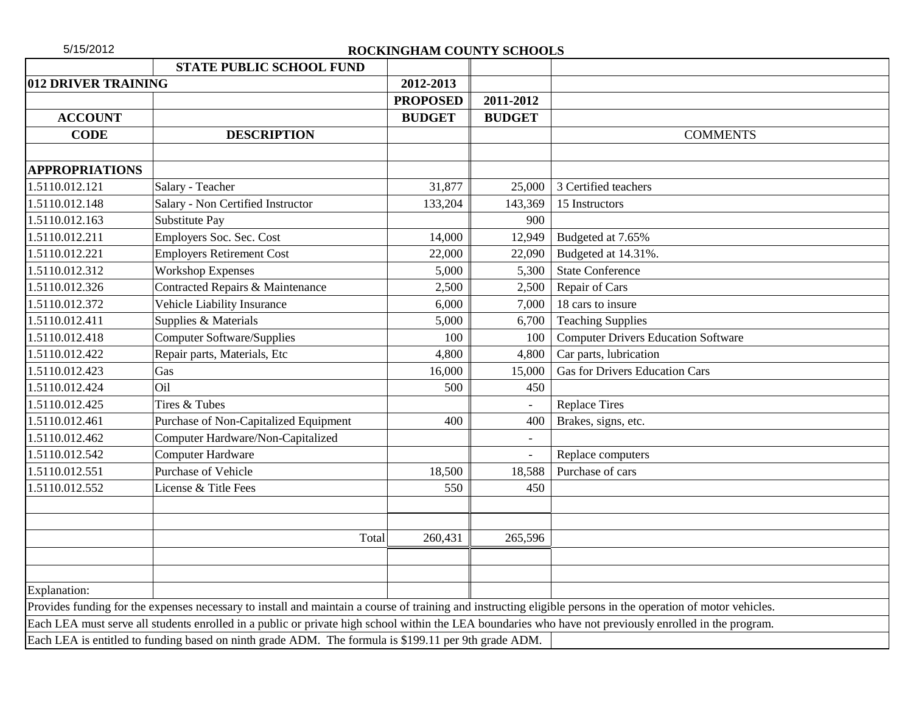5/15/2012

# ROCKINGHAM COUNTY SCHOOLS

| | STATE PUBLIC SCHOOL FUND | | | |
|---|---|---|---|---|
| **012 DRIVER TRAINING** | | **2012-2013** | | |
| | | **PROPOSED** | **2011-2012** | |
| **ACCOUNT** | | **BUDGET** | **BUDGET** | |
| **CODE** | **DESCRIPTION** | | | COMMENTS |
| | | | | |
| **APPROPRIATIONS** | | | | |
| 1.5110.012.121 | Salary - Teacher | 31,877 | 25,000 | 3 Certified teachers |
| 1.5110.012.148 | Salary - Non Certified Instructor | 133,204 | 143,369 | 15 Instructors |
| 1.5110.012.163 | Substitute Pay | | 900 | |
| 1.5110.012.211 | Employers Soc. Sec. Cost | 14,000 | 12,949 | Budgeted at 7.65% |
| 1.5110.012.221 | Employers Retirement Cost | 22,000 | 22,090 | Budgeted at 14.31%. |
| 1.5110.012.312 | Workshop Expenses | 5,000 | 5,300 | State Conference |
| 1.5110.012.326 | Contracted Repairs & Maintenance | 2,500 | 2,500 | Repair of Cars |
| 1.5110.012.372 | Vehicle Liability Insurance | 6,000 | 7,000 | 18 cars to insure |
| 1.5110.012.411 | Supplies & Materials | 5,000 | 6,700 | Teaching Supplies |
| 1.5110.012.418 | Computer Software/Supplies | 100 | 100 | Computer Drivers Education Software |
| 1.5110.012.422 | Repair parts, Materials, Etc | 4,800 | 4,800 | Car parts, lubrication |
| 1.5110.012.423 | Gas | 16,000 | 15,000 | Gas for Drivers Education Cars |
| 1.5110.012.424 | Oil | 500 | 450 | |
| 1.5110.012.425 | Tires & Tubes | | - | Replace Tires |
| 1.5110.012.461 | Purchase of Non-Capitalized Equipment | 400 | 400 | Brakes, signs, etc. |
| 1.5110.012.462 | Computer Hardware/Non-Capitalized | | - | |
| 1.5110.012.542 | Computer Hardware | | - | Replace computers |
| 1.5110.012.551 | Purchase of Vehicle | 18,500 | 18,588 | Purchase of cars |
| 1.5110.012.552 | License & Title Fees | 550 | 450 | |
| | | | | |
| | | | | |
| | Total | 260,431 | 265,596 | |

Explanation:

Provides funding for the expenses necessary to install and maintain a course of training and instructing eligible persons in the operation of motor vehicles.

Each LEA must serve all students enrolled in a public or private high school within the LEA boundaries who have not previously enrolled in the program.

Each LEA is entitled to funding based on ninth grade ADM. The formula is $199.11 per 9th grade ADM.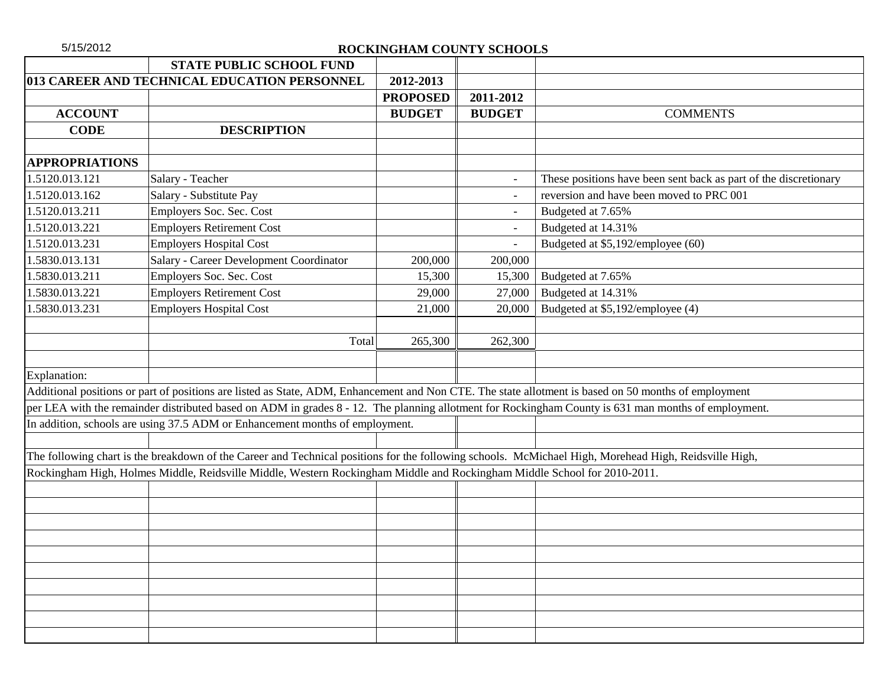5/15/2012

## ROCKINGHAM COUNTY SCHOOLS

### STATE PUBLIC SCHOOL FUND

### 013 CAREER AND TECHNICAL EDUCATION PERSONNEL

| ACCOUNT CODE | DESCRIPTION | 2012-2013 PROPOSED BUDGET | 2011-2012 BUDGET | COMMENTS |
|---|---|---|---|---|
| **APPROPRIATIONS** | | | | |
| 1.5120.013.121 | Salary - Teacher | | - | These positions have been sent back as part of the discretionary |
| 1.5120.013.162 | Salary - Substitute Pay | | - | reversion and have been moved to PRC 001 |
| 1.5120.013.211 | Employers Soc. Sec. Cost | | - | Budgeted at 7.65% |
| 1.5120.013.221 | Employers Retirement Cost | | - | Budgeted at 14.31% |
| 1.5120.013.231 | Employers Hospital Cost | | - | Budgeted at $5,192/employee (60) |
| 1.5830.013.131 | Salary - Career Development Coordinator | 200,000 | 200,000 | |
| 1.5830.013.211 | Employers Soc. Sec. Cost | 15,300 | 15,300 | Budgeted at 7.65% |
| 1.5830.013.221 | Employers Retirement Cost | 29,000 | 27,000 | Budgeted at 14.31% |
| 1.5830.013.231 | Employers Hospital Cost | 21,000 | 20,000 | Budgeted at $5,192/employee (4) |
| | Total | 265,300 | 262,300 | |

Explanation:

Additional positions or part of positions are listed as State, ADM, Enhancement and Non CTE. The state allotment is based on 50 months of employment per LEA with the remainder distributed based on ADM in grades 8 - 12. The planning allotment for Rockingham County is 631 man months of employment. In addition, schools are using 37.5 ADM or Enhancement months of employment.

The following chart is the breakdown of the Career and Technical positions for the following schools. McMichael High, Morehead High, Reidsville High, Rockingham High, Holmes Middle, Reidsville Middle, Western Rockingham Middle and Rockingham Middle School for 2010-2011.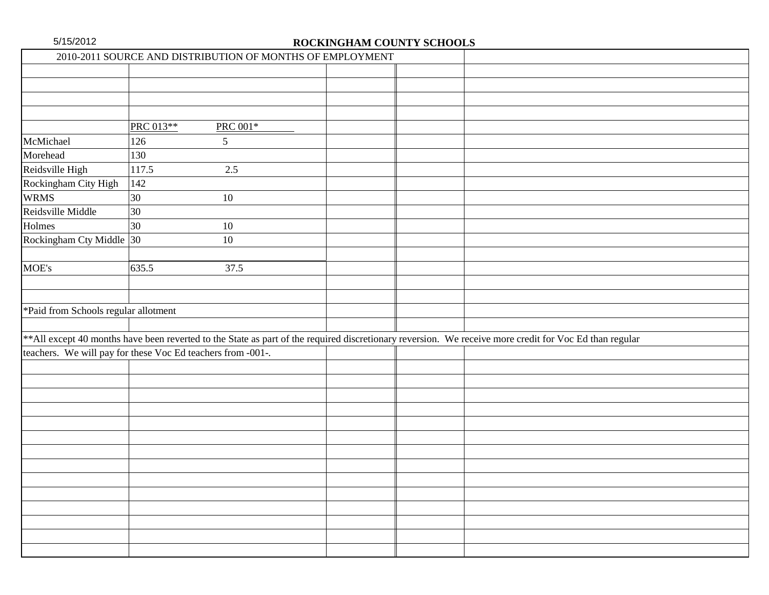5/15/2012

# ROCKINGHAM COUNTY SCHOOLS

2010-2011 SOURCE AND DISTRIBUTION OF MONTHS OF EMPLOYMENT

| | PRC 013** | PRC 001* |
|---|---|---|
| McMichael | 126 | 5 |
| Morehead | 130 | |
| Reidsville High | 117.5 | 2.5 |
| Rockingham City High | 142 | |
| WRMS | 30 | 10 |
| Reidsville Middle | 30 | |
| Holmes | 30 | 10 |
| Rockingham Cty Middle | 30 | 10 |
| | | |
| MOE's | 635.5 | 37.5 |

*Paid from Schools regular allotment

**All except 40 months have been reverted to the State as part of the required discretionary reversion. We receive more credit for Voc Ed than regular teachers. We will pay for these Voc Ed teachers from -001-.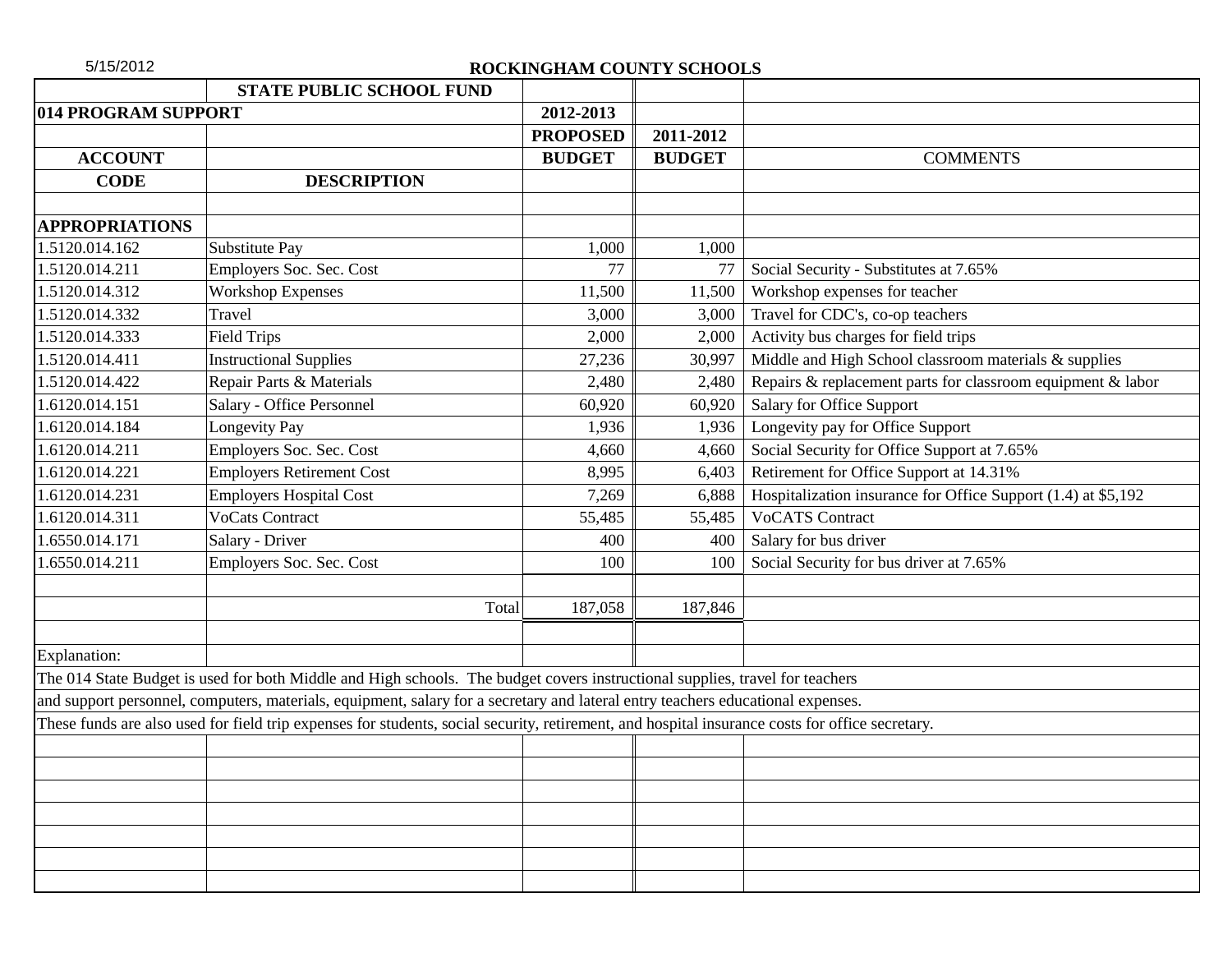5/15/2012

**ROCKINGHAM COUNTY SCHOOLS**

| | STATE PUBLIC SCHOOL FUND | | | |
|---|---|---|---|---|
| **014 PROGRAM SUPPORT** | | **2012-2013** | | |
| | | **PROPOSED** | **2011-2012** | |
| **ACCOUNT** | | **BUDGET** | **BUDGET** | **COMMENTS** |
| **CODE** | **DESCRIPTION** | | | |
| **APPROPRIATIONS** | | | | |
| 1.5120.014.162 | Substitute Pay | 1,000 | 1,000 | |
| 1.5120.014.211 | Employers Soc. Sec. Cost | 77 | 77 | Social Security - Substitutes at 7.65% |
| 1.5120.014.312 | Workshop Expenses | 11,500 | 11,500 | Workshop expenses for teacher |
| 1.5120.014.332 | Travel | 3,000 | 3,000 | Travel for CDC's, co-op teachers |
| 1.5120.014.333 | Field Trips | 2,000 | 2,000 | Activity bus charges for field trips |
| 1.5120.014.411 | Instructional Supplies | 27,236 | 30,997 | Middle and High School classroom materials & supplies |
| 1.5120.014.422 | Repair Parts & Materials | 2,480 | 2,480 | Repairs & replacement parts for classroom equipment & labor |
| 1.6120.014.151 | Salary - Office Personnel | 60,920 | 60,920 | Salary for Office Support |
| 1.6120.014.184 | Longevity Pay | 1,936 | 1,936 | Longevity pay for Office Support |
| 1.6120.014.211 | Employers Soc. Sec. Cost | 4,660 | 4,660 | Social Security for Office Support at 7.65% |
| 1.6120.014.221 | Employers Retirement Cost | 8,995 | 6,403 | Retirement for Office Support at 14.31% |
| 1.6120.014.231 | Employers Hospital Cost | 7,269 | 6,888 | Hospitalization insurance for Office Support (1.4) at $5,192 |
| 1.6120.014.311 | VoCats Contract | 55,485 | 55,485 | VoCATS Contract |
| 1.6550.014.171 | Salary - Driver | 400 | 400 | Salary for bus driver |
| 1.6550.014.211 | Employers Soc. Sec. Cost | 100 | 100 | Social Security for bus driver at 7.65% |
| | Total | 187,058 | 187,846 | |

Explanation:

The 014 State Budget is used for both Middle and High schools. The budget covers instructional supplies, travel for teachers and support personnel, computers, materials, equipment, salary for a secretary and lateral entry teachers educational expenses. These funds are also used for field trip expenses for students, social security, retirement, and hospital insurance costs for office secretary.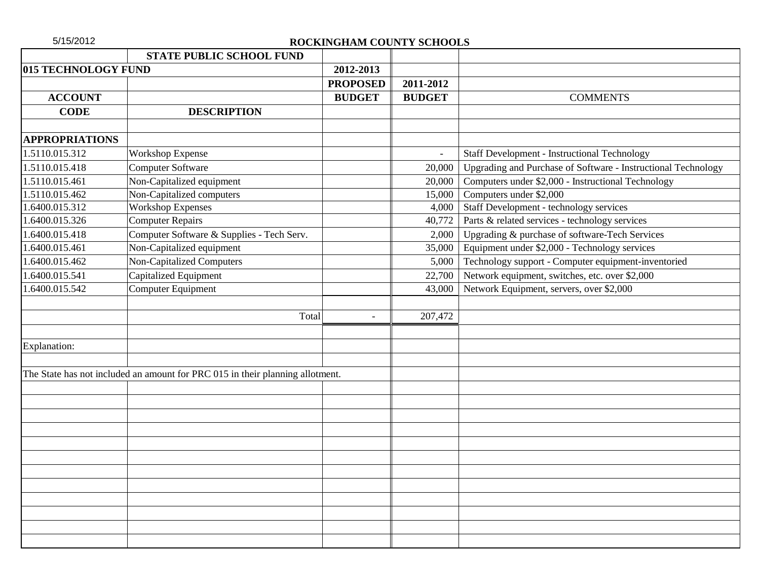5/15/2012

**ROCKINGHAM COUNTY SCHOOLS**

| | STATE PUBLIC SCHOOL FUND | | | |
|---|---|---|---|---|
| **015 TECHNOLOGY FUND** | | **2012-2013** | | |
| | | **PROPOSED** | **2011-2012** | |
| **ACCOUNT** | | **BUDGET** | **BUDGET** | COMMENTS |
| **CODE** | **DESCRIPTION** | | | |
| | | | | |
| **APPROPRIATIONS** | | | | |
| 1.5110.015.312 | Workshop Expense | | - | Staff Development - Instructional Technology |
| 1.5110.015.418 | Computer Software | | 20,000 | Upgrading and Purchase of Software - Instructional Technology |
| 1.5110.015.461 | Non-Capitalized equipment | | 20,000 | Computers under $2,000 - Instructional Technology |
| 1.5110.015.462 | Non-Capitalized computers | | 15,000 | Computers under $2,000 |
| 1.6400.015.312 | Workshop Expenses | | 4,000 | Staff Development - technology services |
| 1.6400.015.326 | Computer Repairs | | 40,772 | Parts & related services - technology services |
| 1.6400.015.418 | Computer Software & Supplies - Tech Serv. | | 2,000 | Upgrading & purchase of software-Tech Services |
| 1.6400.015.461 | Non-Capitalized equipment | | 35,000 | Equipment under $2,000 - Technology services |
| 1.6400.015.462 | Non-Capitalized Computers | | 5,000 | Technology support - Computer equipment-inventoried |
| 1.6400.015.541 | Capitalized Equipment | | 22,700 | Network equipment, switches, etc. over $2,000 |
| 1.6400.015.542 | Computer Equipment | | 43,000 | Network Equipment, servers, over $2,000 |
| | | | | |
| | Total | - | 207,472 | |

Explanation:

The State has not included an amount for PRC 015 in their planning allotment.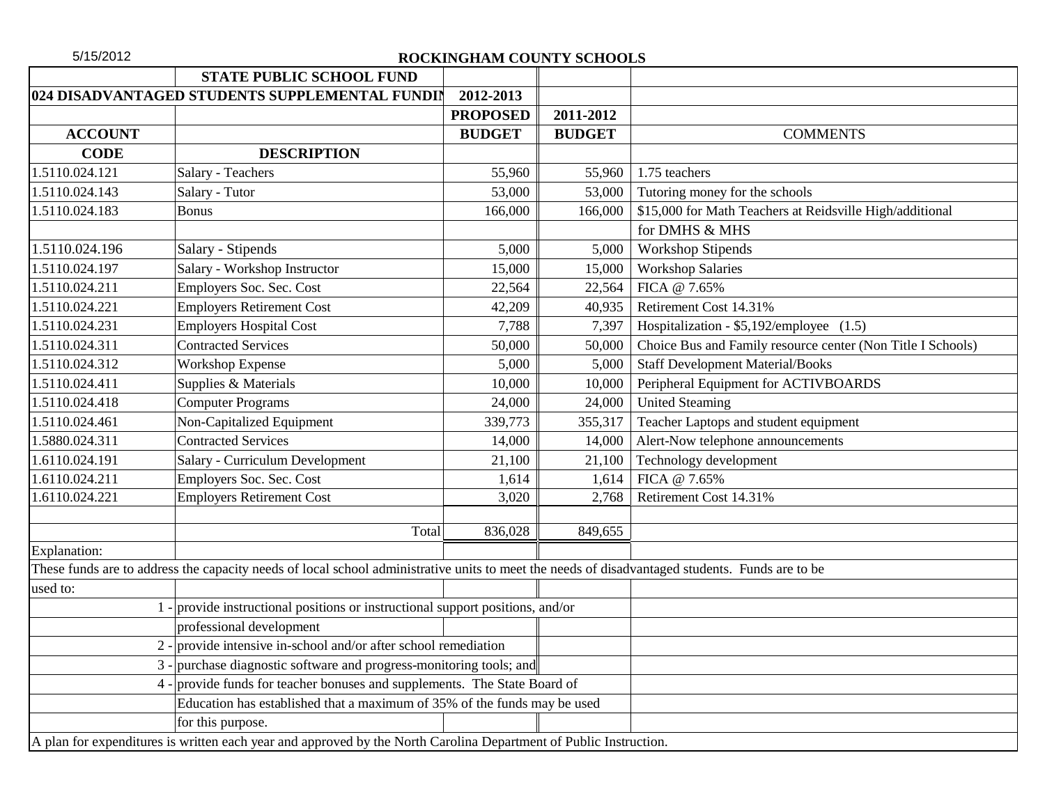5/15/2012

**ROCKINGHAM COUNTY SCHOOLS**

| | STATE PUBLIC SCHOOL FUND | | | |
|---|---|---|---|---|
| | 024 DISADVANTAGED STUDENTS SUPPLEMENTAL FUNDIN | 2012-2013 | | |
| | | PROPOSED | 2011-2012 | |
| ACCOUNT | | BUDGET | BUDGET | COMMENTS |
| CODE | DESCRIPTION | | | |
| 1.5110.024.121 | Salary - Teachers | 55,960 | 55,960 | 1.75 teachers |
| 1.5110.024.143 | Salary - Tutor | 53,000 | 53,000 | Tutoring money for the schools |
| 1.5110.024.183 | Bonus | 166,000 | 166,000 | $15,000 for Math Teachers at Reidsville High/additional for DMHS & MHS |
| 1.5110.024.196 | Salary - Stipends | 5,000 | 5,000 | Workshop Stipends |
| 1.5110.024.197 | Salary - Workshop Instructor | 15,000 | 15,000 | Workshop Salaries |
| 1.5110.024.211 | Employers Soc. Sec. Cost | 22,564 | 22,564 | FICA @ 7.65% |
| 1.5110.024.221 | Employers Retirement Cost | 42,209 | 40,935 | Retirement Cost 14.31% |
| 1.5110.024.231 | Employers Hospital Cost | 7,788 | 7,397 | Hospitalization - $5,192/employee (1.5) |
| 1.5110.024.311 | Contracted Services | 50,000 | 50,000 | Choice Bus and Family resource center (Non Title I Schools) |
| 1.5110.024.312 | Workshop Expense | 5,000 | 5,000 | Staff Development Material/Books |
| 1.5110.024.411 | Supplies & Materials | 10,000 | 10,000 | Peripheral Equipment for ACTIVBOARDS |
| 1.5110.024.418 | Computer Programs | 24,000 | 24,000 | United Steaming |
| 1.5110.024.461 | Non-Capitalized Equipment | 339,773 | 355,317 | Teacher Laptops and student equipment |
| 1.5880.024.311 | Contracted Services | 14,000 | 14,000 | Alert-Now telephone announcements |
| 1.6110.024.191 | Salary - Curriculum Development | 21,100 | 21,100 | Technology development |
| 1.6110.024.211 | Employers Soc. Sec. Cost | 1,614 | 1,614 | FICA @ 7.65% |
| 1.6110.024.221 | Employers Retirement Cost | 3,020 | 2,768 | Retirement Cost 14.31% |
| | Total | 836,028 | 849,655 | |

Explanation:

These funds are to address the capacity needs of local school administrative units to meet the needs of disadvantaged students. Funds are to be used to:

1 - provide instructional positions or instructional support positions, and/or professional development

2 - provide intensive in-school and/or after school remediation

3 - purchase diagnostic software and progress-monitoring tools; and

4 - provide funds for teacher bonuses and supplements. The State Board of Education has established that a maximum of 35% of the funds may be used for this purpose.

A plan for expenditures is written each year and approved by the North Carolina Department of Public Instruction.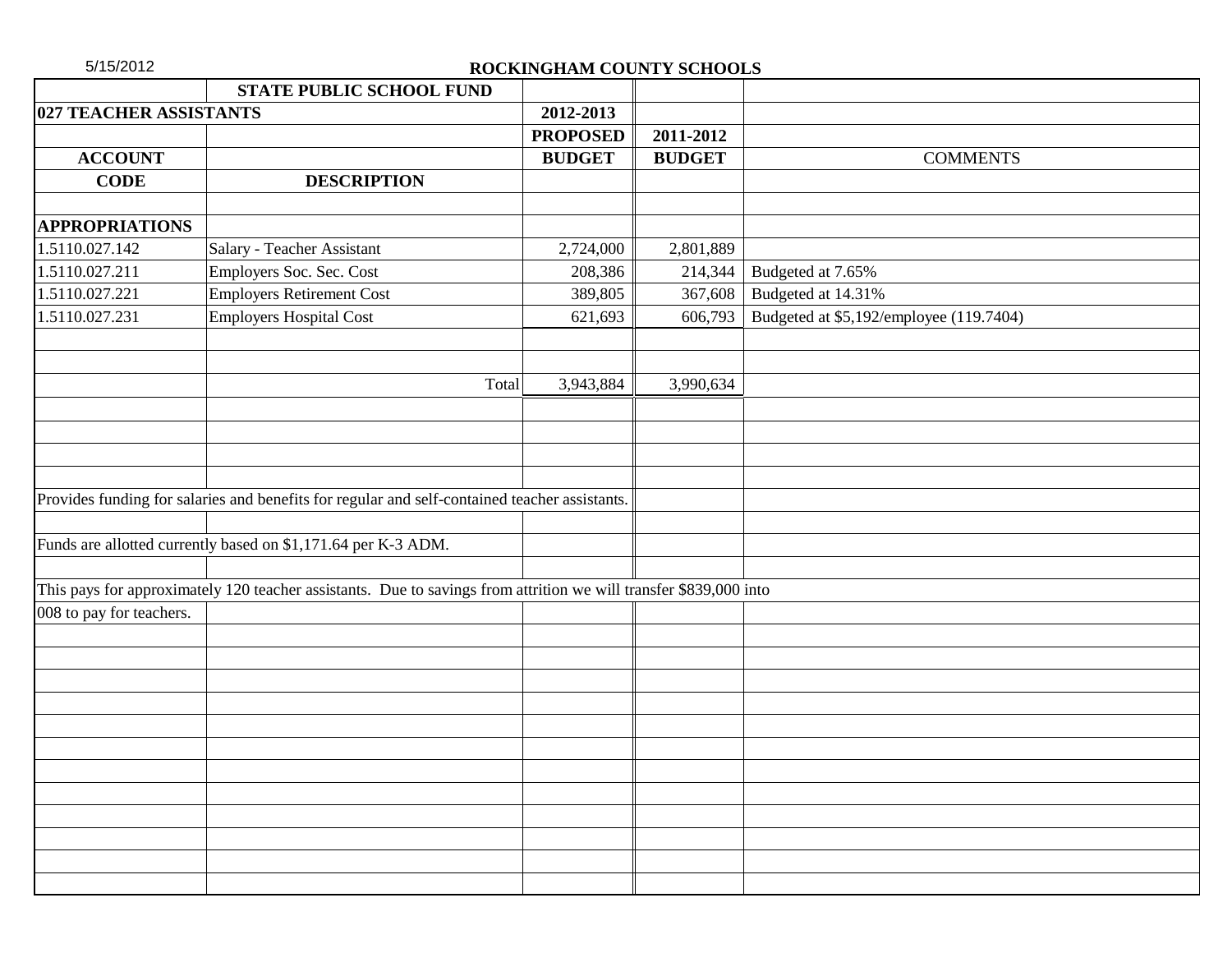5/15/2012

**ROCKINGHAM COUNTY SCHOOLS**

| | STATE PUBLIC SCHOOL FUND | | | |
|---|---|---|---|---|
| **027 TEACHER ASSISTANTS** | | **2012-2013** | | |
| | | **PROPOSED** | **2011-2012** | |
| **ACCOUNT** | | **BUDGET** | **BUDGET** | COMMENTS |
| **CODE** | **DESCRIPTION** | | | |
| **APPROPRIATIONS** | | | | |
| 1.5110.027.142 | Salary - Teacher Assistant | 2,724,000 | 2,801,889 | |
| 1.5110.027.211 | Employers Soc. Sec. Cost | 208,386 | 214,344 | Budgeted at 7.65% |
| 1.5110.027.221 | Employers Retirement Cost | 389,805 | 367,608 | Budgeted at 14.31% |
| 1.5110.027.231 | Employers Hospital Cost | 621,693 | 606,793 | Budgeted at $5,192/employee (119.7404) |
| | Total | 3,943,884 | 3,990,634 | |

Provides funding for salaries and benefits for regular and self-contained teacher assistants.

Funds are allotted currently based on $1,171.64 per K-3 ADM.

This pays for approximately 120 teacher assistants. Due to savings from attrition we will transfer $839,000 into 008 to pay for teachers.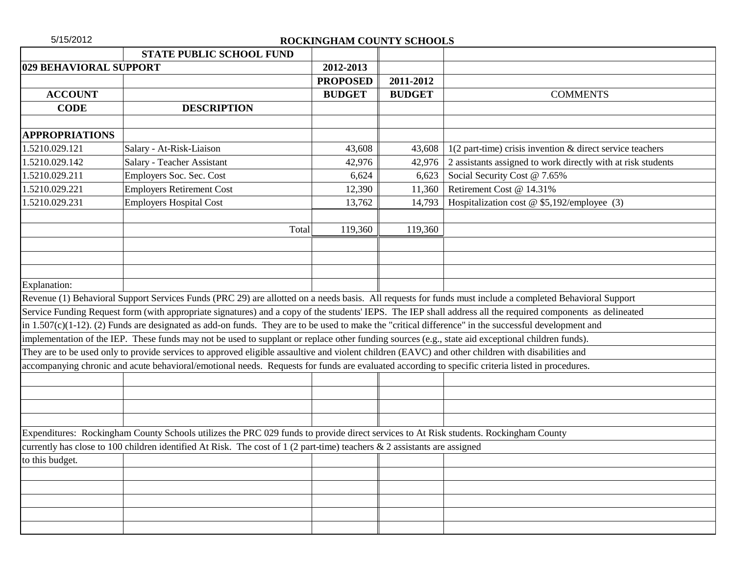5/15/2012

**ROCKINGHAM COUNTY SCHOOLS**

| | **STATE PUBLIC SCHOOL FUND** | | | |
|---|---|---|---|---|
| **029 BEHAVIORAL SUPPORT** | | **2012-2013** | | |
| | | **PROPOSED** | **2011-2012** | |
| **ACCOUNT** | | **BUDGET** | **BUDGET** | COMMENTS |
| **CODE** | **DESCRIPTION** | | | |
| **APPROPRIATIONS** | | | | |
| 1.5210.029.121 | Salary - At-Risk-Liaison | 43,608 | 43,608 | 1(2 part-time) crisis invention & direct service teachers |
| 1.5210.029.142 | Salary - Teacher Assistant | 42,976 | 42,976 | 2 assistants assigned to work directly with at risk students |
| 1.5210.029.211 | Employers Soc. Sec. Cost | 6,624 | 6,623 | Social Security Cost @ 7.65% |
| 1.5210.029.221 | Employers Retirement Cost | 12,390 | 11,360 | Retirement Cost @ 14.31% |
| 1.5210.029.231 | Employers Hospital Cost | 13,762 | 14,793 | Hospitalization cost @ $5,192/employee (3) |
| | Total | 119,360 | 119,360 | |

Explanation:

Revenue (1) Behavioral Support Services Funds (PRC 29) are allotted on a needs basis. All requests for funds must include a completed Behavioral Support Service Funding Request form (with appropriate signatures) and a copy of the students' IEPS. The IEP shall address all the required components as delineated in 1.507(c)(1-12). (2) Funds are designated as add-on funds. They are to be used to make the "critical difference" in the successful development and implementation of the IEP. These funds may not be used to supplant or replace other funding sources (e.g., state aid exceptional children funds). They are to be used only to provide services to approved eligible assaultive and violent children (EAVC) and other children with disabilities and accompanying chronic and acute behavioral/emotional needs. Requests for funds are evaluated according to specific criteria listed in procedures.

Expenditures: Rockingham County Schools utilizes the PRC 029 funds to provide direct services to At Risk students. Rockingham County currently has close to 100 children identified At Risk. The cost of 1 (2 part-time) teachers & 2 assistants are assigned to this budget.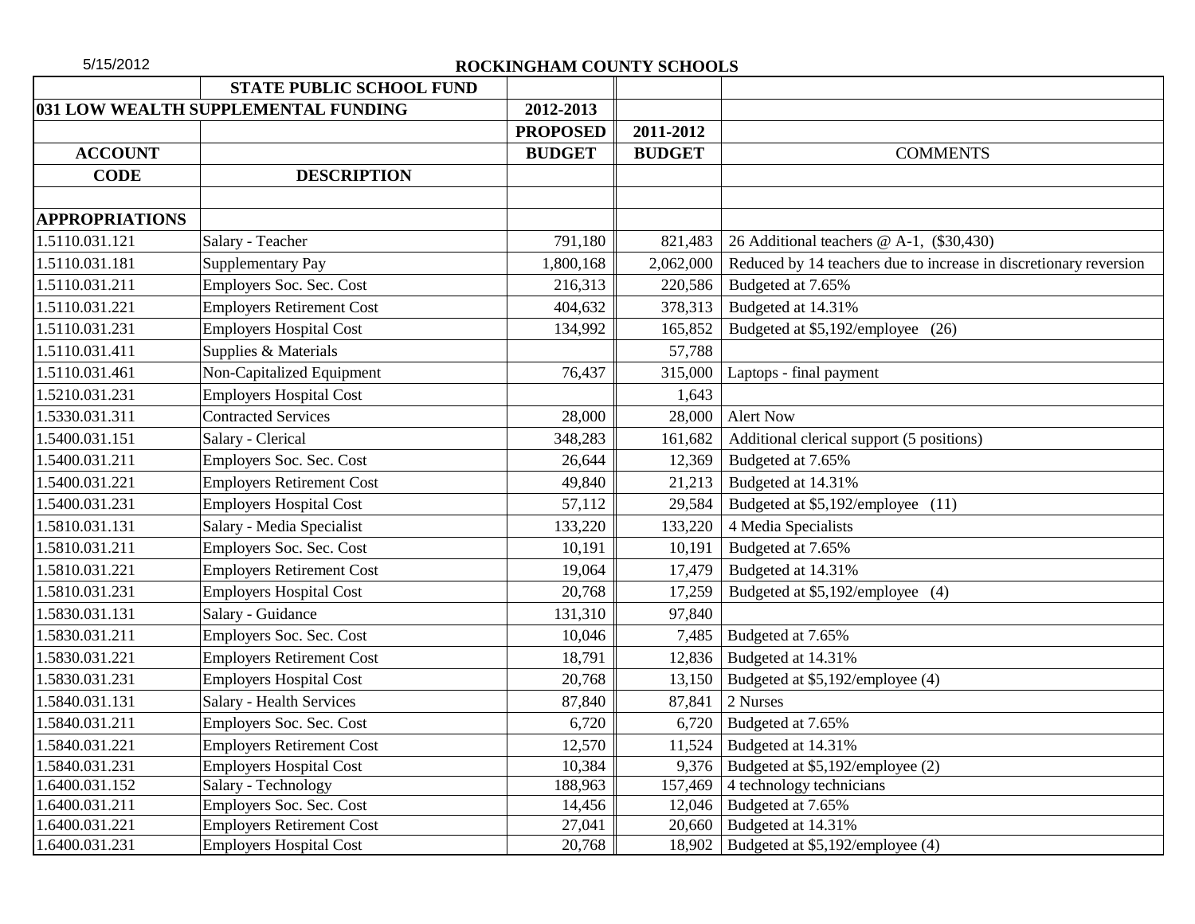5/15/2012

**ROCKINGHAM COUNTY SCHOOLS**

| | STATE PUBLIC SCHOOL FUND | | | |
|---|---|---|---|---|
| 031 LOW WEALTH SUPPLEMENTAL FUNDING | | 2012-2013 | | |
| | | PROPOSED | 2011-2012 | |
| ACCOUNT | | BUDGET | BUDGET | COMMENTS |
| CODE | DESCRIPTION | | | |
| | | | | |
| APPROPRIATIONS | | | | |
| 1.5110.031.121 | Salary - Teacher | 791,180 | 821,483 | 26 Additional teachers @ A-1, ($30,430) |
| 1.5110.031.181 | Supplementary Pay | 1,800,168 | 2,062,000 | Reduced by 14 teachers due to increase in discretionary reversion |
| 1.5110.031.211 | Employers Soc. Sec. Cost | 216,313 | 220,586 | Budgeted at 7.65% |
| 1.5110.031.221 | Employers Retirement Cost | 404,632 | 378,313 | Budgeted at 14.31% |
| 1.5110.031.231 | Employers Hospital Cost | 134,992 | 165,852 | Budgeted at $5,192/employee (26) |
| 1.5110.031.411 | Supplies & Materials | | 57,788 | |
| 1.5110.031.461 | Non-Capitalized Equipment | 76,437 | 315,000 | Laptops - final payment |
| 1.5210.031.231 | Employers Hospital Cost | | 1,643 | |
| 1.5330.031.311 | Contracted Services | 28,000 | 28,000 | Alert Now |
| 1.5400.031.151 | Salary - Clerical | 348,283 | 161,682 | Additional clerical support (5 positions) |
| 1.5400.031.211 | Employers Soc. Sec. Cost | 26,644 | 12,369 | Budgeted at 7.65% |
| 1.5400.031.221 | Employers Retirement Cost | 49,840 | 21,213 | Budgeted at 14.31% |
| 1.5400.031.231 | Employers Hospital Cost | 57,112 | 29,584 | Budgeted at $5,192/employee (11) |
| 1.5810.031.131 | Salary - Media Specialist | 133,220 | 133,220 | 4 Media Specialists |
| 1.5810.031.211 | Employers Soc. Sec. Cost | 10,191 | 10,191 | Budgeted at 7.65% |
| 1.5810.031.221 | Employers Retirement Cost | 19,064 | 17,479 | Budgeted at 14.31% |
| 1.5810.031.231 | Employers Hospital Cost | 20,768 | 17,259 | Budgeted at $5,192/employee (4) |
| 1.5830.031.131 | Salary - Guidance | 131,310 | 97,840 | |
| 1.5830.031.211 | Employers Soc. Sec. Cost | 10,046 | 7,485 | Budgeted at 7.65% |
| 1.5830.031.221 | Employers Retirement Cost | 18,791 | 12,836 | Budgeted at 14.31% |
| 1.5830.031.231 | Employers Hospital Cost | 20,768 | 13,150 | Budgeted at $5,192/employee (4) |
| 1.5840.031.131 | Salary - Health Services | 87,840 | 87,841 | 2 Nurses |
| 1.5840.031.211 | Employers Soc. Sec. Cost | 6,720 | 6,720 | Budgeted at 7.65% |
| 1.5840.031.221 | Employers Retirement Cost | 12,570 | 11,524 | Budgeted at 14.31% |
| 1.5840.031.231 | Employers Hospital Cost | 10,384 | 9,376 | Budgeted at $5,192/employee (2) |
| 1.6400.031.152 | Salary - Technology | 188,963 | 157,469 | 4 technology technicians |
| 1.6400.031.211 | Employers Soc. Sec. Cost | 14,456 | 12,046 | Budgeted at 7.65% |
| 1.6400.031.221 | Employers Retirement Cost | 27,041 | 20,660 | Budgeted at 14.31% |
| 1.6400.031.231 | Employers Hospital Cost | 20,768 | 18,902 | Budgeted at $5,192/employee (4) |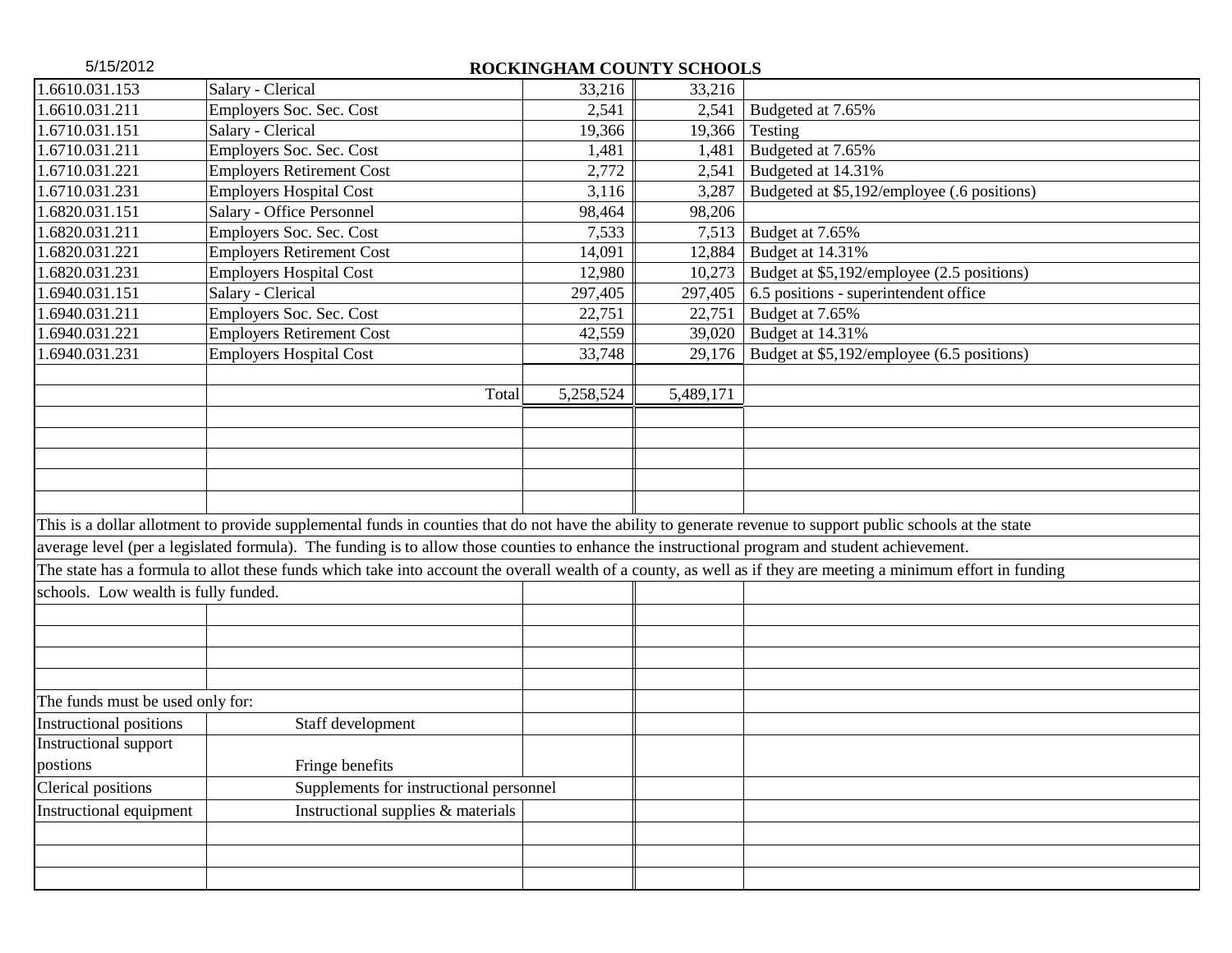**ROCKINGHAM COUNTY SCHOOLS**

| | | | | |
|---|---|---|---|---|
| 1.6610.031.153 | Salary - Clerical | 33,216 | 33,216 | |
| 1.6610.031.211 | Employers Soc. Sec. Cost | 2,541 | 2,541 | Budgeted at 7.65% |
| 1.6710.031.151 | Salary - Clerical | 19,366 | 19,366 | Testing |
| 1.6710.031.211 | Employers Soc. Sec. Cost | 1,481 | 1,481 | Budgeted at 7.65% |
| 1.6710.031.221 | Employers Retirement Cost | 2,772 | 2,541 | Budgeted at 14.31% |
| 1.6710.031.231 | Employers Hospital Cost | 3,116 | 3,287 | Budgeted at $5,192/employee (.6 positions) |
| 1.6820.031.151 | Salary - Office Personnel | 98,464 | 98,206 | |
| 1.6820.031.211 | Employers Soc. Sec. Cost | 7,533 | 7,513 | Budget at 7.65% |
| 1.6820.031.221 | Employers Retirement Cost | 14,091 | 12,884 | Budget at 14.31% |
| 1.6820.031.231 | Employers Hospital Cost | 12,980 | 10,273 | Budget at $5,192/employee (2.5 positions) |
| 1.6940.031.151 | Salary - Clerical | 297,405 | 297,405 | 6.5 positions - superintendent office |
| 1.6940.031.211 | Employers Soc. Sec. Cost | 22,751 | 22,751 | Budget at 7.65% |
| 1.6940.031.221 | Employers Retirement Cost | 42,559 | 39,020 | Budget at 14.31% |
| 1.6940.031.231 | Employers Hospital Cost | 33,748 | 29,176 | Budget at $5,192/employee (6.5 positions) |
| | Total | 5,258,524 | 5,489,171 | |

This is a dollar allotment to provide supplemental funds in counties that do not have the ability to generate revenue to support public schools at the state average level (per a legislated formula). The funding is to allow those counties to enhance the instructional program and student achievement. The state has a formula to allot these funds which take into account the overall wealth of a county, as well as if they are meeting a minimum effort in funding schools. Low wealth is fully funded.

The funds must be used only for:

| | |
|---|---|
| Instructional positions | Staff development |
| Instructional support postions | Fringe benefits |
| Clerical positions | Supplements for instructional personnel |
| Instructional equipment | Instructional supplies & materials |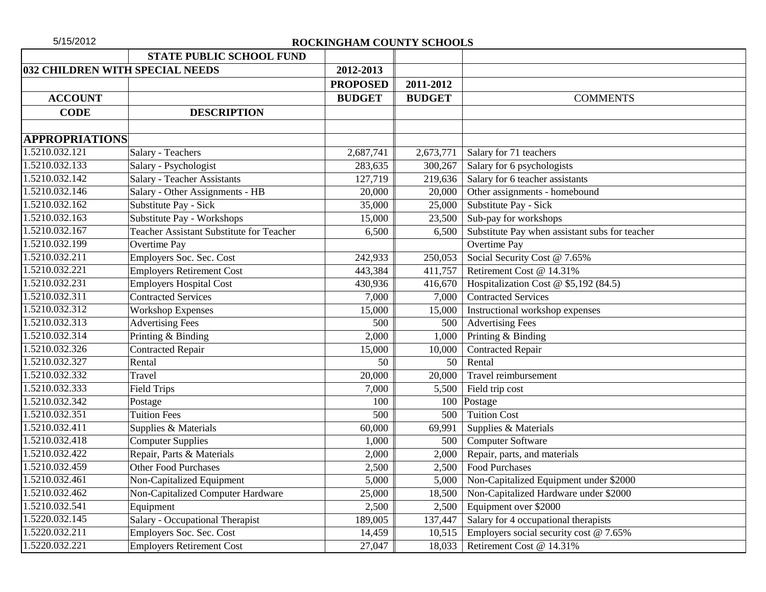5/15/2012

# ROCKINGHAM COUNTY SCHOOLS

| | STATE PUBLIC SCHOOL FUND | | | |
|---|---|---|---|---|
| **032 CHILDREN WITH SPECIAL NEEDS** | | **2012-2013** | | |
| | | **PROPOSED** | **2011-2012** | |
| **ACCOUNT** | | **BUDGET** | **BUDGET** | COMMENTS |
| **CODE** | **DESCRIPTION** | | | |
| | | | | |
| **APPROPRIATIONS** | | | | |
| 1.5210.032.121 | Salary - Teachers | 2,687,741 | 2,673,771 | Salary for 71 teachers |
| 1.5210.032.133 | Salary - Psychologist | 283,635 | 300,267 | Salary for 6 psychologists |
| 1.5210.032.142 | Salary - Teacher Assistants | 127,719 | 219,636 | Salary for 6 teacher assistants |
| 1.5210.032.146 | Salary - Other Assignments - HB | 20,000 | 20,000 | Other assignments - homebound |
| 1.5210.032.162 | Substitute Pay - Sick | 35,000 | 25,000 | Substitute Pay - Sick |
| 1.5210.032.163 | Substitute Pay - Workshops | 15,000 | 23,500 | Sub-pay for workshops |
| 1.5210.032.167 | Teacher Assistant Substitute for Teacher | 6,500 | 6,500 | Substitute Pay when assistant subs for teacher |
| 1.5210.032.199 | Overtime Pay | | | Overtime Pay |
| 1.5210.032.211 | Employers Soc. Sec. Cost | 242,933 | 250,053 | Social Security Cost @ 7.65% |
| 1.5210.032.221 | Employers Retirement Cost | 443,384 | 411,757 | Retirement Cost @ 14.31% |
| 1.5210.032.231 | Employers Hospital Cost | 430,936 | 416,670 | Hospitalization Cost @ $5,192 (84.5) |
| 1.5210.032.311 | Contracted Services | 7,000 | 7,000 | Contracted Services |
| 1.5210.032.312 | Workshop Expenses | 15,000 | 15,000 | Instructional workshop expenses |
| 1.5210.032.313 | Advertising Fees | 500 | 500 | Advertising Fees |
| 1.5210.032.314 | Printing & Binding | 2,000 | 1,000 | Printing & Binding |
| 1.5210.032.326 | Contracted Repair | 15,000 | 10,000 | Contracted Repair |
| 1.5210.032.327 | Rental | 50 | 50 | Rental |
| 1.5210.032.332 | Travel | 20,000 | 20,000 | Travel reimbursement |
| 1.5210.032.333 | Field Trips | 7,000 | 5,500 | Field trip cost |
| 1.5210.032.342 | Postage | 100 | 100 | Postage |
| 1.5210.032.351 | Tuition Fees | 500 | 500 | Tuition Cost |
| 1.5210.032.411 | Supplies & Materials | 60,000 | 69,991 | Supplies & Materials |
| 1.5210.032.418 | Computer Supplies | 1,000 | 500 | Computer Software |
| 1.5210.032.422 | Repair, Parts & Materials | 2,000 | 2,000 | Repair, parts, and materials |
| 1.5210.032.459 | Other Food Purchases | 2,500 | 2,500 | Food Purchases |
| 1.5210.032.461 | Non-Capitalized Equipment | 5,000 | 5,000 | Non-Capitalized Equipment under $2000 |
| 1.5210.032.462 | Non-Capitalized Computer Hardware | 25,000 | 18,500 | Non-Capitalized Hardware under $2000 |
| 1.5210.032.541 | Equipment | 2,500 | 2,500 | Equipment over $2000 |
| 1.5220.032.145 | Salary - Occupational Therapist | 189,005 | 137,447 | Salary for 4 occupational therapists |
| 1.5220.032.211 | Employers Soc. Sec. Cost | 14,459 | 10,515 | Employers social security cost @ 7.65% |
| 1.5220.032.221 | Employers Retirement Cost | 27,047 | 18,033 | Retirement Cost @ 14.31% |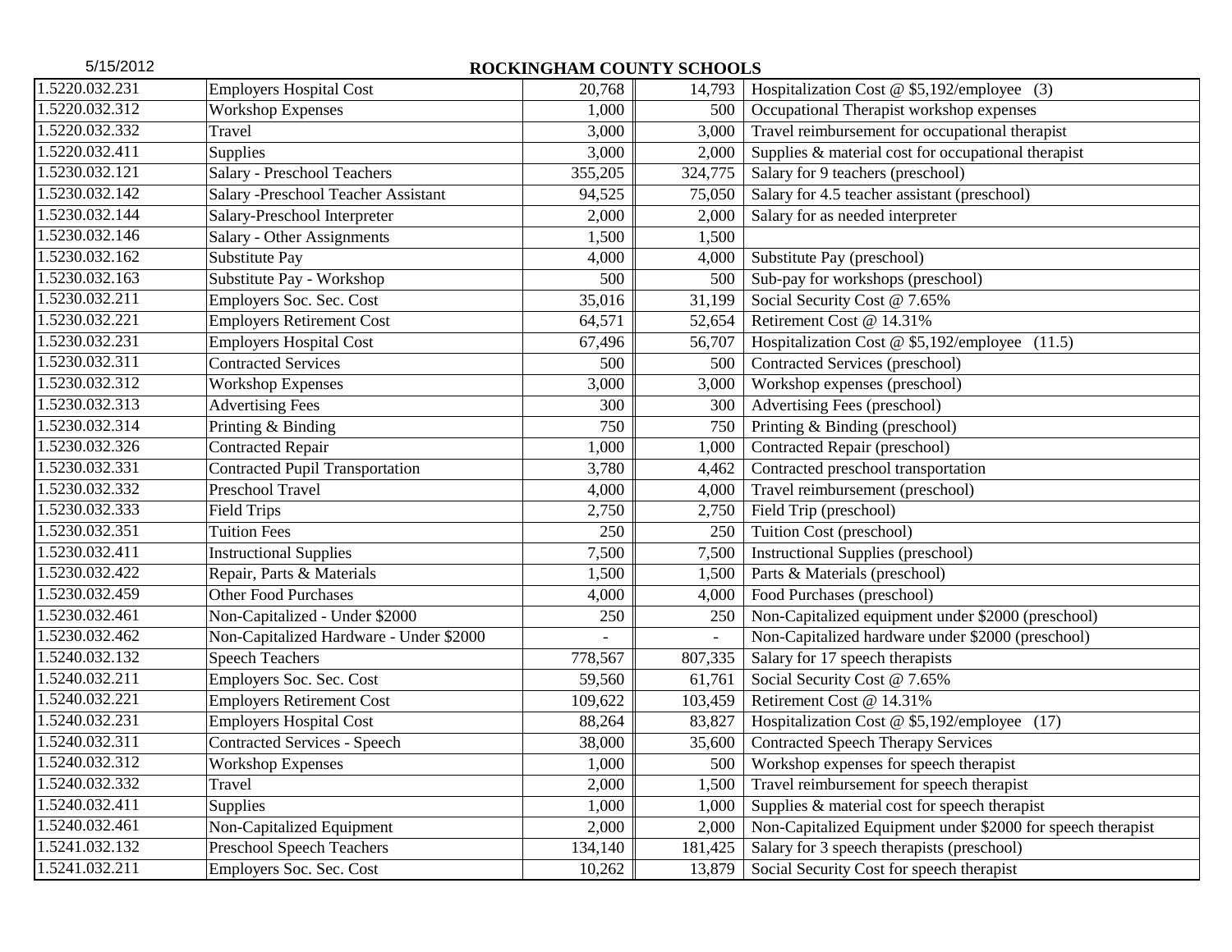## ROCKINGHAM COUNTY SCHOOLS

| | | | | |
|---|---|---|---|---|
| 1.5220.032.231 | Employers Hospital Cost | 20,768 | 14,793 | Hospitalization Cost @ $5,192/employee (3) |
| 1.5220.032.312 | Workshop Expenses | 1,000 | 500 | Occupational Therapist workshop expenses |
| 1.5220.032.332 | Travel | 3,000 | 3,000 | Travel reimbursement for occupational therapist |
| 1.5220.032.411 | Supplies | 3,000 | 2,000 | Supplies & material cost for occupational therapist |
| 1.5230.032.121 | Salary - Preschool Teachers | 355,205 | 324,775 | Salary for 9 teachers (preschool) |
| 1.5230.032.142 | Salary -Preschool Teacher Assistant | 94,525 | 75,050 | Salary for 4.5 teacher assistant (preschool) |
| 1.5230.032.144 | Salary-Preschool Interpreter | 2,000 | 2,000 | Salary for as needed interpreter |
| 1.5230.032.146 | Salary - Other Assignments | 1,500 | 1,500 | |
| 1.5230.032.162 | Substitute Pay | 4,000 | 4,000 | Substitute Pay (preschool) |
| 1.5230.032.163 | Substitute Pay - Workshop | 500 | 500 | Sub-pay for workshops (preschool) |
| 1.5230.032.211 | Employers Soc. Sec. Cost | 35,016 | 31,199 | Social Security Cost @ 7.65% |
| 1.5230.032.221 | Employers Retirement Cost | 64,571 | 52,654 | Retirement Cost @ 14.31% |
| 1.5230.032.231 | Employers Hospital Cost | 67,496 | 56,707 | Hospitalization Cost @ $5,192/employee (11.5) |
| 1.5230.032.311 | Contracted Services | 500 | 500 | Contracted Services (preschool) |
| 1.5230.032.312 | Workshop Expenses | 3,000 | 3,000 | Workshop expenses (preschool) |
| 1.5230.032.313 | Advertising Fees | 300 | 300 | Advertising Fees (preschool) |
| 1.5230.032.314 | Printing & Binding | 750 | 750 | Printing & Binding (preschool) |
| 1.5230.032.326 | Contracted Repair | 1,000 | 1,000 | Contracted Repair (preschool) |
| 1.5230.032.331 | Contracted Pupil Transportation | 3,780 | 4,462 | Contracted preschool transportation |
| 1.5230.032.332 | Preschool Travel | 4,000 | 4,000 | Travel reimbursement (preschool) |
| 1.5230.032.333 | Field Trips | 2,750 | 2,750 | Field Trip (preschool) |
| 1.5230.032.351 | Tuition Fees | 250 | 250 | Tuition Cost (preschool) |
| 1.5230.032.411 | Instructional Supplies | 7,500 | 7,500 | Instructional Supplies (preschool) |
| 1.5230.032.422 | Repair, Parts & Materials | 1,500 | 1,500 | Parts & Materials (preschool) |
| 1.5230.032.459 | Other Food Purchases | 4,000 | 4,000 | Food Purchases (preschool) |
| 1.5230.032.461 | Non-Capitalized - Under $2000 | 250 | 250 | Non-Capitalized equipment under $2000 (preschool) |
| 1.5230.032.462 | Non-Capitalized Hardware - Under $2000 | - | - | Non-Capitalized hardware under $2000 (preschool) |
| 1.5240.032.132 | Speech Teachers | 778,567 | 807,335 | Salary for 17 speech therapists |
| 1.5240.032.211 | Employers Soc. Sec. Cost | 59,560 | 61,761 | Social Security Cost @ 7.65% |
| 1.5240.032.221 | Employers Retirement Cost | 109,622 | 103,459 | Retirement Cost @ 14.31% |
| 1.5240.032.231 | Employers Hospital Cost | 88,264 | 83,827 | Hospitalization Cost @ $5,192/employee (17) |
| 1.5240.032.311 | Contracted Services - Speech | 38,000 | 35,600 | Contracted Speech Therapy Services |
| 1.5240.032.312 | Workshop Expenses | 1,000 | 500 | Workshop expenses for speech therapist |
| 1.5240.032.332 | Travel | 2,000 | 1,500 | Travel reimbursement for speech therapist |
| 1.5240.032.411 | Supplies | 1,000 | 1,000 | Supplies & material cost for speech therapist |
| 1.5240.032.461 | Non-Capitalized Equipment | 2,000 | 2,000 | Non-Capitalized Equipment under $2000 for speech therapist |
| 1.5241.032.132 | Preschool Speech Teachers | 134,140 | 181,425 | Salary for 3 speech therapists (preschool) |
| 1.5241.032.211 | Employers Soc. Sec. Cost | 10,262 | 13,879 | Social Security Cost for speech therapist |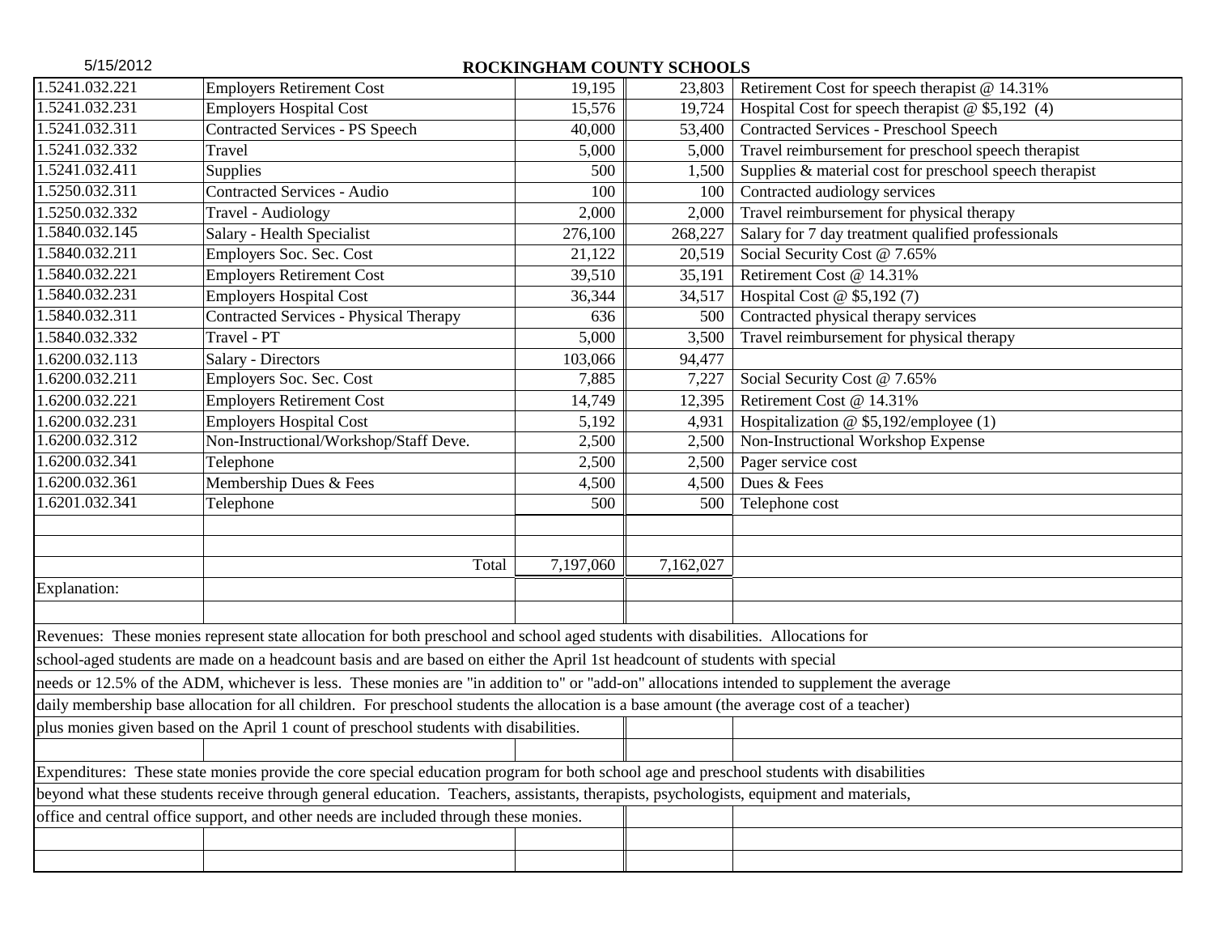## ROCKINGHAM COUNTY SCHOOLS

| | | | | |
|---|---|---|---|---|
| 1.5241.032.221 | Employers Retirement Cost | 19,195 | 23,803 | Retirement Cost for speech therapist @ 14.31% |
| 1.5241.032.231 | Employers Hospital Cost | 15,576 | 19,724 | Hospital Cost for speech therapist @ $5,192 (4) |
| 1.5241.032.311 | Contracted Services - PS Speech | 40,000 | 53,400 | Contracted Services - Preschool Speech |
| 1.5241.032.332 | Travel | 5,000 | 5,000 | Travel reimbursement for preschool speech therapist |
| 1.5241.032.411 | Supplies | 500 | 1,500 | Supplies & material cost for preschool speech therapist |
| 1.5250.032.311 | Contracted Services - Audio | 100 | 100 | Contracted audiology services |
| 1.5250.032.332 | Travel - Audiology | 2,000 | 2,000 | Travel reimbursement for physical therapy |
| 1.5840.032.145 | Salary - Health Specialist | 276,100 | 268,227 | Salary for 7 day treatment qualified professionals |
| 1.5840.032.211 | Employers Soc. Sec. Cost | 21,122 | 20,519 | Social Security Cost @ 7.65% |
| 1.5840.032.221 | Employers Retirement Cost | 39,510 | 35,191 | Retirement Cost @ 14.31% |
| 1.5840.032.231 | Employers Hospital Cost | 36,344 | 34,517 | Hospital Cost @ $5,192 (7) |
| 1.5840.032.311 | Contracted Services - Physical Therapy | 636 | 500 | Contracted physical therapy services |
| 1.5840.032.332 | Travel - PT | 5,000 | 3,500 | Travel reimbursement for physical therapy |
| 1.6200.032.113 | Salary - Directors | 103,066 | 94,477 | |
| 1.6200.032.211 | Employers Soc. Sec. Cost | 7,885 | 7,227 | Social Security Cost @ 7.65% |
| 1.6200.032.221 | Employers Retirement Cost | 14,749 | 12,395 | Retirement Cost @ 14.31% |
| 1.6200.032.231 | Employers Hospital Cost | 5,192 | 4,931 | Hospitalization @ $5,192/employee (1) |
| 1.6200.032.312 | Non-Instructional/Workshop/Staff Deve. | 2,500 | 2,500 | Non-Instructional Workshop Expense |
| 1.6200.032.341 | Telephone | 2,500 | 2,500 | Pager service cost |
| 1.6200.032.361 | Membership Dues & Fees | 4,500 | 4,500 | Dues & Fees |
| 1.6201.032.341 | Telephone | 500 | 500 | Telephone cost |
| | | | | |
| | | | | |
| | Total | 7,197,060 | 7,162,027 | |

Explanation:

Revenues: These monies represent state allocation for both preschool and school aged students with disabilities. Allocations for school-aged students are made on a headcount basis and are based on either the April 1st headcount of students with special needs or 12.5% of the ADM, whichever is less. These monies are "in addition to" or "add-on" allocations intended to supplement the average daily membership base allocation for all children. For preschool students the allocation is a base amount (the average cost of a teacher) plus monies given based on the April 1 count of preschool students with disabilities.

Expenditures: These state monies provide the core special education program for both school age and preschool students with disabilities beyond what these students receive through general education. Teachers, assistants, therapists, psychologists, equipment and materials, office and central office support, and other needs are included through these monies.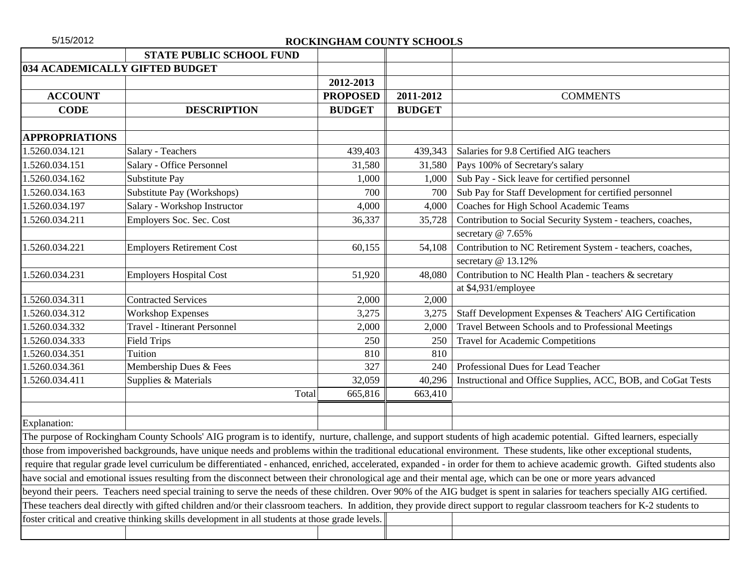5/15/2012

**ROCKINGHAM COUNTY SCHOOLS**

| | **STATE PUBLIC SCHOOL FUND** | | | |
|---|---|---|---|---|
| **034 ACADEMICALLY GIFTED BUDGET** | | | | |
| | | **2012-2013** | | |
| **ACCOUNT** | | **PROPOSED** | **2011-2012** | COMMENTS |
| **CODE** | **DESCRIPTION** | **BUDGET** | **BUDGET** | |
| | | | | |
| **APPROPRIATIONS** | | | | |
| 1.5260.034.121 | Salary - Teachers | 439,403 | 439,343 | Salaries for 9.8 Certified AIG teachers |
| 1.5260.034.151 | Salary - Office Personnel | 31,580 | 31,580 | Pays 100% of Secretary's salary |
| 1.5260.034.162 | Substitute Pay | 1,000 | 1,000 | Sub Pay - Sick leave for certified personnel |
| 1.5260.034.163 | Substitute Pay (Workshops) | 700 | 700 | Sub Pay for Staff Development for certified personnel |
| 1.5260.034.197 | Salary - Workshop Instructor | 4,000 | 4,000 | Coaches for High School Academic Teams |
| 1.5260.034.211 | Employers Soc. Sec. Cost | 36,337 | 35,728 | Contribution to Social Security System - teachers, coaches, |
| | | | | secretary @ 7.65% |
| 1.5260.034.221 | Employers Retirement Cost | 60,155 | 54,108 | Contribution to NC Retirement System - teachers, coaches, |
| | | | | secretary @ 13.12% |
| 1.5260.034.231 | Employers Hospital Cost | 51,920 | 48,080 | Contribution to NC Health Plan - teachers & secretary |
| | | | | at $4,931/employee |
| 1.5260.034.311 | Contracted Services | 2,000 | 2,000 | |
| 1.5260.034.312 | Workshop Expenses | 3,275 | 3,275 | Staff Development Expenses & Teachers' AIG Certification |
| 1.5260.034.332 | Travel - Itinerant Personnel | 2,000 | 2,000 | Travel Between Schools and to Professional Meetings |
| 1.5260.034.333 | Field Trips | 250 | 250 | Travel for Academic Competitions |
| 1.5260.034.351 | Tuition | 810 | 810 | |
| 1.5260.034.361 | Membership Dues & Fees | 327 | 240 | Professional Dues for Lead Teacher |
| 1.5260.034.411 | Supplies & Materials | 32,059 | 40,296 | Instructional and Office Supplies, ACC, BOB, and CoGat Tests |
| | Total | 665,816 | 663,410 | |

Explanation:

The purpose of Rockingham County Schools' AIG program is to identify, nurture, challenge, and support students of high academic potential. Gifted learners, especially those from impoverished backgrounds, have unique needs and problems within the traditional educational environment. These students, like other exceptional students, require that regular grade level curriculum be differentiated - enhanced, enriched, accelerated, expanded - in order for them to achieve academic growth. Gifted students also have social and emotional issues resulting from the disconnect between their chronological age and their mental age, which can be one or more years advanced beyond their peers. Teachers need special training to serve the needs of these children. Over 90% of the AIG budget is spent in salaries for teachers specially AIG certified. These teachers deal directly with gifted children and/or their classroom teachers. In addition, they provide direct support to regular classroom teachers for K-2 students to foster critical and creative thinking skills development in all students at those grade levels.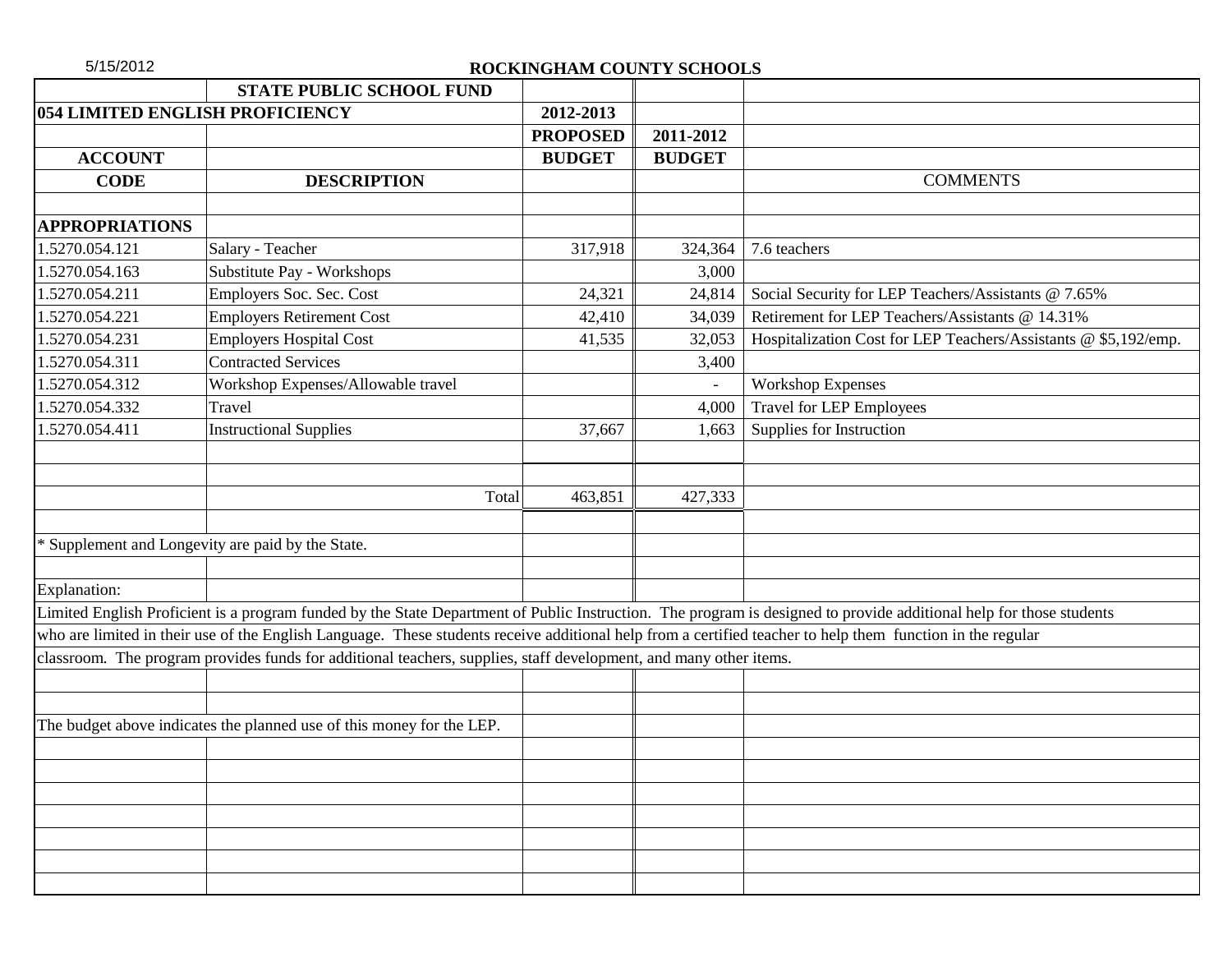5/15/2012

## ROCKINGHAM COUNTY SCHOOLS

| | STATE PUBLIC SCHOOL FUND | | | |
|---|---|---|---|---|
| **054 LIMITED ENGLISH PROFICIENCY** | | **2012-2013** | | |
| | | **PROPOSED** | **2011-2012** | |
| **ACCOUNT** | | **BUDGET** | **BUDGET** | |
| **CODE** | **DESCRIPTION** | | | COMMENTS |
| **APPROPRIATIONS** | | | | |
| 1.5270.054.121 | Salary - Teacher | 317,918 | 324,364 | 7.6 teachers |
| 1.5270.054.163 | Substitute Pay - Workshops | | 3,000 | |
| 1.5270.054.211 | Employers Soc. Sec. Cost | 24,321 | 24,814 | Social Security for LEP Teachers/Assistants @ 7.65% |
| 1.5270.054.221 | Employers Retirement Cost | 42,410 | 34,039 | Retirement for LEP Teachers/Assistants @ 14.31% |
| 1.5270.054.231 | Employers Hospital Cost | 41,535 | 32,053 | Hospitalization Cost for LEP Teachers/Assistants @ $5,192/emp. |
| 1.5270.054.311 | Contracted Services | | 3,400 | |
| 1.5270.054.312 | Workshop Expenses/Allowable travel | | - | Workshop Expenses |
| 1.5270.054.332 | Travel | | 4,000 | Travel for LEP Employees |
| 1.5270.054.411 | Instructional Supplies | 37,667 | 1,663 | Supplies for Instruction |
| | Total | 463,851 | 427,333 | |

* Supplement and Longevity are paid by the State.

Explanation:

Limited English Proficient is a program funded by the State Department of Public Instruction. The program is designed to provide additional help for those students who are limited in their use of the English Language. These students receive additional help from a certified teacher to help them function in the regular classroom. The program provides funds for additional teachers, supplies, staff development, and many other items.

The budget above indicates the planned use of this money for the LEP.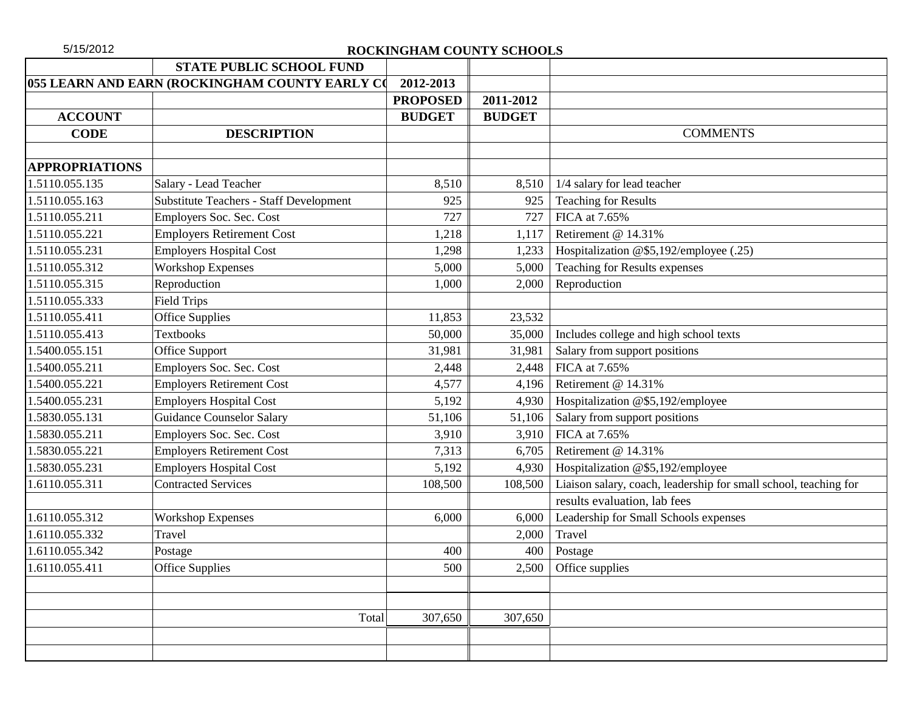5/15/2012

**ROCKINGHAM COUNTY SCHOOLS**

| | **STATE PUBLIC SCHOOL FUND** | | | |
|---|---|---|---|---|
| **055 LEARN AND EARN (ROCKINGHAM COUNTY EARLY CO** | | **2012-2013** | | |
| | | **PROPOSED** | **2011-2012** | |
| **ACCOUNT** | | **BUDGET** | **BUDGET** | |
| **CODE** | **DESCRIPTION** | | | COMMENTS |
| | | | | |
| **APPROPRIATIONS** | | | | |
| 1.5110.055.135 | Salary - Lead Teacher | 8,510 | 8,510 | 1/4 salary for lead teacher |
| 1.5110.055.163 | Substitute Teachers - Staff Development | 925 | 925 | Teaching for Results |
| 1.5110.055.211 | Employers Soc. Sec. Cost | 727 | 727 | FICA at 7.65% |
| 1.5110.055.221 | Employers Retirement Cost | 1,218 | 1,117 | Retirement @ 14.31% |
| 1.5110.055.231 | Employers Hospital Cost | 1,298 | 1,233 | Hospitalization @$5,192/employee (.25) |
| 1.5110.055.312 | Workshop Expenses | 5,000 | 5,000 | Teaching for Results expenses |
| 1.5110.055.315 | Reproduction | 1,000 | 2,000 | Reproduction |
| 1.5110.055.333 | Field Trips | | | |
| 1.5110.055.411 | Office Supplies | 11,853 | 23,532 | |
| 1.5110.055.413 | Textbooks | 50,000 | 35,000 | Includes college and high school texts |
| 1.5400.055.151 | Office Support | 31,981 | 31,981 | Salary from support positions |
| 1.5400.055.211 | Employers Soc. Sec. Cost | 2,448 | 2,448 | FICA at 7.65% |
| 1.5400.055.221 | Employers Retirement Cost | 4,577 | 4,196 | Retirement @ 14.31% |
| 1.5400.055.231 | Employers Hospital Cost | 5,192 | 4,930 | Hospitalization @$5,192/employee |
| 1.5830.055.131 | Guidance Counselor Salary | 51,106 | 51,106 | Salary from support positions |
| 1.5830.055.211 | Employers Soc. Sec. Cost | 3,910 | 3,910 | FICA at 7.65% |
| 1.5830.055.221 | Employers Retirement Cost | 7,313 | 6,705 | Retirement @ 14.31% |
| 1.5830.055.231 | Employers Hospital Cost | 5,192 | 4,930 | Hospitalization @$5,192/employee |
| 1.6110.055.311 | Contracted Services | 108,500 | 108,500 | Liaison salary, coach, leadership for small school, teaching for |
| | | | | results evaluation, lab fees |
| 1.6110.055.312 | Workshop Expenses | 6,000 | 6,000 | Leadership for Small Schools expenses |
| 1.6110.055.332 | Travel | | 2,000 | Travel |
| 1.6110.055.342 | Postage | 400 | 400 | Postage |
| 1.6110.055.411 | Office Supplies | 500 | 2,500 | Office supplies |
| | | | | |
| | | | | |
| | Total | 307,650 | 307,650 | |
| | | | | |
| | | | | |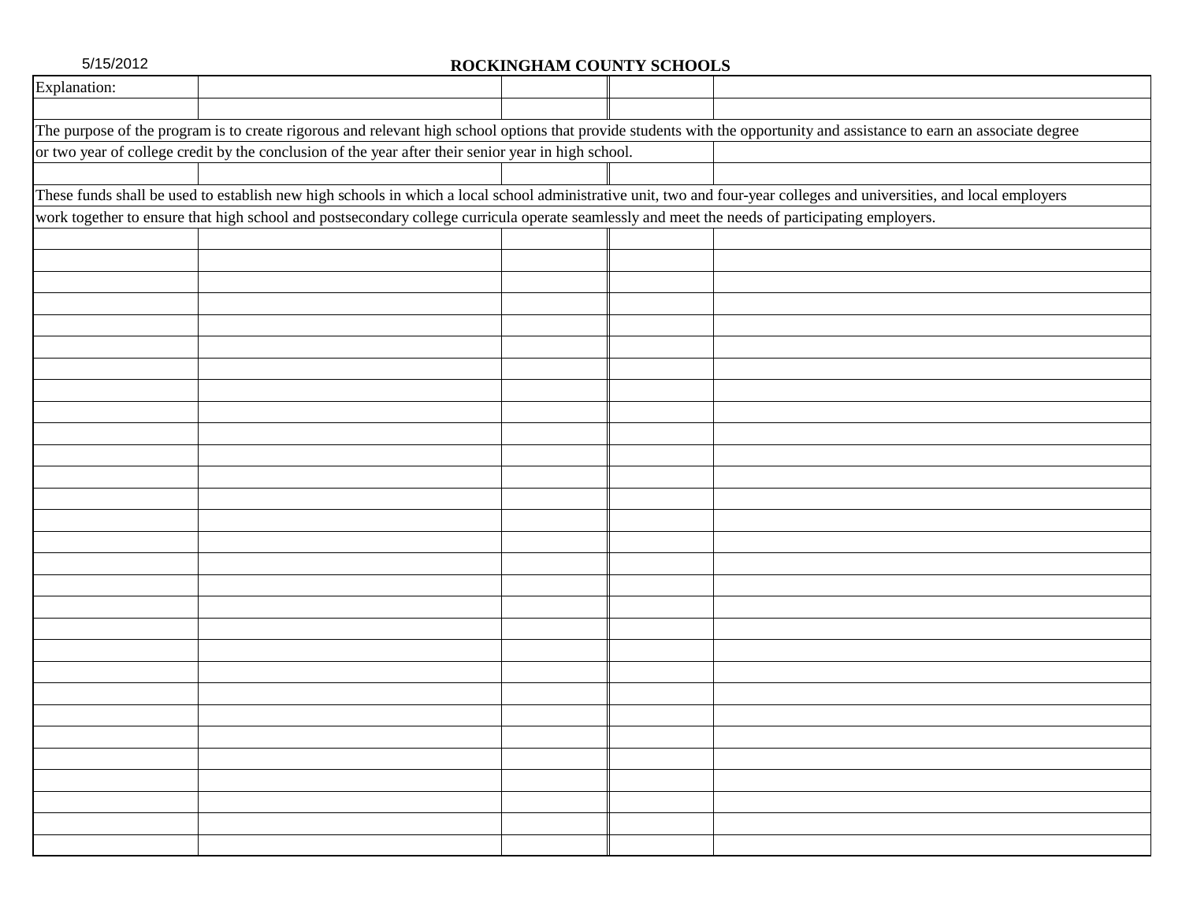5/15/2012

## ROCKINGHAM COUNTY SCHOOLS

Explanation:

The purpose of the program is to create rigorous and relevant high school options that provide students with the opportunity and assistance to earn an associate degree or two year of college credit by the conclusion of the year after their senior year in high school.

These funds shall be used to establish new high schools in which a local school administrative unit, two and four-year colleges and universities, and local employers work together to ensure that high school and postsecondary college curricula operate seamlessly and meet the needs of participating employers.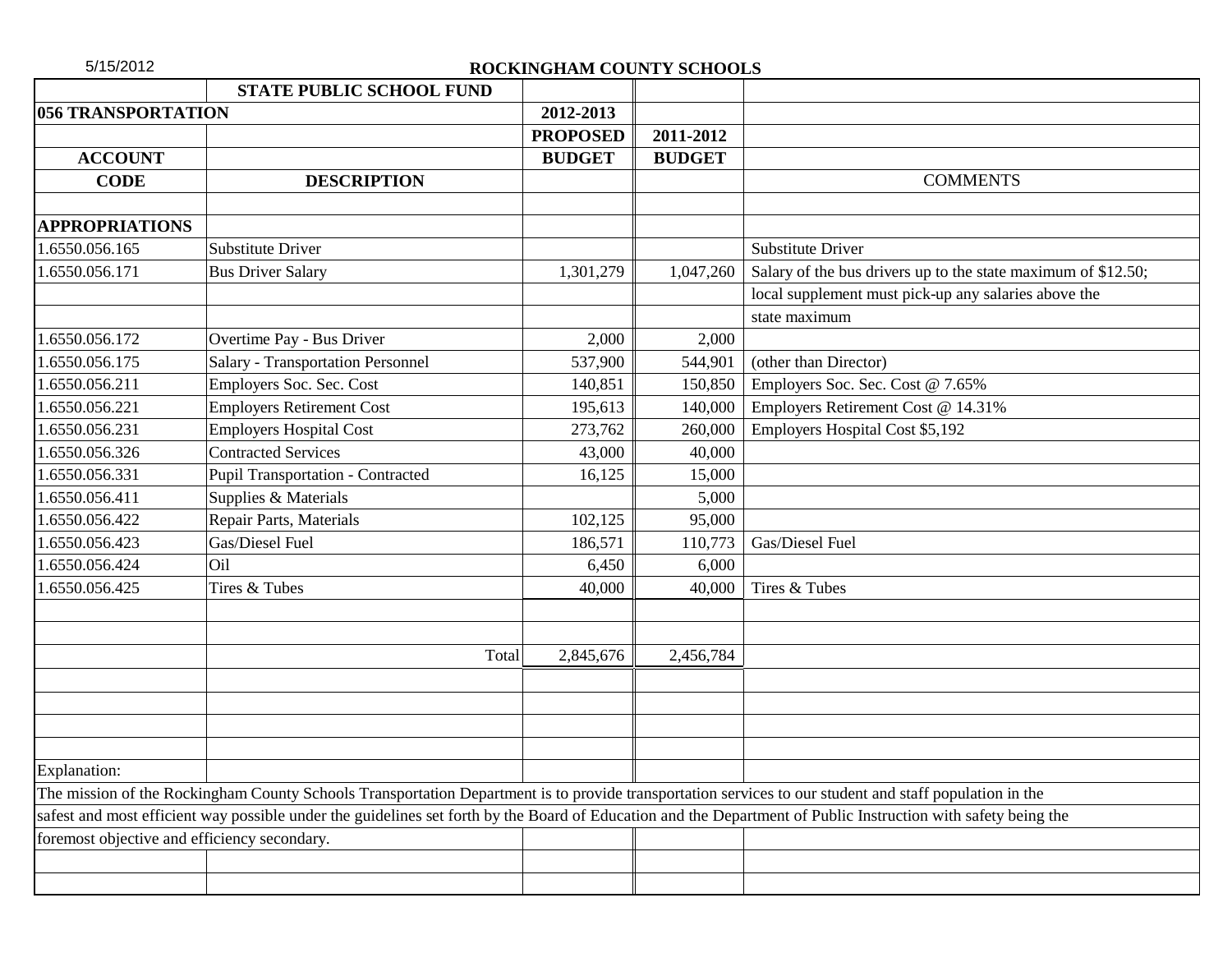5/15/2012

## ROCKINGHAM COUNTY SCHOOLS

| | STATE PUBLIC SCHOOL FUND | | | |
|---|---|---|---|---|
| **056 TRANSPORTATION** | | **2012-2013** | | |
| | | **PROPOSED** | **2011-2012** | |
| **ACCOUNT** | | **BUDGET** | **BUDGET** | |
| **CODE** | **DESCRIPTION** | | | COMMENTS |
| | | | | |
| **APPROPRIATIONS** | | | | |
| 1.6550.056.165 | Substitute Driver | | | Substitute Driver |
| 1.6550.056.171 | Bus Driver Salary | 1,301,279 | 1,047,260 | Salary of the bus drivers up to the state maximum of $12.50; |
| | | | | local supplement must pick-up any salaries above the |
| | | | | state maximum |
| 1.6550.056.172 | Overtime Pay - Bus Driver | 2,000 | 2,000 | |
| 1.6550.056.175 | Salary - Transportation Personnel | 537,900 | 544,901 | (other than Director) |
| 1.6550.056.211 | Employers Soc. Sec. Cost | 140,851 | 150,850 | Employers Soc. Sec. Cost @ 7.65% |
| 1.6550.056.221 | Employers Retirement Cost | 195,613 | 140,000 | Employers Retirement Cost @ 14.31% |
| 1.6550.056.231 | Employers Hospital Cost | 273,762 | 260,000 | Employers Hospital Cost $5,192 |
| 1.6550.056.326 | Contracted Services | 43,000 | 40,000 | |
| 1.6550.056.331 | Pupil Transportation - Contracted | 16,125 | 15,000 | |
| 1.6550.056.411 | Supplies & Materials | | 5,000 | |
| 1.6550.056.422 | Repair Parts, Materials | 102,125 | 95,000 | |
| 1.6550.056.423 | Gas/Diesel Fuel | 186,571 | 110,773 | Gas/Diesel Fuel |
| 1.6550.056.424 | Oil | 6,450 | 6,000 | |
| 1.6550.056.425 | Tires & Tubes | 40,000 | 40,000 | Tires & Tubes |
| | | | | |
| | | | | |
| | Total | 2,845,676 | 2,456,784 | |

Explanation:

The mission of the Rockingham County Schools Transportation Department is to provide transportation services to our student and staff population in the safest and most efficient way possible under the guidelines set forth by the Board of Education and the Department of Public Instruction with safety being the foremost objective and efficiency secondary.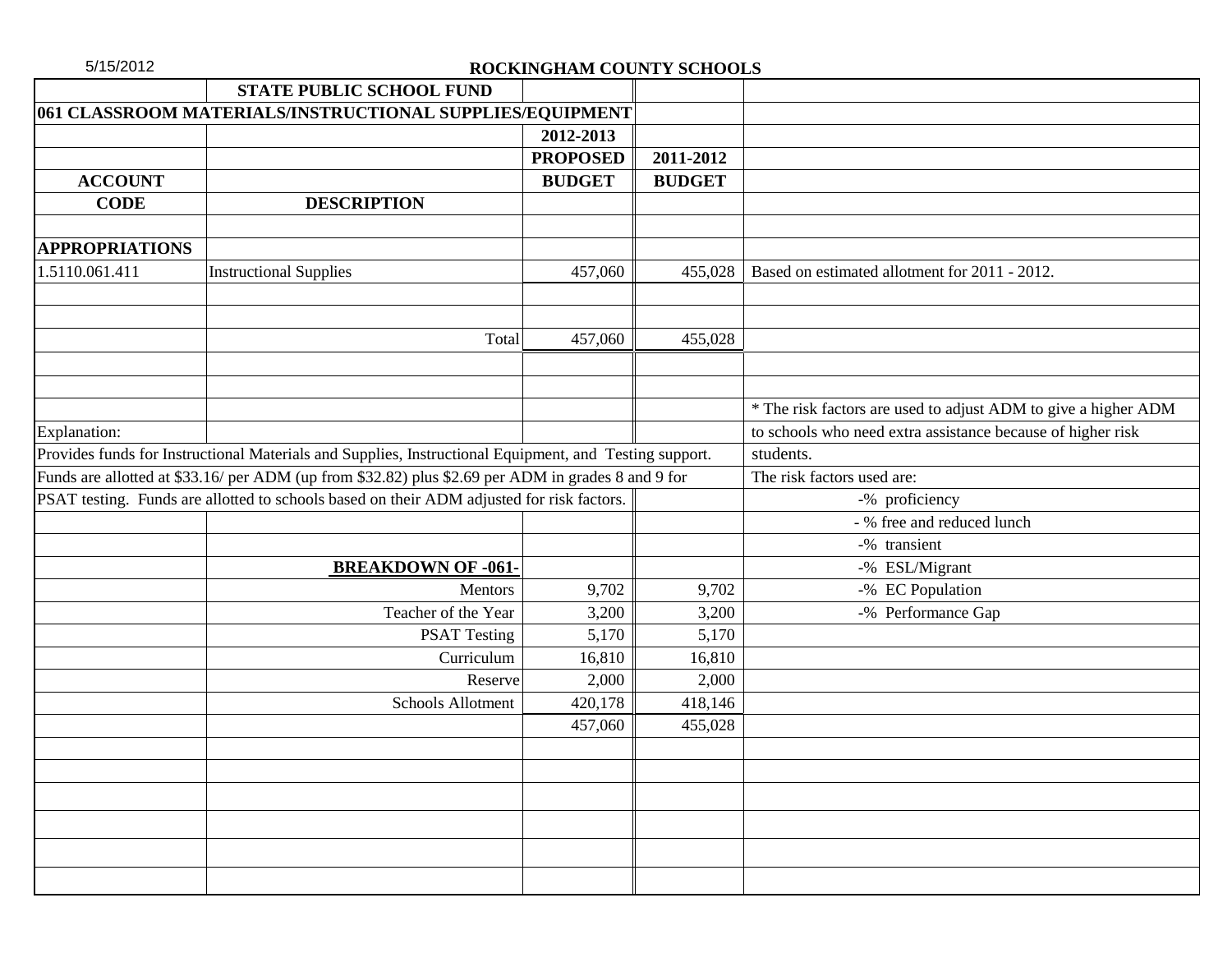5/15/2012

**ROCKINGHAM COUNTY SCHOOLS**

**STATE PUBLIC SCHOOL FUND**

**061 CLASSROOM MATERIALS/INSTRUCTIONAL SUPPLIES/EQUIPMENT**

| ACCOUNT CODE | DESCRIPTION | 2012-2013 PROPOSED BUDGET | 2011-2012 BUDGET | |
|---|---|---|---|---|
| **APPROPRIATIONS** | | | | |
| 1.5110.061.411 | Instructional Supplies | 457,060 | 455,028 | Based on estimated allotment for 2011 - 2012. |
| | Total | 457,060 | 455,028 | |

Explanation:

Provides funds for Instructional Materials and Supplies, Instructional Equipment, and Testing support. Funds are allotted at $33.16/ per ADM (up from $32.82) plus $2.69 per ADM in grades 8 and 9 for PSAT testing. Funds are allotted to schools based on their ADM adjusted for risk factors.

* The risk factors are used to adjust ADM to give a higher ADM to schools who need extra assistance because of higher risk students.

The risk factors used are:

- -% proficiency
- - % free and reduced lunch
- -% transient
- -% ESL/Migrant
- -% EC Population
- -% Performance Gap

| **BREAKDOWN OF -061-** | 2012-2013 | 2011-2012 |
|---|---|---|
| Mentors | 9,702 | 9,702 |
| Teacher of the Year | 3,200 | 3,200 |
| PSAT Testing | 5,170 | 5,170 |
| Curriculum | 16,810 | 16,810 |
| Reserve | 2,000 | 2,000 |
| Schools Allotment | 420,178 | 418,146 |
| | 457,060 | 455,028 |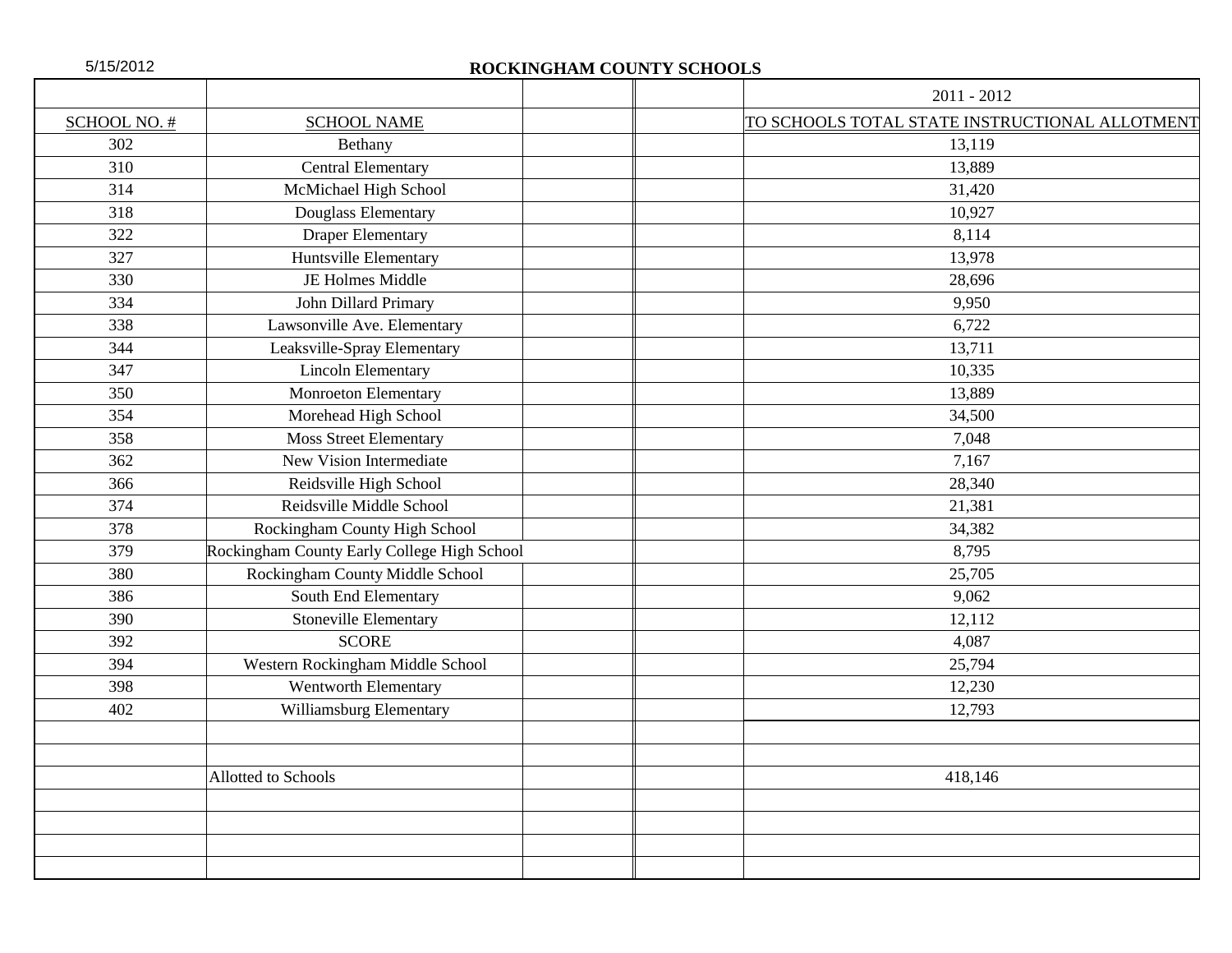5/15/2012

# ROCKINGHAM COUNTY SCHOOLS

| SCHOOL NO. # | SCHOOL NAME | | | 2011 - 2012<br>TO SCHOOLS TOTAL STATE INSTRUCTIONAL ALLOTMENT |
|---|---|---|---|---|
| 302 | Bethany | | | 13,119 |
| 310 | Central Elementary | | | 13,889 |
| 314 | McMichael High School | | | 31,420 |
| 318 | Douglass Elementary | | | 10,927 |
| 322 | Draper Elementary | | | 8,114 |
| 327 | Huntsville Elementary | | | 13,978 |
| 330 | JE Holmes Middle | | | 28,696 |
| 334 | John Dillard Primary | | | 9,950 |
| 338 | Lawsonville Ave. Elementary | | | 6,722 |
| 344 | Leaksville-Spray Elementary | | | 13,711 |
| 347 | Lincoln Elementary | | | 10,335 |
| 350 | Monroeton Elementary | | | 13,889 |
| 354 | Morehead High School | | | 34,500 |
| 358 | Moss Street Elementary | | | 7,048 |
| 362 | New Vision Intermediate | | | 7,167 |
| 366 | Reidsville High School | | | 28,340 |
| 374 | Reidsville Middle School | | | 21,381 |
| 378 | Rockingham County High School | | | 34,382 |
| 379 | Rockingham County Early College High School | | | 8,795 |
| 380 | Rockingham County Middle School | | | 25,705 |
| 386 | South End Elementary | | | 9,062 |
| 390 | Stoneville Elementary | | | 12,112 |
| 392 | SCORE | | | 4,087 |
| 394 | Western Rockingham Middle School | | | 25,794 |
| 398 | Wentworth Elementary | | | 12,230 |
| 402 | Williamsburg Elementary | | | 12,793 |
| | | | | |
| | | | | |
| | Allotted to Schools | | | 418,146 |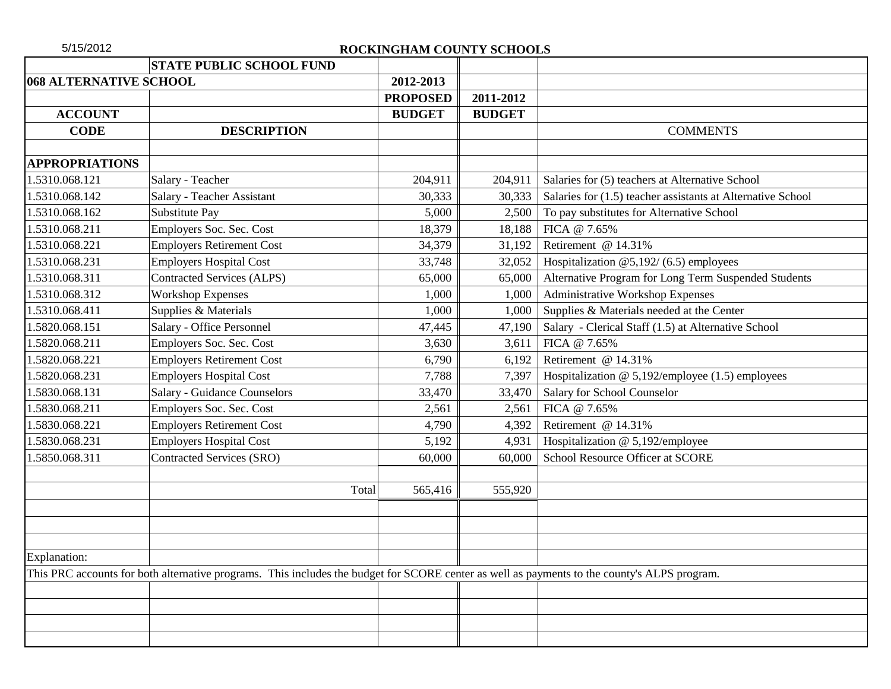5/15/2012

**ROCKINGHAM COUNTY SCHOOLS**

| | **STATE PUBLIC SCHOOL FUND** | | | |
|---|---|---|---|---|
| **068 ALTERNATIVE SCHOOL** | | **2012-2013** | | |
| | | **PROPOSED** | **2011-2012** | |
| **ACCOUNT** | | **BUDGET** | **BUDGET** | |
| **CODE** | **DESCRIPTION** | | | COMMENTS |
| | | | | |
| **APPROPRIATIONS** | | | | |
| 1.5310.068.121 | Salary - Teacher | 204,911 | 204,911 | Salaries for (5) teachers at Alternative School |
| 1.5310.068.142 | Salary - Teacher Assistant | 30,333 | 30,333 | Salaries for (1.5) teacher assistants at Alternative School |
| 1.5310.068.162 | Substitute Pay | 5,000 | 2,500 | To pay substitutes for Alternative School |
| 1.5310.068.211 | Employers Soc. Sec. Cost | 18,379 | 18,188 | FICA @ 7.65% |
| 1.5310.068.221 | Employers Retirement Cost | 34,379 | 31,192 | Retirement @ 14.31% |
| 1.5310.068.231 | Employers Hospital Cost | 33,748 | 32,052 | Hospitalization @5,192/ (6.5) employees |
| 1.5310.068.311 | Contracted Services (ALPS) | 65,000 | 65,000 | Alternative Program for Long Term Suspended Students |
| 1.5310.068.312 | Workshop Expenses | 1,000 | 1,000 | Administrative Workshop Expenses |
| 1.5310.068.411 | Supplies & Materials | 1,000 | 1,000 | Supplies & Materials needed at the Center |
| 1.5820.068.151 | Salary - Office Personnel | 47,445 | 47,190 | Salary - Clerical Staff (1.5) at Alternative School |
| 1.5820.068.211 | Employers Soc. Sec. Cost | 3,630 | 3,611 | FICA @ 7.65% |
| 1.5820.068.221 | Employers Retirement Cost | 6,790 | 6,192 | Retirement @ 14.31% |
| 1.5820.068.231 | Employers Hospital Cost | 7,788 | 7,397 | Hospitalization @ 5,192/employee (1.5) employees |
| 1.5830.068.131 | Salary - Guidance Counselors | 33,470 | 33,470 | Salary for School Counselor |
| 1.5830.068.211 | Employers Soc. Sec. Cost | 2,561 | 2,561 | FICA @ 7.65% |
| 1.5830.068.221 | Employers Retirement Cost | 4,790 | 4,392 | Retirement @ 14.31% |
| 1.5830.068.231 | Employers Hospital Cost | 5,192 | 4,931 | Hospitalization @ 5,192/employee |
| 1.5850.068.311 | Contracted Services (SRO) | 60,000 | 60,000 | School Resource Officer at SCORE |
| | | | | |
| | Total | 565,416 | 555,920 | |

Explanation:

This PRC accounts for both alternative programs. This includes the budget for SCORE center as well as payments to the county's ALPS program.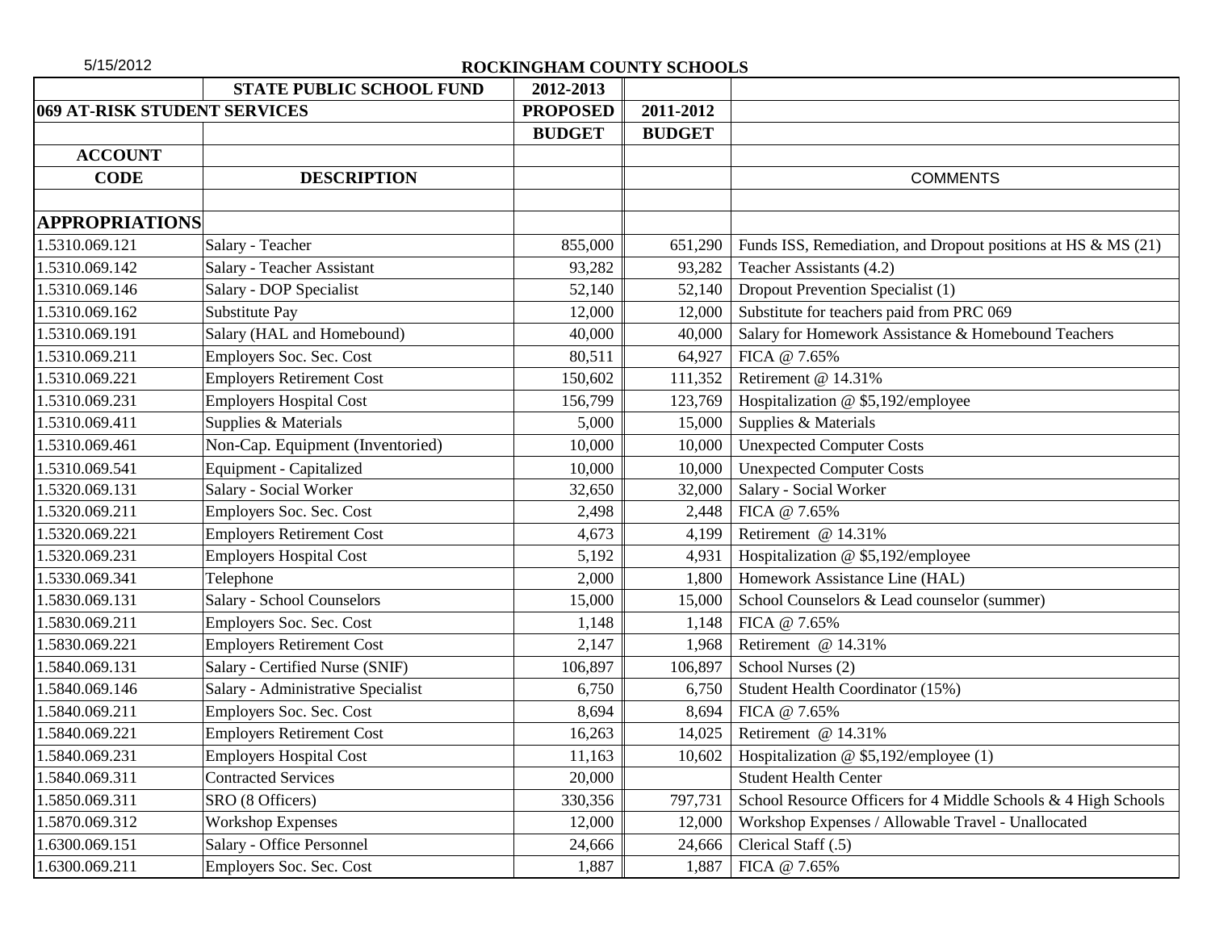5/15/2012

# ROCKINGHAM COUNTY SCHOOLS

| | STATE PUBLIC SCHOOL FUND | 2012-2013 | | |
|---|---|---|---|---|
| **069 AT-RISK STUDENT SERVICES** | | **PROPOSED** | **2011-2012** | |
| | | **BUDGET** | **BUDGET** | |
| **ACCOUNT** | | | | |
| **CODE** | **DESCRIPTION** | | | COMMENTS |
| | | | | |
| **APPROPRIATIONS** | | | | |
| 1.5310.069.121 | Salary - Teacher | 855,000 | 651,290 | Funds ISS, Remediation, and Dropout positions at HS & MS (21) |
| 1.5310.069.142 | Salary - Teacher Assistant | 93,282 | 93,282 | Teacher Assistants (4.2) |
| 1.5310.069.146 | Salary - DOP Specialist | 52,140 | 52,140 | Dropout Prevention Specialist (1) |
| 1.5310.069.162 | Substitute Pay | 12,000 | 12,000 | Substitute for teachers paid from PRC 069 |
| 1.5310.069.191 | Salary (HAL and Homebound) | 40,000 | 40,000 | Salary for Homework Assistance & Homebound Teachers |
| 1.5310.069.211 | Employers Soc. Sec. Cost | 80,511 | 64,927 | FICA @ 7.65% |
| 1.5310.069.221 | Employers Retirement Cost | 150,602 | 111,352 | Retirement @ 14.31% |
| 1.5310.069.231 | Employers Hospital Cost | 156,799 | 123,769 | Hospitalization @ $5,192/employee |
| 1.5310.069.411 | Supplies & Materials | 5,000 | 15,000 | Supplies & Materials |
| 1.5310.069.461 | Non-Cap. Equipment (Inventoried) | 10,000 | 10,000 | Unexpected Computer Costs |
| 1.5310.069.541 | Equipment - Capitalized | 10,000 | 10,000 | Unexpected Computer Costs |
| 1.5320.069.131 | Salary - Social Worker | 32,650 | 32,000 | Salary - Social Worker |
| 1.5320.069.211 | Employers Soc. Sec. Cost | 2,498 | 2,448 | FICA @ 7.65% |
| 1.5320.069.221 | Employers Retirement Cost | 4,673 | 4,199 | Retirement @ 14.31% |
| 1.5320.069.231 | Employers Hospital Cost | 5,192 | 4,931 | Hospitalization @ $5,192/employee |
| 1.5330.069.341 | Telephone | 2,000 | 1,800 | Homework Assistance Line (HAL) |
| 1.5830.069.131 | Salary - School Counselors | 15,000 | 15,000 | School Counselors & Lead counselor (summer) |
| 1.5830.069.211 | Employers Soc. Sec. Cost | 1,148 | 1,148 | FICA @ 7.65% |
| 1.5830.069.221 | Employers Retirement Cost | 2,147 | 1,968 | Retirement @ 14.31% |
| 1.5840.069.131 | Salary - Certified Nurse (SNIF) | 106,897 | 106,897 | School Nurses (2) |
| 1.5840.069.146 | Salary - Administrative Specialist | 6,750 | 6,750 | Student Health Coordinator (15%) |
| 1.5840.069.211 | Employers Soc. Sec. Cost | 8,694 | 8,694 | FICA @ 7.65% |
| 1.5840.069.221 | Employers Retirement Cost | 16,263 | 14,025 | Retirement @ 14.31% |
| 1.5840.069.231 | Employers Hospital Cost | 11,163 | 10,602 | Hospitalization @ $5,192/employee (1) |
| 1.5840.069.311 | Contracted Services | 20,000 | | Student Health Center |
| 1.5850.069.311 | SRO (8 Officers) | 330,356 | 797,731 | School Resource Officers for 4 Middle Schools & 4 High Schools |
| 1.5870.069.312 | Workshop Expenses | 12,000 | 12,000 | Workshop Expenses / Allowable Travel - Unallocated |
| 1.6300.069.151 | Salary - Office Personnel | 24,666 | 24,666 | Clerical Staff (.5) |
| 1.6300.069.211 | Employers Soc. Sec. Cost | 1,887 | 1,887 | FICA @ 7.65% |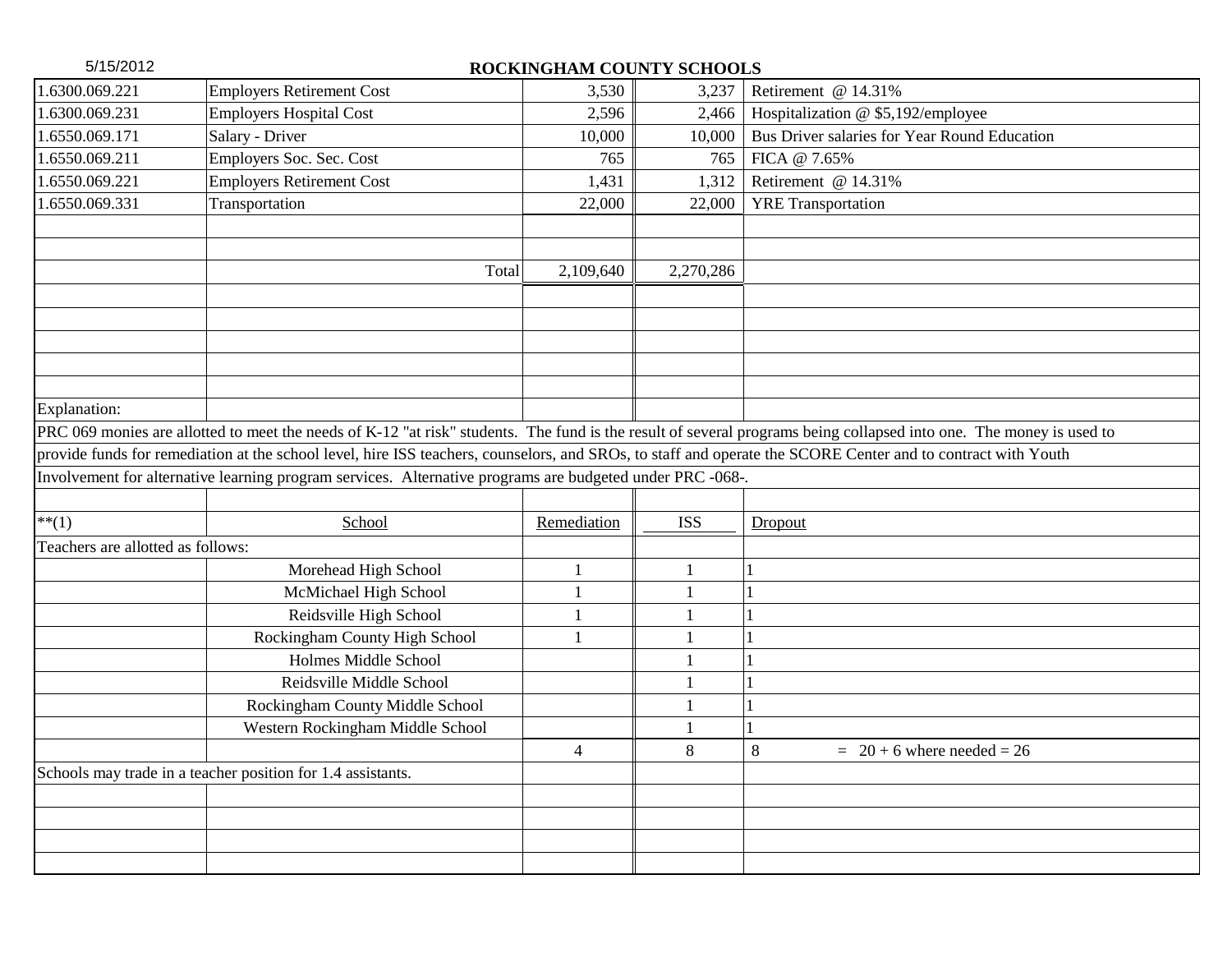## ROCKINGHAM COUNTY SCHOOLS

| | | | | |
|---|---|---|---|---|
| 1.6300.069.221 | Employers Retirement Cost | 3,530 | 3,237 | Retirement @ 14.31% |
| 1.6300.069.231 | Employers Hospital Cost | 2,596 | 2,466 | Hospitalization @ $5,192/employee |
| 1.6550.069.171 | Salary - Driver | 10,000 | 10,000 | Bus Driver salaries for Year Round Education |
| 1.6550.069.211 | Employers Soc. Sec. Cost | 765 | 765 | FICA @ 7.65% |
| 1.6550.069.221 | Employers Retirement Cost | 1,431 | 1,312 | Retirement @ 14.31% |
| 1.6550.069.331 | Transportation | 22,000 | 22,000 | YRE Transportation |
| | Total | 2,109,640 | 2,270,286 | |

Explanation:

PRC 069 monies are allotted to meet the needs of K-12 "at risk" students. The fund is the result of several programs being collapsed into one. The money is used to provide funds for remediation at the school level, hire ISS teachers, counselors, and SROs, to staff and operate the SCORE Center and to contract with Youth Involvement for alternative learning program services. Alternative programs are budgeted under PRC -068-.

| **(1) | School | Remediation | ISS | Dropout |
|---|---|---|---|---|
| Teachers are allotted as follows: | | | | |
| | Morehead High School | 1 | 1 | 1 |
| | McMichael High School | 1 | 1 | 1 |
| | Reidsville High School | 1 | 1 | 1 |
| | Rockingham County High School | 1 | 1 | 1 |
| | Holmes Middle School | | 1 | 1 |
| | Reidsville Middle School | | 1 | 1 |
| | Rockingham County Middle School | | 1 | 1 |
| | Western Rockingham Middle School | | 1 | 1 |
| | | 4 | 8 | 8 = 20 + 6 where needed = 26 |

Schools may trade in a teacher position for 1.4 assistants.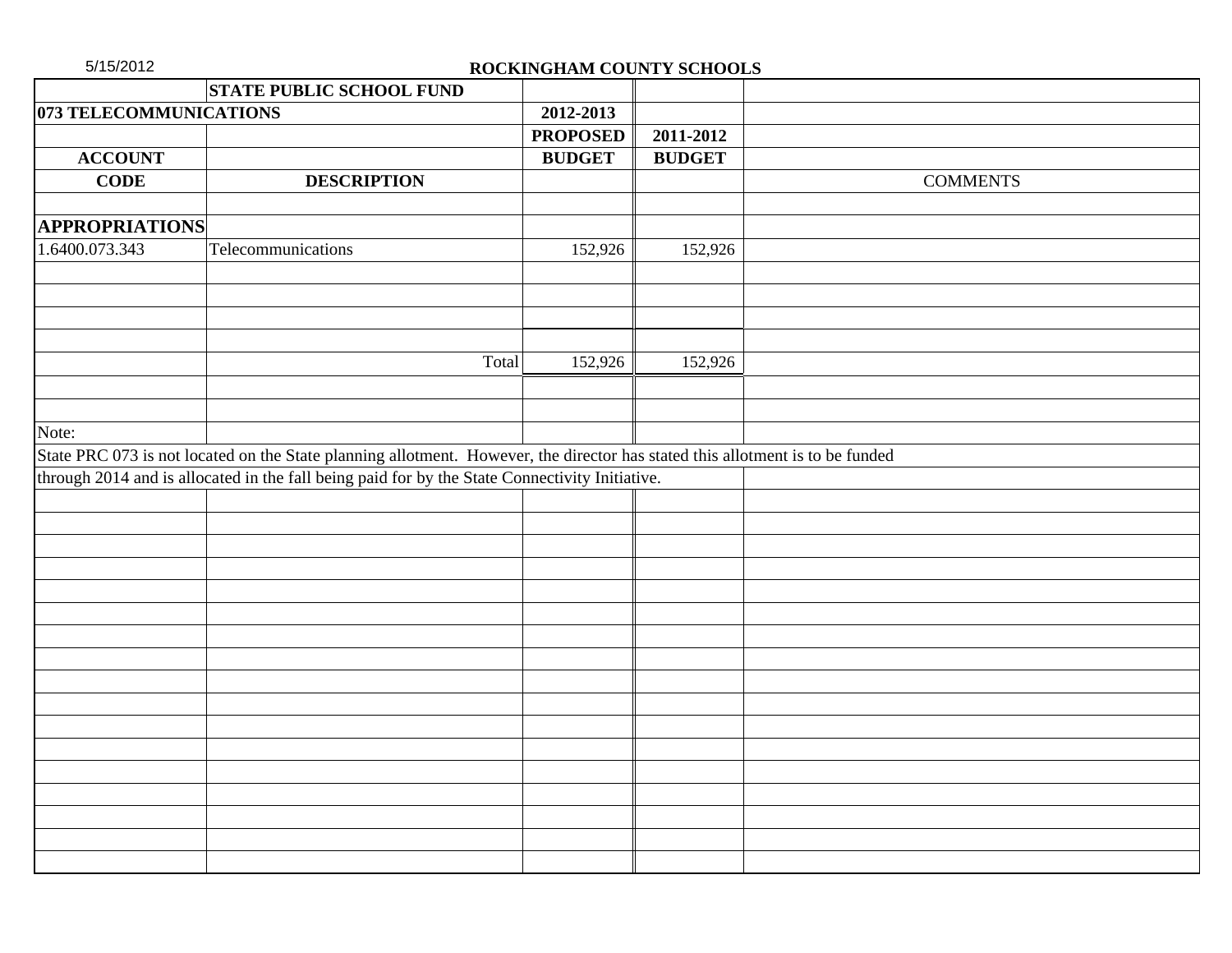5/15/2012

## ROCKINGHAM COUNTY SCHOOLS

| | STATE PUBLIC SCHOOL FUND | | | |
|---|---|---|---|---|
| **073 TELECOMMUNICATIONS** | | **2012-2013** | | |
| | | **PROPOSED** | **2011-2012** | |
| **ACCOUNT** | | **BUDGET** | **BUDGET** | |
| **CODE** | **DESCRIPTION** | | | COMMENTS |
| **APPROPRIATIONS** | | | | |
| 1.6400.073.343 | Telecommunications | 152,926 | 152,926 | |
| | Total | 152,926 | 152,926 | |

Note:

State PRC 073 is not located on the State planning allotment. However, the director has stated this allotment is to be funded through 2014 and is allocated in the fall being paid for by the State Connectivity Initiative.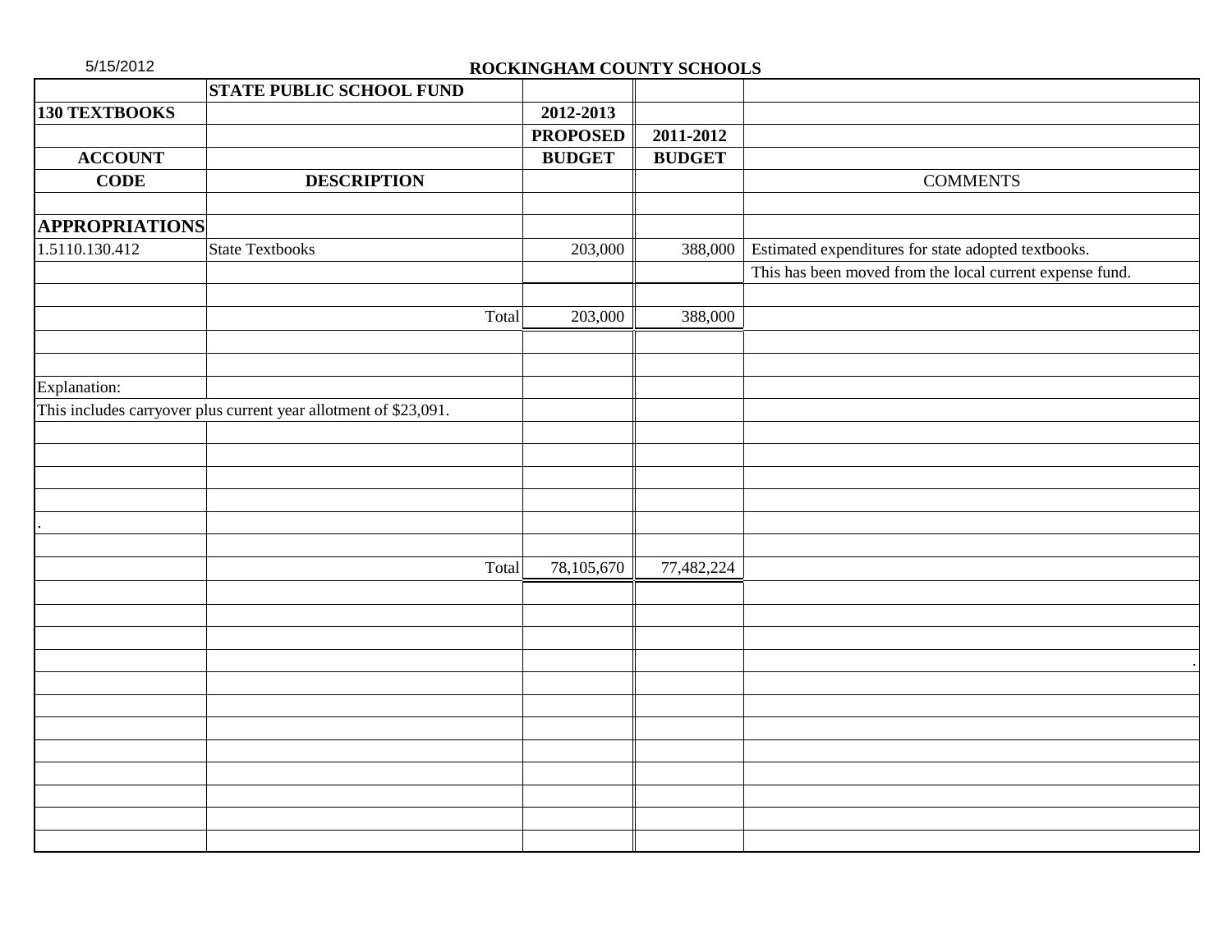5/15/2012

**ROCKINGHAM COUNTY SCHOOLS**

| | **STATE PUBLIC SCHOOL FUND** | | | |
|---|---|---|---|---|
| **130 TEXTBOOKS** | | **2012-2013** | | |
| | | **PROPOSED** | **2011-2012** | |
| **ACCOUNT** | | **BUDGET** | **BUDGET** | |
| **CODE** | **DESCRIPTION** | | | COMMENTS |
| **APPROPRIATIONS** | | | | |
| 1.5110.130.412 | State Textbooks | 203,000 | 388,000 | Estimated expenditures for state adopted textbooks. |
| | | | | This has been moved from the local current expense fund. |
| | Total | 203,000 | 388,000 | |
| Explanation: | | | | |
| This includes carryover plus current year allotment of $23,091. | | | | |
| . | | | | |
| | Total | 78,105,670 | 77,482,224 | |
| | | | | . |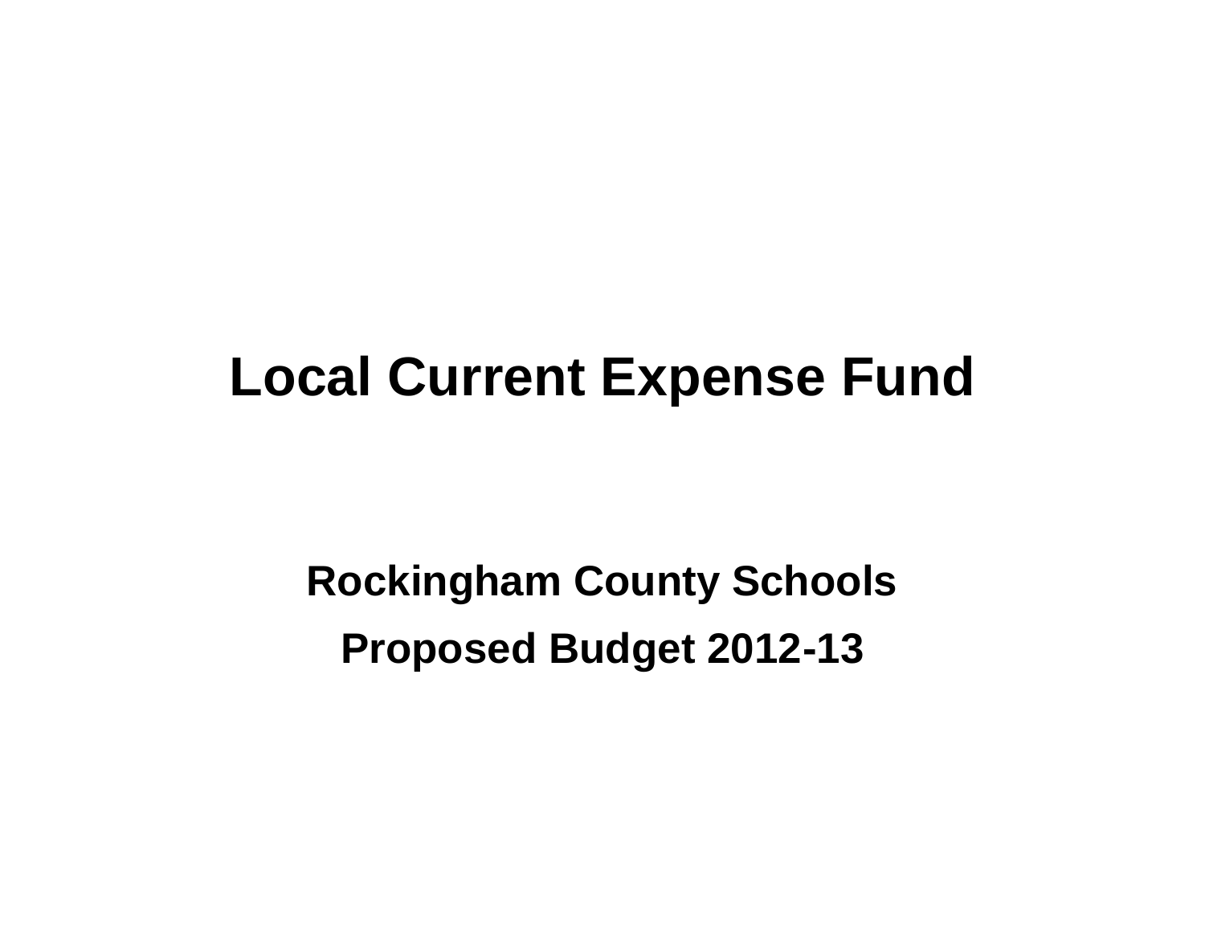# Local Current Expense Fund

**Rockingham County Schools**

**Proposed Budget 2012-13**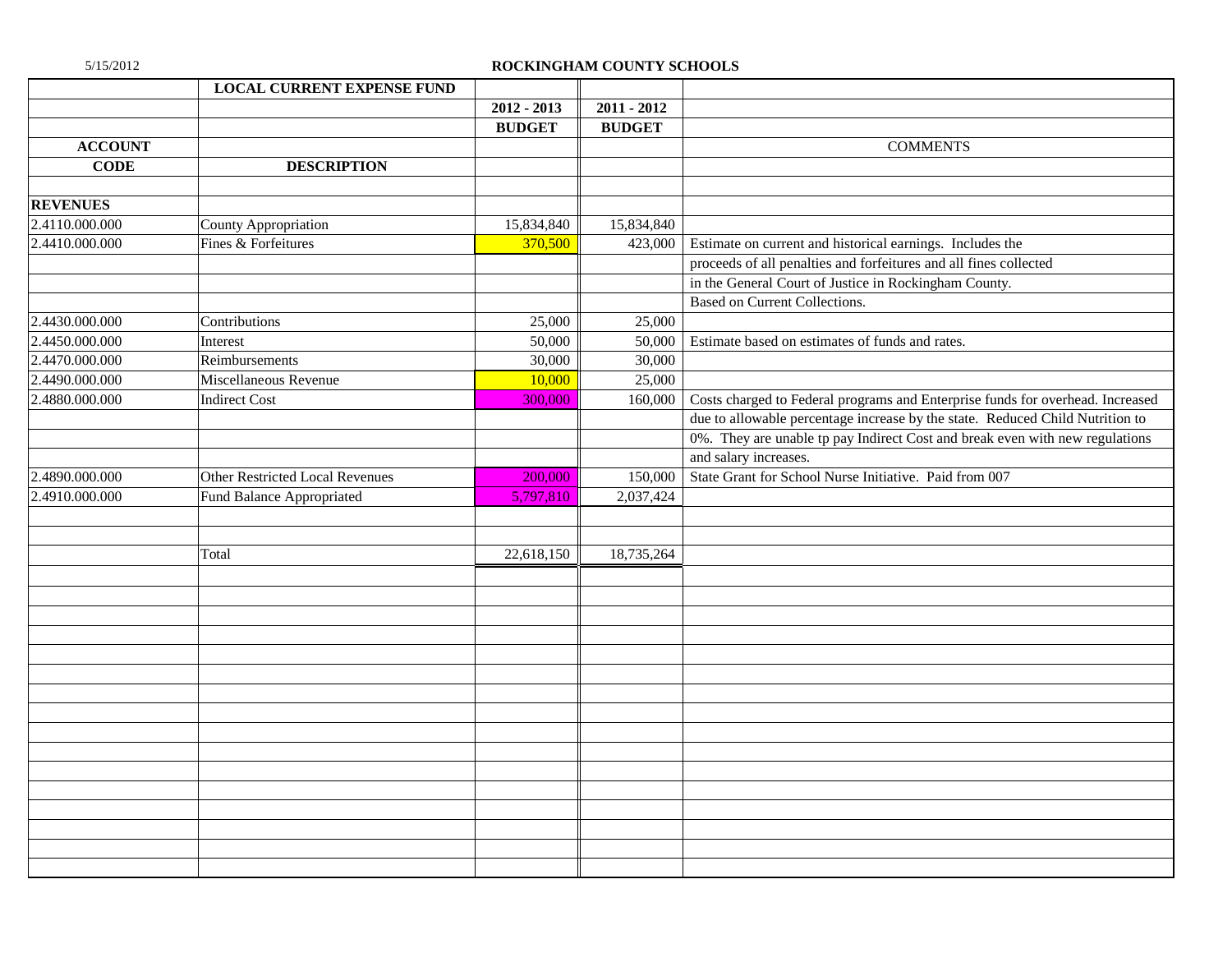5/15/2012

**ROCKINGHAM COUNTY SCHOOLS**

| ACCOUNT CODE | LOCAL CURRENT EXPENSE FUND DESCRIPTION | 2012 - 2013 BUDGET | 2011 - 2012 BUDGET | COMMENTS |
|---|---|---|---|---|
| **REVENUES** | | | | |
| 2.4110.000.000 | County Appropriation | 15,834,840 | 15,834,840 | |
| 2.4410.000.000 | Fines & Forfeitures | 370,500 | 423,000 | Estimate on current and historical earnings. Includes the proceeds of all penalties and forfeitures and all fines collected in the General Court of Justice in Rockingham County. Based on Current Collections. |
| 2.4430.000.000 | Contributions | 25,000 | 25,000 | |
| 2.4450.000.000 | Interest | 50,000 | 50,000 | Estimate based on estimates of funds and rates. |
| 2.4470.000.000 | Reimbursements | 30,000 | 30,000 | |
| 2.4490.000.000 | Miscellaneous Revenue | 10,000 | 25,000 | |
| 2.4880.000.000 | Indirect Cost | 300,000 | 160,000 | Costs charged to Federal programs and Enterprise funds for overhead. Increased due to allowable percentage increase by the state. Reduced Child Nutrition to 0%. They are unable tp pay Indirect Cost and break even with new regulations and salary increases. |
| 2.4890.000.000 | Other Restricted Local Revenues | 200,000 | 150,000 | State Grant for School Nurse Initiative. Paid from 007 |
| 2.4910.000.000 | Fund Balance Appropriated | 5,797,810 | 2,037,424 | |
| | Total | 22,618,150 | 18,735,264 | |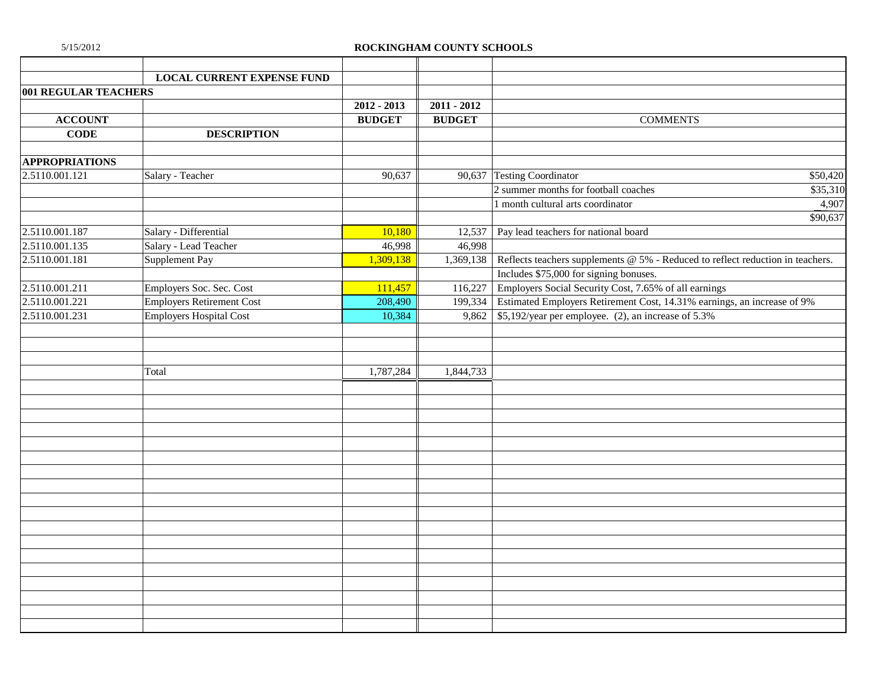5/15/2012

# ROCKINGHAM COUNTY SCHOOLS

| | LOCAL CURRENT EXPENSE FUND | | | | |
|---|---|---|---|---|---|
| **001 REGULAR TEACHERS** | | | | | |
| | | **2012 - 2013** | **2011 - 2012** | | |
| **ACCOUNT** | | **BUDGET** | **BUDGET** | COMMENTS | |
| **CODE** | **DESCRIPTION** | | | | |
| | | | | | |
| **APPROPRIATIONS** | | | | | |
| 2.5110.001.121 | Salary - Teacher | 90,637 | 90,637 | Testing Coordinator | $50,420 |
| | | | | 2 summer months for football coaches | $35,310 |
| | | | | 1 month cultural arts coordinator | 4,907 |
| | | | | | $90,637 |
| 2.5110.001.187 | Salary - Differential | 10,180 | 12,537 | Pay lead teachers for national board | |
| 2.5110.001.135 | Salary - Lead Teacher | 46,998 | 46,998 | | |
| 2.5110.001.181 | Supplement Pay | 1,309,138 | 1,369,138 | Reflects teachers supplements @ 5% - Reduced to reflect reduction in teachers. | |
| | | | | Includes $75,000 for signing bonuses. | |
| 2.5110.001.211 | Employers Soc. Sec. Cost | 111,457 | 116,227 | Employers Social Security Cost, 7.65% of all earnings | |
| 2.5110.001.221 | Employers Retirement Cost | 208,490 | 199,334 | Estimated Employers Retirement Cost, 14.31% earnings, an increase of 9% | |
| 2.5110.001.231 | Employers Hospital Cost | 10,384 | 9,862 | $5,192/year per employee. (2), an increase of 5.3% | |
| | | | | | |
| | Total | 1,787,284 | 1,844,733 | | |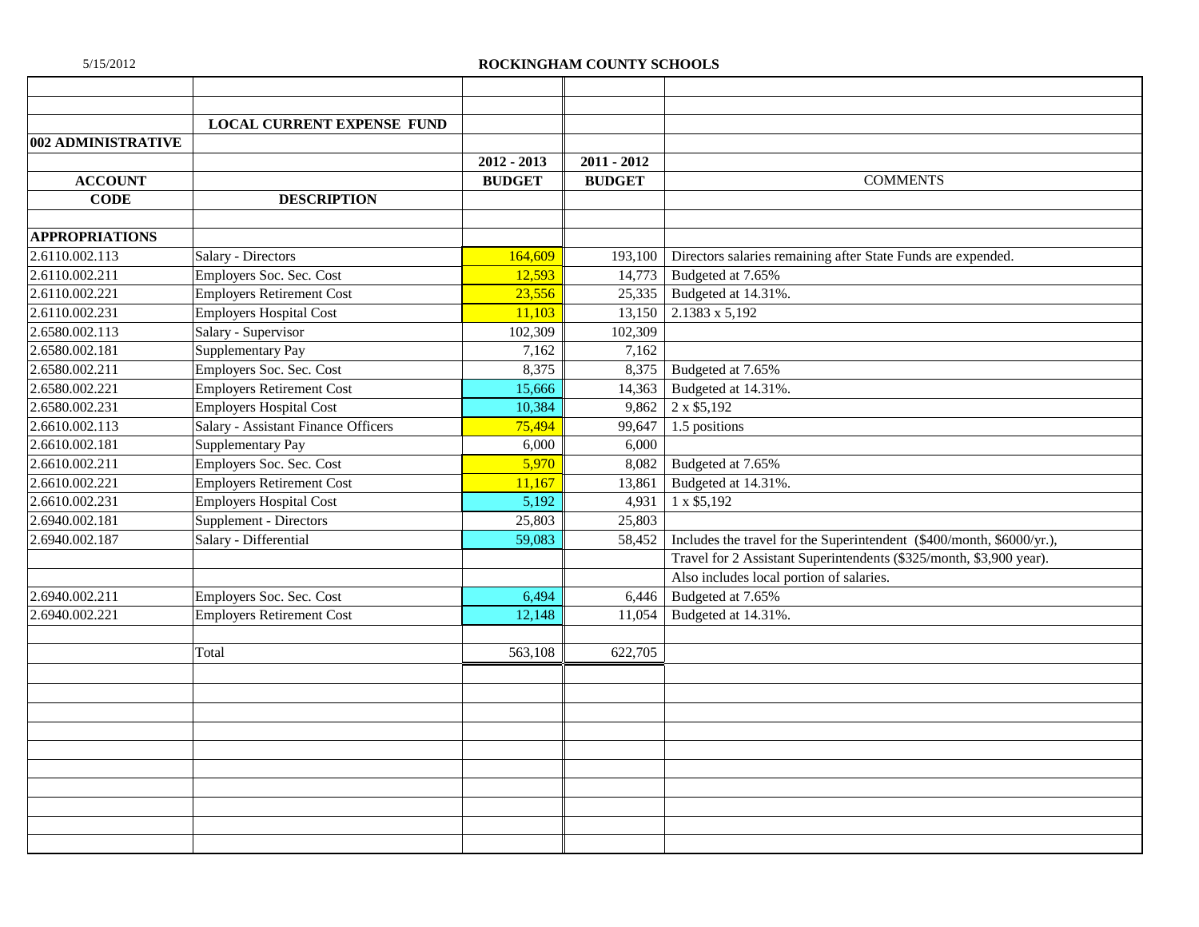# ROCKINGHAM COUNTY SCHOOLS

## LOCAL CURRENT EXPENSE FUND

### 002 ADMINISTRATIVE

| ACCOUNT CODE | DESCRIPTION | 2012 - 2013 BUDGET | 2011 - 2012 BUDGET | COMMENTS |
|---|---|---|---|---|
| **APPROPRIATIONS** | | | | |
| 2.6110.002.113 | Salary - Directors | 164,609 | 193,100 | Directors salaries remaining after State Funds are expended. |
| 2.6110.002.211 | Employers Soc. Sec. Cost | 12,593 | 14,773 | Budgeted at 7.65% |
| 2.6110.002.221 | Employers Retirement Cost | 23,556 | 25,335 | Budgeted at 14.31%. |
| 2.6110.002.231 | Employers Hospital Cost | 11,103 | 13,150 | 2.1383 x 5,192 |
| 2.6580.002.113 | Salary - Supervisor | 102,309 | 102,309 | |
| 2.6580.002.181 | Supplementary Pay | 7,162 | 7,162 | |
| 2.6580.002.211 | Employers Soc. Sec. Cost | 8,375 | 8,375 | Budgeted at 7.65% |
| 2.6580.002.221 | Employers Retirement Cost | 15,666 | 14,363 | Budgeted at 14.31%. |
| 2.6580.002.231 | Employers Hospital Cost | 10,384 | 9,862 | 2 x $5,192 |
| 2.6610.002.113 | Salary - Assistant Finance Officers | 75,494 | 99,647 | 1.5 positions |
| 2.6610.002.181 | Supplementary Pay | 6,000 | 6,000 | |
| 2.6610.002.211 | Employers Soc. Sec. Cost | 5,970 | 8,082 | Budgeted at 7.65% |
| 2.6610.002.221 | Employers Retirement Cost | 11,167 | 13,861 | Budgeted at 14.31%. |
| 2.6610.002.231 | Employers Hospital Cost | 5,192 | 4,931 | 1 x $5,192 |
| 2.6940.002.181 | Supplement - Directors | 25,803 | 25,803 | |
| 2.6940.002.187 | Salary - Differential | 59,083 | 58,452 | Includes the travel for the Superintendent ($400/month, $6000/yr.), |
| | | | | Travel for 2 Assistant Superintendents ($325/month, $3,900 year). |
| | | | | Also includes local portion of salaries. |
| 2.6940.002.211 | Employers Soc. Sec. Cost | 6,494 | 6,446 | Budgeted at 7.65% |
| 2.6940.002.221 | Employers Retirement Cost | 12,148 | 11,054 | Budgeted at 14.31%. |
| | Total | 563,108 | 622,705 | |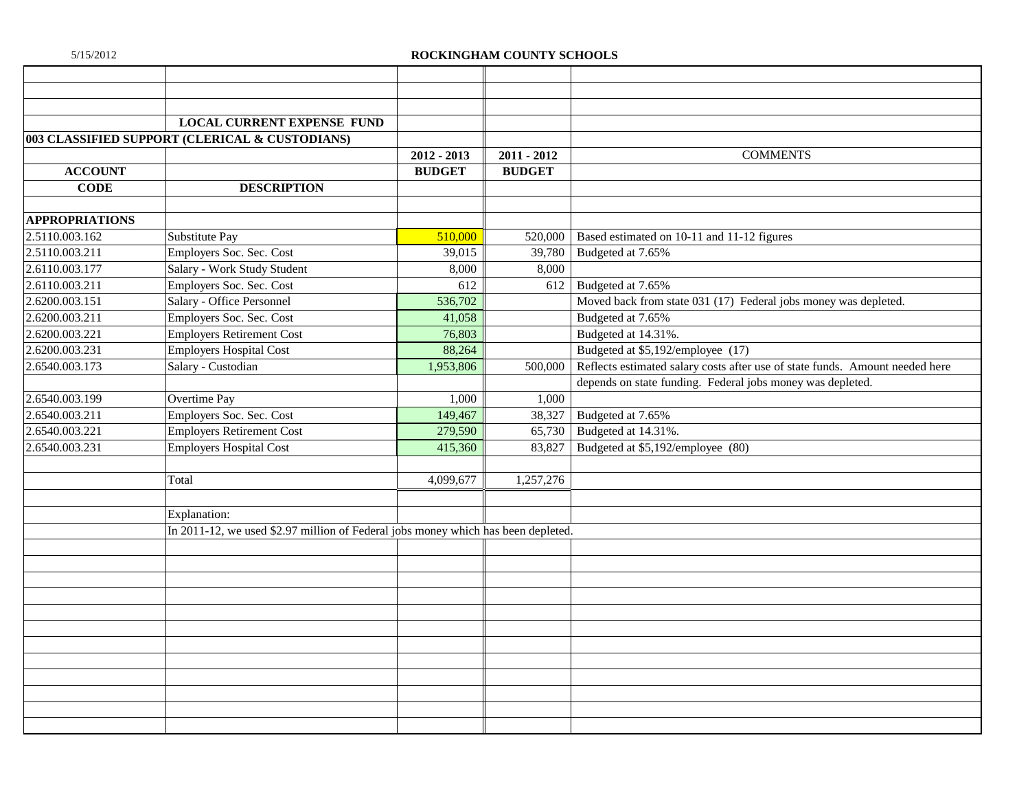## ROCKINGHAM COUNTY SCHOOLS

### LOCAL CURRENT EXPENSE FUND

### 003 CLASSIFIED SUPPORT (CLERICAL & CUSTODIANS)

| ACCOUNT CODE | DESCRIPTION | 2012 - 2013 BUDGET | 2011 - 2012 BUDGET | COMMENTS |
|---|---|---|---|---|
| APPROPRIATIONS | | | | |
| 2.5110.003.162 | Substitute Pay | 510,000 | 520,000 | Based estimated on 10-11 and 11-12 figures |
| 2.5110.003.211 | Employers Soc. Sec. Cost | 39,015 | 39,780 | Budgeted at 7.65% |
| 2.6110.003.177 | Salary - Work Study Student | 8,000 | 8,000 | |
| 2.6110.003.211 | Employers Soc. Sec. Cost | 612 | 612 | Budgeted at 7.65% |
| 2.6200.003.151 | Salary - Office Personnel | 536,702 | | Moved back from state 031 (17) Federal jobs money was depleted. |
| 2.6200.003.211 | Employers Soc. Sec. Cost | 41,058 | | Budgeted at 7.65% |
| 2.6200.003.221 | Employers Retirement Cost | 76,803 | | Budgeted at 14.31%. |
| 2.6200.003.231 | Employers Hospital Cost | 88,264 | | Budgeted at $5,192/employee (17) |
| 2.6540.003.173 | Salary - Custodian | 1,953,806 | 500,000 | Reflects estimated salary costs after use of state funds. Amount needed here depends on state funding. Federal jobs money was depleted. |
| 2.6540.003.199 | Overtime Pay | 1,000 | 1,000 | |
| 2.6540.003.211 | Employers Soc. Sec. Cost | 149,467 | 38,327 | Budgeted at 7.65% |
| 2.6540.003.221 | Employers Retirement Cost | 279,590 | 65,730 | Budgeted at 14.31%. |
| 2.6540.003.231 | Employers Hospital Cost | 415,360 | 83,827 | Budgeted at $5,192/employee (80) |
| | Total | 4,099,677 | 1,257,276 | |

Explanation:

In 2011-12, we used $2.97 million of Federal jobs money which has been depleted.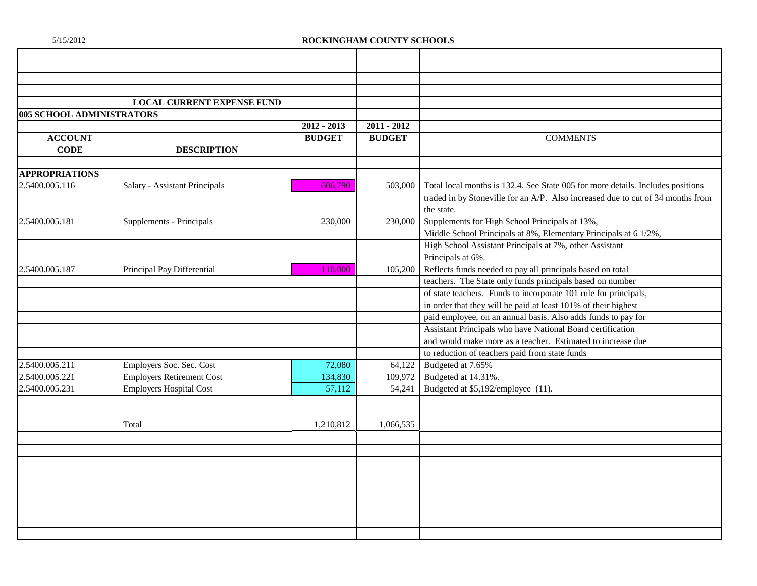5/15/2012

## ROCKINGHAM COUNTY SCHOOLS

### LOCAL CURRENT EXPENSE FUND

**005 SCHOOL ADMINISTRATORS**

| ACCOUNT CODE | DESCRIPTION | 2012 - 2013 BUDGET | 2011 - 2012 BUDGET | COMMENTS |
|---|---|---|---|---|
| **APPROPRIATIONS** | | | | |
| 2.5400.005.116 | Salary - Assistant Principals | 606,790 | 503,000 | Total local months is 132.4. See State 005 for more details. Includes positions traded in by Stoneville for an A/P. Also increased due to cut of 34 months from the state. |
| 2.5400.005.181 | Supplements - Principals | 230,000 | 230,000 | Supplements for High School Principals at 13%, Middle School Principals at 8%, Elementary Principals at 6 1/2%, High School Assistant Principals at 7%, other Assistant Principals at 6%. |
| 2.5400.005.187 | Principal Pay Differential | 110,000 | 105,200 | Reflects funds needed to pay all principals based on total teachers. The State only funds principals based on number of state teachers. Funds to incorporate 101 rule for principals, in order that they will be paid at least 101% of their highest paid employee, on an annual basis. Also adds funds to pay for Assistant Principals who have National Board certification and would make more as a teacher. Estimated to increase due to reduction of teachers paid from state funds |
| 2.5400.005.211 | Employers Soc. Sec. Cost | 72,080 | 64,122 | Budgeted at 7.65% |
| 2.5400.005.221 | Employers Retirement Cost | 134,830 | 109,972 | Budgeted at 14.31%. |
| 2.5400.005.231 | Employers Hospital Cost | 57,112 | 54,241 | Budgeted at $5,192/employee (11). |
| | Total | 1,210,812 | 1,066,535 | |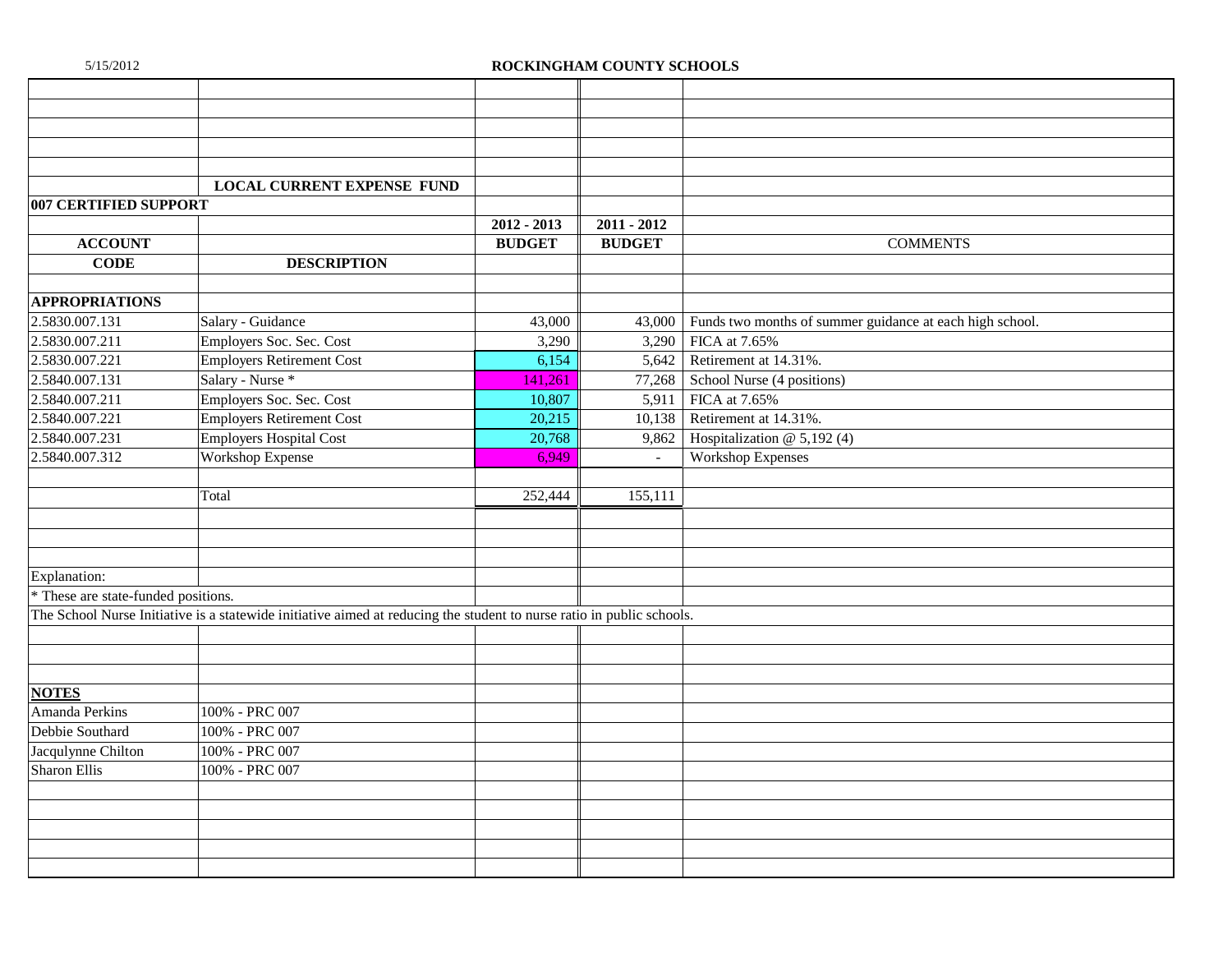**ROCKINGHAM COUNTY SCHOOLS**

**LOCAL CURRENT EXPENSE FUND**

**007 CERTIFIED SUPPORT**

| ACCOUNT CODE | DESCRIPTION | 2012 - 2013 BUDGET | 2011 - 2012 BUDGET | COMMENTS |
|---|---|---|---|---|
| **APPROPRIATIONS** | | | | |
| 2.5830.007.131 | Salary - Guidance | 43,000 | 43,000 | Funds two months of summer guidance at each high school. |
| 2.5830.007.211 | Employers Soc. Sec. Cost | 3,290 | 3,290 | FICA at 7.65% |
| 2.5830.007.221 | Employers Retirement Cost | 6,154 | 5,642 | Retirement at 14.31%. |
| 2.5840.007.131 | Salary - Nurse * | 141,261 | 77,268 | School Nurse (4 positions) |
| 2.5840.007.211 | Employers Soc. Sec. Cost | 10,807 | 5,911 | FICA at 7.65% |
| 2.5840.007.221 | Employers Retirement Cost | 20,215 | 10,138 | Retirement at 14.31%. |
| 2.5840.007.231 | Employers Hospital Cost | 20,768 | 9,862 | Hospitalization @ 5,192 (4) |
| 2.5840.007.312 | Workshop Expense | 6,949 | - | Workshop Expenses |
| | Total | 252,444 | 155,111 | |

Explanation:

* These are state-funded positions.

The School Nurse Initiative is a statewide initiative aimed at reducing the student to nurse ratio in public schools.

**NOTES**

| Name | |
|---|---|
| Amanda Perkins | 100% - PRC 007 |
| Debbie Southard | 100% - PRC 007 |
| Jacqulynne Chilton | 100% - PRC 007 |
| Sharon Ellis | 100% - PRC 007 |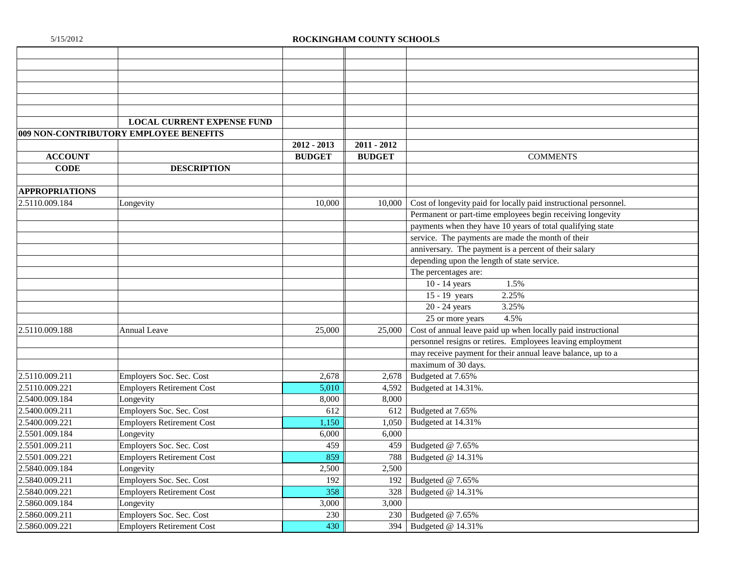**ROCKINGHAM COUNTY SCHOOLS**

**LOCAL CURRENT EXPENSE FUND**

**009 NON-CONTRIBUTORY EMPLOYEE BENEFITS**

| ACCOUNT CODE | DESCRIPTION | 2012 - 2013 BUDGET | 2011 - 2012 BUDGET | COMMENTS |
|---|---|---|---|---|
| **APPROPRIATIONS** | | | | |
| 2.5110.009.184 | Longevity | 10,000 | 10,000 | Cost of longevity paid for locally paid instructional personnel. |
| | | | | Permanent or part-time employees begin receiving longevity |
| | | | | payments when they have 10 years of total qualifying state |
| | | | | service. The payments are made the month of their |
| | | | | anniversary. The payment is a percent of their salary |
| | | | | depending upon the length of state service. |
| | | | | The percentages are: |
| | | | | 10 - 14 years 1.5% |
| | | | | 15 - 19 years 2.25% |
| | | | | 20 - 24 years 3.25% |
| | | | | 25 or more years 4.5% |
| 2.5110.009.188 | Annual Leave | 25,000 | 25,000 | Cost of annual leave paid up when locally paid instructional |
| | | | | personnel resigns or retires. Employees leaving employment |
| | | | | may receive payment for their annual leave balance, up to a |
| | | | | maximum of 30 days. |
| 2.5110.009.211 | Employers Soc. Sec. Cost | 2,678 | 2,678 | Budgeted at 7.65% |
| 2.5110.009.221 | Employers Retirement Cost | 5,010 | 4,592 | Budgeted at 14.31%. |
| 2.5400.009.184 | Longevity | 8,000 | 8,000 | |
| 2.5400.009.211 | Employers Soc. Sec. Cost | 612 | 612 | Budgeted at 7.65% |
| 2.5400.009.221 | Employers Retirement Cost | 1,150 | 1,050 | Budgeted at 14.31% |
| 2.5501.009.184 | Longevity | 6,000 | 6,000 | |
| 2.5501.009.211 | Employers Soc. Sec. Cost | 459 | 459 | Budgeted @ 7.65% |
| 2.5501.009.221 | Employers Retirement Cost | 859 | 788 | Budgeted @ 14.31% |
| 2.5840.009.184 | Longevity | 2,500 | 2,500 | |
| 2.5840.009.211 | Employers Soc. Sec. Cost | 192 | 192 | Budgeted @ 7.65% |
| 2.5840.009.221 | Employers Retirement Cost | 358 | 328 | Budgeted @ 14.31% |
| 2.5860.009.184 | Longevity | 3,000 | 3,000 | |
| 2.5860.009.211 | Employers Soc. Sec. Cost | 230 | 230 | Budgeted @ 7.65% |
| 2.5860.009.221 | Employers Retirement Cost | 430 | 394 | Budgeted @ 14.31% |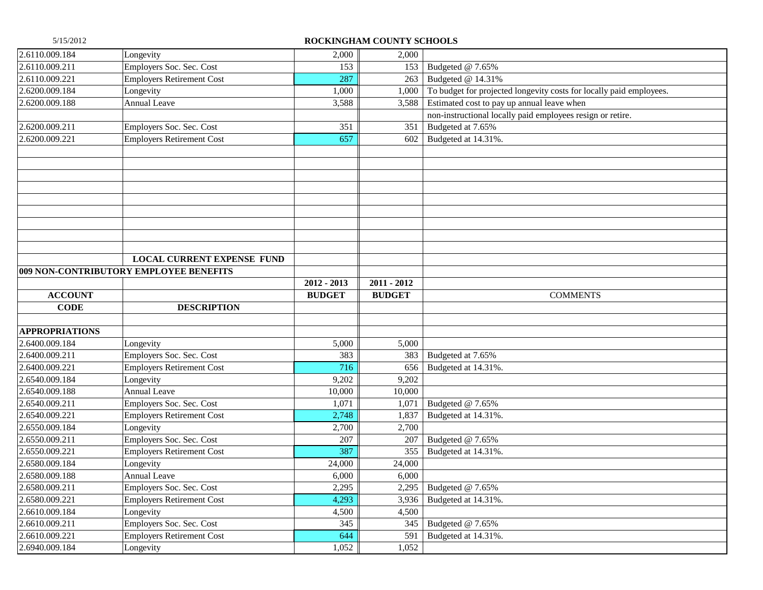| | | | | |
|---|---|---|---|---|
| 2.6110.009.184 | Longevity | 2,000 | 2,000 | |
| 2.6110.009.211 | Employers Soc. Sec. Cost | 153 | 153 | Budgeted @ 7.65% |
| 2.6110.009.221 | Employers Retirement Cost | 287 | 263 | Budgeted @ 14.31% |
| 2.6200.009.184 | Longevity | 1,000 | 1,000 | To budget for projected longevity costs for locally paid employees. |
| 2.6200.009.188 | Annual Leave | 3,588 | 3,588 | Estimated cost to pay up annual leave when |
| | | | | non-instructional locally paid employees resign or retire. |
| 2.6200.009.211 | Employers Soc. Sec. Cost | 351 | 351 | Budgeted at 7.65% |
| 2.6200.009.221 | Employers Retirement Cost | 657 | 602 | Budgeted at 14.31%. |

**LOCAL CURRENT EXPENSE FUND**

**009 NON-CONTRIBUTORY EMPLOYEE BENEFITS**

| ACCOUNT CODE | DESCRIPTION | 2012 - 2013 BUDGET | 2011 - 2012 BUDGET | COMMENTS |
|---|---|---|---|---|
| **APPROPRIATIONS** | | | | |
| 2.6400.009.184 | Longevity | 5,000 | 5,000 | |
| 2.6400.009.211 | Employers Soc. Sec. Cost | 383 | 383 | Budgeted at 7.65% |
| 2.6400.009.221 | Employers Retirement Cost | 716 | 656 | Budgeted at 14.31%. |
| 2.6540.009.184 | Longevity | 9,202 | 9,202 | |
| 2.6540.009.188 | Annual Leave | 10,000 | 10,000 | |
| 2.6540.009.211 | Employers Soc. Sec. Cost | 1,071 | 1,071 | Budgeted @ 7.65% |
| 2.6540.009.221 | Employers Retirement Cost | 2,748 | 1,837 | Budgeted at 14.31%. |
| 2.6550.009.184 | Longevity | 2,700 | 2,700 | |
| 2.6550.009.211 | Employers Soc. Sec. Cost | 207 | 207 | Budgeted @ 7.65% |
| 2.6550.009.221 | Employers Retirement Cost | 387 | 355 | Budgeted at 14.31%. |
| 2.6580.009.184 | Longevity | 24,000 | 24,000 | |
| 2.6580.009.188 | Annual Leave | 6,000 | 6,000 | |
| 2.6580.009.211 | Employers Soc. Sec. Cost | 2,295 | 2,295 | Budgeted @ 7.65% |
| 2.6580.009.221 | Employers Retirement Cost | 4,293 | 3,936 | Budgeted at 14.31%. |
| 2.6610.009.184 | Longevity | 4,500 | 4,500 | |
| 2.6610.009.211 | Employers Soc. Sec. Cost | 345 | 345 | Budgeted @ 7.65% |
| 2.6610.009.221 | Employers Retirement Cost | 644 | 591 | Budgeted at 14.31%. |
| 2.6940.009.184 | Longevity | 1,052 | 1,052 | |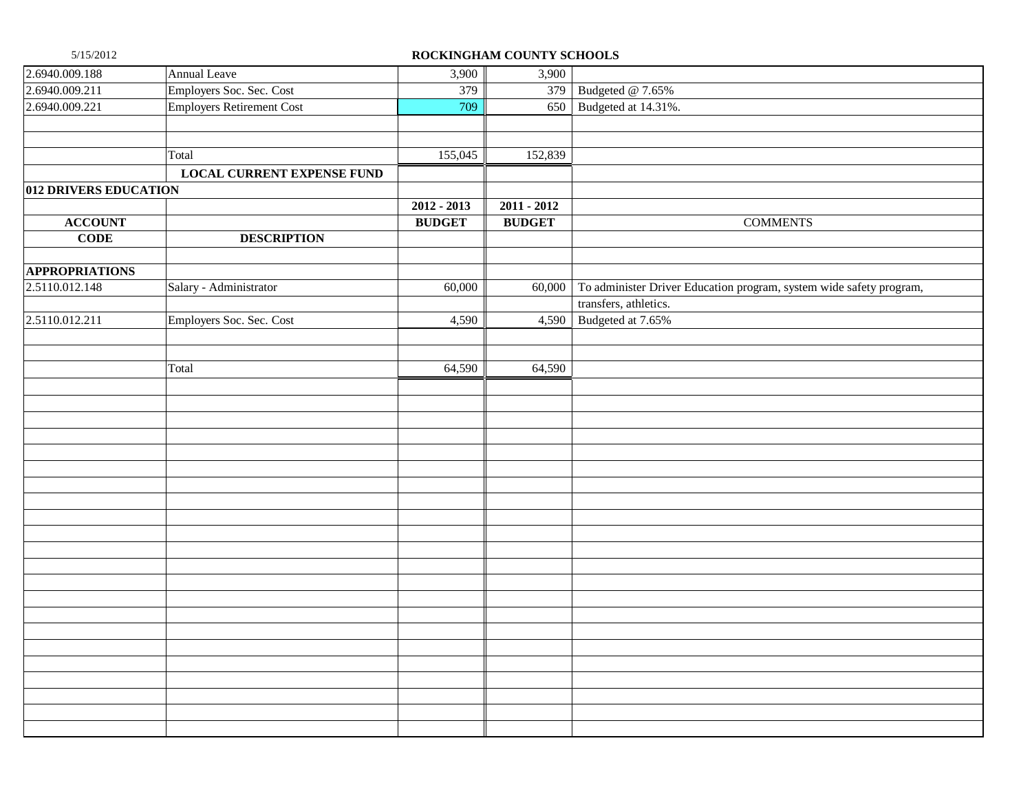| | | | | |
|---|---|---|---|---|
| 2.6940.009.188 | Annual Leave | 3,900 | 3,900 | |
| 2.6940.009.211 | Employers Soc. Sec. Cost | 379 | 379 | Budgeted @ 7.65% |
| 2.6940.009.221 | Employers Retirement Cost | 709 | 650 | Budgeted at 14.31%. |
| | Total | 155,045 | 152,839 | |

| | **LOCAL CURRENT EXPENSE FUND** | | | |
|---|---|---|---|---|
| **012 DRIVERS EDUCATION** | | | | |
| | | **2012 - 2013** | **2011 - 2012** | |
| **ACCOUNT** | | **BUDGET** | **BUDGET** | COMMENTS |
| **CODE** | **DESCRIPTION** | | | |
| **APPROPRIATIONS** | | | | |
| 2.5110.012.148 | Salary - Administrator | 60,000 | 60,000 | To administer Driver Education program, system wide safety program, transfers, athletics. |
| 2.5110.012.211 | Employers Soc. Sec. Cost | 4,590 | 4,590 | Budgeted at 7.65% |
| | Total | 64,590 | 64,590 | |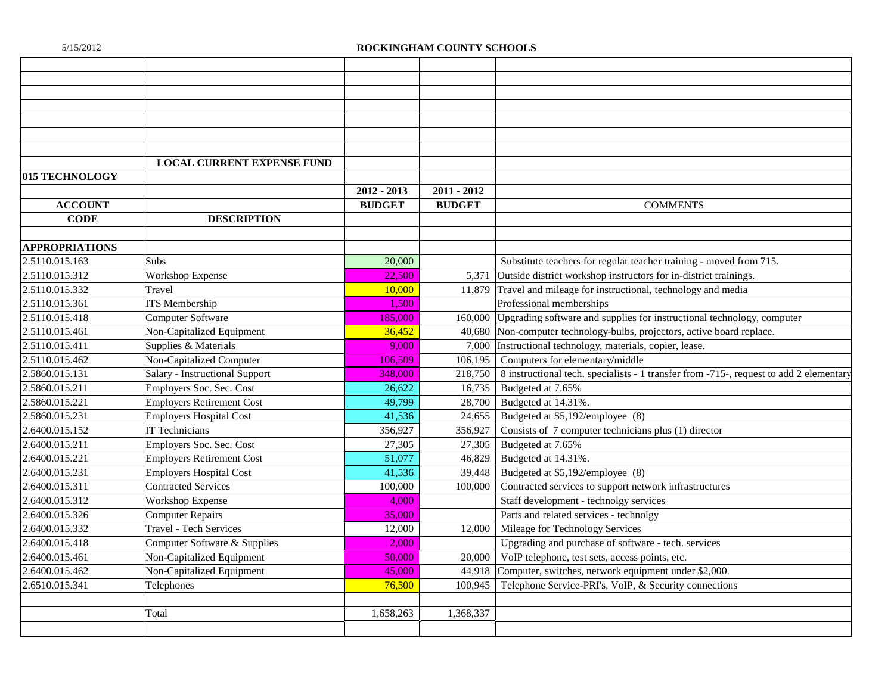5/15/2012

# ROCKINGHAM COUNTY SCHOOLS

**LOCAL CURRENT EXPENSE FUND**

**015 TECHNOLOGY**

| ACCOUNT CODE | DESCRIPTION | 2012 - 2013 BUDGET | 2011 - 2012 BUDGET | COMMENTS |
|---|---|---|---|---|
| **APPROPRIATIONS** | | | | |
| 2.5110.015.163 | Subs | 20,000 | | Substitute teachers for regular teacher training - moved from 715. |
| 2.5110.015.312 | Workshop Expense | 22,500 | 5,371 | Outside district workshop instructors for in-district trainings. |
| 2.5110.015.332 | Travel | 10,000 | 11,879 | Travel and mileage for instructional, technology and media |
| 2.5110.015.361 | ITS Membership | 1,500 | | Professional memberships |
| 2.5110.015.418 | Computer Software | 185,000 | 160,000 | Upgrading software and supplies for instructional technology, computer |
| 2.5110.015.461 | Non-Capitalized Equipment | 36,452 | 40,680 | Non-computer technology-bulbs, projectors, active board replace. |
| 2.5110.015.411 | Supplies & Materials | 9,000 | 7,000 | Instructional technology, materials, copier, lease. |
| 2.5110.015.462 | Non-Capitalized Computer | 106,509 | 106,195 | Computers for elementary/middle |
| 2.5860.015.131 | Salary - Instructional Support | 348,000 | 218,750 | 8 instructional tech. specialists - 1 transfer from -715-, request to add 2 elementary |
| 2.5860.015.211 | Employers Soc. Sec. Cost | 26,622 | 16,735 | Budgeted at 7.65% |
| 2.5860.015.221 | Employers Retirement Cost | 49,799 | 28,700 | Budgeted at 14.31%. |
| 2.5860.015.231 | Employers Hospital Cost | 41,536 | 24,655 | Budgeted at $5,192/employee (8) |
| 2.6400.015.152 | IT Technicians | 356,927 | 356,927 | Consists of 7 computer technicians plus (1) director |
| 2.6400.015.211 | Employers Soc. Sec. Cost | 27,305 | 27,305 | Budgeted at 7.65% |
| 2.6400.015.221 | Employers Retirement Cost | 51,077 | 46,829 | Budgeted at 14.31%. |
| 2.6400.015.231 | Employers Hospital Cost | 41,536 | 39,448 | Budgeted at $5,192/employee (8) |
| 2.6400.015.311 | Contracted Services | 100,000 | 100,000 | Contracted services to support network infrastructures |
| 2.6400.015.312 | Workshop Expense | 4,000 | | Staff development - technolgy services |
| 2.6400.015.326 | Computer Repairs | 35,000 | | Parts and related services - technolgy |
| 2.6400.015.332 | Travel - Tech Services | 12,000 | 12,000 | Mileage for Technology Services |
| 2.6400.015.418 | Computer Software & Supplies | 2,000 | | Upgrading and purchase of software - tech. services |
| 2.6400.015.461 | Non-Capitalized Equipment | 50,000 | 20,000 | VoIP telephone, test sets, access points, etc. |
| 2.6400.015.462 | Non-Capitalized Equipment | 45,000 | 44,918 | Computer, switches, network equipment under $2,000. |
| 2.6510.015.341 | Telephones | 76,500 | 100,945 | Telephone Service-PRI's, VoIP, & Security connections |
| | Total | 1,658,263 | 1,368,337 | |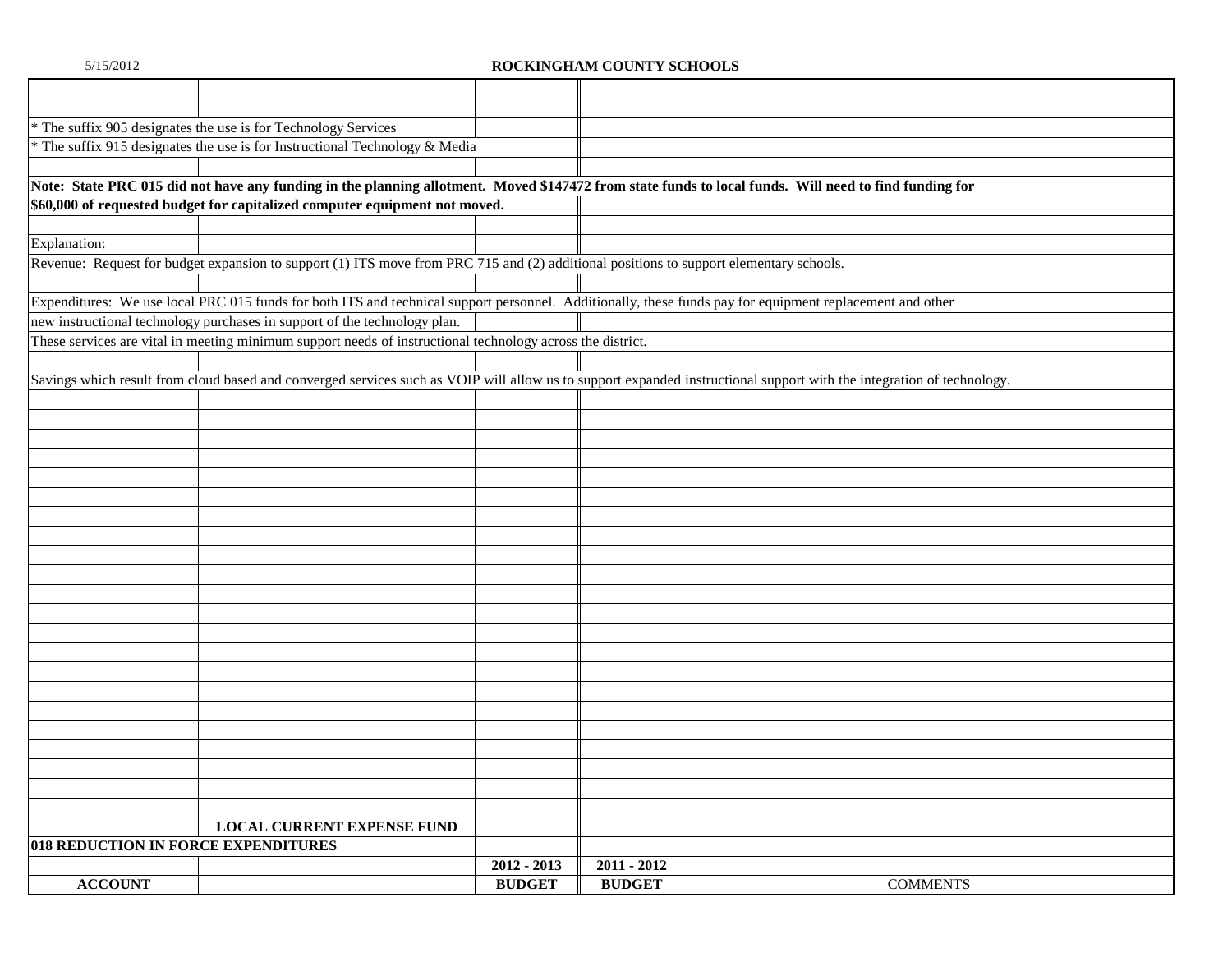**ROCKINGHAM COUNTY SCHOOLS**

* The suffix 905 designates the use is for Technology Services
* The suffix 915 designates the use is for Instructional Technology & Media

**Note: State PRC 015 did not have any funding in the planning allotment. Moved $147472 from state funds to local funds. Will need to find funding for**
**$60,000 of requested budget for capitalized computer equipment not moved.**

Explanation:

Revenue: Request for budget expansion to support (1) ITS move from PRC 715 and (2) additional positions to support elementary schools.

Expenditures: We use local PRC 015 funds for both ITS and technical support personnel. Additionally, these funds pay for equipment replacement and other new instructional technology purchases in support of the technology plan.
These services are vital in meeting minimum support needs of instructional technology across the district.

Savings which result from cloud based and converged services such as VOIP will allow us to support expanded instructional support with the integration of technology.

| | **LOCAL CURRENT EXPENSE FUND** | | | |
|---|---|---|---|---|
| **018 REDUCTION IN FORCE EXPENDITURES** | | | | |
| | | **2012 - 2013** | **2011 - 2012** | |
| **ACCOUNT** | | **BUDGET** | **BUDGET** | COMMENTS |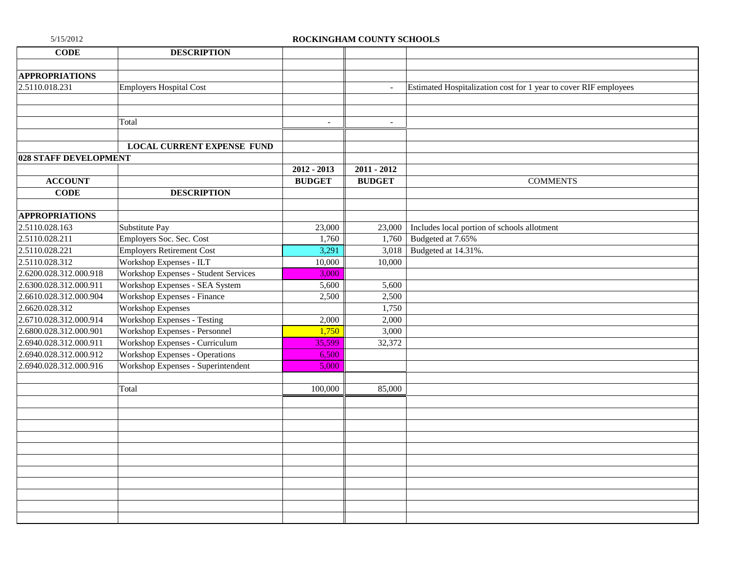**ROCKINGHAM COUNTY SCHOOLS**

| CODE | DESCRIPTION | | | |
|---|---|---|---|---|
| **APPROPRIATIONS** | | | | |
| 2.5110.018.231 | Employers Hospital Cost | | - | Estimated Hospitalization cost for 1 year to cover RIF employees |
| | Total | - | - | |

**LOCAL CURRENT EXPENSE FUND**

**028 STAFF DEVELOPMENT**

| ACCOUNT CODE | DESCRIPTION | 2012 - 2013 BUDGET | 2011 - 2012 BUDGET | COMMENTS |
|---|---|---|---|---|
| **APPROPRIATIONS** | | | | |
| 2.5110.028.163 | Substitute Pay | 23,000 | 23,000 | Includes local portion of schools allotment |
| 2.5110.028.211 | Employers Soc. Sec. Cost | 1,760 | 1,760 | Budgeted at 7.65% |
| 2.5110.028.221 | Employers Retirement Cost | 3,291 | 3,018 | Budgeted at 14.31%. |
| 2.5110.028.312 | Workshop Expenses - ILT | 10,000 | 10,000 | |
| 2.6200.028.312.000.918 | Workshop Expenses - Student Services | 3,000 | | |
| 2.6300.028.312.000.911 | Workshop Expenses - SEA System | 5,600 | 5,600 | |
| 2.6610.028.312.000.904 | Workshop Expenses - Finance | 2,500 | 2,500 | |
| 2.6620.028.312 | Workshop Expenses | | 1,750 | |
| 2.6710.028.312.000.914 | Workshop Expenses - Testing | 2,000 | 2,000 | |
| 2.6800.028.312.000.901 | Workshop Expenses - Personnel | 1,750 | 3,000 | |
| 2.6940.028.312.000.911 | Workshop Expenses - Curriculum | 35,599 | 32,372 | |
| 2.6940.028.312.000.912 | Workshop Expenses - Operations | 6,500 | | |
| 2.6940.028.312.000.916 | Workshop Expenses - Superintendent | 5,000 | | |
| | Total | 100,000 | 85,000 | |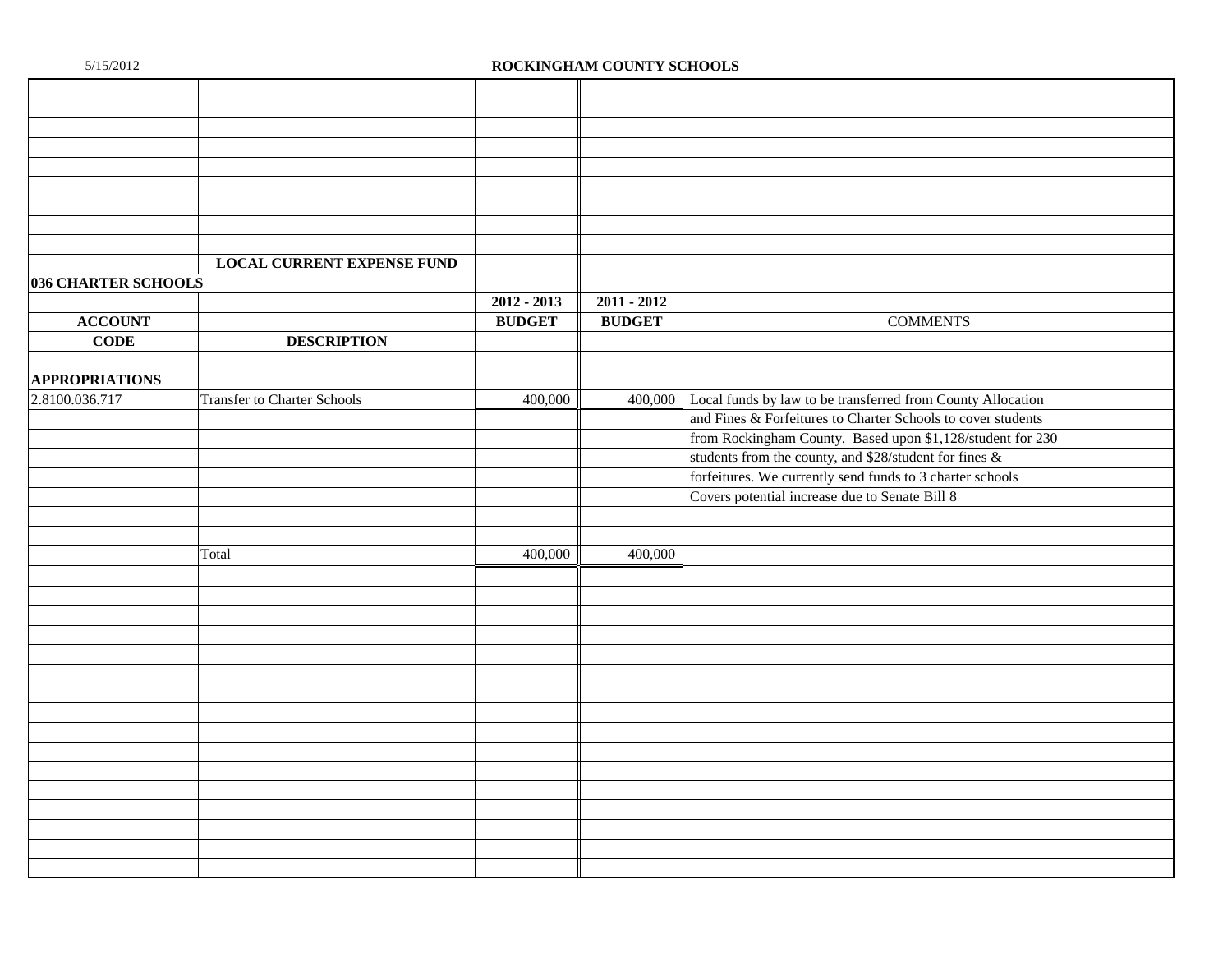ROCKINGHAM COUNTY SCHOOLS

| | LOCAL CURRENT EXPENSE FUND | | | |
|---|---|---|---|---|
| **036 CHARTER SCHOOLS** | | | | |
| | | **2012 - 2013** | **2011 - 2012** | |
| **ACCOUNT** | | **BUDGET** | **BUDGET** | COMMENTS |
| **CODE** | **DESCRIPTION** | | | |
| **APPROPRIATIONS** | | | | |
| 2.8100.036.717 | Transfer to Charter Schools | 400,000 | 400,000 | Local funds by law to be transferred from County Allocation |
| | | | | and Fines & Forfeitures to Charter Schools to cover students |
| | | | | from Rockingham County. Based upon $1,128/student for 230 |
| | | | | students from the county, and $28/student for fines & |
| | | | | forfeitures. We currently send funds to 3 charter schools |
| | | | | Covers potential increase due to Senate Bill 8 |
| | Total | 400,000 | 400,000 | |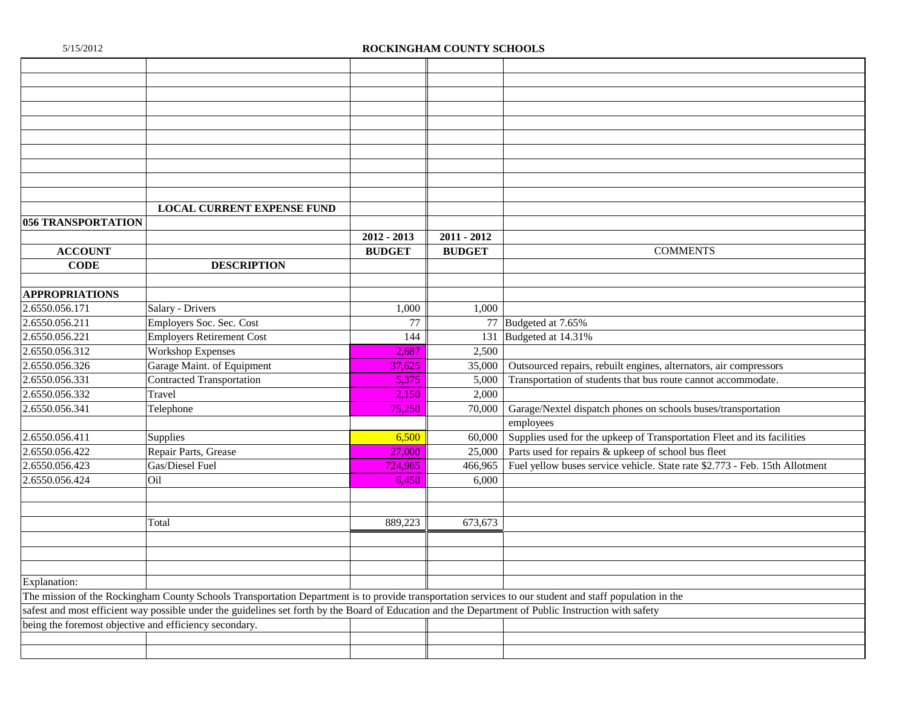5/15/2012

**ROCKINGHAM COUNTY SCHOOLS**

**LOCAL CURRENT EXPENSE FUND**

**056 TRANSPORTATION**

| ACCOUNT CODE | DESCRIPTION | 2012 - 2013 BUDGET | 2011 - 2012 BUDGET | COMMENTS |
|---|---|---|---|---|
| **APPROPRIATIONS** | | | | |
| 2.6550.056.171 | Salary - Drivers | 1,000 | 1,000 | |
| 2.6550.056.211 | Employers Soc. Sec. Cost | 77 | 77 | Budgeted at 7.65% |
| 2.6550.056.221 | Employers Retirement Cost | 144 | 131 | Budgeted at 14.31% |
| 2.6550.056.312 | Workshop Expenses | 2,687 | 2,500 | |
| 2.6550.056.326 | Garage Maint. of Equipment | 37,625 | 35,000 | Outsourced repairs, rebuilt engines, alternators, air compressors |
| 2.6550.056.331 | Contracted Transportation | 5,375 | 5,000 | Transportation of students that bus route cannot accommodate. |
| 2.6550.056.332 | Travel | 2,150 | 2,000 | |
| 2.6550.056.341 | Telephone | 75,250 | 70,000 | Garage/Nextel dispatch phones on schools buses/transportation employees |
| 2.6550.056.411 | Supplies | 6,500 | 60,000 | Supplies used for the upkeep of Transportation Fleet and its facilities |
| 2.6550.056.422 | Repair Parts, Grease | 27,000 | 25,000 | Parts used for repairs & upkeep of school bus fleet |
| 2.6550.056.423 | Gas/Diesel Fuel | 724,965 | 466,965 | Fuel yellow buses service vehicle. State rate $2.773 - Feb. 15th Allotment |
| 2.6550.056.424 | Oil | 6,450 | 6,000 | |
| | Total | 889,223 | 673,673 | |

Explanation:

The mission of the Rockingham County Schools Transportation Department is to provide transportation services to our student and staff population in the safest and most efficient way possible under the guidelines set forth by the Board of Education and the Department of Public Instruction with safety being the foremost objective and efficiency secondary.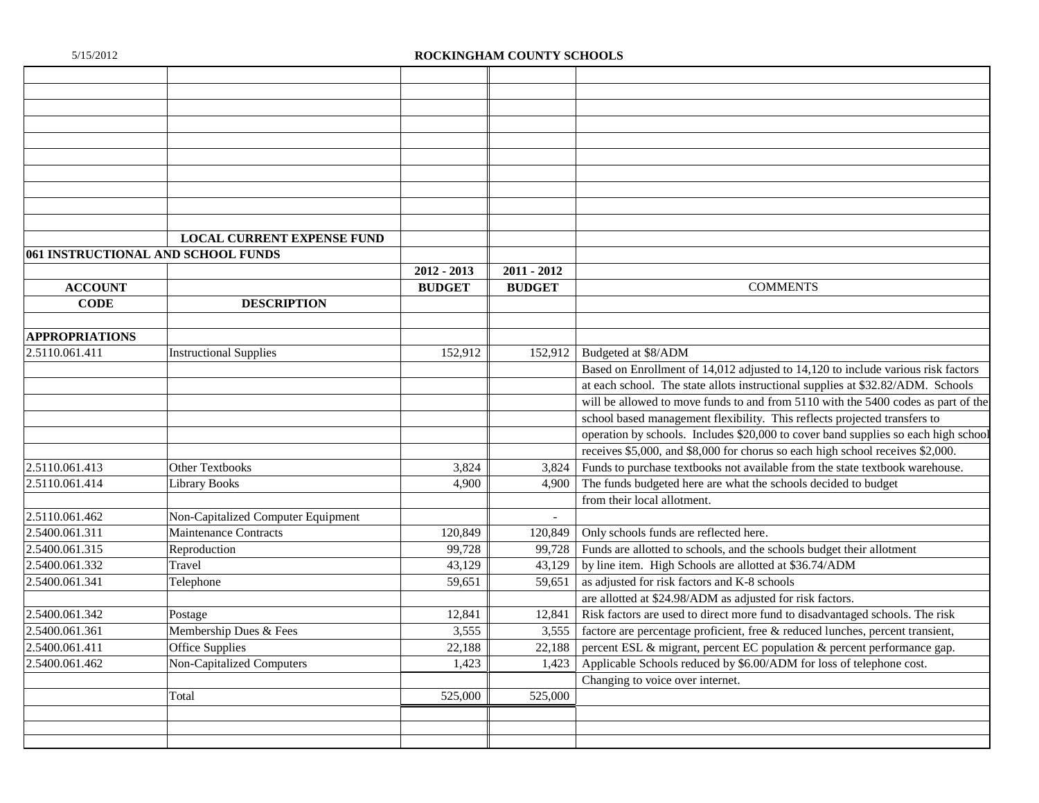5/15/2012

# ROCKINGHAM COUNTY SCHOOLS

## LOCAL CURRENT EXPENSE FUND

### 061 INSTRUCTIONAL AND SCHOOL FUNDS

| ACCOUNT CODE | DESCRIPTION | 2012 - 2013 BUDGET | 2011 - 2012 BUDGET | COMMENTS |
|---|---|---|---|---|
| **APPROPRIATIONS** | | | | |
| 2.5110.061.411 | Instructional Supplies | 152,912 | 152,912 | Budgeted at $8/ADM |
| | | | | Based on Enrollment of 14,012 adjusted to 14,120 to include various risk factors |
| | | | | at each school. The state allots instructional supplies at $32.82/ADM. Schools |
| | | | | will be allowed to move funds to and from 5110 with the 5400 codes as part of the |
| | | | | school based management flexibility. This reflects projected transfers to |
| | | | | operation by schools. Includes $20,000 to cover band supplies so each high school |
| | | | | receives $5,000, and $8,000 for chorus so each high school receives $2,000. |
| 2.5110.061.413 | Other Textbooks | 3,824 | 3,824 | Funds to purchase textbooks not available from the state textbook warehouse. |
| 2.5110.061.414 | Library Books | 4,900 | 4,900 | The funds budgeted here are what the schools decided to budget |
| | | | | from their local allotment. |
| 2.5110.061.462 | Non-Capitalized Computer Equipment | | - | |
| 2.5400.061.311 | Maintenance Contracts | 120,849 | 120,849 | Only schools funds are reflected here. |
| 2.5400.061.315 | Reproduction | 99,728 | 99,728 | Funds are allotted to schools, and the schools budget their allotment |
| 2.5400.061.332 | Travel | 43,129 | 43,129 | by line item. High Schools are allotted at $36.74/ADM |
| 2.5400.061.341 | Telephone | 59,651 | 59,651 | as adjusted for risk factors and K-8 schools |
| | | | | are allotted at $24.98/ADM as adjusted for risk factors. |
| 2.5400.061.342 | Postage | 12,841 | 12,841 | Risk factors are used to direct more fund to disadvantaged schools. The risk |
| 2.5400.061.361 | Membership Dues & Fees | 3,555 | 3,555 | factore are percentage proficient, free & reduced lunches, percent transient, |
| 2.5400.061.411 | Office Supplies | 22,188 | 22,188 | percent ESL & migrant, percent EC population & percent performance gap. |
| 2.5400.061.462 | Non-Capitalized Computers | 1,423 | 1,423 | Applicable Schools reduced by $6.00/ADM for loss of telephone cost. |
| | | | | Changing to voice over internet. |
| | Total | 525,000 | 525,000 | |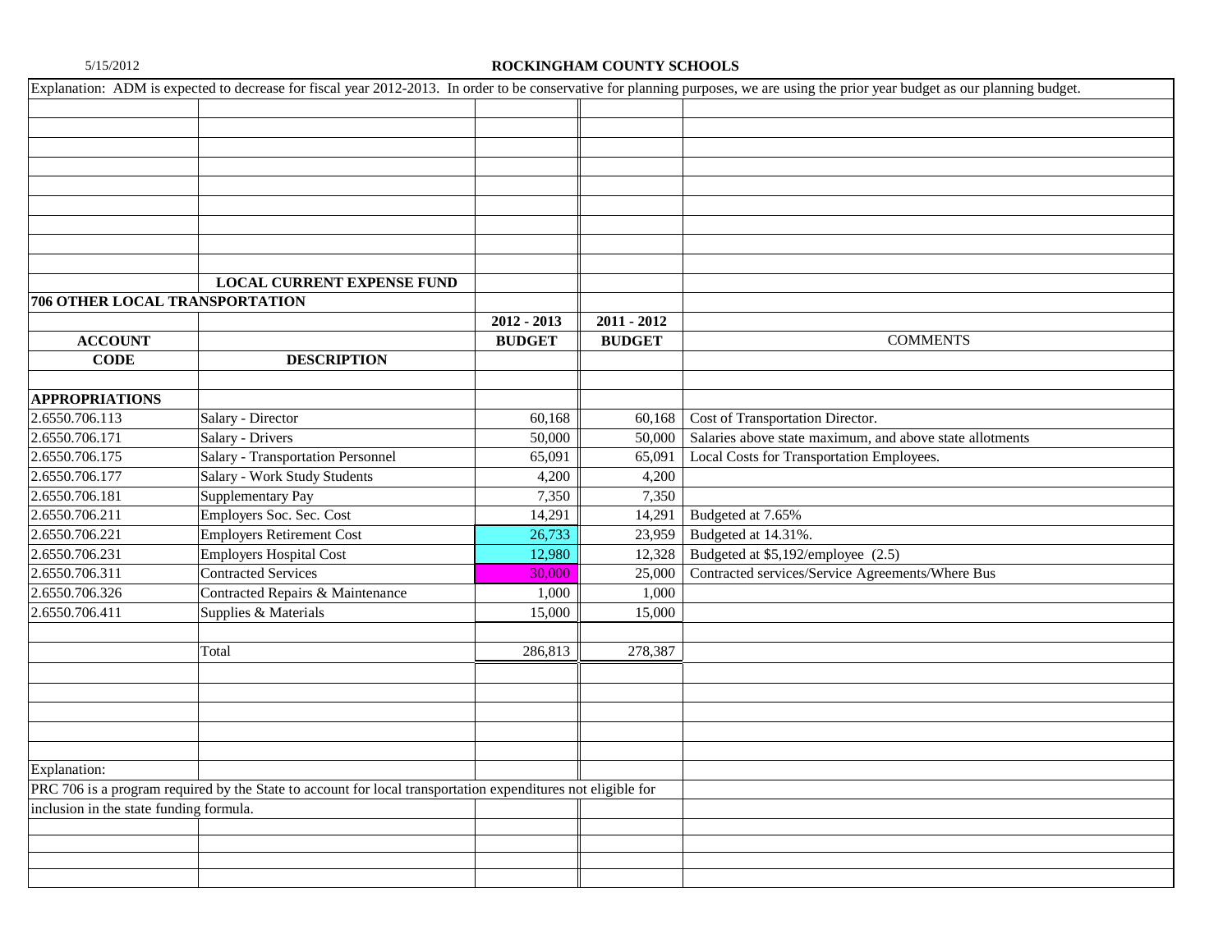# ROCKINGHAM COUNTY SCHOOLS

Explanation: ADM is expected to decrease for fiscal year 2012-2013. In order to be conservative for planning purposes, we are using the prior year budget as our planning budget.

## LOCAL CURRENT EXPENSE FUND

### 706 OTHER LOCAL TRANSPORTATION

| ACCOUNT CODE | DESCRIPTION | 2012 - 2013 BUDGET | 2011 - 2012 BUDGET | COMMENTS |
|---|---|---|---|---|
| **APPROPRIATIONS** | | | | |
| 2.6550.706.113 | Salary - Director | 60,168 | 60,168 | Cost of Transportation Director. |
| 2.6550.706.171 | Salary - Drivers | 50,000 | 50,000 | Salaries above state maximum, and above state allotments |
| 2.6550.706.175 | Salary - Transportation Personnel | 65,091 | 65,091 | Local Costs for Transportation Employees. |
| 2.6550.706.177 | Salary - Work Study Students | 4,200 | 4,200 | |
| 2.6550.706.181 | Supplementary Pay | 7,350 | 7,350 | |
| 2.6550.706.211 | Employers Soc. Sec. Cost | 14,291 | 14,291 | Budgeted at 7.65% |
| 2.6550.706.221 | Employers Retirement Cost | 26,733 | 23,959 | Budgeted at 14.31%. |
| 2.6550.706.231 | Employers Hospital Cost | 12,980 | 12,328 | Budgeted at $5,192/employee (2.5) |
| 2.6550.706.311 | Contracted Services | 30,000 | 25,000 | Contracted services/Service Agreements/Where Bus |
| 2.6550.706.326 | Contracted Repairs & Maintenance | 1,000 | 1,000 | |
| 2.6550.706.411 | Supplies & Materials | 15,000 | 15,000 | |
| | Total | 286,813 | 278,387 | |

Explanation:

PRC 706 is a program required by the State to account for local transportation expenditures not eligible for inclusion in the state funding formula.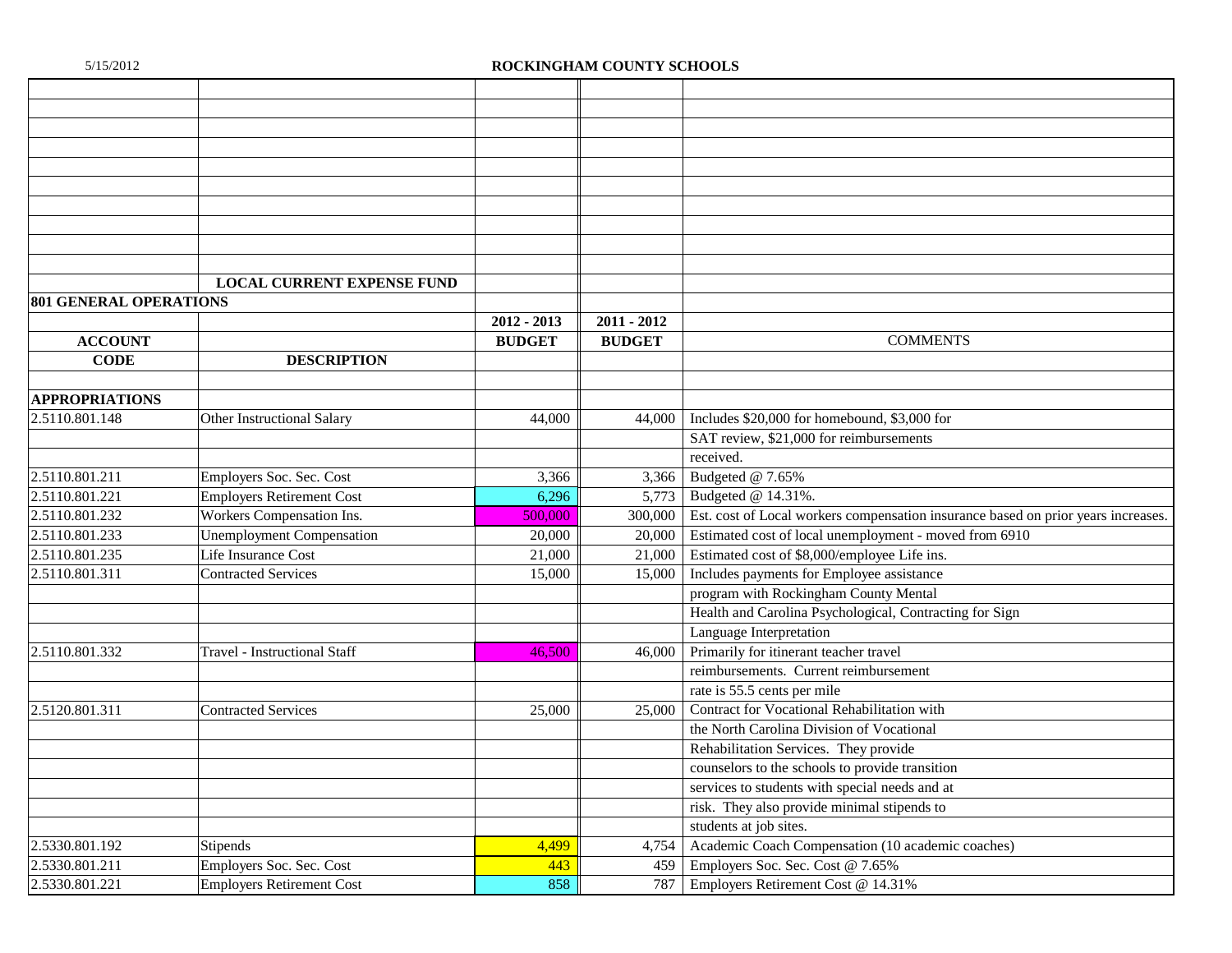**ROCKINGHAM COUNTY SCHOOLS**

**LOCAL CURRENT EXPENSE FUND**

**801 GENERAL OPERATIONS**

| ACCOUNT CODE | DESCRIPTION | 2012 - 2013 BUDGET | 2011 - 2012 BUDGET | COMMENTS |
|---|---|---|---|---|
| **APPROPRIATIONS** | | | | |
| 2.5110.801.148 | Other Instructional Salary | 44,000 | 44,000 | Includes $20,000 for homebound, $3,000 for SAT review, $21,000 for reimbursements received. |
| 2.5110.801.211 | Employers Soc. Sec. Cost | 3,366 | 3,366 | Budgeted @ 7.65% |
| 2.5110.801.221 | Employers Retirement Cost | 6,296 | 5,773 | Budgeted @ 14.31%. |
| 2.5110.801.232 | Workers Compensation Ins. | 500,000 | 300,000 | Est. cost of Local workers compensation insurance based on prior years increases. |
| 2.5110.801.233 | Unemployment Compensation | 20,000 | 20,000 | Estimated cost of local unemployment - moved from 6910 |
| 2.5110.801.235 | Life Insurance Cost | 21,000 | 21,000 | Estimated cost of $8,000/employee Life ins. |
| 2.5110.801.311 | Contracted Services | 15,000 | 15,000 | Includes payments for Employee assistance program with Rockingham County Mental Health and Carolina Psychological, Contracting for Sign Language Interpretation |
| 2.5110.801.332 | Travel - Instructional Staff | 46,500 | 46,000 | Primarily for itinerant teacher travel reimbursements. Current reimbursement rate is 55.5 cents per mile |
| 2.5120.801.311 | Contracted Services | 25,000 | 25,000 | Contract for Vocational Rehabilitation with the North Carolina Division of Vocational Rehabilitation Services. They provide counselors to the schools to provide transition services to students with special needs and at risk. They also provide minimal stipends to students at job sites. |
| 2.5330.801.192 | Stipends | 4,499 | 4,754 | Academic Coach Compensation (10 academic coaches) |
| 2.5330.801.211 | Employers Soc. Sec. Cost | 443 | 459 | Employers Soc. Sec. Cost @ 7.65% |
| 2.5330.801.221 | Employers Retirement Cost | 858 | 787 | Employers Retirement Cost @ 14.31% |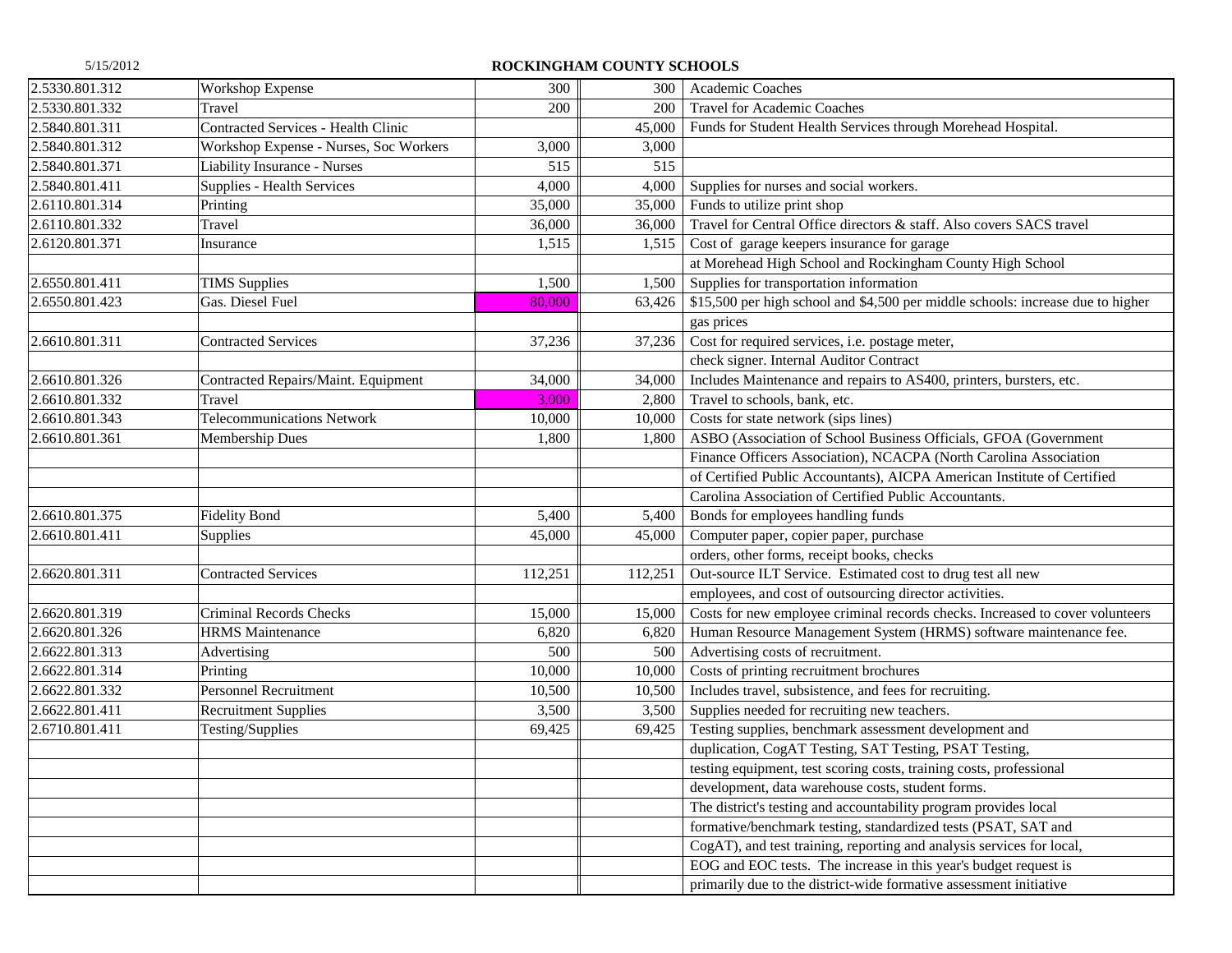# ROCKINGHAM COUNTY SCHOOLS

| | | | | |
|---|---|---|---|---|
| 2.5330.801.312 | Workshop Expense | 300 | 300 | Academic Coaches |
| 2.5330.801.332 | Travel | 200 | 200 | Travel for Academic Coaches |
| 2.5840.801.311 | Contracted Services - Health Clinic | | 45,000 | Funds for Student Health Services through Morehead Hospital. |
| 2.5840.801.312 | Workshop Expense - Nurses, Soc Workers | 3,000 | 3,000 | |
| 2.5840.801.371 | Liability Insurance - Nurses | 515 | 515 | |
| 2.5840.801.411 | Supplies - Health Services | 4,000 | 4,000 | Supplies for nurses and social workers. |
| 2.6110.801.314 | Printing | 35,000 | 35,000 | Funds to utilize print shop |
| 2.6110.801.332 | Travel | 36,000 | 36,000 | Travel for Central Office directors & staff. Also covers SACS travel |
| 2.6120.801.371 | Insurance | 1,515 | 1,515 | Cost of garage keepers insurance for garage |
| | | | | at Morehead High School and Rockingham County High School |
| 2.6550.801.411 | TIMS Supplies | 1,500 | 1,500 | Supplies for transportation information |
| 2.6550.801.423 | Gas. Diesel Fuel | 80,000 | 63,426 | $15,500 per high school and $4,500 per middle schools: increase due to higher |
| | | | | gas prices |
| 2.6610.801.311 | Contracted Services | 37,236 | 37,236 | Cost for required services, i.e. postage meter, |
| | | | | check signer. Internal Auditor Contract |
| 2.6610.801.326 | Contracted Repairs/Maint. Equipment | 34,000 | 34,000 | Includes Maintenance and repairs to AS400, printers, bursters, etc. |
| 2.6610.801.332 | Travel | 3,000 | 2,800 | Travel to schools, bank, etc. |
| 2.6610.801.343 | Telecommunications Network | 10,000 | 10,000 | Costs for state network (sips lines) |
| 2.6610.801.361 | Membership Dues | 1,800 | 1,800 | ASBO (Association of School Business Officials, GFOA (Government |
| | | | | Finance Officers Association), NCACPA (North Carolina Association |
| | | | | of Certified Public Accountants), AICPA American Institute of Certified |
| | | | | Carolina Association of Certified Public Accountants. |
| 2.6610.801.375 | Fidelity Bond | 5,400 | 5,400 | Bonds for employees handling funds |
| 2.6610.801.411 | Supplies | 45,000 | 45,000 | Computer paper, copier paper, purchase |
| | | | | orders, other forms, receipt books, checks |
| 2.6620.801.311 | Contracted Services | 112,251 | 112,251 | Out-source ILT Service. Estimated cost to drug test all new |
| | | | | employees, and cost of outsourcing director activities. |
| 2.6620.801.319 | Criminal Records Checks | 15,000 | 15,000 | Costs for new employee criminal records checks. Increased to cover volunteers |
| 2.6620.801.326 | HRMS Maintenance | 6,820 | 6,820 | Human Resource Management System (HRMS) software maintenance fee. |
| 2.6622.801.313 | Advertising | 500 | 500 | Advertising costs of recruitment. |
| 2.6622.801.314 | Printing | 10,000 | 10,000 | Costs of printing recruitment brochures |
| 2.6622.801.332 | Personnel Recruitment | 10,500 | 10,500 | Includes travel, subsistence, and fees for recruiting. |
| 2.6622.801.411 | Recruitment Supplies | 3,500 | 3,500 | Supplies needed for recruiting new teachers. |
| 2.6710.801.411 | Testing/Supplies | 69,425 | 69,425 | Testing supplies, benchmark assessment development and |
| | | | | duplication, CogAT Testing, SAT Testing, PSAT Testing, |
| | | | | testing equipment, test scoring costs, training costs, professional |
| | | | | development, data warehouse costs, student forms. |
| | | | | The district's testing and accountability program provides local |
| | | | | formative/benchmark testing, standardized tests (PSAT, SAT and |
| | | | | CogAT), and test training, reporting and analysis services for local, |
| | | | | EOG and EOC tests. The increase in this year's budget request is |
| | | | | primarily due to the district-wide formative assessment initiative |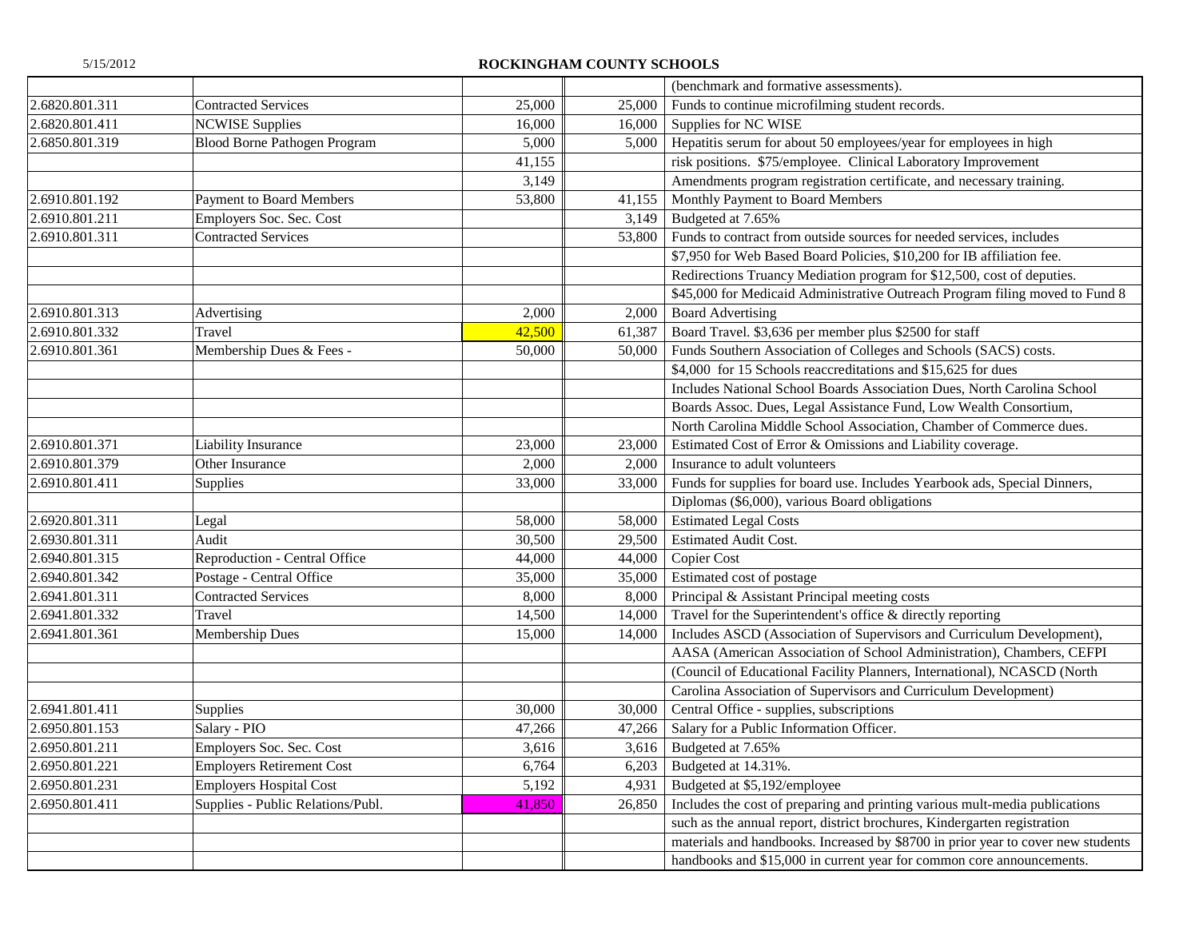ROCKINGHAM COUNTY SCHOOLS

| | | | | |
|---|---|---|---|---|
| | | | | (benchmark and formative assessments). |
| 2.6820.801.311 | Contracted Services | 25,000 | 25,000 | Funds to continue microfilming student records. |
| 2.6820.801.411 | NCWISE Supplies | 16,000 | 16,000 | Supplies for NC WISE |
| 2.6850.801.319 | Blood Borne Pathogen Program | 5,000 | 5,000 | Hepatitis serum for about 50 employees/year for employees in high |
| | | 41,155 | | risk positions. $75/employee. Clinical Laboratory Improvement |
| | | 3,149 | | Amendments program registration certificate, and necessary training. |
| 2.6910.801.192 | Payment to Board Members | 53,800 | 41,155 | Monthly Payment to Board Members |
| 2.6910.801.211 | Employers Soc. Sec. Cost | | 3,149 | Budgeted at 7.65% |
| 2.6910.801.311 | Contracted Services | | 53,800 | Funds to contract from outside sources for needed services, includes |
| | | | | $7,950 for Web Based Board Policies, $10,200 for IB affiliation fee. |
| | | | | Redirections Truancy Mediation program for $12,500, cost of deputies. |
| | | | | $45,000 for Medicaid Administrative Outreach Program filing moved to Fund 8 |
| 2.6910.801.313 | Advertising | 2,000 | 2,000 | Board Advertising |
| 2.6910.801.332 | Travel | 42,500 | 61,387 | Board Travel. $3,636 per member plus $2500 for staff |
| 2.6910.801.361 | Membership Dues & Fees - | 50,000 | 50,000 | Funds Southern Association of Colleges and Schools (SACS) costs. |
| | | | | $4,000 for 15 Schools reaccreditations and $15,625 for dues |
| | | | | Includes National School Boards Association Dues, North Carolina School |
| | | | | Boards Assoc. Dues, Legal Assistance Fund, Low Wealth Consortium, |
| | | | | North Carolina Middle School Association, Chamber of Commerce dues. |
| 2.6910.801.371 | Liability Insurance | 23,000 | 23,000 | Estimated Cost of Error & Omissions and Liability coverage. |
| 2.6910.801.379 | Other Insurance | 2,000 | 2,000 | Insurance to adult volunteers |
| 2.6910.801.411 | Supplies | 33,000 | 33,000 | Funds for supplies for board use. Includes Yearbook ads, Special Dinners, |
| | | | | Diplomas ($6,000), various Board obligations |
| 2.6920.801.311 | Legal | 58,000 | 58,000 | Estimated Legal Costs |
| 2.6930.801.311 | Audit | 30,500 | 29,500 | Estimated Audit Cost. |
| 2.6940.801.315 | Reproduction - Central Office | 44,000 | 44,000 | Copier Cost |
| 2.6940.801.342 | Postage - Central Office | 35,000 | 35,000 | Estimated cost of postage |
| 2.6941.801.311 | Contracted Services | 8,000 | 8,000 | Principal & Assistant Principal meeting costs |
| 2.6941.801.332 | Travel | 14,500 | 14,000 | Travel for the Superintendent's office & directly reporting |
| 2.6941.801.361 | Membership Dues | 15,000 | 14,000 | Includes ASCD (Association of Supervisors and Curriculum Development), |
| | | | | AASA (American Association of School Administration), Chambers, CEFPI |
| | | | | (Council of Educational Facility Planners, International), NCASCD (North |
| | | | | Carolina Association of Supervisors and Curriculum Development) |
| 2.6941.801.411 | Supplies | 30,000 | 30,000 | Central Office - supplies, subscriptions |
| 2.6950.801.153 | Salary - PIO | 47,266 | 47,266 | Salary for a Public Information Officer. |
| 2.6950.801.211 | Employers Soc. Sec. Cost | 3,616 | 3,616 | Budgeted at 7.65% |
| 2.6950.801.221 | Employers Retirement Cost | 6,764 | 6,203 | Budgeted at 14.31%. |
| 2.6950.801.231 | Employers Hospital Cost | 5,192 | 4,931 | Budgeted at $5,192/employee |
| 2.6950.801.411 | Supplies - Public Relations/Publ. | 41,850 | 26,850 | Includes the cost of preparing and printing various mult-media publications |
| | | | | such as the annual report, district brochures, Kindergarten registration |
| | | | | materials and handbooks. Increased by $8700 in prior year to cover new students |
| | | | | handbooks and $15,000 in current year for common core announcements. |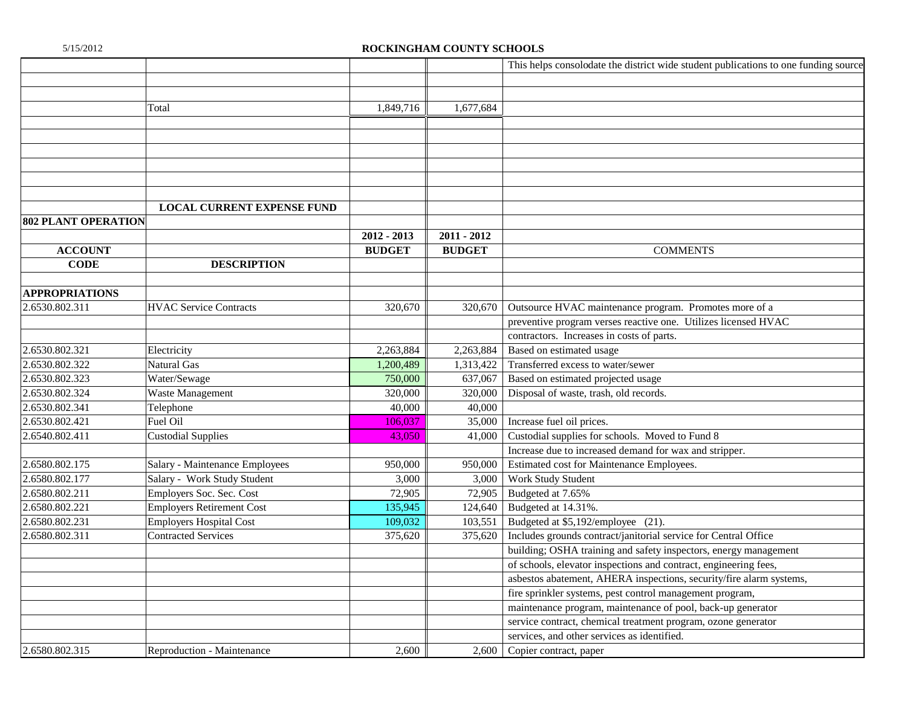| | | | | This helps consolodate the district wide student publications to one funding source |
|---|---|---|---|---|
| | Total | 1,849,716 | 1,677,684 | |

| | **LOCAL CURRENT EXPENSE FUND** | | | |
|---|---|---|---|---|
| **802 PLANT OPERATION** | | | | |
| | | **2012 - 2013** | **2011 - 2012** | |
| **ACCOUNT** | | **BUDGET** | **BUDGET** | COMMENTS |
| **CODE** | **DESCRIPTION** | | | |
| **APPROPRIATIONS** | | | | |
| 2.6530.802.311 | HVAC Service Contracts | 320,670 | 320,670 | Outsource HVAC maintenance program. Promotes more of a |
| | | | | preventive program verses reactive one. Utilizes licensed HVAC |
| | | | | contractors. Increases in costs of parts. |
| 2.6530.802.321 | Electricity | 2,263,884 | 2,263,884 | Based on estimated usage |
| 2.6530.802.322 | Natural Gas | 1,200,489 | 1,313,422 | Transferred excess to water/sewer |
| 2.6530.802.323 | Water/Sewage | 750,000 | 637,067 | Based on estimated projected usage |
| 2.6530.802.324 | Waste Management | 320,000 | 320,000 | Disposal of waste, trash, old records. |
| 2.6530.802.341 | Telephone | 40,000 | 40,000 | |
| 2.6530.802.421 | Fuel Oil | 106,037 | 35,000 | Increase fuel oil prices. |
| 2.6540.802.411 | Custodial Supplies | 43,050 | 41,000 | Custodial supplies for schools. Moved to Fund 8 |
| | | | | Increase due to increased demand for wax and stripper. |
| 2.6580.802.175 | Salary - Maintenance Employees | 950,000 | 950,000 | Estimated cost for Maintenance Employees. |
| 2.6580.802.177 | Salary - Work Study Student | 3,000 | 3,000 | Work Study Student |
| 2.6580.802.211 | Employers Soc. Sec. Cost | 72,905 | 72,905 | Budgeted at 7.65% |
| 2.6580.802.221 | Employers Retirement Cost | 135,945 | 124,640 | Budgeted at 14.31%. |
| 2.6580.802.231 | Employers Hospital Cost | 109,032 | 103,551 | Budgeted at $5,192/employee (21). |
| 2.6580.802.311 | Contracted Services | 375,620 | 375,620 | Includes grounds contract/janitorial service for Central Office |
| | | | | building; OSHA training and safety inspectors, energy management |
| | | | | of schools, elevator inspections and contract, engineering fees, |
| | | | | asbestos abatement, AHERA inspections, security/fire alarm systems, |
| | | | | fire sprinkler systems, pest control management program, |
| | | | | maintenance program, maintenance of pool, back-up generator |
| | | | | service contract, chemical treatment program, ozone generator |
| | | | | services, and other services as identified. |
| 2.6580.802.315 | Reproduction - Maintenance | 2,600 | 2,600 | Copier contract, paper |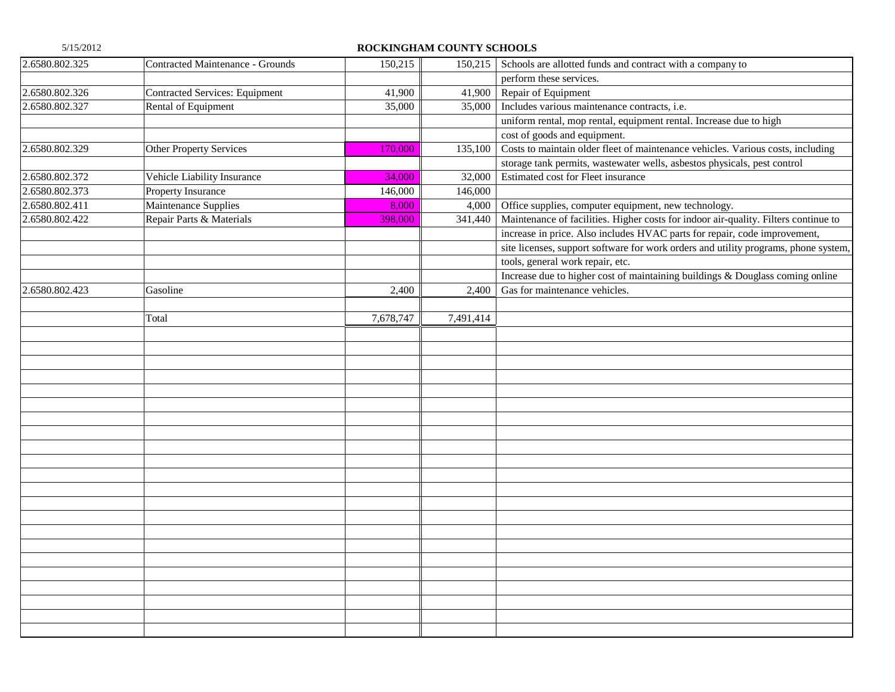**ROCKINGHAM COUNTY SCHOOLS**

| | | | | |
|---|---|---|---|---|
| 2.6580.802.325 | Contracted Maintenance - Grounds | 150,215 | 150,215 | Schools are allotted funds and contract with a company to |
| | | | | perform these services. |
| 2.6580.802.326 | Contracted Services: Equipment | 41,900 | 41,900 | Repair of Equipment |
| 2.6580.802.327 | Rental of Equipment | 35,000 | 35,000 | Includes various maintenance contracts, i.e. |
| | | | | uniform rental, mop rental, equipment rental. Increase due to high |
| | | | | cost of goods and equipment. |
| 2.6580.802.329 | Other Property Services | 170,000 | 135,100 | Costs to maintain older fleet of maintenance vehicles. Various costs, including |
| | | | | storage tank permits, wastewater wells, asbestos physicals, pest control |
| 2.6580.802.372 | Vehicle Liability Insurance | 34,000 | 32,000 | Estimated cost for Fleet insurance |
| 2.6580.802.373 | Property Insurance | 146,000 | 146,000 | |
| 2.6580.802.411 | Maintenance Supplies | 8,000 | 4,000 | Office supplies, computer equipment, new technology. |
| 2.6580.802.422 | Repair Parts & Materials | 398,000 | 341,440 | Maintenance of facilities. Higher costs for indoor air-quality. Filters continue to |
| | | | | increase in price. Also includes HVAC parts for repair, code improvement, |
| | | | | site licenses, support software for work orders and utility programs, phone system, |
| | | | | tools, general work repair, etc. |
| | | | | Increase due to higher cost of maintaining buildings & Douglass coming online |
| 2.6580.802.423 | Gasoline | 2,400 | 2,400 | Gas for maintenance vehicles. |
| | | | | |
| | Total | 7,678,747 | 7,491,414 | |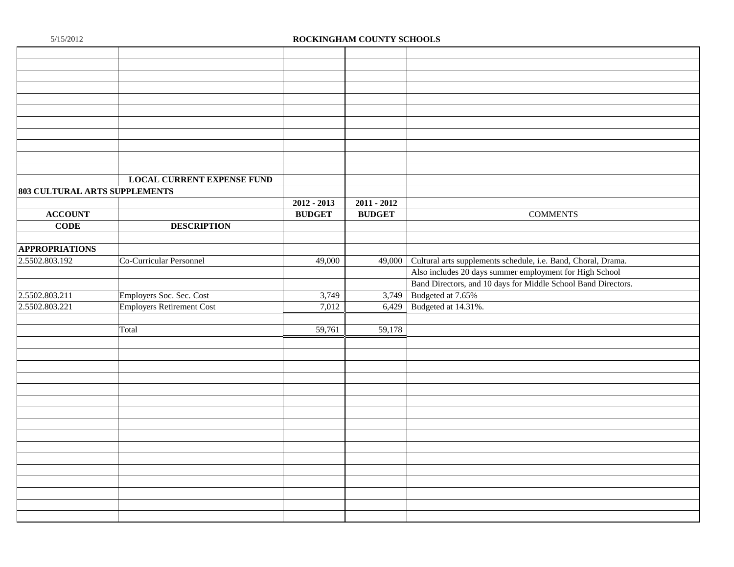ROCKINGHAM COUNTY SCHOOLS

LOCAL CURRENT EXPENSE FUND

803 CULTURAL ARTS SUPPLEMENTS

| ACCOUNT CODE | DESCRIPTION | 2012 - 2013 BUDGET | 2011 - 2012 BUDGET | COMMENTS |
|---|---|---|---|---|
| **APPROPRIATIONS** | | | | |
| 2.5502.803.192 | Co-Curricular Personnel | 49,000 | 49,000 | Cultural arts supplements schedule, i.e. Band, Choral, Drama. |
| | | | | Also includes 20 days summer employment for High School |
| | | | | Band Directors, and 10 days for Middle School Band Directors. |
| 2.5502.803.211 | Employers Soc. Sec. Cost | 3,749 | 3,749 | Budgeted at 7.65% |
| 2.5502.803.221 | Employers Retirement Cost | 7,012 | 6,429 | Budgeted at 14.31%. |
| | Total | 59,761 | 59,178 | |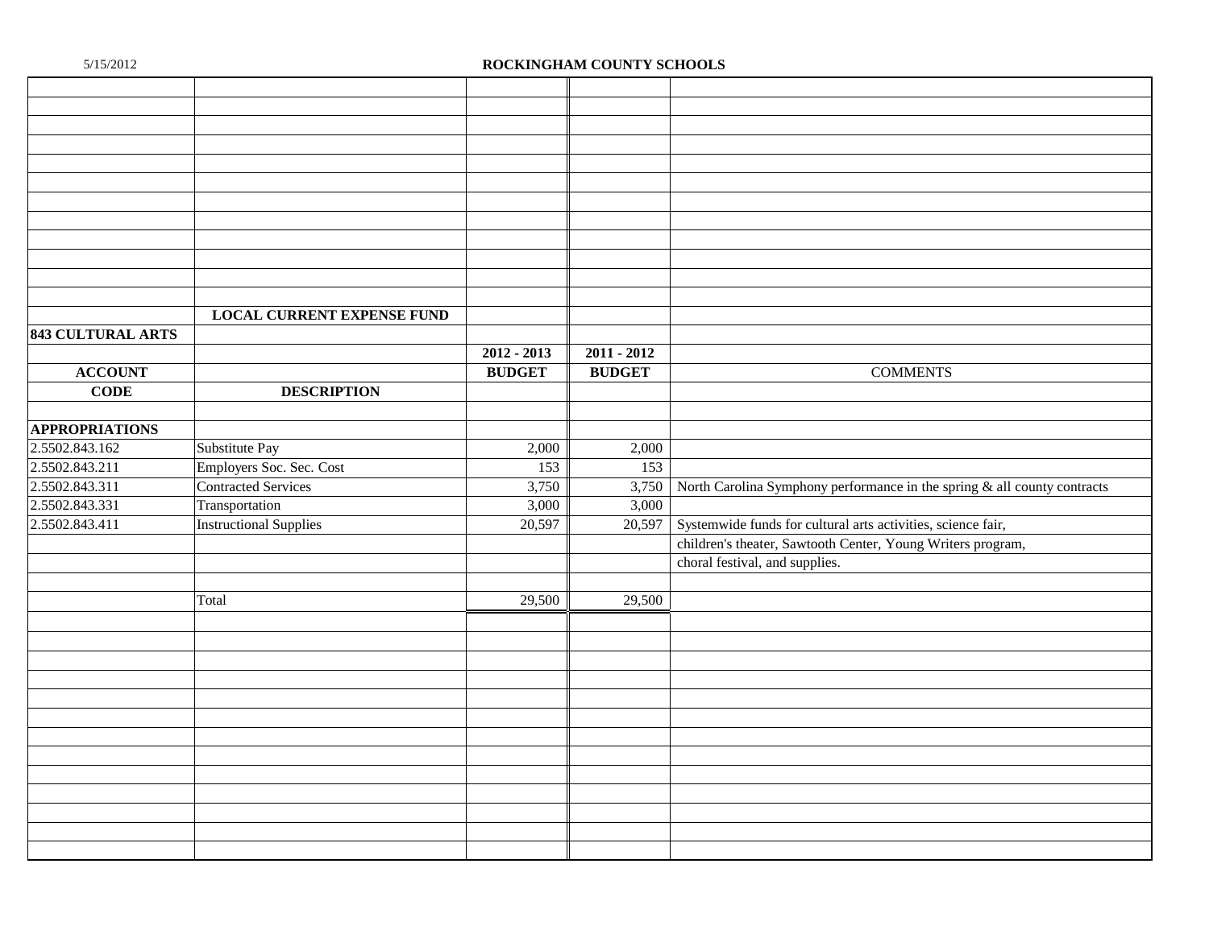**ROCKINGHAM COUNTY SCHOOLS**

**LOCAL CURRENT EXPENSE FUND**

**843 CULTURAL ARTS**

| ACCOUNT CODE | DESCRIPTION | 2012 - 2013 BUDGET | 2011 - 2012 BUDGET | COMMENTS |
|---|---|---|---|---|
| **APPROPRIATIONS** | | | | |
| 2.5502.843.162 | Substitute Pay | 2,000 | 2,000 | |
| 2.5502.843.211 | Employers Soc. Sec. Cost | 153 | 153 | |
| 2.5502.843.311 | Contracted Services | 3,750 | 3,750 | North Carolina Symphony performance in the spring & all county contracts |
| 2.5502.843.331 | Transportation | 3,000 | 3,000 | |
| 2.5502.843.411 | Instructional Supplies | 20,597 | 20,597 | Systemwide funds for cultural arts activities, science fair, children's theater, Sawtooth Center, Young Writers program, choral festival, and supplies. |
| | Total | 29,500 | 29,500 | |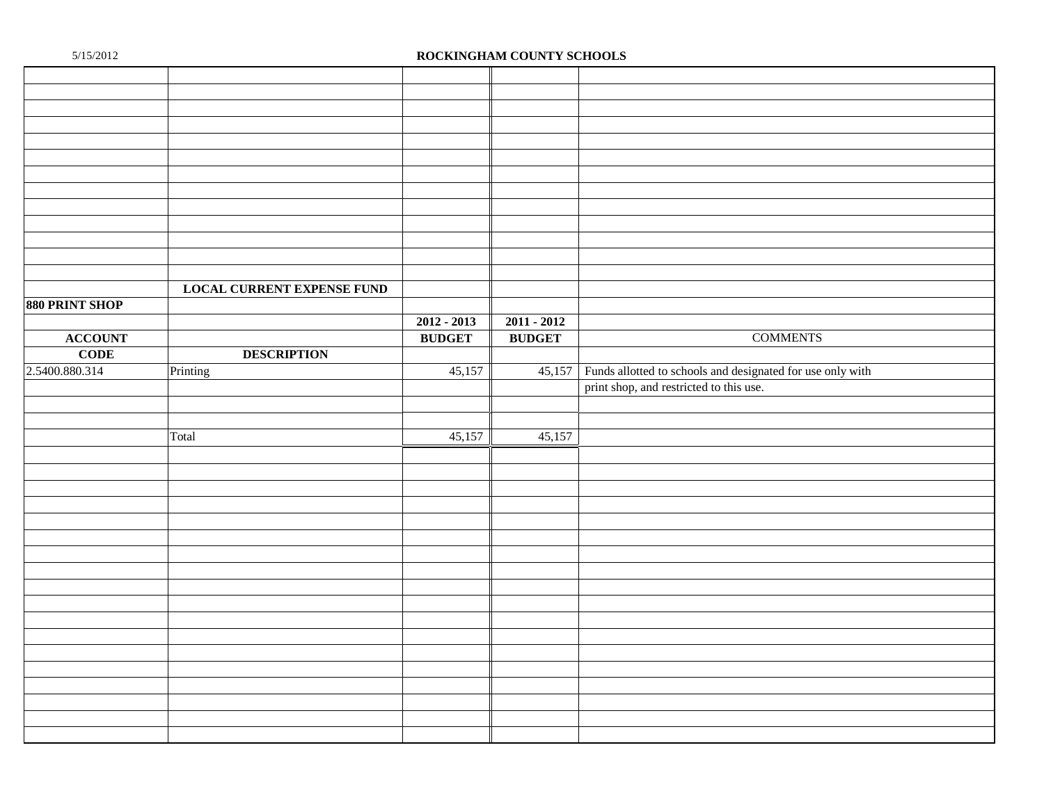# ROCKINGHAM COUNTY SCHOOLS

## LOCAL CURRENT EXPENSE FUND

### 880 PRINT SHOP

| ACCOUNT CODE | DESCRIPTION | 2012 - 2013 BUDGET | 2011 - 2012 BUDGET | COMMENTS |
|---|---|---|---|---|
| 2.5400.880.314 | Printing | 45,157 | 45,157 | Funds allotted to schools and designated for use only with print shop, and restricted to this use. |
| | Total | 45,157 | 45,157 | |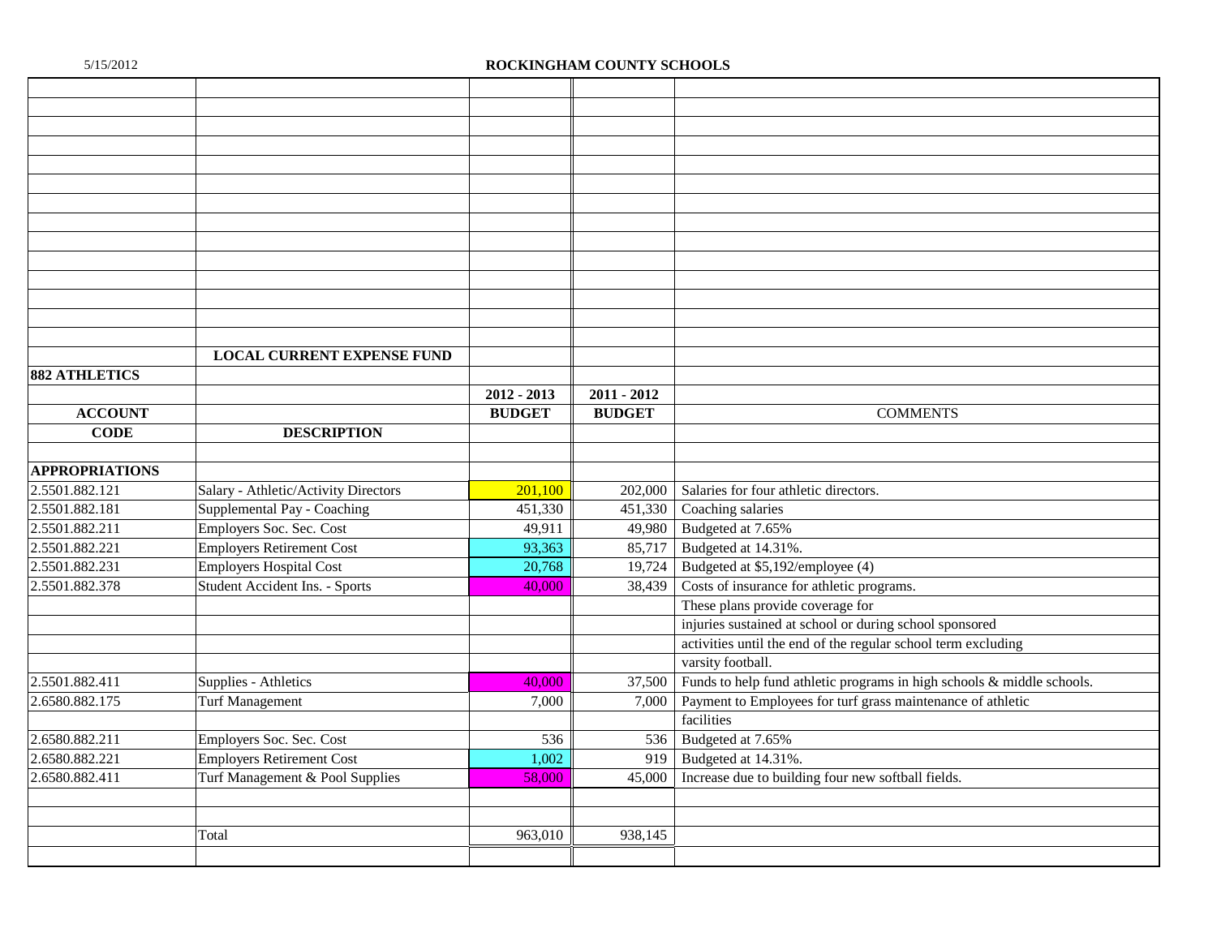5/15/2012

# ROCKINGHAM COUNTY SCHOOLS

## LOCAL CURRENT EXPENSE FUND

### 882 ATHLETICS

| ACCOUNT CODE | DESCRIPTION | 2012 - 2013 BUDGET | 2011 - 2012 BUDGET | COMMENTS |
|---|---|---|---|---|
| **APPROPRIATIONS** | | | | |
| 2.5501.882.121 | Salary - Athletic/Activity Directors | 201,100 | 202,000 | Salaries for four athletic directors. |
| 2.5501.882.181 | Supplemental Pay - Coaching | 451,330 | 451,330 | Coaching salaries |
| 2.5501.882.211 | Employers Soc. Sec. Cost | 49,911 | 49,980 | Budgeted at 7.65% |
| 2.5501.882.221 | Employers Retirement Cost | 93,363 | 85,717 | Budgeted at 14.31%. |
| 2.5501.882.231 | Employers Hospital Cost | 20,768 | 19,724 | Budgeted at $5,192/employee (4) |
| 2.5501.882.378 | Student Accident Ins. - Sports | 40,000 | 38,439 | Costs of insurance for athletic programs. These plans provide coverage for injuries sustained at school or during school sponsored activities until the end of the regular school term excluding varsity football. |
| 2.5501.882.411 | Supplies - Athletics | 40,000 | 37,500 | Funds to help fund athletic programs in high schools & middle schools. |
| 2.6580.882.175 | Turf Management | 7,000 | 7,000 | Payment to Employees for turf grass maintenance of athletic facilities |
| 2.6580.882.211 | Employers Soc. Sec. Cost | 536 | 536 | Budgeted at 7.65% |
| 2.6580.882.221 | Employers Retirement Cost | 1,002 | 919 | Budgeted at 14.31%. |
| 2.6580.882.411 | Turf Management & Pool Supplies | 58,000 | 45,000 | Increase due to building four new softball fields. |
| | Total | 963,010 | 938,145 | |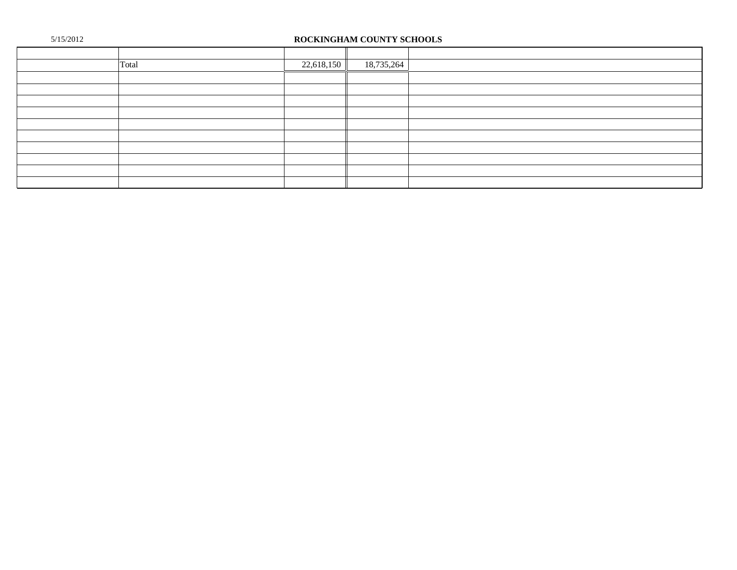5/15/2012

**ROCKINGHAM COUNTY SCHOOLS**

| | | | | |
|---|---|---|---|---|
| | Total | 22,618,150 | 18,735,264 | |
| | | | | |
| | | | | |
| | | | | |
| | | | | |
| | | | | |
| | | | | |
| | | | | |
| | | | | |
| | | | | |
| | | | | |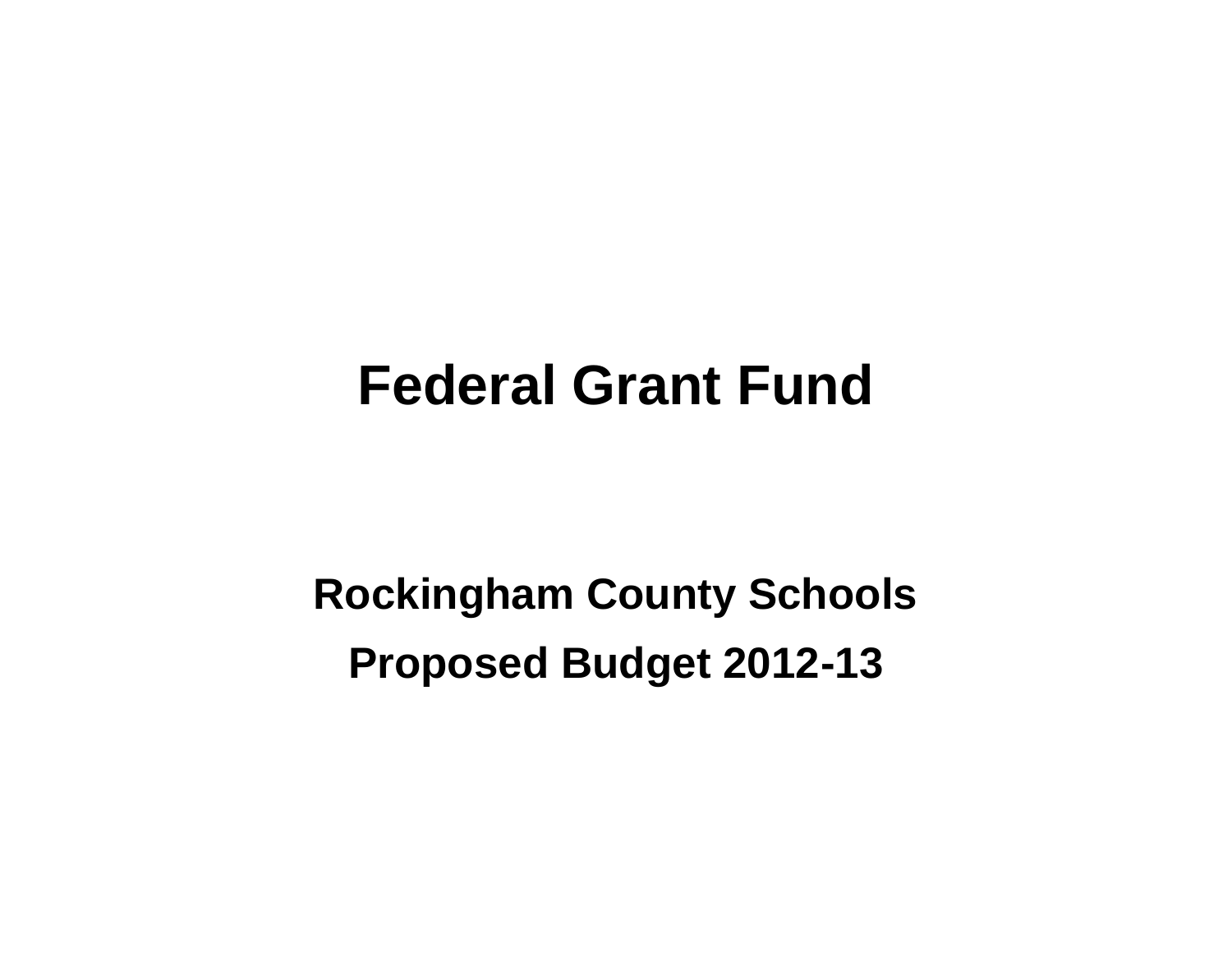# Federal Grant Fund

**Rockingham County Schools**

**Proposed Budget 2012-13**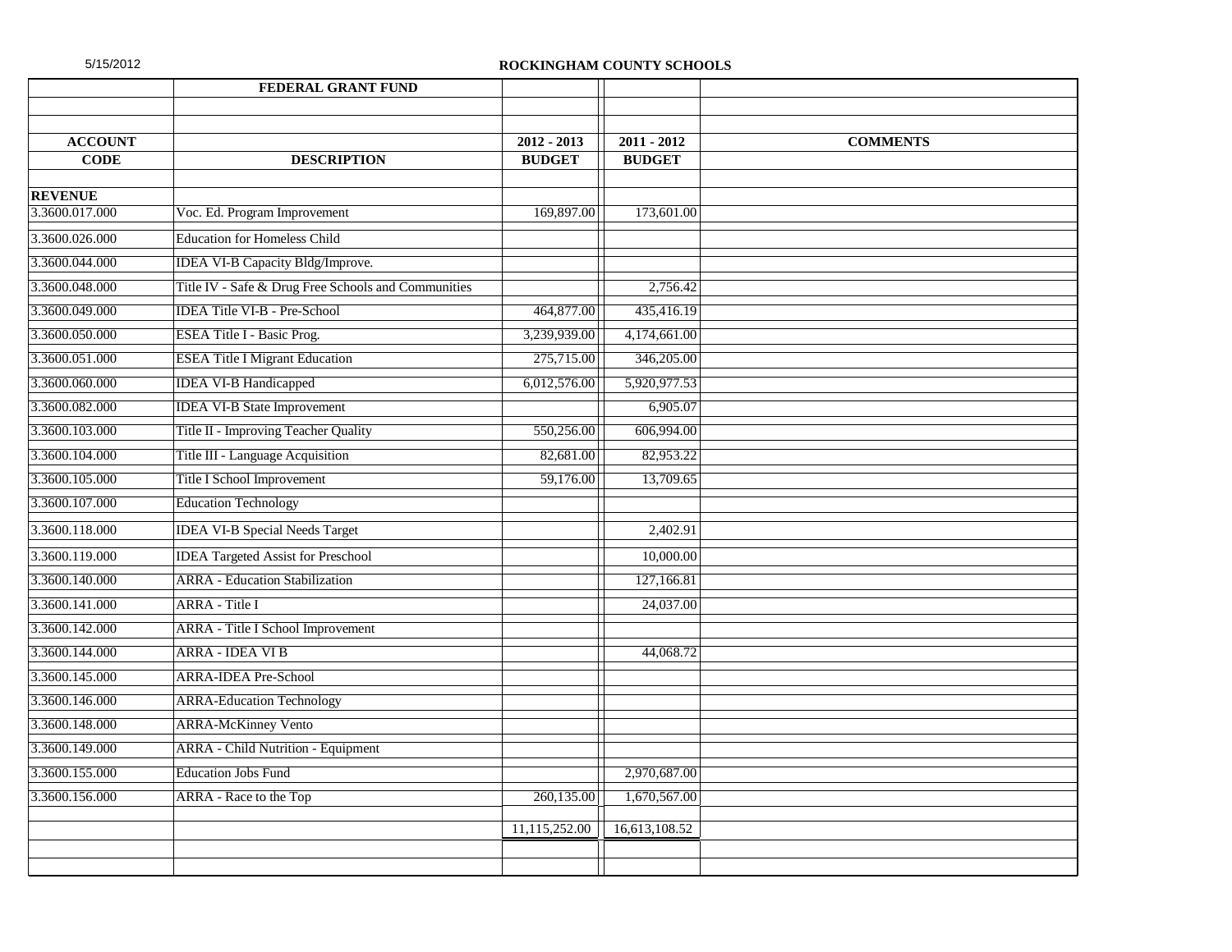5/15/2012

**ROCKINGHAM COUNTY SCHOOLS**

| | FEDERAL GRANT FUND | | | |
|---|---|---|---|---|
| | | | | |
| **ACCOUNT** | | **2012 - 2013** | **2011 - 2012** | **COMMENTS** |
| **CODE** | **DESCRIPTION** | **BUDGET** | **BUDGET** | |
| **REVENUE** | | | | |
| 3.3600.017.000 | Voc. Ed. Program Improvement | 169,897.00 | 173,601.00 | |
| 3.3600.026.000 | Education for Homeless Child | | | |
| 3.3600.044.000 | IDEA VI-B Capacity Bldg/Improve. | | | |
| 3.3600.048.000 | Title IV - Safe & Drug Free Schools and Communities | | 2,756.42 | |
| 3.3600.049.000 | IDEA Title VI-B - Pre-School | 464,877.00 | 435,416.19 | |
| 3.3600.050.000 | ESEA Title I - Basic Prog. | 3,239,939.00 | 4,174,661.00 | |
| 3.3600.051.000 | ESEA Title I Migrant Education | 275,715.00 | 346,205.00 | |
| 3.3600.060.000 | IDEA VI-B Handicapped | 6,012,576.00 | 5,920,977.53 | |
| 3.3600.082.000 | IDEA VI-B State Improvement | | 6,905.07 | |
| 3.3600.103.000 | Title II - Improving Teacher Quality | 550,256.00 | 606,994.00 | |
| 3.3600.104.000 | Title III - Language Acquisition | 82,681.00 | 82,953.22 | |
| 3.3600.105.000 | Title I School Improvement | 59,176.00 | 13,709.65 | |
| 3.3600.107.000 | Education Technology | | | |
| 3.3600.118.000 | IDEA VI-B Special Needs Target | | 2,402.91 | |
| 3.3600.119.000 | IDEA Targeted Assist for Preschool | | 10,000.00 | |
| 3.3600.140.000 | ARRA - Education Stabilization | | 127,166.81 | |
| 3.3600.141.000 | ARRA - Title I | | 24,037.00 | |
| 3.3600.142.000 | ARRA - Title I School Improvement | | | |
| 3.3600.144.000 | ARRA - IDEA VI B | | 44,068.72 | |
| 3.3600.145.000 | ARRA-IDEA Pre-School | | | |
| 3.3600.146.000 | ARRA-Education Technology | | | |
| 3.3600.148.000 | ARRA-McKinney Vento | | | |
| 3.3600.149.000 | ARRA - Child Nutrition - Equipment | | | |
| 3.3600.155.000 | Education Jobs Fund | | 2,970,687.00 | |
| 3.3600.156.000 | ARRA - Race to the Top | 260,135.00 | 1,670,567.00 | |
| | | 11,115,252.00 | 16,613,108.52 | |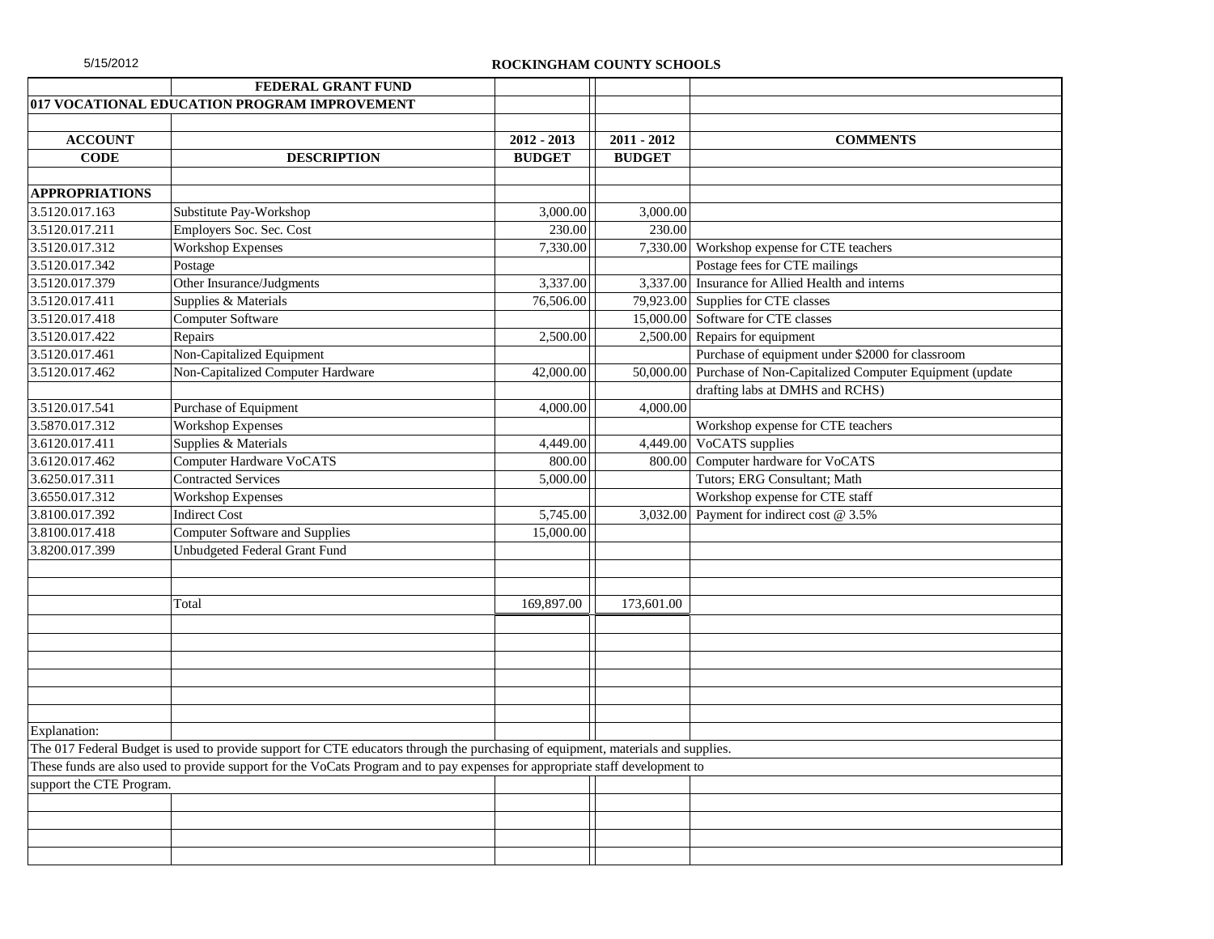# ROCKINGHAM COUNTY SCHOOLS

## FEDERAL GRANT FUND

### 017 VOCATIONAL EDUCATION PROGRAM IMPROVEMENT

| ACCOUNT CODE | DESCRIPTION | 2012 - 2013 BUDGET | 2011 - 2012 BUDGET | COMMENTS |
|---|---|---|---|---|
| **APPROPRIATIONS** | | | | |
| 3.5120.017.163 | Substitute Pay-Workshop | 3,000.00 | 3,000.00 | |
| 3.5120.017.211 | Employers Soc. Sec. Cost | 230.00 | 230.00 | |
| 3.5120.017.312 | Workshop Expenses | 7,330.00 | 7,330.00 | Workshop expense for CTE teachers |
| 3.5120.017.342 | Postage | | | Postage fees for CTE mailings |
| 3.5120.017.379 | Other Insurance/Judgments | 3,337.00 | 3,337.00 | Insurance for Allied Health and interns |
| 3.5120.017.411 | Supplies & Materials | 76,506.00 | 79,923.00 | Supplies for CTE classes |
| 3.5120.017.418 | Computer Software | | 15,000.00 | Software for CTE classes |
| 3.5120.017.422 | Repairs | 2,500.00 | 2,500.00 | Repairs for equipment |
| 3.5120.017.461 | Non-Capitalized Equipment | | | Purchase of equipment under $2000 for classroom |
| 3.5120.017.462 | Non-Capitalized Computer Hardware | 42,000.00 | 50,000.00 | Purchase of Non-Capitalized Computer Equipment (update drafting labs at DMHS and RCHS) |
| 3.5120.017.541 | Purchase of Equipment | 4,000.00 | 4,000.00 | |
| 3.5870.017.312 | Workshop Expenses | | | Workshop expense for CTE teachers |
| 3.6120.017.411 | Supplies & Materials | 4,449.00 | 4,449.00 | VoCATS supplies |
| 3.6120.017.462 | Computer Hardware VoCATS | 800.00 | 800.00 | Computer hardware for VoCATS |
| 3.6250.017.311 | Contracted Services | 5,000.00 | | Tutors; ERG Consultant; Math |
| 3.6550.017.312 | Workshop Expenses | | | Workshop expense for CTE staff |
| 3.8100.017.392 | Indirect Cost | 5,745.00 | 3,032.00 | Payment for indirect cost @ 3.5% |
| 3.8100.017.418 | Computer Software and Supplies | 15,000.00 | | |
| 3.8200.017.399 | Unbudgeted Federal Grant Fund | | | |
| | Total | 169,897.00 | 173,601.00 | |

Explanation:

The 017 Federal Budget is used to provide support for CTE educators through the purchasing of equipment, materials and supplies. These funds are also used to provide support for the VoCats Program and to pay expenses for appropriate staff development to support the CTE Program.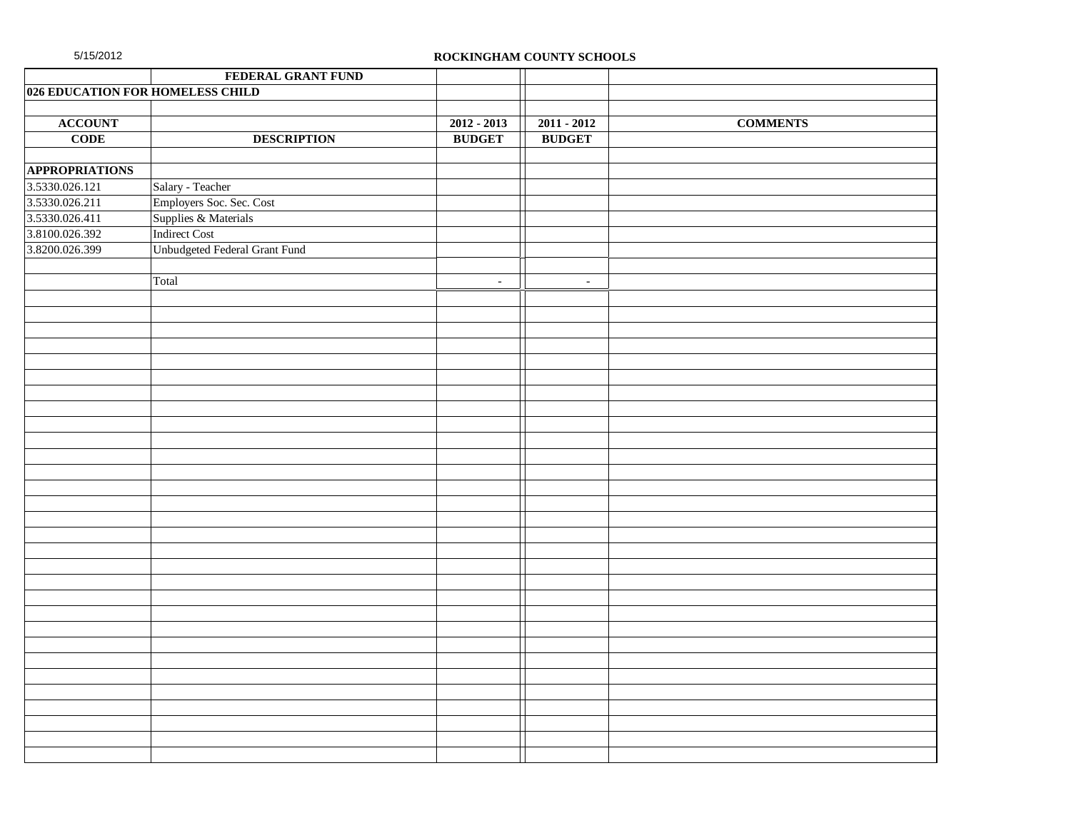ROCKINGHAM COUNTY SCHOOLS

| | FEDERAL GRANT FUND | | | |
|---|---|---|---|---|
| **026 EDUCATION FOR HOMELESS CHILD** | | | | |
| | | | | |
| **ACCOUNT** | | **2012 - 2013** | **2011 - 2012** | **COMMENTS** |
| **CODE** | **DESCRIPTION** | **BUDGET** | **BUDGET** | |
| | | | | |
| **APPROPRIATIONS** | | | | |
| 3.5330.026.121 | Salary - Teacher | | | |
| 3.5330.026.211 | Employers Soc. Sec. Cost | | | |
| 3.5330.026.411 | Supplies & Materials | | | |
| 3.8100.026.392 | Indirect Cost | | | |
| 3.8200.026.399 | Unbudgeted Federal Grant Fund | | | |
| | | | | |
| | Total | - | - | |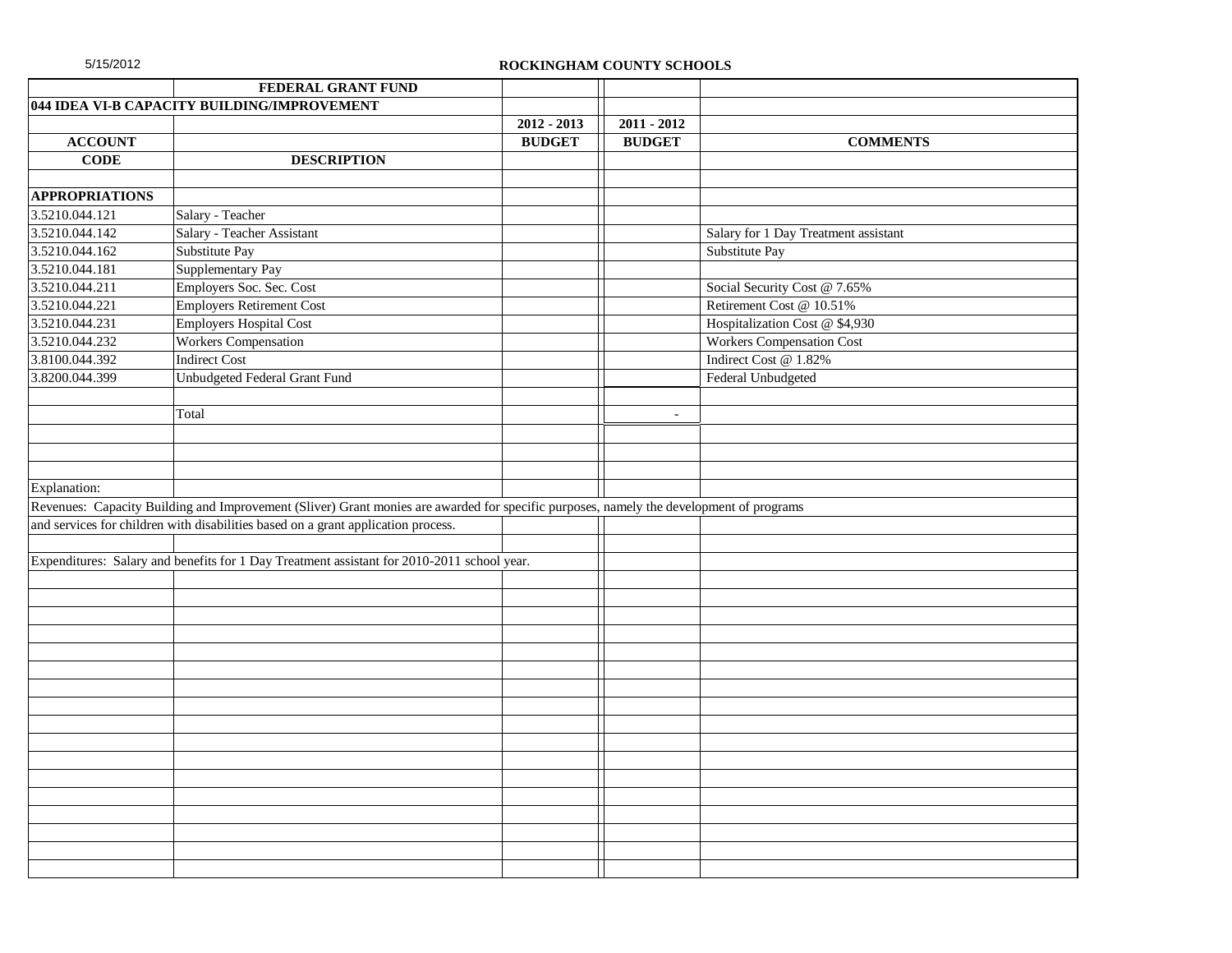5/15/2012

**ROCKINGHAM COUNTY SCHOOLS**

| | FEDERAL GRANT FUND | | | |
|---|---|---|---|---|
| 044 IDEA VI-B CAPACITY BUILDING/IMPROVEMENT | | | | |
| | | 2012 - 2013 | 2011 - 2012 | |
| ACCOUNT | | BUDGET | BUDGET | COMMENTS |
| CODE | DESCRIPTION | | | |
| | | | | |
| APPROPRIATIONS | | | | |
| 3.5210.044.121 | Salary - Teacher | | | |
| 3.5210.044.142 | Salary - Teacher Assistant | | | Salary for 1 Day Treatment assistant |
| 3.5210.044.162 | Substitute Pay | | | Substitute Pay |
| 3.5210.044.181 | Supplementary Pay | | | |
| 3.5210.044.211 | Employers Soc. Sec. Cost | | | Social Security Cost @ 7.65% |
| 3.5210.044.221 | Employers Retirement Cost | | | Retirement Cost @ 10.51% |
| 3.5210.044.231 | Employers Hospital Cost | | | Hospitalization Cost @ $4,930 |
| 3.5210.044.232 | Workers Compensation | | | Workers Compensation Cost |
| 3.8100.044.392 | Indirect Cost | | | Indirect Cost @ 1.82% |
| 3.8200.044.399 | Unbudgeted Federal Grant Fund | | | Federal Unbudgeted |
| | | | | |
| | Total | | - | |

Explanation:

Revenues: Capacity Building and Improvement (Sliver) Grant monies are awarded for specific purposes, namely the development of programs and services for children with disabilities based on a grant application process.

Expenditures: Salary and benefits for 1 Day Treatment assistant for 2010-2011 school year.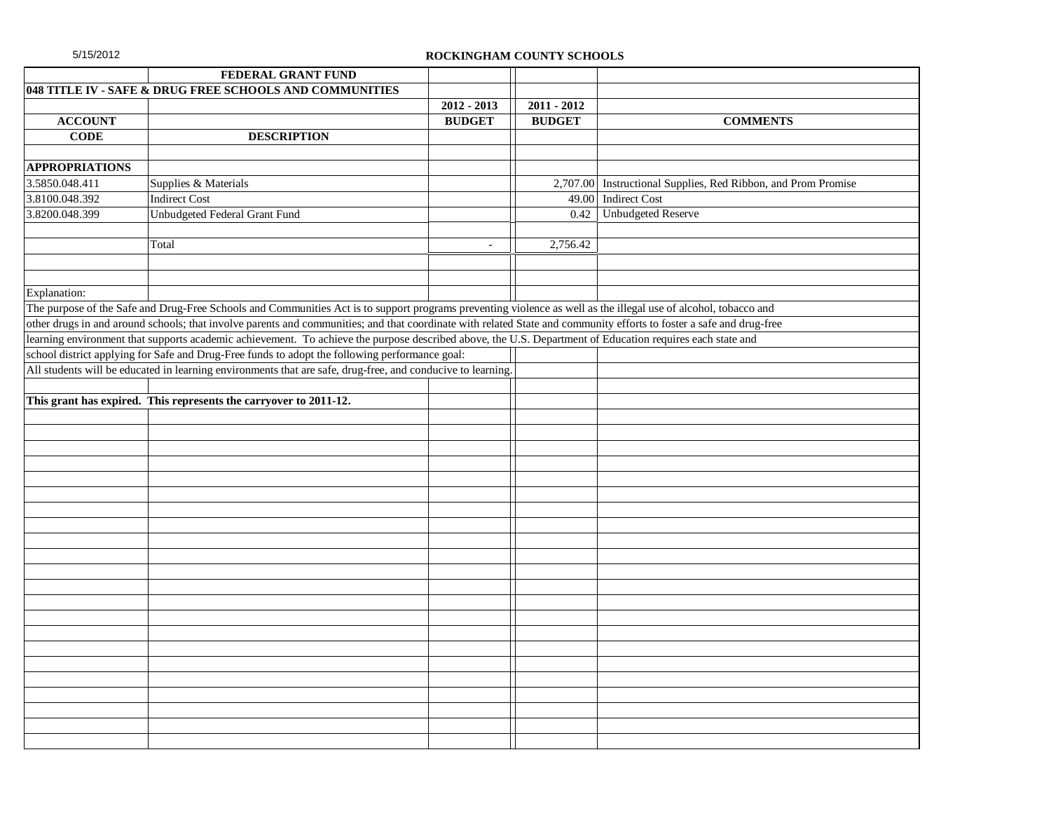5/15/2012

**ROCKINGHAM COUNTY SCHOOLS**

| | **FEDERAL GRANT FUND** | | | |
|---|---|---|---|---|
| **048 TITLE IV - SAFE & DRUG FREE SCHOOLS AND COMMUNITIES** | | | | |
| | | **2012 - 2013** | **2011 - 2012** | |
| **ACCOUNT** | | **BUDGET** | **BUDGET** | **COMMENTS** |
| **CODE** | **DESCRIPTION** | | | |
| **APPROPRIATIONS** | | | | |
| 3.5850.048.411 | Supplies & Materials | | 2,707.00 | Instructional Supplies, Red Ribbon, and Prom Promise |
| 3.8100.048.392 | Indirect Cost | | 49.00 | Indirect Cost |
| 3.8200.048.399 | Unbudgeted Federal Grant Fund | | 0.42 | Unbudgeted Reserve |
| | Total | - | 2,756.42 | |

Explanation:

The purpose of the Safe and Drug-Free Schools and Communities Act is to support programs preventing violence as well as the illegal use of alcohol, tobacco and other drugs in and around schools; that involve parents and communities; and that coordinate with related State and community efforts to foster a safe and drug-free learning environment that supports academic achievement. To achieve the purpose described above, the U.S. Department of Education requires each state and school district applying for Safe and Drug-Free funds to adopt the following performance goal:

All students will be educated in learning environments that are safe, drug-free, and conducive to learning.

**This grant has expired. This represents the carryover to 2011-12.**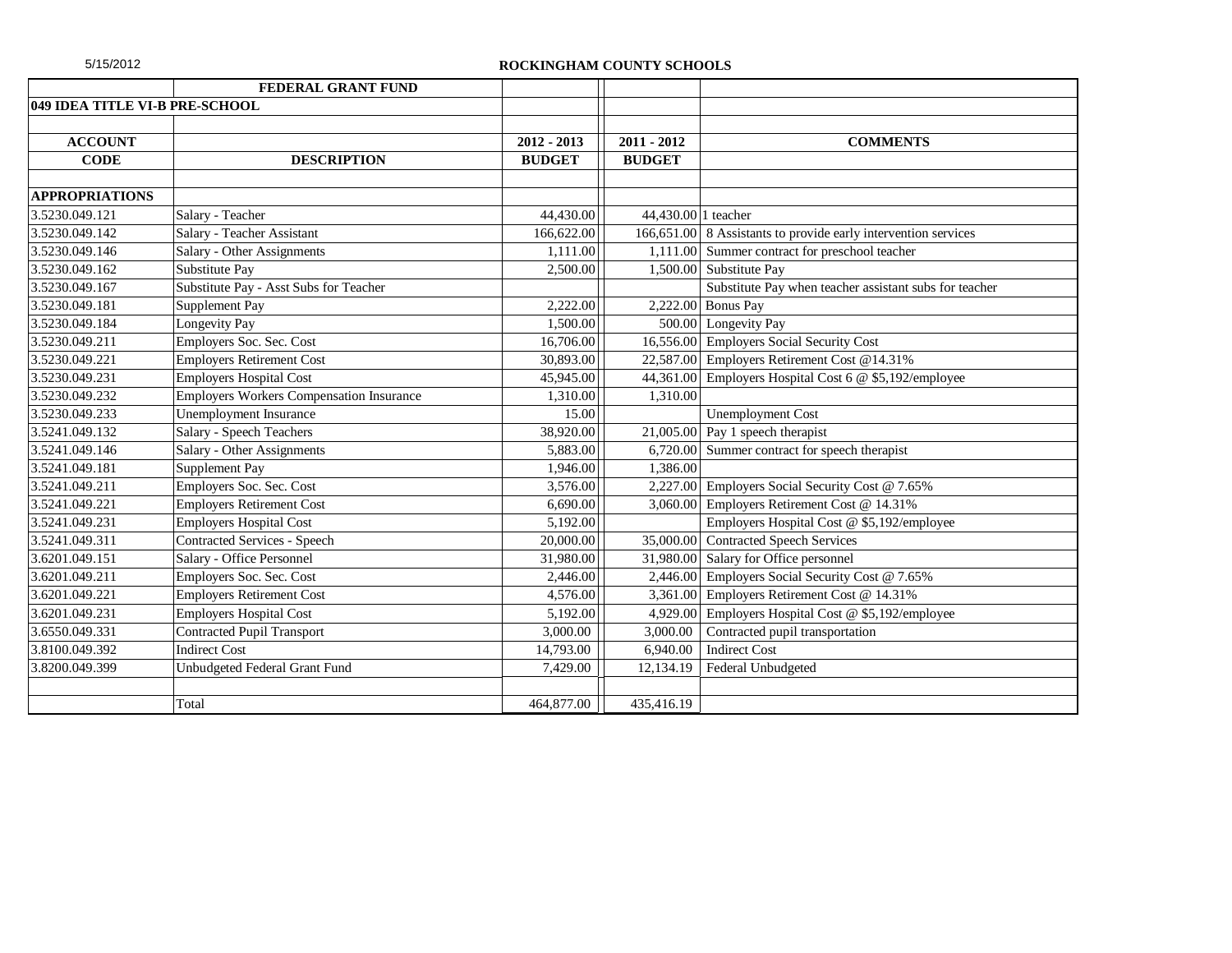5/15/2012

**ROCKINGHAM COUNTY SCHOOLS**

| | FEDERAL GRANT FUND | | | |
|---|---|---|---|---|
| **049 IDEA TITLE VI-B PRE-SCHOOL** | | | | |
| | | | | |
| **ACCOUNT** | | **2012 - 2013** | **2011 - 2012** | **COMMENTS** |
| **CODE** | **DESCRIPTION** | **BUDGET** | **BUDGET** | |
| | | | | |
| **APPROPRIATIONS** | | | | |
| 3.5230.049.121 | Salary - Teacher | 44,430.00 | 44,430.00 | 1 teacher |
| 3.5230.049.142 | Salary - Teacher Assistant | 166,622.00 | 166,651.00 | 8 Assistants to provide early intervention services |
| 3.5230.049.146 | Salary - Other Assignments | 1,111.00 | 1,111.00 | Summer contract for preschool teacher |
| 3.5230.049.162 | Substitute Pay | 2,500.00 | 1,500.00 | Substitute Pay |
| 3.5230.049.167 | Substitute Pay - Asst Subs for Teacher | | | Substitute Pay when teacher assistant subs for teacher |
| 3.5230.049.181 | Supplement Pay | 2,222.00 | 2,222.00 | Bonus Pay |
| 3.5230.049.184 | Longevity Pay | 1,500.00 | 500.00 | Longevity Pay |
| 3.5230.049.211 | Employers Soc. Sec. Cost | 16,706.00 | 16,556.00 | Employers Social Security Cost |
| 3.5230.049.221 | Employers Retirement Cost | 30,893.00 | 22,587.00 | Employers Retirement Cost @14.31% |
| 3.5230.049.231 | Employers Hospital Cost | 45,945.00 | 44,361.00 | Employers Hospital Cost 6 @ $5,192/employee |
| 3.5230.049.232 | Employers Workers Compensation Insurance | 1,310.00 | 1,310.00 | |
| 3.5230.049.233 | Unemployment Insurance | 15.00 | | Unemployment Cost |
| 3.5241.049.132 | Salary - Speech Teachers | 38,920.00 | 21,005.00 | Pay 1 speech therapist |
| 3.5241.049.146 | Salary - Other Assignments | 5,883.00 | 6,720.00 | Summer contract for speech therapist |
| 3.5241.049.181 | Supplement Pay | 1,946.00 | 1,386.00 | |
| 3.5241.049.211 | Employers Soc. Sec. Cost | 3,576.00 | 2,227.00 | Employers Social Security Cost @ 7.65% |
| 3.5241.049.221 | Employers Retirement Cost | 6,690.00 | 3,060.00 | Employers Retirement Cost @ 14.31% |
| 3.5241.049.231 | Employers Hospital Cost | 5,192.00 | | Employers Hospital Cost @ $5,192/employee |
| 3.5241.049.311 | Contracted Services - Speech | 20,000.00 | 35,000.00 | Contracted Speech Services |
| 3.6201.049.151 | Salary - Office Personnel | 31,980.00 | 31,980.00 | Salary for Office personnel |
| 3.6201.049.211 | Employers Soc. Sec. Cost | 2,446.00 | 2,446.00 | Employers Social Security Cost @ 7.65% |
| 3.6201.049.221 | Employers Retirement Cost | 4,576.00 | 3,361.00 | Employers Retirement Cost @ 14.31% |
| 3.6201.049.231 | Employers Hospital Cost | 5,192.00 | 4,929.00 | Employers Hospital Cost @ $5,192/employee |
| 3.6550.049.331 | Contracted Pupil Transport | 3,000.00 | 3,000.00 | Contracted pupil transportation |
| 3.8100.049.392 | Indirect Cost | 14,793.00 | 6,940.00 | Indirect Cost |
| 3.8200.049.399 | Unbudgeted Federal Grant Fund | 7,429.00 | 12,134.19 | Federal Unbudgeted |
| | | | | |
| | Total | 464,877.00 | 435,416.19 | |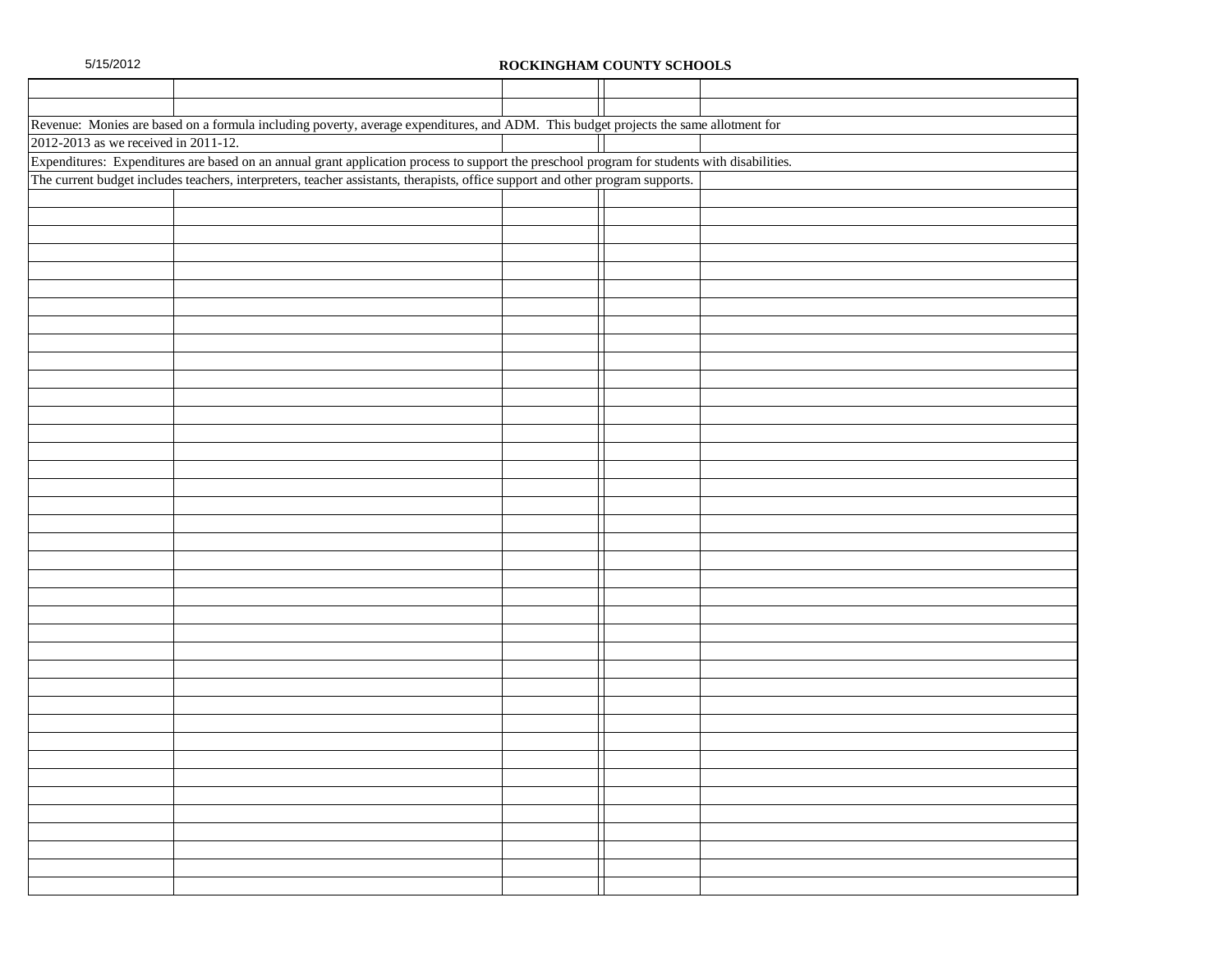# ROCKINGHAM COUNTY SCHOOLS

Revenue: Monies are based on a formula including poverty, average expenditures, and ADM. This budget projects the same allotment for 2012-2013 as we received in 2011-12.

Expenditures: Expenditures are based on an annual grant application process to support the preschool program for students with disabilities. The current budget includes teachers, interpreters, teacher assistants, therapists, office support and other program supports.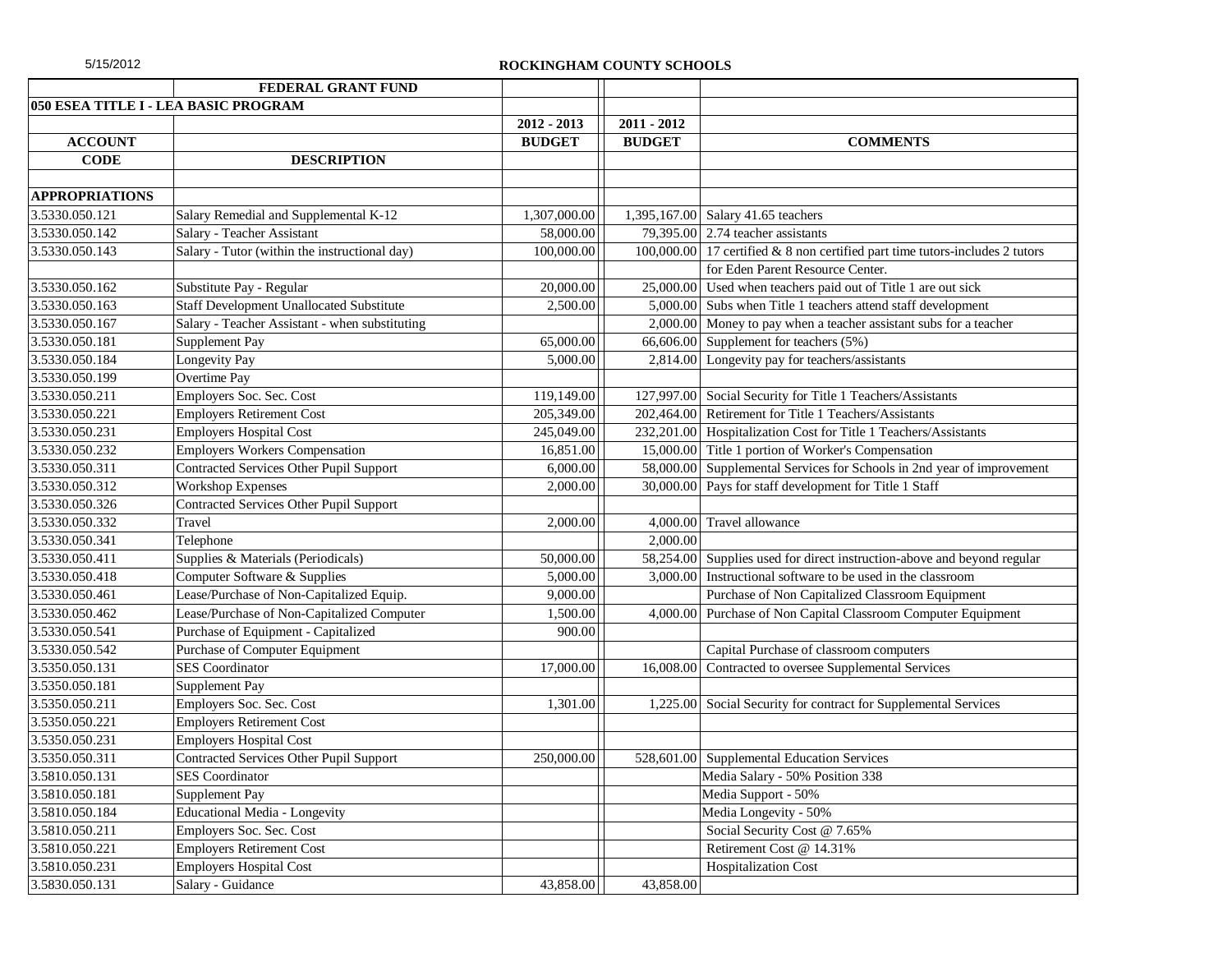## ROCKINGHAM COUNTY SCHOOLS

| | FEDERAL GRANT FUND | | | |
|---|---|---|---|---|
| **050 ESEA TITLE I - LEA BASIC PROGRAM** | | | | |
| | | **2012 - 2013** | **2011 - 2012** | |
| **ACCOUNT** | | **BUDGET** | **BUDGET** | **COMMENTS** |
| **CODE** | **DESCRIPTION** | | | |
| | | | | |
| **APPROPRIATIONS** | | | | |
| 3.5330.050.121 | Salary Remedial and Supplemental K-12 | 1,307,000.00 | 1,395,167.00 | Salary 41.65 teachers |
| 3.5330.050.142 | Salary - Teacher Assistant | 58,000.00 | 79,395.00 | 2.74 teacher assistants |
| 3.5330.050.143 | Salary - Tutor (within the instructional day) | 100,000.00 | 100,000.00 | 17 certified & 8 non certified part time tutors-includes 2 tutors |
| | | | | for Eden Parent Resource Center. |
| 3.5330.050.162 | Substitute Pay - Regular | 20,000.00 | 25,000.00 | Used when teachers paid out of Title 1 are out sick |
| 3.5330.050.163 | Staff Development Unallocated Substitute | 2,500.00 | 5,000.00 | Subs when Title 1 teachers attend staff development |
| 3.5330.050.167 | Salary - Teacher Assistant - when substituting | | 2,000.00 | Money to pay when a teacher assistant subs for a teacher |
| 3.5330.050.181 | Supplement Pay | 65,000.00 | 66,606.00 | Supplement for teachers (5%) |
| 3.5330.050.184 | Longevity Pay | 5,000.00 | 2,814.00 | Longevity pay for teachers/assistants |
| 3.5330.050.199 | Overtime Pay | | | |
| 3.5330.050.211 | Employers Soc. Sec. Cost | 119,149.00 | 127,997.00 | Social Security for Title 1 Teachers/Assistants |
| 3.5330.050.221 | Employers Retirement Cost | 205,349.00 | 202,464.00 | Retirement for Title 1 Teachers/Assistants |
| 3.5330.050.231 | Employers Hospital Cost | 245,049.00 | 232,201.00 | Hospitalization Cost for Title 1 Teachers/Assistants |
| 3.5330.050.232 | Employers Workers Compensation | 16,851.00 | 15,000.00 | Title 1 portion of Worker's Compensation |
| 3.5330.050.311 | Contracted Services Other Pupil Support | 6,000.00 | 58,000.00 | Supplemental Services for Schools in 2nd year of improvement |
| 3.5330.050.312 | Workshop Expenses | 2,000.00 | 30,000.00 | Pays for staff development for Title 1 Staff |
| 3.5330.050.326 | Contracted Services Other Pupil Support | | | |
| 3.5330.050.332 | Travel | 2,000.00 | 4,000.00 | Travel allowance |
| 3.5330.050.341 | Telephone | | 2,000.00 | |
| 3.5330.050.411 | Supplies & Materials (Periodicals) | 50,000.00 | 58,254.00 | Supplies used for direct instruction-above and beyond regular |
| 3.5330.050.418 | Computer Software & Supplies | 5,000.00 | 3,000.00 | Instructional software to be used in the classroom |
| 3.5330.050.461 | Lease/Purchase of Non-Capitalized Equip. | 9,000.00 | | Purchase of Non Capitalized Classroom Equipment |
| 3.5330.050.462 | Lease/Purchase of Non-Capitalized Computer | 1,500.00 | 4,000.00 | Purchase of Non Capital Classroom Computer Equipment |
| 3.5330.050.541 | Purchase of Equipment - Capitalized | 900.00 | | |
| 3.5330.050.542 | Purchase of Computer Equipment | | | Capital Purchase of classroom computers |
| 3.5350.050.131 | SES Coordinator | 17,000.00 | 16,008.00 | Contracted to oversee Supplemental Services |
| 3.5350.050.181 | Supplement Pay | | | |
| 3.5350.050.211 | Employers Soc. Sec. Cost | 1,301.00 | 1,225.00 | Social Security for contract for Supplemental Services |
| 3.5350.050.221 | Employers Retirement Cost | | | |
| 3.5350.050.231 | Employers Hospital Cost | | | |
| 3.5350.050.311 | Contracted Services Other Pupil Support | 250,000.00 | 528,601.00 | Supplemental Education Services |
| 3.5810.050.131 | SES Coordinator | | | Media Salary - 50% Position 338 |
| 3.5810.050.181 | Supplement Pay | | | Media Support - 50% |
| 3.5810.050.184 | Educational Media - Longevity | | | Media Longevity - 50% |
| 3.5810.050.211 | Employers Soc. Sec. Cost | | | Social Security Cost @ 7.65% |
| 3.5810.050.221 | Employers Retirement Cost | | | Retirement Cost @ 14.31% |
| 3.5810.050.231 | Employers Hospital Cost | | | Hospitalization Cost |
| 3.5830.050.131 | Salary - Guidance | 43,858.00 | 43,858.00 | |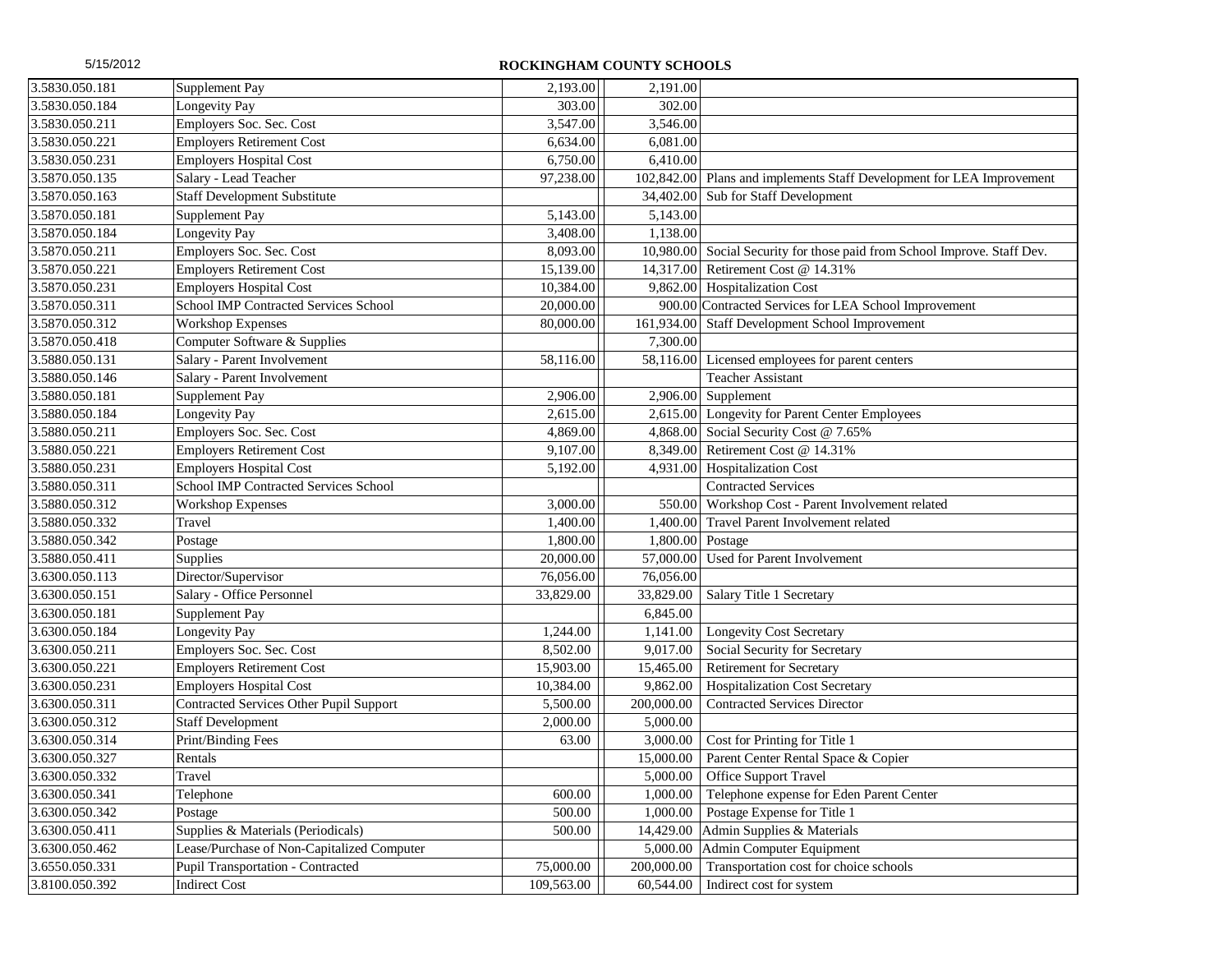**ROCKINGHAM COUNTY SCHOOLS**

| | | | | |
|---|---|---|---|---|
| 3.5830.050.181 | Supplement Pay | 2,193.00 | 2,191.00 | |
| 3.5830.050.184 | Longevity Pay | 303.00 | 302.00 | |
| 3.5830.050.211 | Employers Soc. Sec. Cost | 3,547.00 | 3,546.00 | |
| 3.5830.050.221 | Employers Retirement Cost | 6,634.00 | 6,081.00 | |
| 3.5830.050.231 | Employers Hospital Cost | 6,750.00 | 6,410.00 | |
| 3.5870.050.135 | Salary - Lead Teacher | 97,238.00 | 102,842.00 | Plans and implements Staff Development for LEA Improvement |
| 3.5870.050.163 | Staff Development Substitute | | 34,402.00 | Sub for Staff Development |
| 3.5870.050.181 | Supplement Pay | 5,143.00 | 5,143.00 | |
| 3.5870.050.184 | Longevity Pay | 3,408.00 | 1,138.00 | |
| 3.5870.050.211 | Employers Soc. Sec. Cost | 8,093.00 | 10,980.00 | Social Security for those paid from School Improve. Staff Dev. |
| 3.5870.050.221 | Employers Retirement Cost | 15,139.00 | 14,317.00 | Retirement Cost @ 14.31% |
| 3.5870.050.231 | Employers Hospital Cost | 10,384.00 | 9,862.00 | Hospitalization Cost |
| 3.5870.050.311 | School IMP Contracted Services School | 20,000.00 | 900.00 | Contracted Services for LEA School Improvement |
| 3.5870.050.312 | Workshop Expenses | 80,000.00 | 161,934.00 | Staff Development School Improvement |
| 3.5870.050.418 | Computer Software & Supplies | | 7,300.00 | |
| 3.5880.050.131 | Salary - Parent Involvement | 58,116.00 | 58,116.00 | Licensed employees for parent centers |
| 3.5880.050.146 | Salary - Parent Involvement | | | Teacher Assistant |
| 3.5880.050.181 | Supplement Pay | 2,906.00 | 2,906.00 | Supplement |
| 3.5880.050.184 | Longevity Pay | 2,615.00 | 2,615.00 | Longevity for Parent Center Employees |
| 3.5880.050.211 | Employers Soc. Sec. Cost | 4,869.00 | 4,868.00 | Social Security Cost @ 7.65% |
| 3.5880.050.221 | Employers Retirement Cost | 9,107.00 | 8,349.00 | Retirement Cost @ 14.31% |
| 3.5880.050.231 | Employers Hospital Cost | 5,192.00 | 4,931.00 | Hospitalization Cost |
| 3.5880.050.311 | School IMP Contracted Services School | | | Contracted Services |
| 3.5880.050.312 | Workshop Expenses | 3,000.00 | 550.00 | Workshop Cost - Parent Involvement related |
| 3.5880.050.332 | Travel | 1,400.00 | 1,400.00 | Travel Parent Involvement related |
| 3.5880.050.342 | Postage | 1,800.00 | 1,800.00 | Postage |
| 3.5880.050.411 | Supplies | 20,000.00 | 57,000.00 | Used for Parent Involvement |
| 3.6300.050.113 | Director/Supervisor | 76,056.00 | 76,056.00 | |
| 3.6300.050.151 | Salary - Office Personnel | 33,829.00 | 33,829.00 | Salary Title 1 Secretary |
| 3.6300.050.181 | Supplement Pay | | 6,845.00 | |
| 3.6300.050.184 | Longevity Pay | 1,244.00 | 1,141.00 | Longevity Cost Secretary |
| 3.6300.050.211 | Employers Soc. Sec. Cost | 8,502.00 | 9,017.00 | Social Security for Secretary |
| 3.6300.050.221 | Employers Retirement Cost | 15,903.00 | 15,465.00 | Retirement for Secretary |
| 3.6300.050.231 | Employers Hospital Cost | 10,384.00 | 9,862.00 | Hospitalization Cost Secretary |
| 3.6300.050.311 | Contracted Services Other Pupil Support | 5,500.00 | 200,000.00 | Contracted Services Director |
| 3.6300.050.312 | Staff Development | 2,000.00 | 5,000.00 | |
| 3.6300.050.314 | Print/Binding Fees | 63.00 | 3,000.00 | Cost for Printing for Title 1 |
| 3.6300.050.327 | Rentals | | 15,000.00 | Parent Center Rental Space & Copier |
| 3.6300.050.332 | Travel | | 5,000.00 | Office Support Travel |
| 3.6300.050.341 | Telephone | 600.00 | 1,000.00 | Telephone expense for Eden Parent Center |
| 3.6300.050.342 | Postage | 500.00 | 1,000.00 | Postage Expense for Title 1 |
| 3.6300.050.411 | Supplies & Materials (Periodicals) | 500.00 | 14,429.00 | Admin Supplies & Materials |
| 3.6300.050.462 | Lease/Purchase of Non-Capitalized Computer | | 5,000.00 | Admin Computer Equipment |
| 3.6550.050.331 | Pupil Transportation - Contracted | 75,000.00 | 200,000.00 | Transportation cost for choice schools |
| 3.8100.050.392 | Indirect Cost | 109,563.00 | 60,544.00 | Indirect cost for system |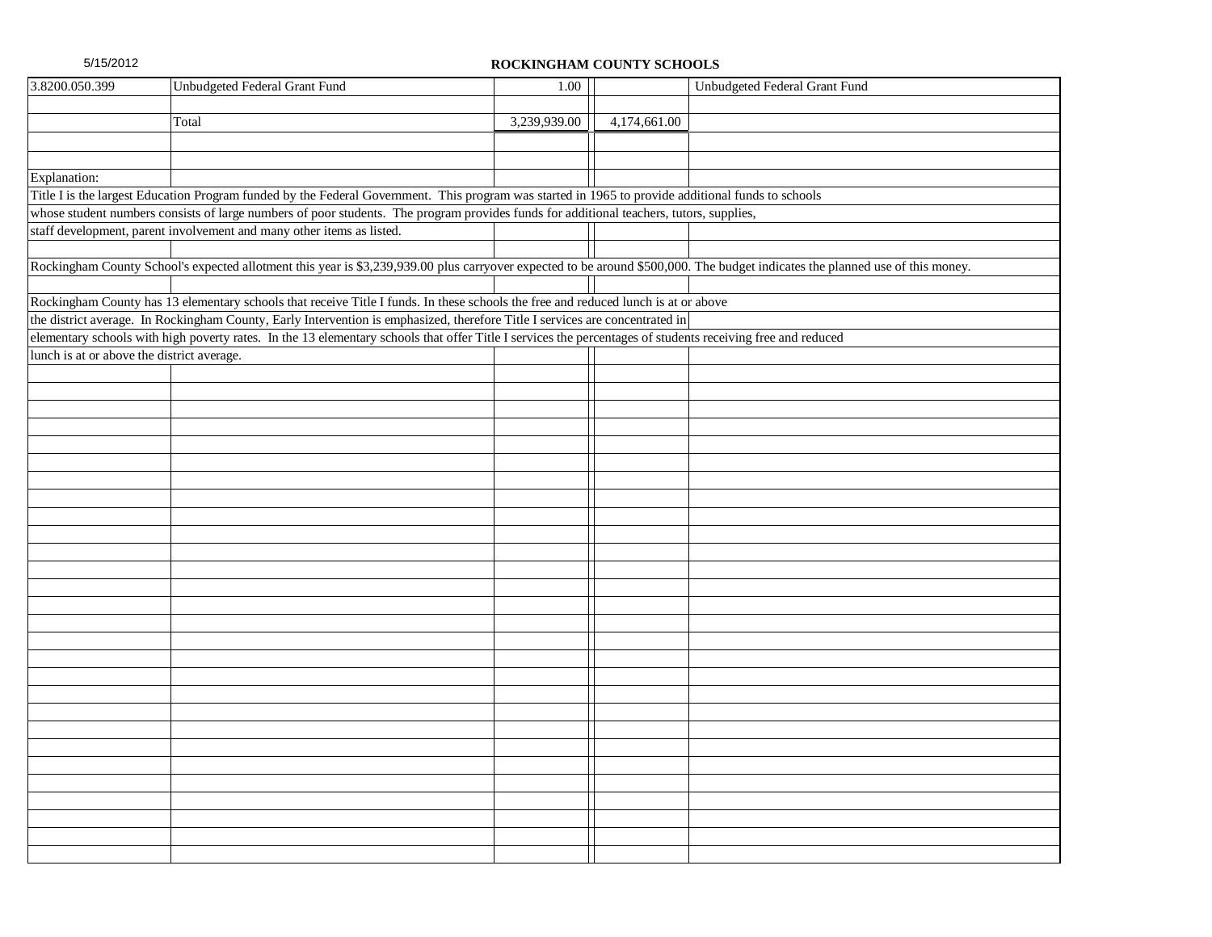**ROCKINGHAM COUNTY SCHOOLS**

| | | | | |
|---|---|---|---|---|
| 3.8200.050.399 | Unbudgeted Federal Grant Fund | 1.00 | | Unbudgeted Federal Grant Fund |
| | | | | |
| | Total | 3,239,939.00 | 4,174,661.00 | |

Explanation:

Title I is the largest Education Program funded by the Federal Government. This program was started in 1965 to provide additional funds to schools whose student numbers consists of large numbers of poor students. The program provides funds for additional teachers, tutors, supplies, staff development, parent involvement and many other items as listed.

Rockingham County School's expected allotment this year is $3,239,939.00 plus carryover expected to be around $500,000. The budget indicates the planned use of this money.

Rockingham County has 13 elementary schools that receive Title I funds. In these schools the free and reduced lunch is at or above the district average. In Rockingham County, Early Intervention is emphasized, therefore Title I services are concentrated in elementary schools with high poverty rates. In the 13 elementary schools that offer Title I services the percentages of students receiving free and reduced lunch is at or above the district average.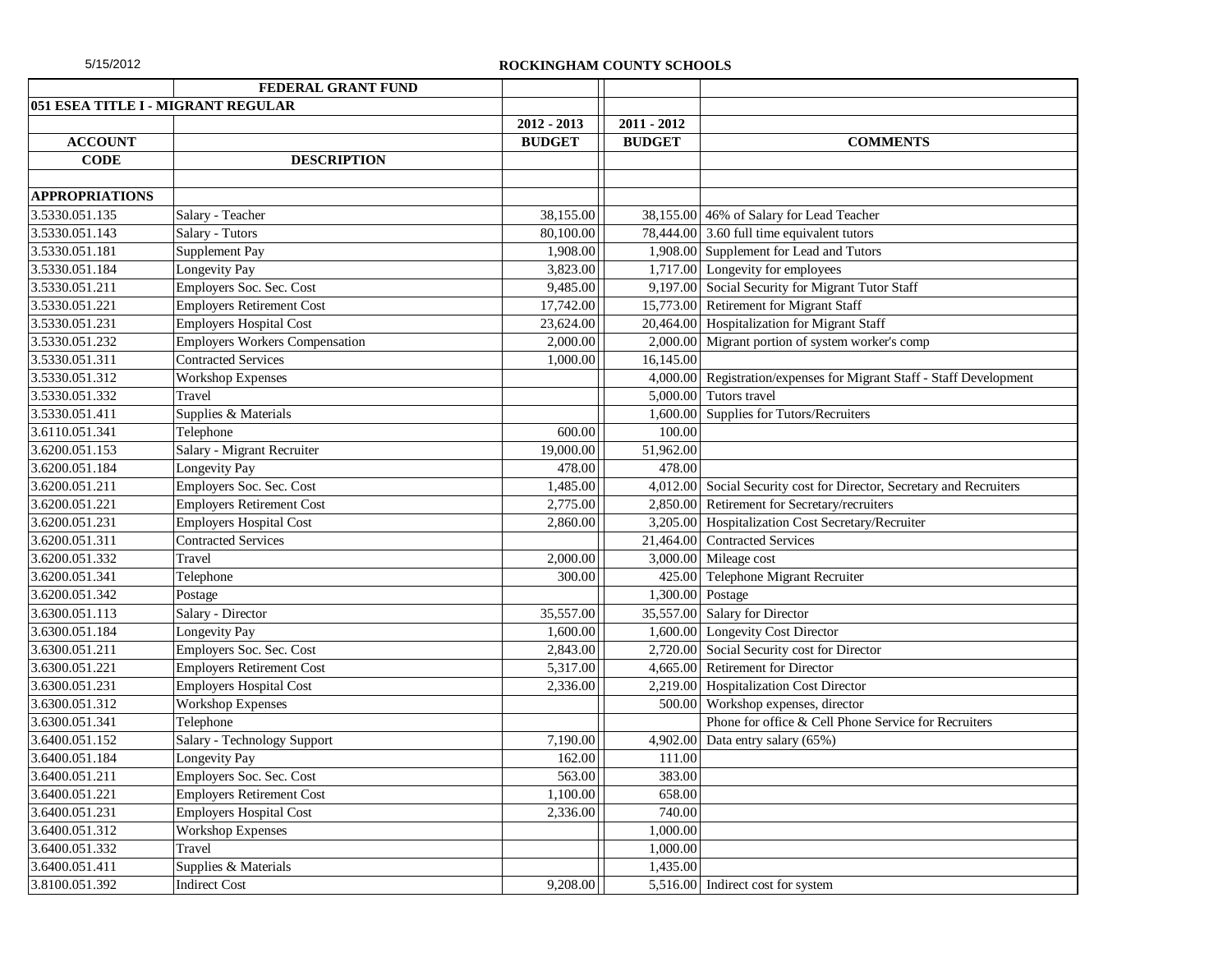5/15/2012

**ROCKINGHAM COUNTY SCHOOLS**

| | FEDERAL GRANT FUND | | | |
|---|---|---|---|---|
| **051 ESEA TITLE I - MIGRANT REGULAR** | | | | |
| | | **2012 - 2013** | **2011 - 2012** | |
| **ACCOUNT** | | **BUDGET** | **BUDGET** | **COMMENTS** |
| **CODE** | **DESCRIPTION** | | | |
| | | | | |
| **APPROPRIATIONS** | | | | |
| 3.5330.051.135 | Salary - Teacher | 38,155.00 | 38,155.00 | 46% of Salary for Lead Teacher |
| 3.5330.051.143 | Salary - Tutors | 80,100.00 | 78,444.00 | 3.60 full time equivalent tutors |
| 3.5330.051.181 | Supplement Pay | 1,908.00 | 1,908.00 | Supplement for Lead and Tutors |
| 3.5330.051.184 | Longevity Pay | 3,823.00 | 1,717.00 | Longevity for employees |
| 3.5330.051.211 | Employers Soc. Sec. Cost | 9,485.00 | 9,197.00 | Social Security for Migrant Tutor Staff |
| 3.5330.051.221 | Employers Retirement Cost | 17,742.00 | 15,773.00 | Retirement for Migrant Staff |
| 3.5330.051.231 | Employers Hospital Cost | 23,624.00 | 20,464.00 | Hospitalization for Migrant Staff |
| 3.5330.051.232 | Employers Workers Compensation | 2,000.00 | 2,000.00 | Migrant portion of system worker's comp |
| 3.5330.051.311 | Contracted Services | 1,000.00 | 16,145.00 | |
| 3.5330.051.312 | Workshop Expenses | | 4,000.00 | Registration/expenses for Migrant Staff - Staff Development |
| 3.5330.051.332 | Travel | | 5,000.00 | Tutors travel |
| 3.5330.051.411 | Supplies & Materials | | 1,600.00 | Supplies for Tutors/Recruiters |
| 3.6110.051.341 | Telephone | 600.00 | 100.00 | |
| 3.6200.051.153 | Salary - Migrant Recruiter | 19,000.00 | 51,962.00 | |
| 3.6200.051.184 | Longevity Pay | 478.00 | 478.00 | |
| 3.6200.051.211 | Employers Soc. Sec. Cost | 1,485.00 | 4,012.00 | Social Security cost for Director, Secretary and Recruiters |
| 3.6200.051.221 | Employers Retirement Cost | 2,775.00 | 2,850.00 | Retirement for Secretary/recruiters |
| 3.6200.051.231 | Employers Hospital Cost | 2,860.00 | 3,205.00 | Hospitalization Cost Secretary/Recruiter |
| 3.6200.051.311 | Contracted Services | | 21,464.00 | Contracted Services |
| 3.6200.051.332 | Travel | 2,000.00 | 3,000.00 | Mileage cost |
| 3.6200.051.341 | Telephone | 300.00 | 425.00 | Telephone Migrant Recruiter |
| 3.6200.051.342 | Postage | | 1,300.00 | Postage |
| 3.6300.051.113 | Salary - Director | 35,557.00 | 35,557.00 | Salary for Director |
| 3.6300.051.184 | Longevity Pay | 1,600.00 | 1,600.00 | Longevity Cost Director |
| 3.6300.051.211 | Employers Soc. Sec. Cost | 2,843.00 | 2,720.00 | Social Security cost for Director |
| 3.6300.051.221 | Employers Retirement Cost | 5,317.00 | 4,665.00 | Retirement for Director |
| 3.6300.051.231 | Employers Hospital Cost | 2,336.00 | 2,219.00 | Hospitalization Cost Director |
| 3.6300.051.312 | Workshop Expenses | | 500.00 | Workshop expenses, director |
| 3.6300.051.341 | Telephone | | | Phone for office & Cell Phone Service for Recruiters |
| 3.6400.051.152 | Salary - Technology Support | 7,190.00 | 4,902.00 | Data entry salary (65%) |
| 3.6400.051.184 | Longevity Pay | 162.00 | 111.00 | |
| 3.6400.051.211 | Employers Soc. Sec. Cost | 563.00 | 383.00 | |
| 3.6400.051.221 | Employers Retirement Cost | 1,100.00 | 658.00 | |
| 3.6400.051.231 | Employers Hospital Cost | 2,336.00 | 740.00 | |
| 3.6400.051.312 | Workshop Expenses | | 1,000.00 | |
| 3.6400.051.332 | Travel | | 1,000.00 | |
| 3.6400.051.411 | Supplies & Materials | | 1,435.00 | |
| 3.8100.051.392 | Indirect Cost | 9,208.00 | 5,516.00 | Indirect cost for system |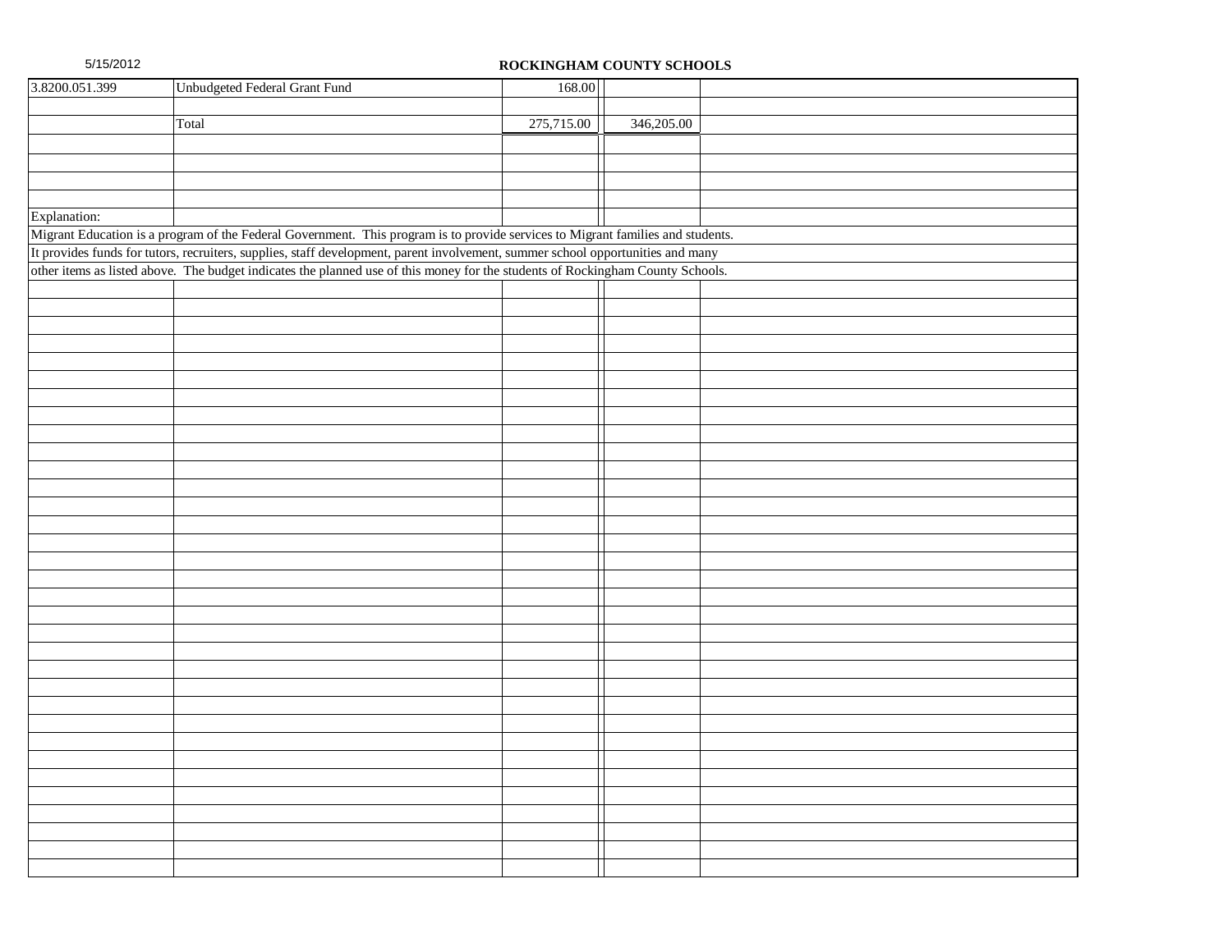**ROCKINGHAM COUNTY SCHOOLS**

| | | | | |
|---|---|---|---|---|
| 3.8200.051.399 | Unbudgeted Federal Grant Fund | 168.00 | | |
| | | | | |
| | Total | 275,715.00 | 346,205.00 | |

Explanation:

Migrant Education is a program of the Federal Government. This program is to provide services to Migrant families and students.
It provides funds for tutors, recruiters, supplies, staff development, parent involvement, summer school opportunities and many
other items as listed above. The budget indicates the planned use of this money for the students of Rockingham County Schools.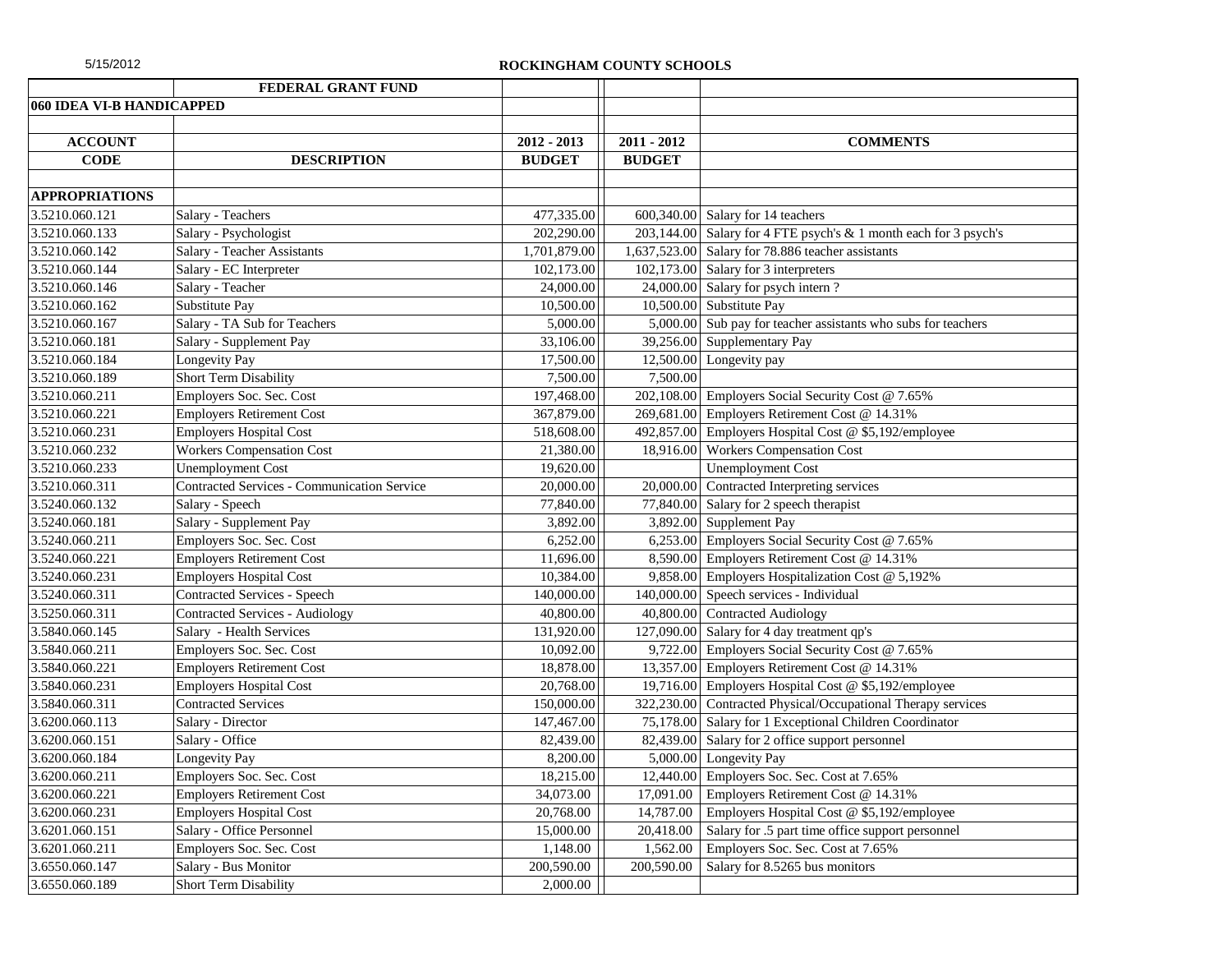5/15/2012

**ROCKINGHAM COUNTY SCHOOLS**

| | **FEDERAL GRANT FUND** | | | |
|---|---|---|---|---|
| **060 IDEA VI-B HANDICAPPED** | | | | |
| | | | | |
| **ACCOUNT** | | **2012 - 2013** | **2011 - 2012** | **COMMENTS** |
| **CODE** | **DESCRIPTION** | **BUDGET** | **BUDGET** | |
| | | | | |
| **APPROPRIATIONS** | | | | |
| 3.5210.060.121 | Salary - Teachers | 477,335.00 | 600,340.00 | Salary for 14 teachers |
| 3.5210.060.133 | Salary - Psychologist | 202,290.00 | 203,144.00 | Salary for 4 FTE psych's & 1 month each for 3 psych's |
| 3.5210.060.142 | Salary - Teacher Assistants | 1,701,879.00 | 1,637,523.00 | Salary for 78.886 teacher assistants |
| 3.5210.060.144 | Salary - EC Interpreter | 102,173.00 | 102,173.00 | Salary for 3 interpreters |
| 3.5210.060.146 | Salary - Teacher | 24,000.00 | 24,000.00 | Salary for psych intern ? |
| 3.5210.060.162 | Substitute Pay | 10,500.00 | 10,500.00 | Substitute Pay |
| 3.5210.060.167 | Salary - TA Sub for Teachers | 5,000.00 | 5,000.00 | Sub pay for teacher assistants who subs for teachers |
| 3.5210.060.181 | Salary - Supplement Pay | 33,106.00 | 39,256.00 | Supplementary Pay |
| 3.5210.060.184 | Longevity Pay | 17,500.00 | 12,500.00 | Longevity pay |
| 3.5210.060.189 | Short Term Disability | 7,500.00 | 7,500.00 | |
| 3.5210.060.211 | Employers Soc. Sec. Cost | 197,468.00 | 202,108.00 | Employers Social Security Cost @ 7.65% |
| 3.5210.060.221 | Employers Retirement Cost | 367,879.00 | 269,681.00 | Employers Retirement Cost @ 14.31% |
| 3.5210.060.231 | Employers Hospital Cost | 518,608.00 | 492,857.00 | Employers Hospital Cost @ $5,192/employee |
| 3.5210.060.232 | Workers Compensation Cost | 21,380.00 | 18,916.00 | Workers Compensation Cost |
| 3.5210.060.233 | Unemployment Cost | 19,620.00 | | Unemployment Cost |
| 3.5210.060.311 | Contracted Services - Communication Service | 20,000.00 | 20,000.00 | Contracted Interpreting services |
| 3.5240.060.132 | Salary - Speech | 77,840.00 | 77,840.00 | Salary for 2 speech therapist |
| 3.5240.060.181 | Salary - Supplement Pay | 3,892.00 | 3,892.00 | Supplement Pay |
| 3.5240.060.211 | Employers Soc. Sec. Cost | 6,252.00 | 6,253.00 | Employers Social Security Cost @ 7.65% |
| 3.5240.060.221 | Employers Retirement Cost | 11,696.00 | 8,590.00 | Employers Retirement Cost @ 14.31% |
| 3.5240.060.231 | Employers Hospital Cost | 10,384.00 | 9,858.00 | Employers Hospitalization Cost @ 5,192% |
| 3.5240.060.311 | Contracted Services - Speech | 140,000.00 | 140,000.00 | Speech services - Individual |
| 3.5250.060.311 | Contracted Services - Audiology | 40,800.00 | 40,800.00 | Contracted Audiology |
| 3.5840.060.145 | Salary - Health Services | 131,920.00 | 127,090.00 | Salary for 4 day treatment qp's |
| 3.5840.060.211 | Employers Soc. Sec. Cost | 10,092.00 | 9,722.00 | Employers Social Security Cost @ 7.65% |
| 3.5840.060.221 | Employers Retirement Cost | 18,878.00 | 13,357.00 | Employers Retirement Cost @ 14.31% |
| 3.5840.060.231 | Employers Hospital Cost | 20,768.00 | 19,716.00 | Employers Hospital Cost @ $5,192/employee |
| 3.5840.060.311 | Contracted Services | 150,000.00 | 322,230.00 | Contracted Physical/Occupational Therapy services |
| 3.6200.060.113 | Salary - Director | 147,467.00 | 75,178.00 | Salary for 1 Exceptional Children Coordinator |
| 3.6200.060.151 | Salary - Office | 82,439.00 | 82,439.00 | Salary for 2 office support personnel |
| 3.6200.060.184 | Longevity Pay | 8,200.00 | 5,000.00 | Longevity Pay |
| 3.6200.060.211 | Employers Soc. Sec. Cost | 18,215.00 | 12,440.00 | Employers Soc. Sec. Cost at 7.65% |
| 3.6200.060.221 | Employers Retirement Cost | 34,073.00 | 17,091.00 | Employers Retirement Cost @ 14.31% |
| 3.6200.060.231 | Employers Hospital Cost | 20,768.00 | 14,787.00 | Employers Hospital Cost @ $5,192/employee |
| 3.6201.060.151 | Salary - Office Personnel | 15,000.00 | 20,418.00 | Salary for .5 part time office support personnel |
| 3.6201.060.211 | Employers Soc. Sec. Cost | 1,148.00 | 1,562.00 | Employers Soc. Sec. Cost at 7.65% |
| 3.6550.060.147 | Salary - Bus Monitor | 200,590.00 | 200,590.00 | Salary for 8.5265 bus monitors |
| 3.6550.060.189 | Short Term Disability | 2,000.00 | | |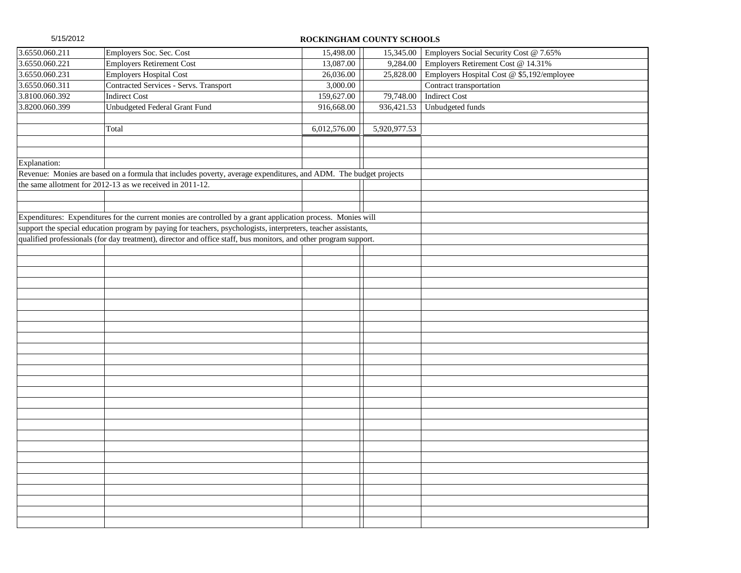**ROCKINGHAM COUNTY SCHOOLS**

| | | | | |
|---|---|---|---|---|
| 3.6550.060.211 | Employers Soc. Sec. Cost | 15,498.00 | 15,345.00 | Employers Social Security Cost @ 7.65% |
| 3.6550.060.221 | Employers Retirement Cost | 13,087.00 | 9,284.00 | Employers Retirement Cost @ 14.31% |
| 3.6550.060.231 | Employers Hospital Cost | 26,036.00 | 25,828.00 | Employers Hospital Cost @ $5,192/employee |
| 3.6550.060.311 | Contracted Services - Servs. Transport | 3,000.00 | | Contract transportation |
| 3.8100.060.392 | Indirect Cost | 159,627.00 | 79,748.00 | Indirect Cost |
| 3.8200.060.399 | Unbudgeted Federal Grant Fund | 916,668.00 | 936,421.53 | Unbudgeted funds |
| | Total | 6,012,576.00 | 5,920,977.53 | |

Explanation:

Revenue: Monies are based on a formula that includes poverty, average expenditures, and ADM. The budget projects the same allotment for 2012-13 as we received in 2011-12.

Expenditures: Expenditures for the current monies are controlled by a grant application process. Monies will support the special education program by paying for teachers, psychologists, interpreters, teacher assistants, qualified professionals (for day treatment), director and office staff, bus monitors, and other program support.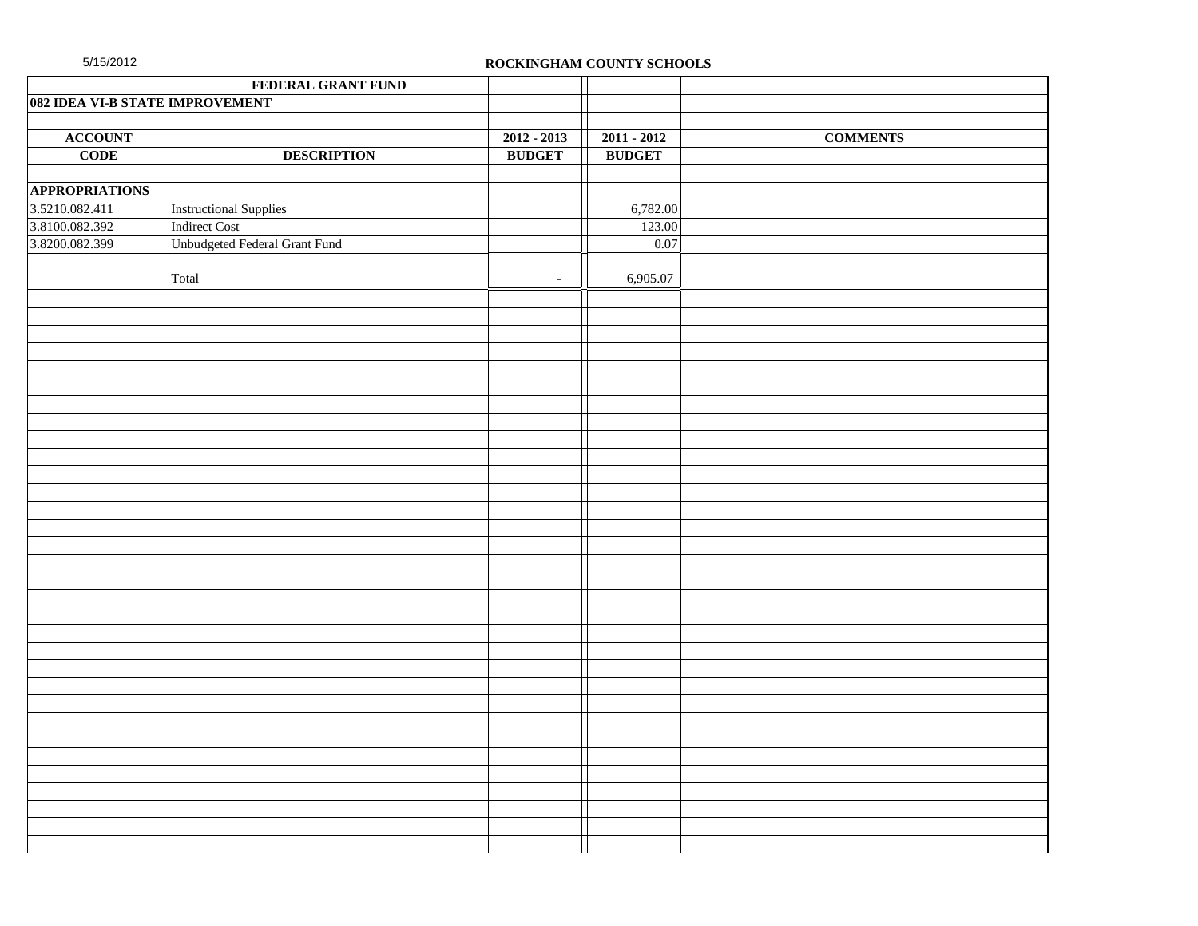5/15/2012

ROCKINGHAM COUNTY SCHOOLS

| | FEDERAL GRANT FUND | | | |
|---|---|---|---|---|
| 082 IDEA VI-B STATE IMPROVEMENT | | | | |
| | | | | |
| ACCOUNT | | 2012 - 2013 | 2011 - 2012 | COMMENTS |
| CODE | DESCRIPTION | BUDGET | BUDGET | |
| | | | | |
| APPROPRIATIONS | | | | |
| 3.5210.082.411 | Instructional Supplies | | 6,782.00 | |
| 3.8100.082.392 | Indirect Cost | | 123.00 | |
| 3.8200.082.399 | Unbudgeted Federal Grant Fund | | 0.07 | |
| | | | | |
| | Total | - | 6,905.07 | |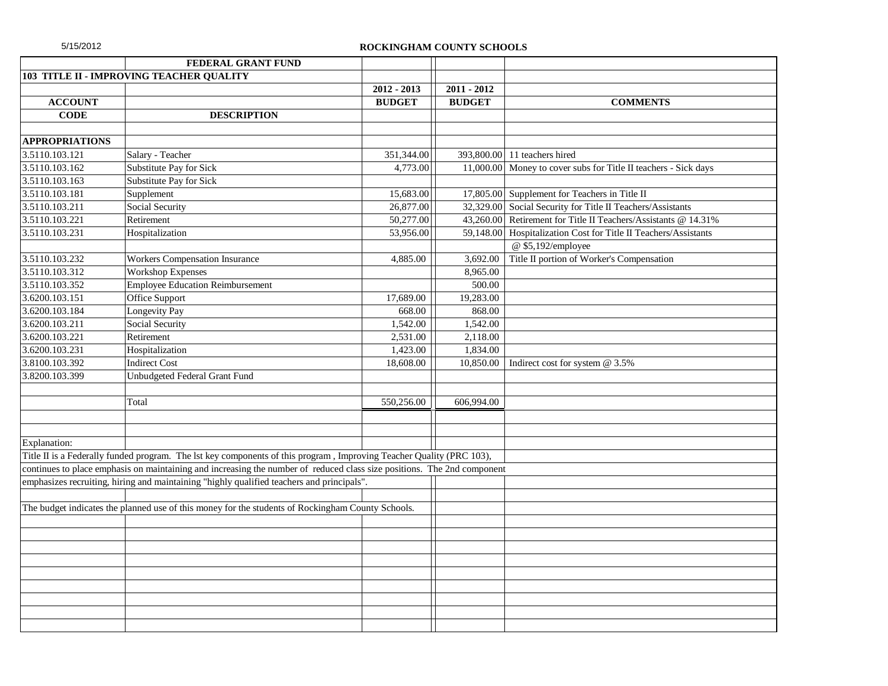5/15/2012

ROCKINGHAM COUNTY SCHOOLS

| | FEDERAL GRANT FUND | | | |
|---|---|---|---|---|
| **103 TITLE II - IMPROVING TEACHER QUALITY** | | | | |
| | | **2012 - 2013** | **2011 - 2012** | |
| **ACCOUNT** | | **BUDGET** | **BUDGET** | **COMMENTS** |
| **CODE** | **DESCRIPTION** | | | |
| | | | | |
| **APPROPRIATIONS** | | | | |
| 3.5110.103.121 | Salary - Teacher | 351,344.00 | 393,800.00 | 11 teachers hired |
| 3.5110.103.162 | Substitute Pay for Sick | 4,773.00 | 11,000.00 | Money to cover subs for Title II teachers - Sick days |
| 3.5110.103.163 | Substitute Pay for Sick | | | |
| 3.5110.103.181 | Supplement | 15,683.00 | 17,805.00 | Supplement for Teachers in Title II |
| 3.5110.103.211 | Social Security | 26,877.00 | 32,329.00 | Social Security for Title II Teachers/Assistants |
| 3.5110.103.221 | Retirement | 50,277.00 | 43,260.00 | Retirement for Title II Teachers/Assistants @ 14.31% |
| 3.5110.103.231 | Hospitalization | 53,956.00 | 59,148.00 | Hospitalization Cost for Title II Teachers/Assistants |
| | | | | @ $5,192/employee |
| 3.5110.103.232 | Workers Compensation Insurance | 4,885.00 | 3,692.00 | Title II portion of Worker's Compensation |
| 3.5110.103.312 | Workshop Expenses | | 8,965.00 | |
| 3.5110.103.352 | Employee Education Reimbursement | | 500.00 | |
| 3.6200.103.151 | Office Support | 17,689.00 | 19,283.00 | |
| 3.6200.103.184 | Longevity Pay | 668.00 | 868.00 | |
| 3.6200.103.211 | Social Security | 1,542.00 | 1,542.00 | |
| 3.6200.103.221 | Retirement | 2,531.00 | 2,118.00 | |
| 3.6200.103.231 | Hospitalization | 1,423.00 | 1,834.00 | |
| 3.8100.103.392 | Indirect Cost | 18,608.00 | 10,850.00 | Indirect cost for system @ 3.5% |
| 3.8200.103.399 | Unbudgeted Federal Grant Fund | | | |
| | | | | |
| | Total | 550,256.00 | 606,994.00 | |

Explanation:

Title II is a Federally funded program. The lst key components of this program , Improving Teacher Quality (PRC 103), continues to place emphasis on maintaining and increasing the number of reduced class size positions. The 2nd component emphasizes recruiting, hiring and maintaining "highly qualified teachers and principals".

The budget indicates the planned use of this money for the students of Rockingham County Schools.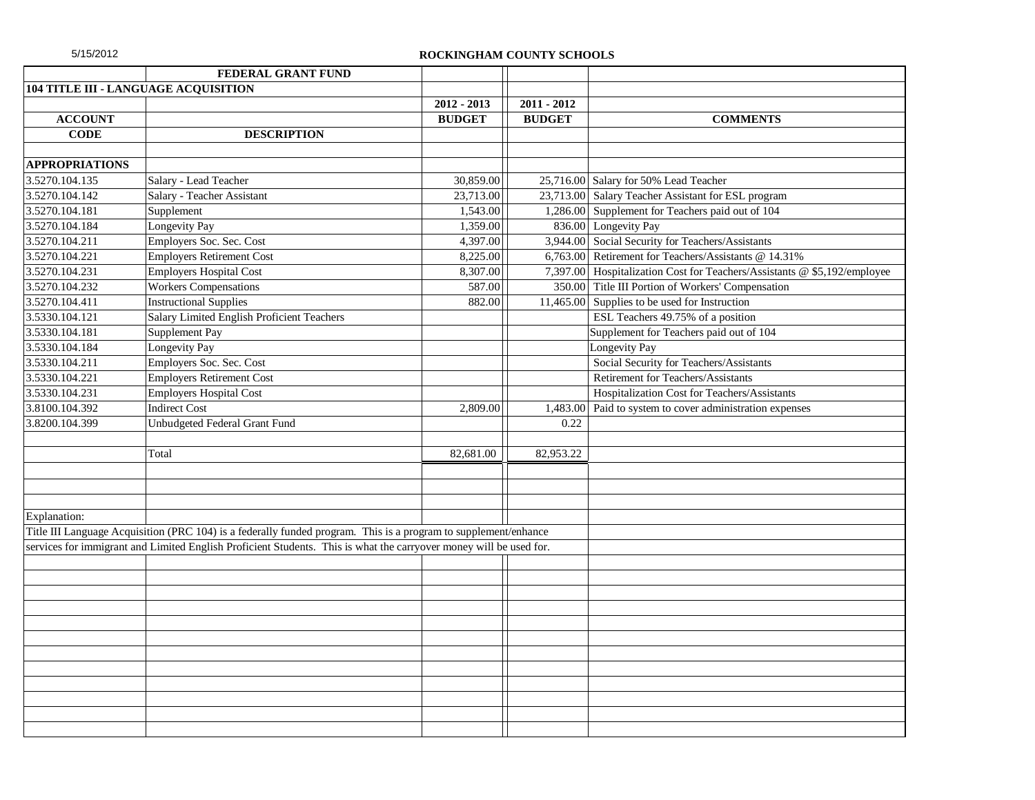**ROCKINGHAM COUNTY SCHOOLS**

| | FEDERAL GRANT FUND | | | |
|---|---|---|---|---|
| **104 TITLE III - LANGUAGE ACQUISITION** | | | | |
| | | **2012 - 2013** | **2011 - 2012** | |
| **ACCOUNT** | | **BUDGET** | **BUDGET** | **COMMENTS** |
| **CODE** | **DESCRIPTION** | | | |
| | | | | |
| **APPROPRIATIONS** | | | | |
| 3.5270.104.135 | Salary - Lead Teacher | 30,859.00 | 25,716.00 | Salary for 50% Lead Teacher |
| 3.5270.104.142 | Salary - Teacher Assistant | 23,713.00 | 23,713.00 | Salary Teacher Assistant for ESL program |
| 3.5270.104.181 | Supplement | 1,543.00 | 1,286.00 | Supplement for Teachers paid out of 104 |
| 3.5270.104.184 | Longevity Pay | 1,359.00 | 836.00 | Longevity Pay |
| 3.5270.104.211 | Employers Soc. Sec. Cost | 4,397.00 | 3,944.00 | Social Security for Teachers/Assistants |
| 3.5270.104.221 | Employers Retirement Cost | 8,225.00 | 6,763.00 | Retirement for Teachers/Assistants @ 14.31% |
| 3.5270.104.231 | Employers Hospital Cost | 8,307.00 | 7,397.00 | Hospitalization Cost for Teachers/Assistants @ $5,192/employee |
| 3.5270.104.232 | Workers Compensations | 587.00 | 350.00 | Title III Portion of Workers' Compensation |
| 3.5270.104.411 | Instructional Supplies | 882.00 | 11,465.00 | Supplies to be used for Instruction |
| 3.5330.104.121 | Salary Limited English Proficient Teachers | | | ESL Teachers 49.75% of a position |
| 3.5330.104.181 | Supplement Pay | | | Supplement for Teachers paid out of 104 |
| 3.5330.104.184 | Longevity Pay | | | Longevity Pay |
| 3.5330.104.211 | Employers Soc. Sec. Cost | | | Social Security for Teachers/Assistants |
| 3.5330.104.221 | Employers Retirement Cost | | | Retirement for Teachers/Assistants |
| 3.5330.104.231 | Employers Hospital Cost | | | Hospitalization Cost for Teachers/Assistants |
| 3.8100.104.392 | Indirect Cost | 2,809.00 | 1,483.00 | Paid to system to cover administration expenses |
| 3.8200.104.399 | Unbudgeted Federal Grant Fund | | 0.22 | |
| | | | | |
| | Total | 82,681.00 | 82,953.22 | |

Explanation:

Title III Language Acquisition (PRC 104) is a federally funded program. This is a program to supplement/enhance services for immigrant and Limited English Proficient Students. This is what the carryover money will be used for.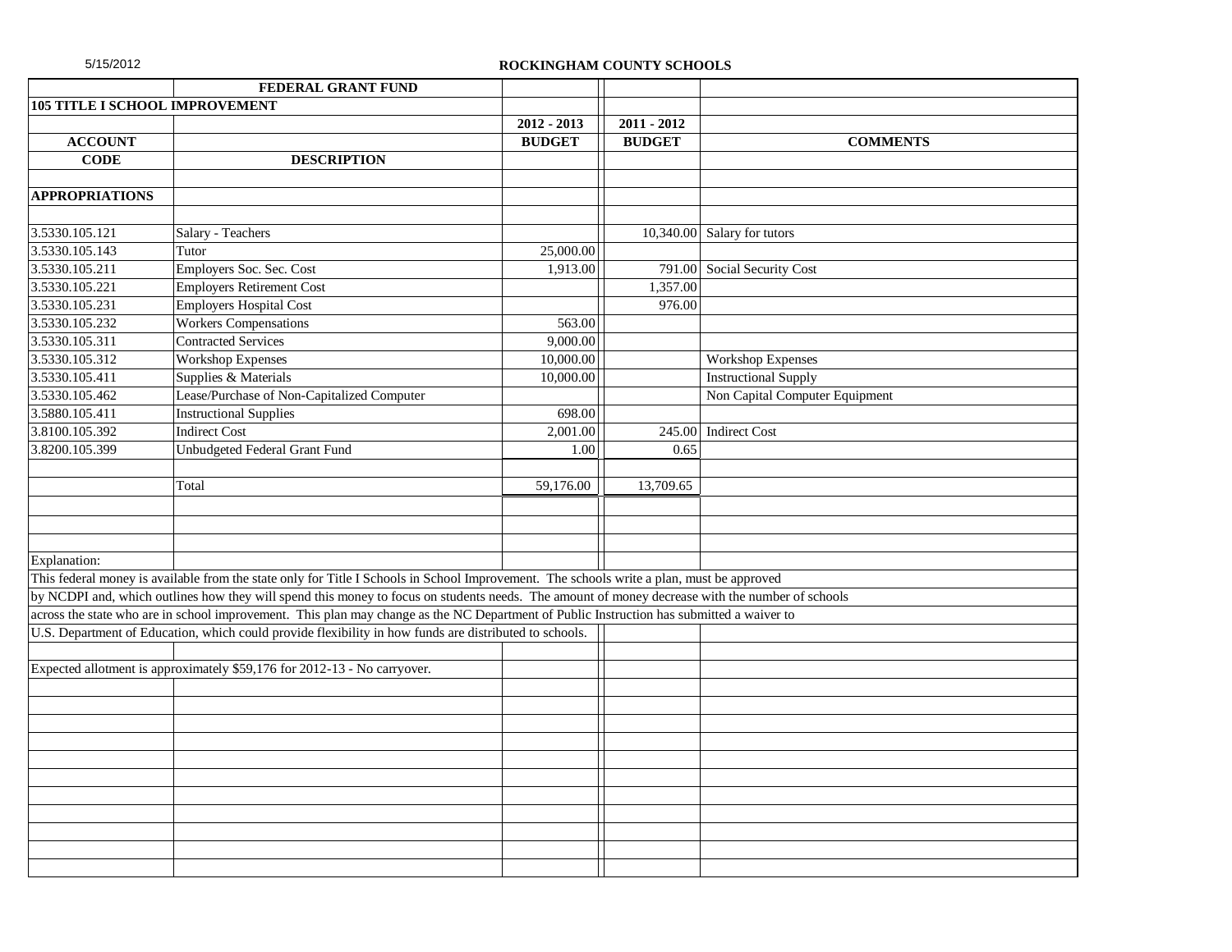**ROCKINGHAM COUNTY SCHOOLS**

| | FEDERAL GRANT FUND | | | |
|---|---|---|---|---|
| **105 TITLE I SCHOOL IMPROVEMENT** | | | | |
| | | **2012 - 2013** | **2011 - 2012** | |
| **ACCOUNT** | | **BUDGET** | **BUDGET** | **COMMENTS** |
| **CODE** | **DESCRIPTION** | | | |
| | | | | |
| **APPROPRIATIONS** | | | | |
| | | | | |
| 3.5330.105.121 | Salary - Teachers | | 10,340.00 | Salary for tutors |
| 3.5330.105.143 | Tutor | 25,000.00 | | |
| 3.5330.105.211 | Employers Soc. Sec. Cost | 1,913.00 | 791.00 | Social Security Cost |
| 3.5330.105.221 | Employers Retirement Cost | | 1,357.00 | |
| 3.5330.105.231 | Employers Hospital Cost | | 976.00 | |
| 3.5330.105.232 | Workers Compensations | 563.00 | | |
| 3.5330.105.311 | Contracted Services | 9,000.00 | | |
| 3.5330.105.312 | Workshop Expenses | 10,000.00 | | Workshop Expenses |
| 3.5330.105.411 | Supplies & Materials | 10,000.00 | | Instructional Supply |
| 3.5330.105.462 | Lease/Purchase of Non-Capitalized Computer | | | Non Capital Computer Equipment |
| 3.5880.105.411 | Instructional Supplies | 698.00 | | |
| 3.8100.105.392 | Indirect Cost | 2,001.00 | 245.00 | Indirect Cost |
| 3.8200.105.399 | Unbudgeted Federal Grant Fund | 1.00 | 0.65 | |
| | | | | |
| | Total | 59,176.00 | 13,709.65 | |

Explanation:

This federal money is available from the state only for Title I Schools in School Improvement. The schools write a plan, must be approved by NCDPI and, which outlines how they will spend this money to focus on students needs. The amount of money decrease with the number of schools across the state who are in school improvement. This plan may change as the NC Department of Public Instruction has submitted a waiver to U.S. Department of Education, which could provide flexibility in how funds are distributed to schools.

Expected allotment is approximately $59,176 for 2012-13 - No carryover.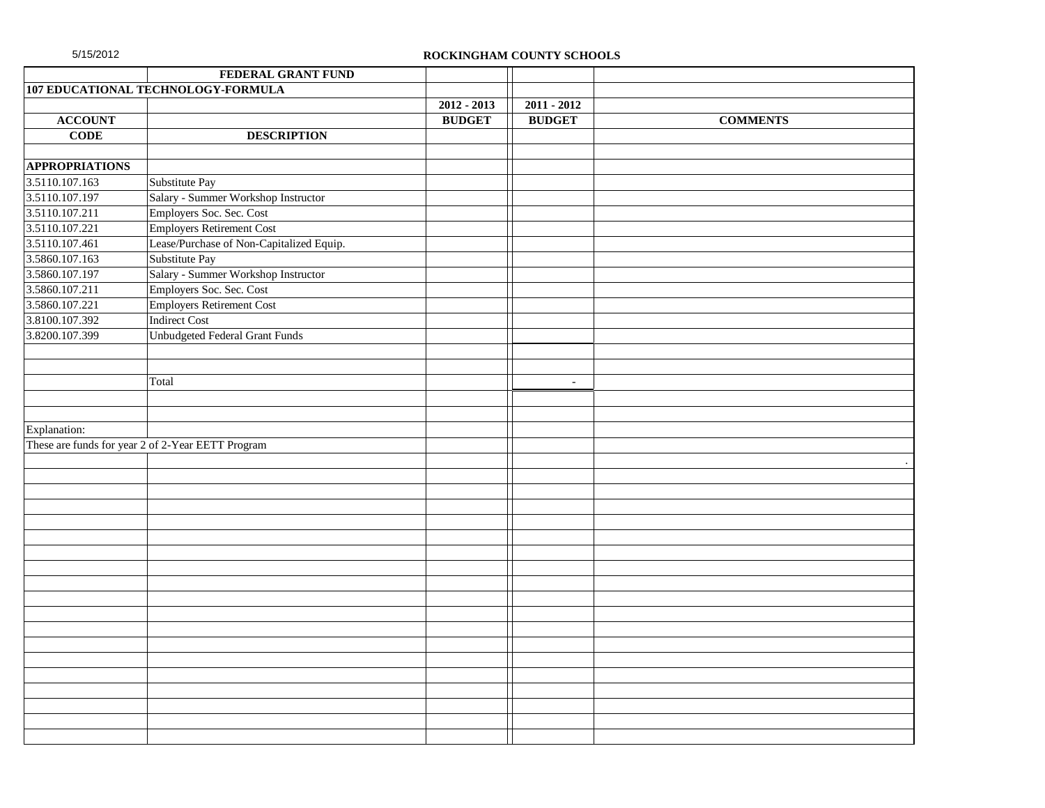ROCKINGHAM COUNTY SCHOOLS

| | FEDERAL GRANT FUND | | | |
|---|---|---|---|---|
| **107 EDUCATIONAL TECHNOLOGY-FORMULA** | | | | |
| | | **2012 - 2013** | **2011 - 2012** | |
| **ACCOUNT** | | **BUDGET** | **BUDGET** | **COMMENTS** |
| **CODE** | **DESCRIPTION** | | | |
| **APPROPRIATIONS** | | | | |
| 3.5110.107.163 | Substitute Pay | | | |
| 3.5110.107.197 | Salary - Summer Workshop Instructor | | | |
| 3.5110.107.211 | Employers Soc. Sec. Cost | | | |
| 3.5110.107.221 | Employers Retirement Cost | | | |
| 3.5110.107.461 | Lease/Purchase of Non-Capitalized Equip. | | | |
| 3.5860.107.163 | Substitute Pay | | | |
| 3.5860.107.197 | Salary - Summer Workshop Instructor | | | |
| 3.5860.107.211 | Employers Soc. Sec. Cost | | | |
| 3.5860.107.221 | Employers Retirement Cost | | | |
| 3.8100.107.392 | Indirect Cost | | | |
| 3.8200.107.399 | Unbudgeted Federal Grant Funds | | | |
| | Total | | - | |

Explanation:

These are funds for year 2 of 2-Year EETT Program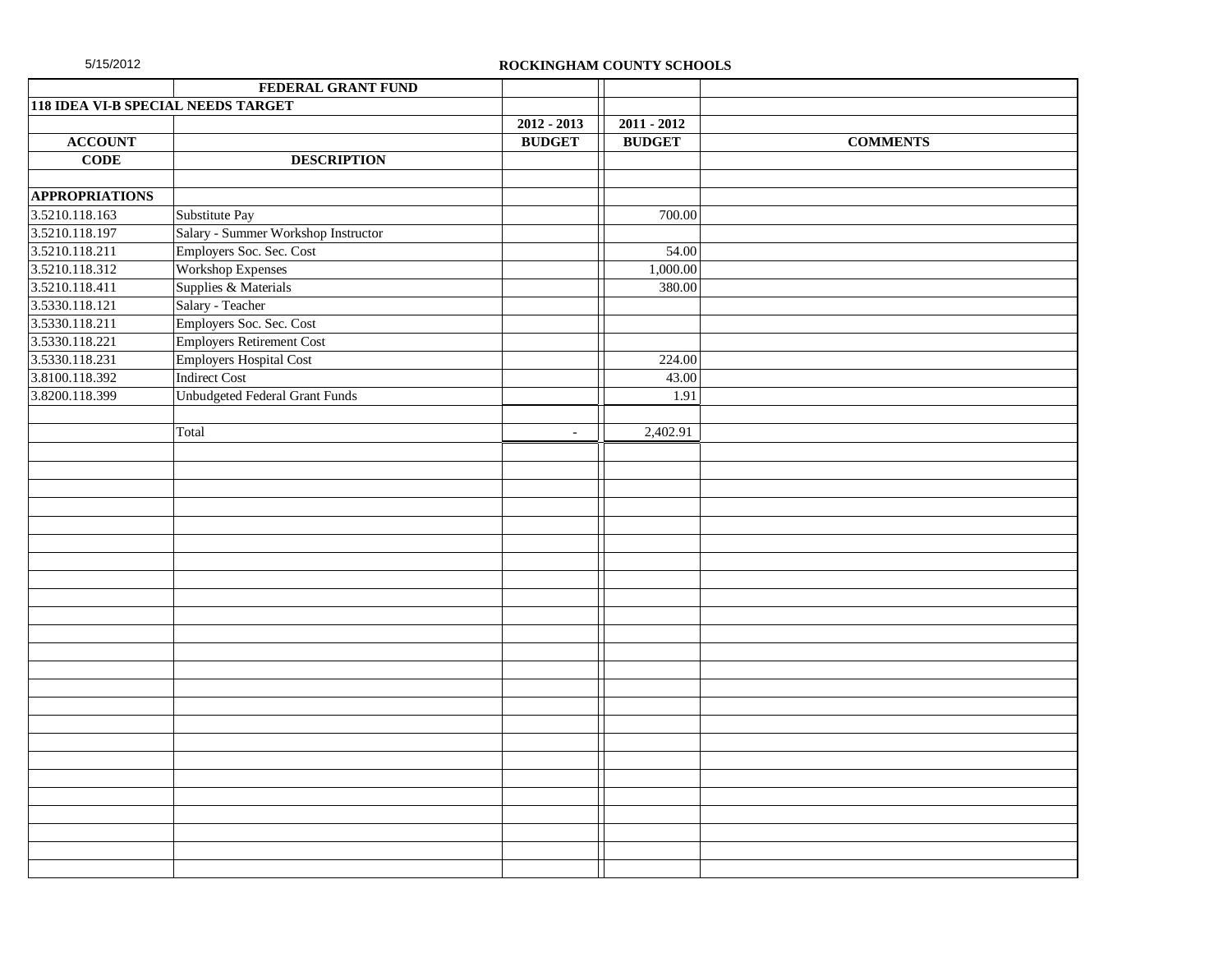ROCKINGHAM COUNTY SCHOOLS

| | FEDERAL GRANT FUND | | | |
|---|---|---|---|---|
| **118 IDEA VI-B SPECIAL NEEDS TARGET** | | | | |
| | | **2012 - 2013** | **2011 - 2012** | |
| **ACCOUNT** | | **BUDGET** | **BUDGET** | **COMMENTS** |
| **CODE** | **DESCRIPTION** | | | |
| | | | | |
| **APPROPRIATIONS** | | | | |
| 3.5210.118.163 | Substitute Pay | | 700.00 | |
| 3.5210.118.197 | Salary - Summer Workshop Instructor | | | |
| 3.5210.118.211 | Employers Soc. Sec. Cost | | 54.00 | |
| 3.5210.118.312 | Workshop Expenses | | 1,000.00 | |
| 3.5210.118.411 | Supplies & Materials | | 380.00 | |
| 3.5330.118.121 | Salary - Teacher | | | |
| 3.5330.118.211 | Employers Soc. Sec. Cost | | | |
| 3.5330.118.221 | Employers Retirement Cost | | | |
| 3.5330.118.231 | Employers Hospital Cost | | 224.00 | |
| 3.8100.118.392 | Indirect Cost | | 43.00 | |
| 3.8200.118.399 | Unbudgeted Federal Grant Funds | | 1.91 | |
| | | | | |
| | Total | - | 2,402.91 | |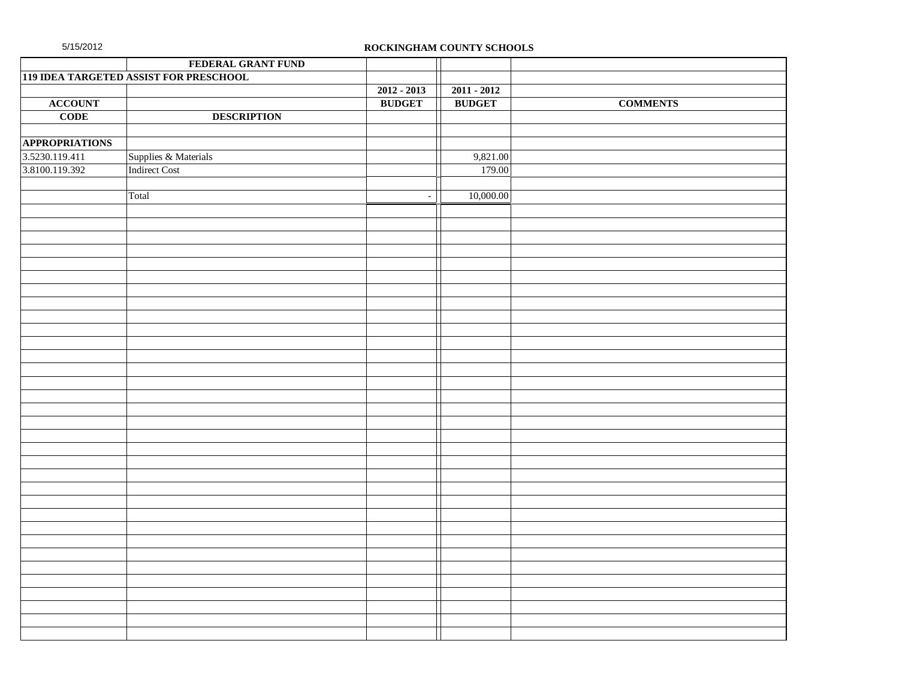5/15/2012

**ROCKINGHAM COUNTY SCHOOLS**

| | FEDERAL GRANT FUND | | | |
|---|---|---|---|---|
| 119 IDEA TARGETED ASSIST FOR PRESCHOOL | | | | |
| | | 2012 - 2013 | 2011 - 2012 | |
| ACCOUNT | | BUDGET | BUDGET | COMMENTS |
| CODE | DESCRIPTION | | | |
| | | | | |
| APPROPRIATIONS | | | | |
| 3.5230.119.411 | Supplies & Materials | | 9,821.00 | |
| 3.8100.119.392 | Indirect Cost | | 179.00 | |
| | | | | |
| | Total | - | 10,000.00 | |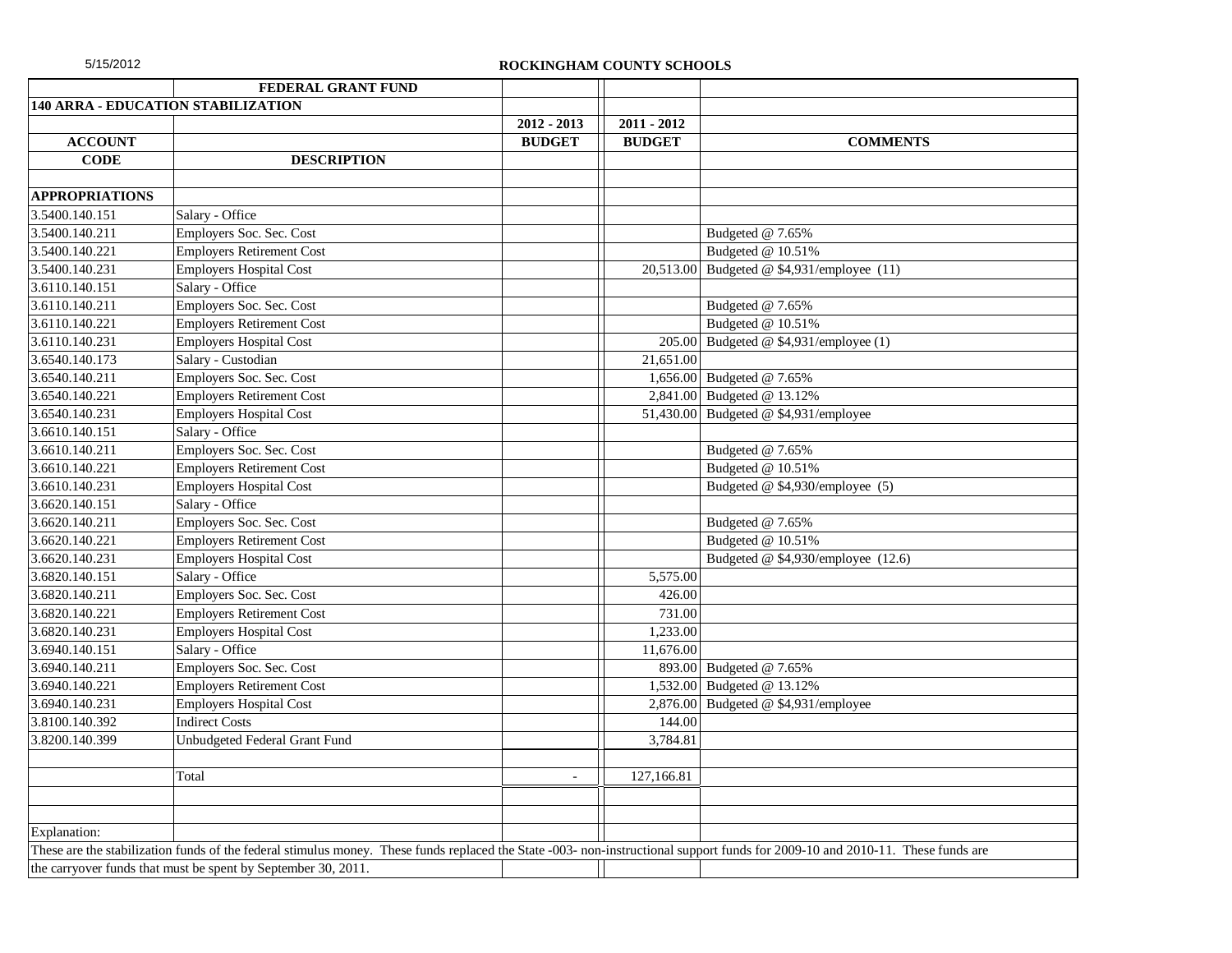5/15/2012

**ROCKINGHAM COUNTY SCHOOLS**

| | FEDERAL GRANT FUND | | | |
|---|---|---|---|---|
| **140 ARRA - EDUCATION STABILIZATION** | | | | |
| | | 2012 - 2013 | 2011 - 2012 | |
| **ACCOUNT** | | **BUDGET** | **BUDGET** | **COMMENTS** |
| **CODE** | **DESCRIPTION** | | | |
| | | | | |
| **APPROPRIATIONS** | | | | |
| 3.5400.140.151 | Salary - Office | | | |
| 3.5400.140.211 | Employers Soc. Sec. Cost | | | Budgeted @ 7.65% |
| 3.5400.140.221 | Employers Retirement Cost | | | Budgeted @ 10.51% |
| 3.5400.140.231 | Employers Hospital Cost | | 20,513.00 | Budgeted @ $4,931/employee (11) |
| 3.6110.140.151 | Salary - Office | | | |
| 3.6110.140.211 | Employers Soc. Sec. Cost | | | Budgeted @ 7.65% |
| 3.6110.140.221 | Employers Retirement Cost | | | Budgeted @ 10.51% |
| 3.6110.140.231 | Employers Hospital Cost | | 205.00 | Budgeted @ $4,931/employee (1) |
| 3.6540.140.173 | Salary - Custodian | | 21,651.00 | |
| 3.6540.140.211 | Employers Soc. Sec. Cost | | 1,656.00 | Budgeted @ 7.65% |
| 3.6540.140.221 | Employers Retirement Cost | | 2,841.00 | Budgeted @ 13.12% |
| 3.6540.140.231 | Employers Hospital Cost | | 51,430.00 | Budgeted @ $4,931/employee |
| 3.6610.140.151 | Salary - Office | | | |
| 3.6610.140.211 | Employers Soc. Sec. Cost | | | Budgeted @ 7.65% |
| 3.6610.140.221 | Employers Retirement Cost | | | Budgeted @ 10.51% |
| 3.6610.140.231 | Employers Hospital Cost | | | Budgeted @ $4,930/employee (5) |
| 3.6620.140.151 | Salary - Office | | | |
| 3.6620.140.211 | Employers Soc. Sec. Cost | | | Budgeted @ 7.65% |
| 3.6620.140.221 | Employers Retirement Cost | | | Budgeted @ 10.51% |
| 3.6620.140.231 | Employers Hospital Cost | | | Budgeted @ $4,930/employee (12.6) |
| 3.6820.140.151 | Salary - Office | | 5,575.00 | |
| 3.6820.140.211 | Employers Soc. Sec. Cost | | 426.00 | |
| 3.6820.140.221 | Employers Retirement Cost | | 731.00 | |
| 3.6820.140.231 | Employers Hospital Cost | | 1,233.00 | |
| 3.6940.140.151 | Salary - Office | | 11,676.00 | |
| 3.6940.140.211 | Employers Soc. Sec. Cost | | 893.00 | Budgeted @ 7.65% |
| 3.6940.140.221 | Employers Retirement Cost | | 1,532.00 | Budgeted @ 13.12% |
| 3.6940.140.231 | Employers Hospital Cost | | 2,876.00 | Budgeted @ $4,931/employee |
| 3.8100.140.392 | Indirect Costs | | 144.00 | |
| 3.8200.140.399 | Unbudgeted Federal Grant Fund | | 3,784.81 | |
| | | | | |
| | Total | - | 127,166.81 | |

Explanation:

These are the stabilization funds of the federal stimulus money. These funds replaced the State -003- non-instructional support funds for 2009-10 and 2010-11. These funds are the carryover funds that must be spent by September 30, 2011.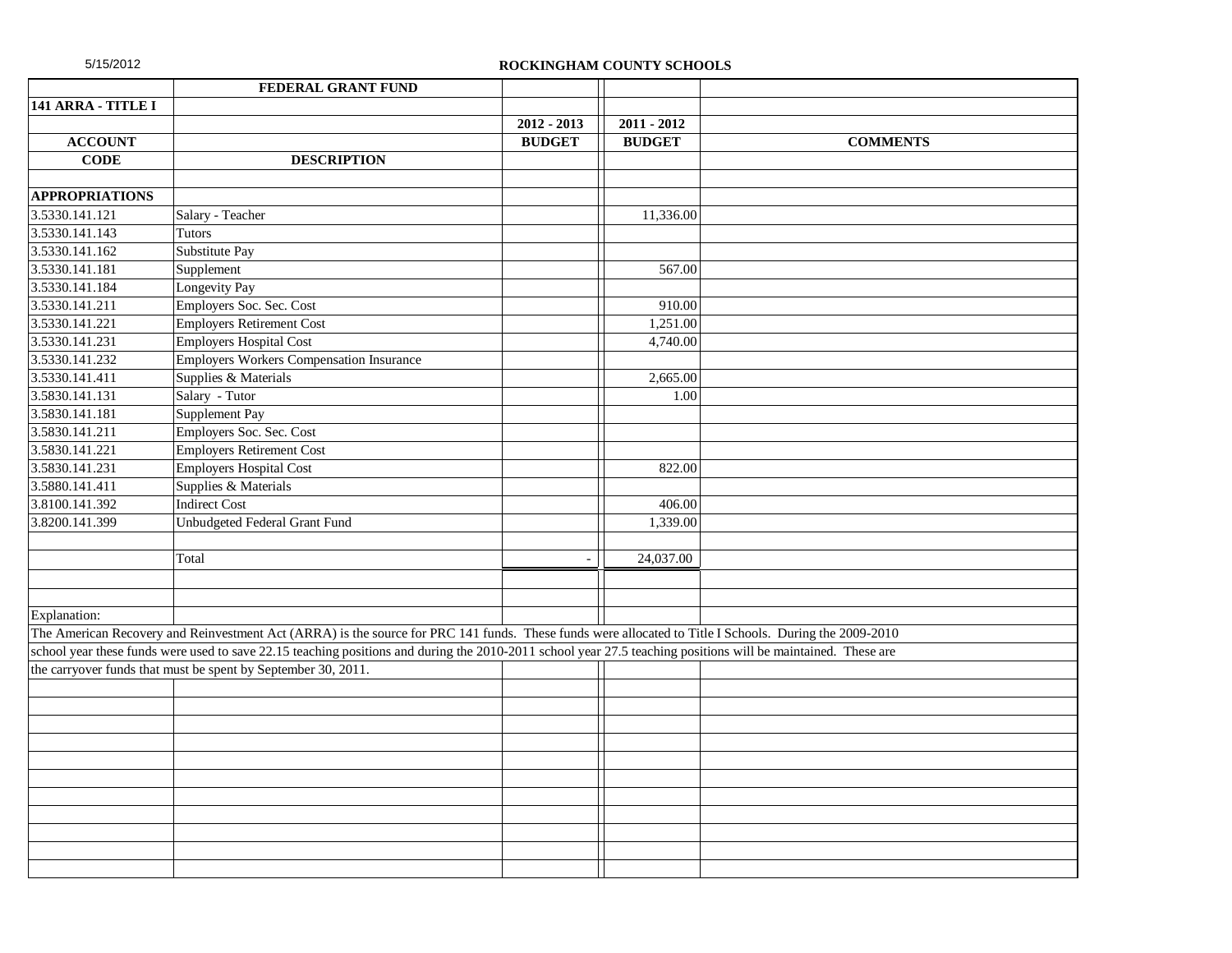5/15/2012

**ROCKINGHAM COUNTY SCHOOLS**

| | FEDERAL GRANT FUND | | | |
|---|---|---|---|---|
| **141 ARRA - TITLE I** | | | | |
| | | **2012 - 2013** | **2011 - 2012** | |
| **ACCOUNT** | | **BUDGET** | **BUDGET** | **COMMENTS** |
| **CODE** | **DESCRIPTION** | | | |
| | | | | |
| **APPROPRIATIONS** | | | | |
| 3.5330.141.121 | Salary - Teacher | | 11,336.00 | |
| 3.5330.141.143 | Tutors | | | |
| 3.5330.141.162 | Substitute Pay | | | |
| 3.5330.141.181 | Supplement | | 567.00 | |
| 3.5330.141.184 | Longevity Pay | | | |
| 3.5330.141.211 | Employers Soc. Sec. Cost | | 910.00 | |
| 3.5330.141.221 | Employers Retirement Cost | | 1,251.00 | |
| 3.5330.141.231 | Employers Hospital Cost | | 4,740.00 | |
| 3.5330.141.232 | Employers Workers Compensation Insurance | | | |
| 3.5330.141.411 | Supplies & Materials | | 2,665.00 | |
| 3.5830.141.131 | Salary - Tutor | | 1.00 | |
| 3.5830.141.181 | Supplement Pay | | | |
| 3.5830.141.211 | Employers Soc. Sec. Cost | | | |
| 3.5830.141.221 | Employers Retirement Cost | | | |
| 3.5830.141.231 | Employers Hospital Cost | | 822.00 | |
| 3.5880.141.411 | Supplies & Materials | | | |
| 3.8100.141.392 | Indirect Cost | | 406.00 | |
| 3.8200.141.399 | Unbudgeted Federal Grant Fund | | 1,339.00 | |
| | | | | |
| | Total | - | 24,037.00 | |

Explanation:

The American Recovery and Reinvestment Act (ARRA) is the source for PRC 141 funds. These funds were allocated to Title I Schools. During the 2009-2010 school year these funds were used to save 22.15 teaching positions and during the 2010-2011 school year 27.5 teaching positions will be maintained. These are the carryover funds that must be spent by September 30, 2011.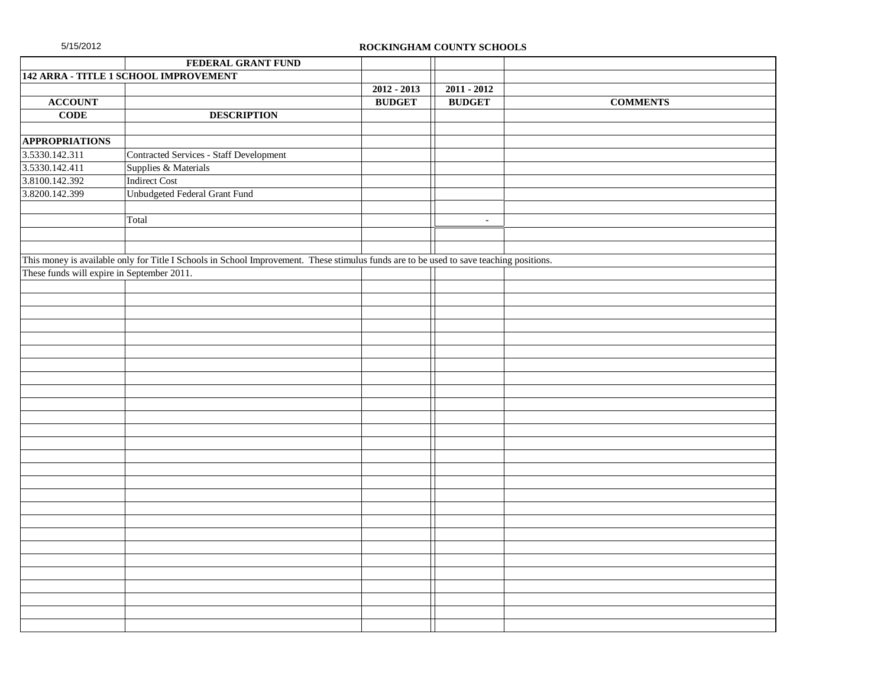ROCKINGHAM COUNTY SCHOOLS

| | FEDERAL GRANT FUND | | | |
|---|---|---|---|---|
| **142 ARRA - TITLE 1 SCHOOL IMPROVEMENT** | | | | |
| | | **2012 - 2013** | **2011 - 2012** | |
| **ACCOUNT** | | **BUDGET** | **BUDGET** | **COMMENTS** |
| **CODE** | **DESCRIPTION** | | | |
| | | | | |
| **APPROPRIATIONS** | | | | |
| 3.5330.142.311 | Contracted Services - Staff Development | | | |
| 3.5330.142.411 | Supplies & Materials | | | |
| 3.8100.142.392 | Indirect Cost | | | |
| 3.8200.142.399 | Unbudgeted Federal Grant Fund | | | |
| | | | | |
| | Total | | - | |

This money is available only for Title I Schools in School Improvement. These stimulus funds are to be used to save teaching positions.

These funds will expire in September 2011.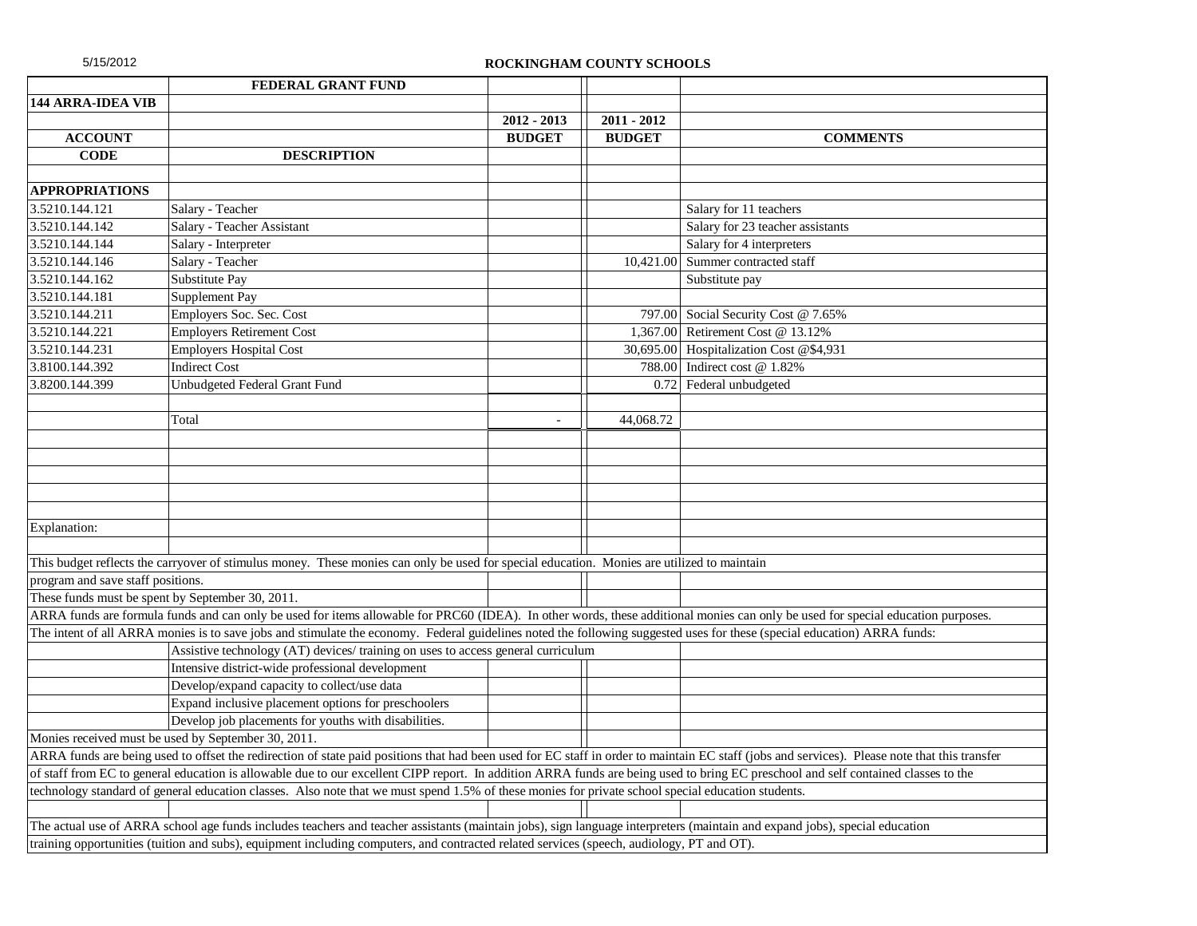5/15/2012

**ROCKINGHAM COUNTY SCHOOLS**

| | FEDERAL GRANT FUND | | | |
|---|---|---|---|---|
| **144 ARRA-IDEA VIB** | | | | |
| | | **2012 - 2013** | **2011 - 2012** | |
| **ACCOUNT** | | **BUDGET** | **BUDGET** | **COMMENTS** |
| **CODE** | **DESCRIPTION** | | | |
| | | | | |
| **APPROPRIATIONS** | | | | |
| 3.5210.144.121 | Salary - Teacher | | | Salary for 11 teachers |
| 3.5210.144.142 | Salary - Teacher Assistant | | | Salary for 23 teacher assistants |
| 3.5210.144.144 | Salary - Interpreter | | | Salary for 4 interpreters |
| 3.5210.144.146 | Salary - Teacher | | 10,421.00 | Summer contracted staff |
| 3.5210.144.162 | Substitute Pay | | | Substitute pay |
| 3.5210.144.181 | Supplement Pay | | | |
| 3.5210.144.211 | Employers Soc. Sec. Cost | | 797.00 | Social Security Cost @ 7.65% |
| 3.5210.144.221 | Employers Retirement Cost | | 1,367.00 | Retirement Cost @ 13.12% |
| 3.5210.144.231 | Employers Hospital Cost | | 30,695.00 | Hospitalization Cost @$4,931 |
| 3.8100.144.392 | Indirect Cost | | 788.00 | Indirect cost @ 1.82% |
| 3.8200.144.399 | Unbudgeted Federal Grant Fund | | 0.72 | Federal unbudgeted |
| | | | | |
| | Total | - | 44,068.72 | |

Explanation:

This budget reflects the carryover of stimulus money. These monies can only be used for special education. Monies are utilized to maintain program and save staff positions.

These funds must be spent by September 30, 2011.

ARRA funds are formula funds and can only be used for items allowable for PRC60 (IDEA). In other words, these additional monies can only be used for special education purposes.

The intent of all ARRA monies is to save jobs and stimulate the economy. Federal guidelines noted the following suggested uses for these (special education) ARRA funds:

- Assistive technology (AT) devices/ training on uses to access general curriculum
- Intensive district-wide professional development
- Develop/expand capacity to collect/use data
- Expand inclusive placement options for preschoolers
- Develop job placements for youths with disabilities.

Monies received must be used by September 30, 2011.

ARRA funds are being used to offset the redirection of state paid positions that had been used for EC staff in order to maintain EC staff (jobs and services). Please note that this transfer of staff from EC to general education is allowable due to our excellent CIPP report. In addition ARRA funds are being used to bring EC preschool and self contained classes to the technology standard of general education classes. Also note that we must spend 1.5% of these monies for private school special education students.

The actual use of ARRA school age funds includes teachers and teacher assistants (maintain jobs), sign language interpreters (maintain and expand jobs), special education training opportunities (tuition and subs), equipment including computers, and contracted related services (speech, audiology, PT and OT).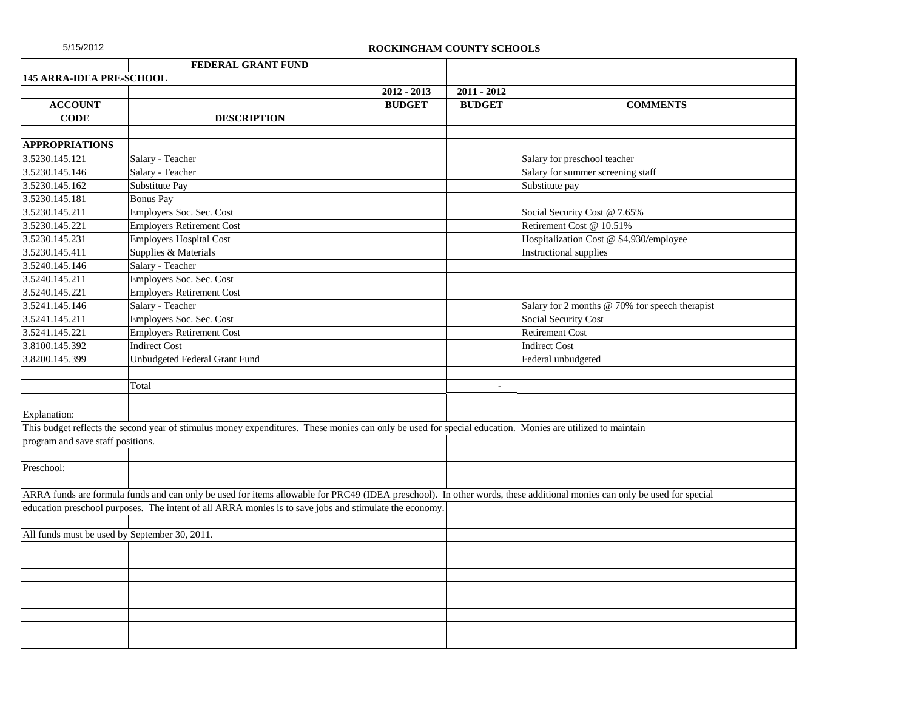## ROCKINGHAM COUNTY SCHOOLS

| | FEDERAL GRANT FUND | | | |
|---|---|---|---|---|
| **145 ARRA-IDEA PRE-SCHOOL** | | | | |
| | | **2012 - 2013** | **2011 - 2012** | |
| **ACCOUNT** | | **BUDGET** | **BUDGET** | **COMMENTS** |
| **CODE** | **DESCRIPTION** | | | |
| | | | | |
| **APPROPRIATIONS** | | | | |
| 3.5230.145.121 | Salary - Teacher | | | Salary for preschool teacher |
| 3.5230.145.146 | Salary - Teacher | | | Salary for summer screening staff |
| 3.5230.145.162 | Substitute Pay | | | Substitute pay |
| 3.5230.145.181 | Bonus Pay | | | |
| 3.5230.145.211 | Employers Soc. Sec. Cost | | | Social Security Cost @ 7.65% |
| 3.5230.145.221 | Employers Retirement Cost | | | Retirement Cost @ 10.51% |
| 3.5230.145.231 | Employers Hospital Cost | | | Hospitalization Cost @ $4,930/employee |
| 3.5230.145.411 | Supplies & Materials | | | Instructional supplies |
| 3.5240.145.146 | Salary - Teacher | | | |
| 3.5240.145.211 | Employers Soc. Sec. Cost | | | |
| 3.5240.145.221 | Employers Retirement Cost | | | |
| 3.5241.145.146 | Salary - Teacher | | | Salary for 2 months @ 70% for speech therapist |
| 3.5241.145.211 | Employers Soc. Sec. Cost | | | Social Security Cost |
| 3.5241.145.221 | Employers Retirement Cost | | | Retirement Cost |
| 3.8100.145.392 | Indirect Cost | | | Indirect Cost |
| 3.8200.145.399 | Unbudgeted Federal Grant Fund | | | Federal unbudgeted |
| | | | | |
| | Total | | - | |

Explanation:

This budget reflects the second year of stimulus money expenditures. These monies can only be used for special education. Monies are utilized to maintain program and save staff positions.

Preschool:

ARRA funds are formula funds and can only be used for items allowable for PRC49 (IDEA preschool). In other words, these additional monies can only be used for special education preschool purposes. The intent of all ARRA monies is to save jobs and stimulate the economy.

All funds must be used by September 30, 2011.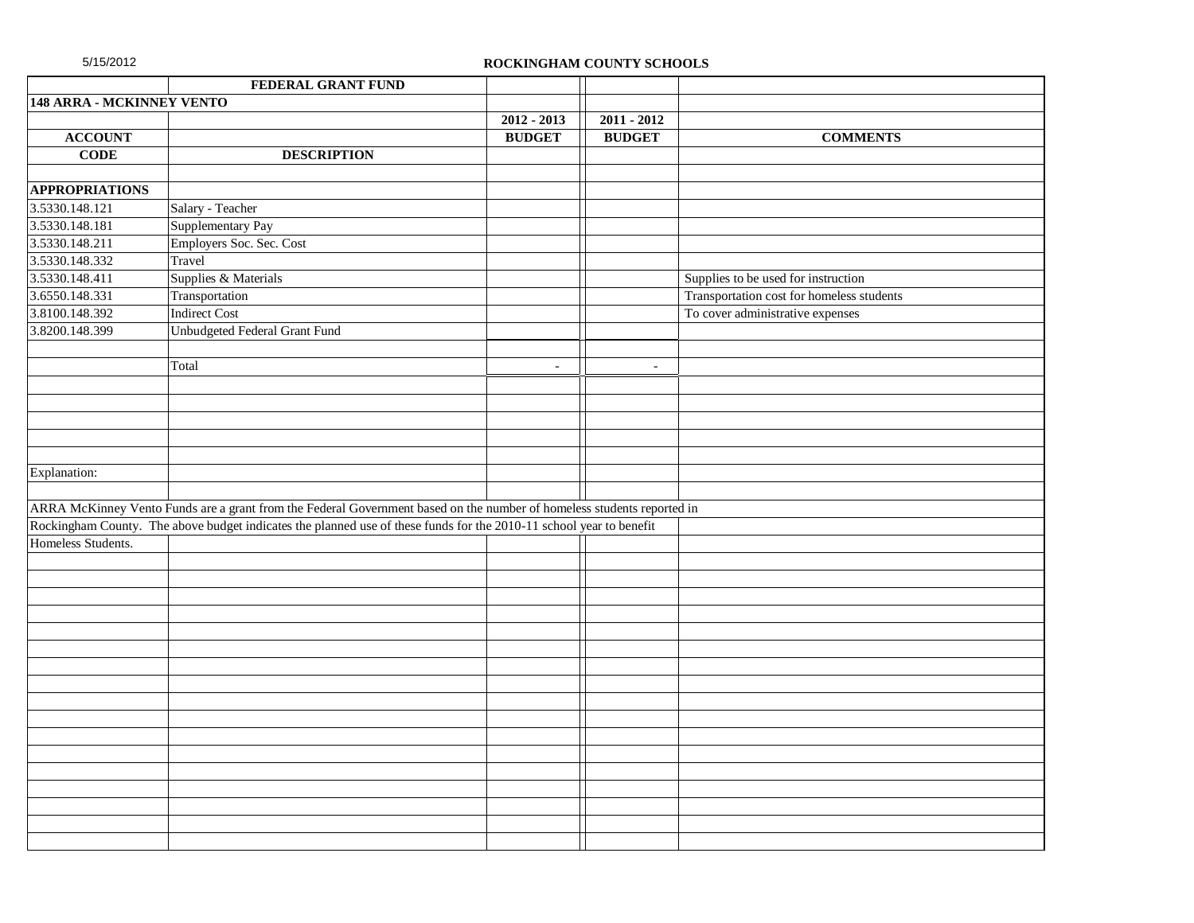ROCKINGHAM COUNTY SCHOOLS

| | FEDERAL GRANT FUND | | | |
|---|---|---|---|---|
| **148 ARRA - MCKINNEY VENTO** | | | | |
| | | **2012 - 2013** | **2011 - 2012** | |
| **ACCOUNT** | | **BUDGET** | **BUDGET** | **COMMENTS** |
| **CODE** | **DESCRIPTION** | | | |
| **APPROPRIATIONS** | | | | |
| 3.5330.148.121 | Salary - Teacher | | | |
| 3.5330.148.181 | Supplementary Pay | | | |
| 3.5330.148.211 | Employers Soc. Sec. Cost | | | |
| 3.5330.148.332 | Travel | | | |
| 3.5330.148.411 | Supplies & Materials | | | Supplies to be used for instruction |
| 3.6550.148.331 | Transportation | | | Transportation cost for homeless students |
| 3.8100.148.392 | Indirect Cost | | | To cover administrative expenses |
| 3.8200.148.399 | Unbudgeted Federal Grant Fund | | | |
| | Total | - | - | |

Explanation:

ARRA McKinney Vento Funds are a grant from the Federal Government based on the number of homeless students reported in Rockingham County. The above budget indicates the planned use of these funds for the 2010-11 school year to benefit Homeless Students.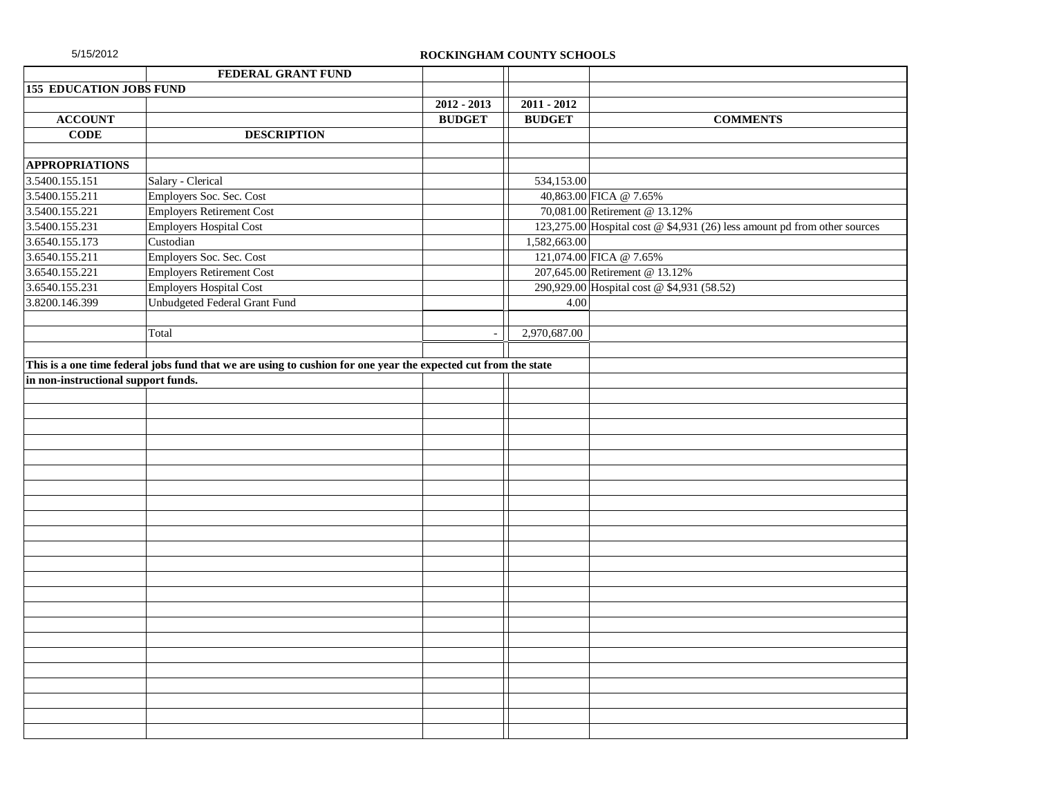5/15/2012

**ROCKINGHAM COUNTY SCHOOLS**

| | **FEDERAL GRANT FUND** | | | |
|---|---|---|---|---|
| **155 EDUCATION JOBS FUND** | | | | |
| | | **2012 - 2013** | **2011 - 2012** | |
| **ACCOUNT** | | **BUDGET** | **BUDGET** | **COMMENTS** |
| **CODE** | **DESCRIPTION** | | | |
| | | | | |
| **APPROPRIATIONS** | | | | |
| 3.5400.155.151 | Salary - Clerical | | 534,153.00 | |
| 3.5400.155.211 | Employers Soc. Sec. Cost | | 40,863.00 | FICA @ 7.65% |
| 3.5400.155.221 | Employers Retirement Cost | | 70,081.00 | Retirement @ 13.12% |
| 3.5400.155.231 | Employers Hospital Cost | | 123,275.00 | Hospital cost @ $4,931 (26) less amount pd from other sources |
| 3.6540.155.173 | Custodian | | 1,582,663.00 | |
| 3.6540.155.211 | Employers Soc. Sec. Cost | | 121,074.00 | FICA @ 7.65% |
| 3.6540.155.221 | Employers Retirement Cost | | 207,645.00 | Retirement @ 13.12% |
| 3.6540.155.231 | Employers Hospital Cost | | 290,929.00 | Hospital cost @ $4,931 (58.52) |
| 3.8200.146.399 | Unbudgeted Federal Grant Fund | | 4.00 | |
| | | | | |
| | Total | - | 2,970,687.00 | |

**This is a one time federal jobs fund that we are using to cushion for one year the expected cut from the state in non-instructional support funds.**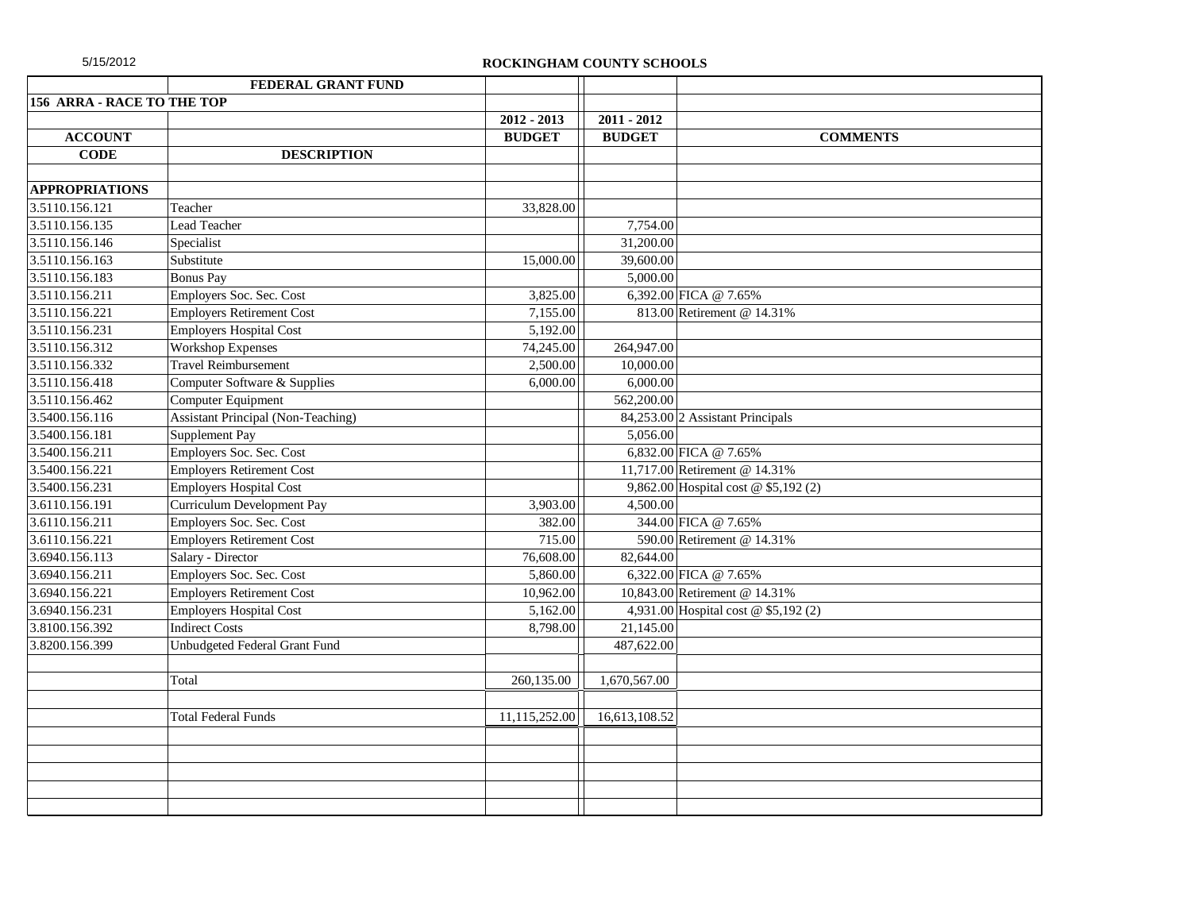5/15/2012

**ROCKINGHAM COUNTY SCHOOLS**

| | FEDERAL GRANT FUND | | | |
|---|---|---|---|---|
| **156 ARRA - RACE TO THE TOP** | | | | |
| | | **2012 - 2013** | **2011 - 2012** | |
| **ACCOUNT** | | **BUDGET** | **BUDGET** | **COMMENTS** |
| **CODE** | **DESCRIPTION** | | | |
| | | | | |
| **APPROPRIATIONS** | | | | |
| 3.5110.156.121 | Teacher | 33,828.00 | | |
| 3.5110.156.135 | Lead Teacher | | 7,754.00 | |
| 3.5110.156.146 | Specialist | | 31,200.00 | |
| 3.5110.156.163 | Substitute | 15,000.00 | 39,600.00 | |
| 3.5110.156.183 | Bonus Pay | | 5,000.00 | |
| 3.5110.156.211 | Employers Soc. Sec. Cost | 3,825.00 | 6,392.00 | FICA @ 7.65% |
| 3.5110.156.221 | Employers Retirement Cost | 7,155.00 | 813.00 | Retirement @ 14.31% |
| 3.5110.156.231 | Employers Hospital Cost | 5,192.00 | | |
| 3.5110.156.312 | Workshop Expenses | 74,245.00 | 264,947.00 | |
| 3.5110.156.332 | Travel Reimbursement | 2,500.00 | 10,000.00 | |
| 3.5110.156.418 | Computer Software & Supplies | 6,000.00 | 6,000.00 | |
| 3.5110.156.462 | Computer Equipment | | 562,200.00 | |
| 3.5400.156.116 | Assistant Principal (Non-Teaching) | | 84,253.00 | 2 Assistant Principals |
| 3.5400.156.181 | Supplement Pay | | 5,056.00 | |
| 3.5400.156.211 | Employers Soc. Sec. Cost | | 6,832.00 | FICA @ 7.65% |
| 3.5400.156.221 | Employers Retirement Cost | | 11,717.00 | Retirement @ 14.31% |
| 3.5400.156.231 | Employers Hospital Cost | | 9,862.00 | Hospital cost @ $5,192 (2) |
| 3.6110.156.191 | Curriculum Development Pay | 3,903.00 | 4,500.00 | |
| 3.6110.156.211 | Employers Soc. Sec. Cost | 382.00 | 344.00 | FICA @ 7.65% |
| 3.6110.156.221 | Employers Retirement Cost | 715.00 | 590.00 | Retirement @ 14.31% |
| 3.6940.156.113 | Salary - Director | 76,608.00 | 82,644.00 | |
| 3.6940.156.211 | Employers Soc. Sec. Cost | 5,860.00 | 6,322.00 | FICA @ 7.65% |
| 3.6940.156.221 | Employers Retirement Cost | 10,962.00 | 10,843.00 | Retirement @ 14.31% |
| 3.6940.156.231 | Employers Hospital Cost | 5,162.00 | 4,931.00 | Hospital cost @ $5,192 (2) |
| 3.8100.156.392 | Indirect Costs | 8,798.00 | 21,145.00 | |
| 3.8200.156.399 | Unbudgeted Federal Grant Fund | | 487,622.00 | |
| | | | | |
| | Total | 260,135.00 | 1,670,567.00 | |
| | | | | |
| | Total Federal Funds | 11,115,252.00 | 16,613,108.52 | |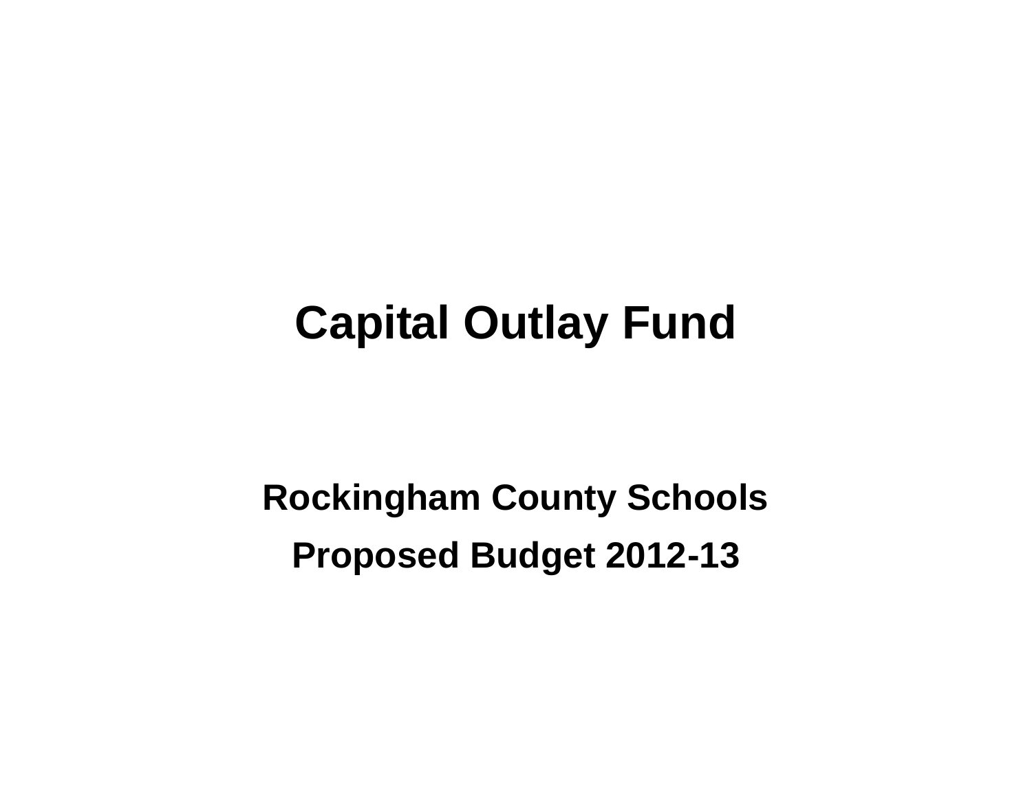# Capital Outlay Fund

**Rockingham County Schools**

**Proposed Budget 2012-13**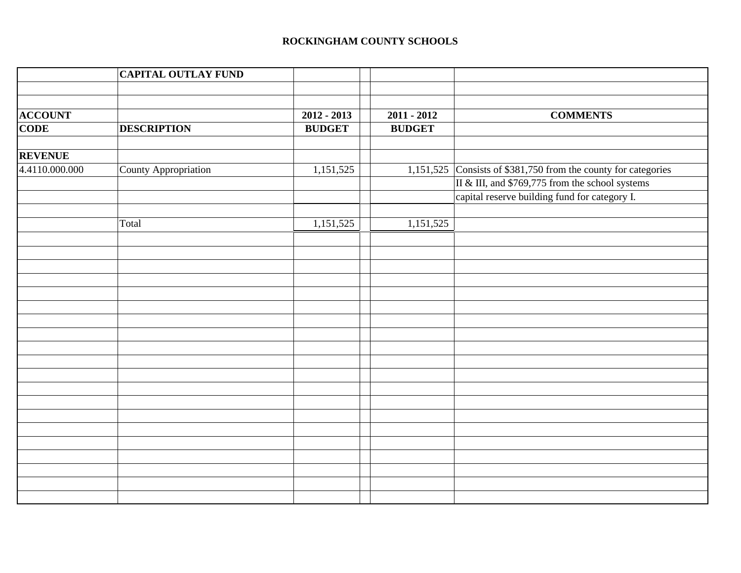# ROCKINGHAM COUNTY SCHOOLS

| | CAPITAL OUTLAY FUND | | | |
|---|---|---|---|---|
| | | | | |
| | | | | |
| **ACCOUNT** | | **2012 - 2013** | **2011 - 2012** | **COMMENTS** |
| **CODE** | **DESCRIPTION** | **BUDGET** | **BUDGET** | |
| | | | | |
| **REVENUE** | | | | |
| 4.4110.000.000 | County Appropriation | 1,151,525 | 1,151,525 | Consists of $381,750 from the county for categories |
| | | | | II & III, and $769,775 from the school systems |
| | | | | capital reserve building fund for category I. |
| | | | | |
| | Total | 1,151,525 | 1,151,525 | |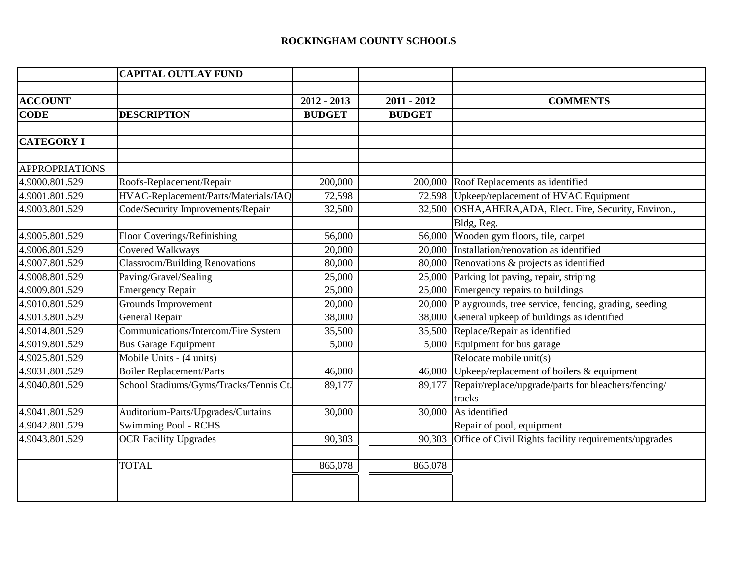# ROCKINGHAM COUNTY SCHOOLS

| | CAPITAL OUTLAY FUND | | | |
|---|---|---|---|---|
| **ACCOUNT** | | **2012 - 2013** | **2011 - 2012** | **COMMENTS** |
| **CODE** | **DESCRIPTION** | **BUDGET** | **BUDGET** | |
| **CATEGORY I** | | | | |
| APPROPRIATIONS | | | | |
| 4.9000.801.529 | Roofs-Replacement/Repair | 200,000 | 200,000 | Roof Replacements as identified |
| 4.9001.801.529 | HVAC-Replacement/Parts/Materials/IAQ | 72,598 | 72,598 | Upkeep/replacement of HVAC Equipment |
| 4.9003.801.529 | Code/Security Improvements/Repair | 32,500 | 32,500 | OSHA,AHERA,ADA, Elect. Fire, Security, Environ., Bldg, Reg. |
| 4.9005.801.529 | Floor Coverings/Refinishing | 56,000 | 56,000 | Wooden gym floors, tile, carpet |
| 4.9006.801.529 | Covered Walkways | 20,000 | 20,000 | Installation/renovation as identified |
| 4.9007.801.529 | Classroom/Building Renovations | 80,000 | 80,000 | Renovations & projects as identified |
| 4.9008.801.529 | Paving/Gravel/Sealing | 25,000 | 25,000 | Parking lot paving, repair, striping |
| 4.9009.801.529 | Emergency Repair | 25,000 | 25,000 | Emergency repairs to buildings |
| 4.9010.801.529 | Grounds Improvement | 20,000 | 20,000 | Playgrounds, tree service, fencing, grading, seeding |
| 4.9013.801.529 | General Repair | 38,000 | 38,000 | General upkeep of buildings as identified |
| 4.9014.801.529 | Communications/Intercom/Fire System | 35,500 | 35,500 | Replace/Repair as identified |
| 4.9019.801.529 | Bus Garage Equipment | 5,000 | 5,000 | Equipment for bus garage |
| 4.9025.801.529 | Mobile Units - (4 units) | | | Relocate mobile unit(s) |
| 4.9031.801.529 | Boiler Replacement/Parts | 46,000 | 46,000 | Upkeep/replacement of boilers & equipment |
| 4.9040.801.529 | School Stadiums/Gyms/Tracks/Tennis Ct. | 89,177 | 89,177 | Repair/replace/upgrade/parts for bleachers/fencing/ tracks |
| 4.9041.801.529 | Auditorium-Parts/Upgrades/Curtains | 30,000 | 30,000 | As identified |
| 4.9042.801.529 | Swimming Pool - RCHS | | | Repair of pool, equipment |
| 4.9043.801.529 | OCR Facility Upgrades | 90,303 | 90,303 | Office of Civil Rights facility requirements/upgrades |
| | TOTAL | 865,078 | 865,078 | |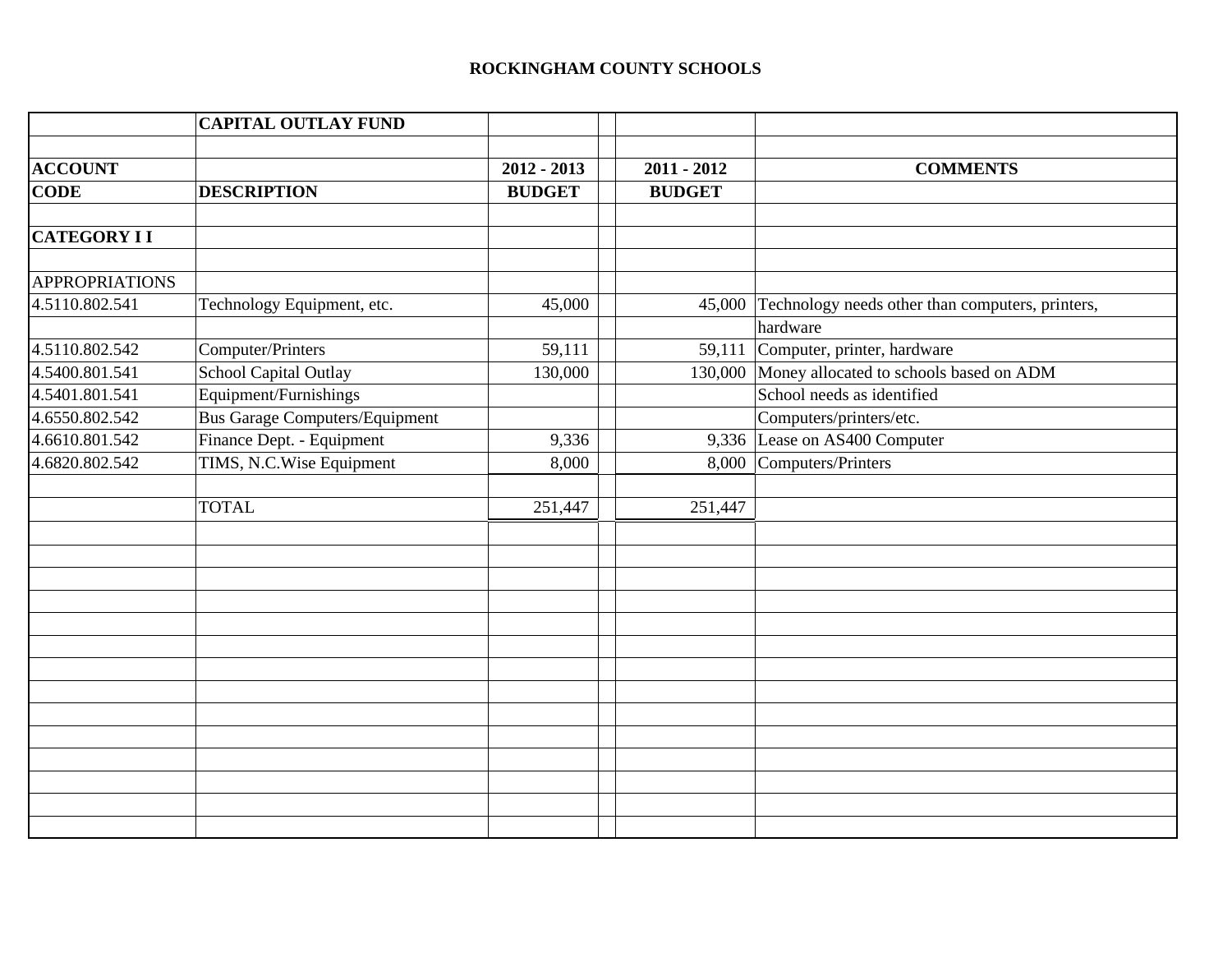# ROCKINGHAM COUNTY SCHOOLS

| | CAPITAL OUTLAY FUND | | | |
|---|---|---|---|---|
| **ACCOUNT** | | **2012 - 2013** | **2011 - 2012** | **COMMENTS** |
| **CODE** | **DESCRIPTION** | **BUDGET** | **BUDGET** | |
| **CATEGORY I I** | | | | |
| APPROPRIATIONS | | | | |
| 4.5110.802.541 | Technology Equipment, etc. | 45,000 | 45,000 | Technology needs other than computers, printers, hardware |
| 4.5110.802.542 | Computer/Printers | 59,111 | 59,111 | Computer, printer, hardware |
| 4.5400.801.541 | School Capital Outlay | 130,000 | 130,000 | Money allocated to schools based on ADM |
| 4.5401.801.541 | Equipment/Furnishings | | | School needs as identified |
| 4.6550.802.542 | Bus Garage Computers/Equipment | | | Computers/printers/etc. |
| 4.6610.801.542 | Finance Dept. - Equipment | 9,336 | 9,336 | Lease on AS400 Computer |
| 4.6820.802.542 | TIMS, N.C.Wise Equipment | 8,000 | 8,000 | Computers/Printers |
| | TOTAL | 251,447 | 251,447 | |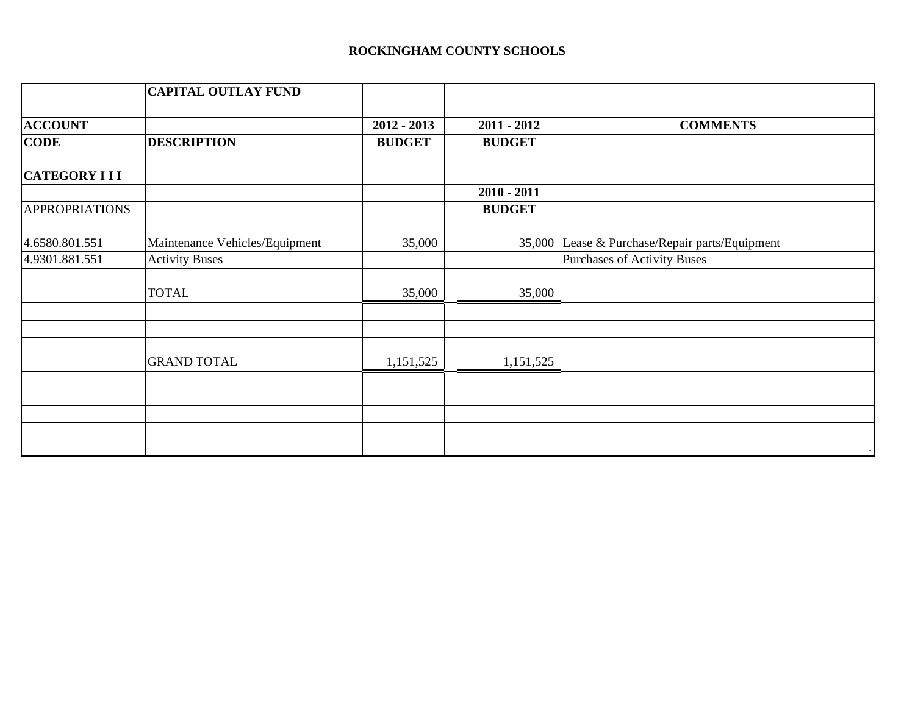## ROCKINGHAM COUNTY SCHOOLS

| | **CAPITAL OUTLAY FUND** | | | |
|---|---|---|---|---|
| | | | | |
| **ACCOUNT** | | **2012 - 2013** | **2011 - 2012** | **COMMENTS** |
| **CODE** | **DESCRIPTION** | **BUDGET** | **BUDGET** | |
| | | | | |
| **CATEGORY I I I** | | | | |
| | | | **2010 - 2011** | |
| APPROPRIATIONS | | | **BUDGET** | |
| | | | | |
| 4.6580.801.551 | Maintenance Vehicles/Equipment | 35,000 | 35,000 | Lease & Purchase/Repair parts/Equipment |
| 4.9301.881.551 | Activity Buses | | | Purchases of Activity Buses |
| | | | | |
| | TOTAL | 35,000 | 35,000 | |
| | | | | |
| | | | | |
| | | | | |
| | GRAND TOTAL | 1,151,525 | 1,151,525 | |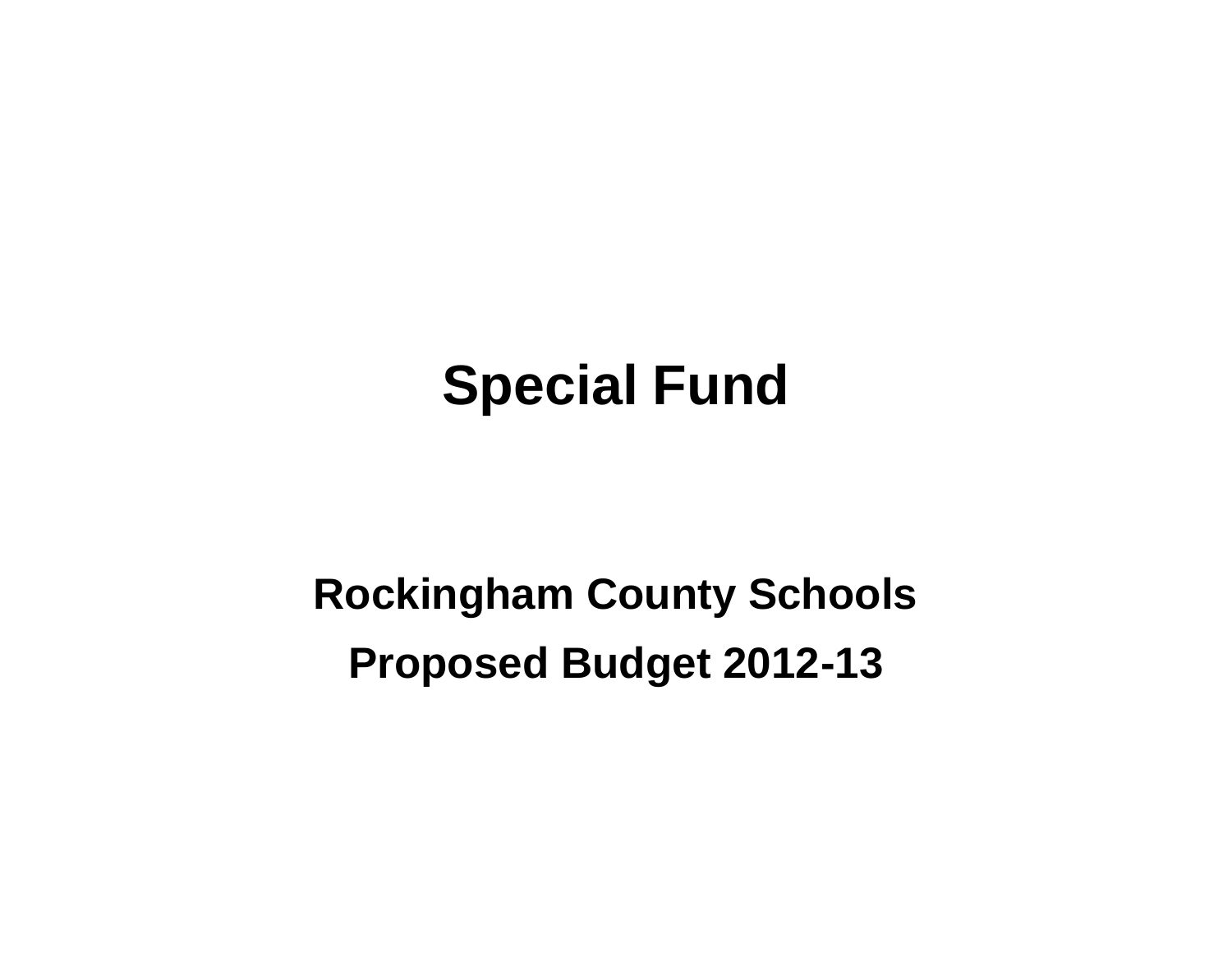# Special Fund

## Rockingham County Schools

## Proposed Budget 2012-13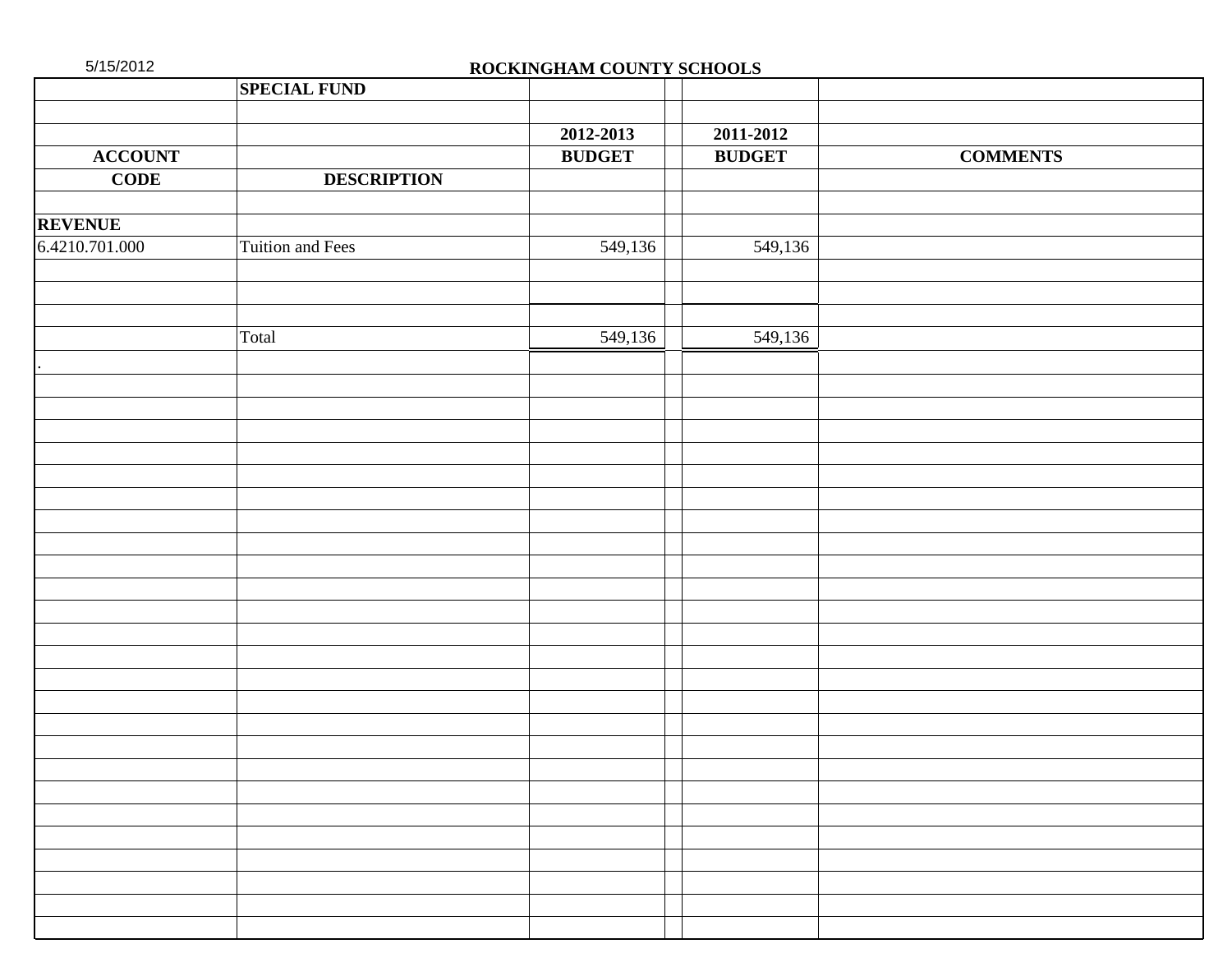5/15/2012

# ROCKINGHAM COUNTY SCHOOLS

| ACCOUNT CODE | SPECIAL FUND<br>DESCRIPTION | 2012-2013 BUDGET | | 2011-2012 BUDGET | COMMENTS |
|---|---|---|---|---|---|
| **REVENUE** | | | | | |
| 6.4210.701.000 | Tuition and Fees | 549,136 | | 549,136 | |
| | | | | | |
| | Total | 549,136 | | 549,136 | |
| . | | | | | |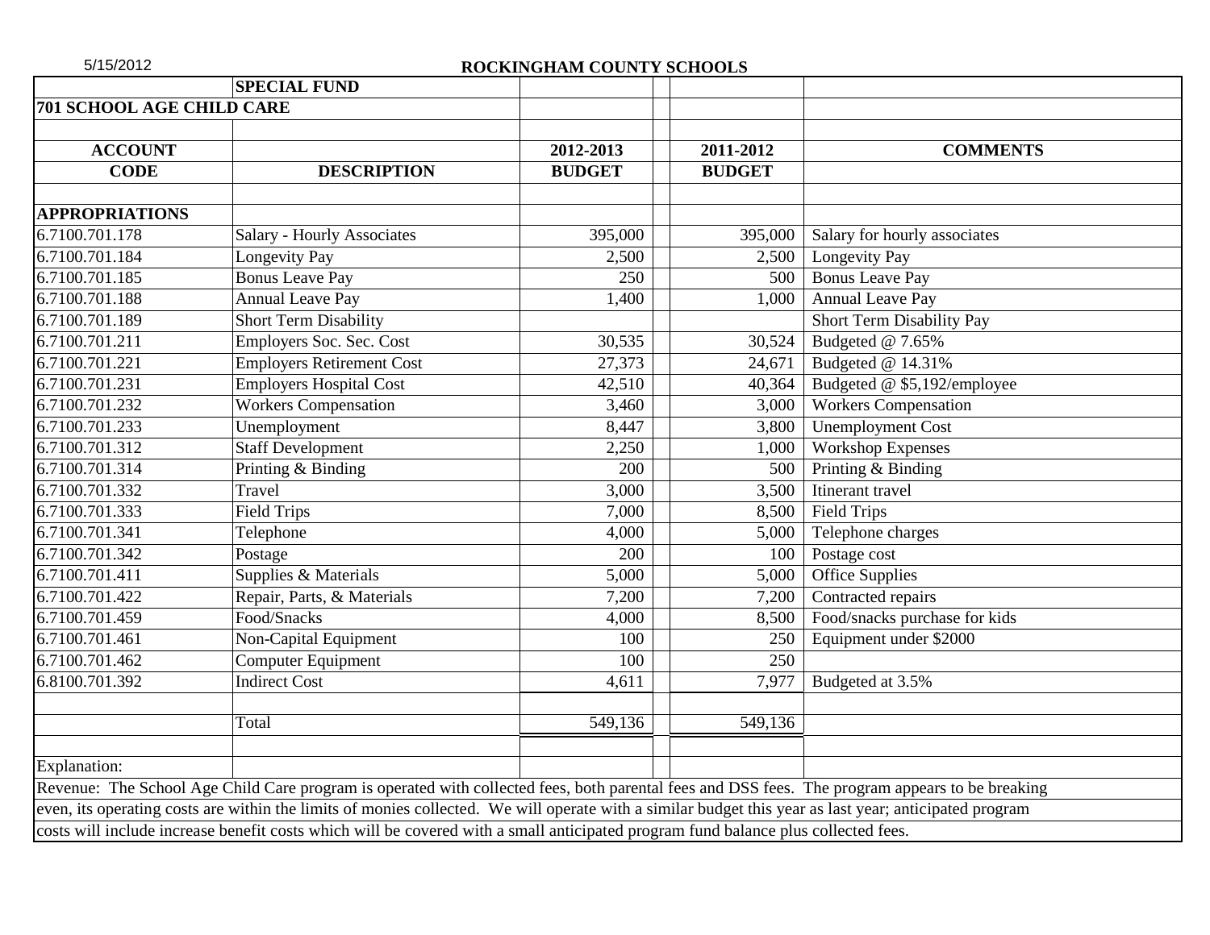5/15/2012

## ROCKINGHAM COUNTY SCHOOLS

**SPECIAL FUND**

**701 SCHOOL AGE CHILD CARE**

| ACCOUNT CODE | DESCRIPTION | 2012-2013 BUDGET | 2011-2012 BUDGET | COMMENTS |
|---|---|---|---|---|
| **APPROPRIATIONS** | | | | |
| 6.7100.701.178 | Salary - Hourly Associates | 395,000 | 395,000 | Salary for hourly associates |
| 6.7100.701.184 | Longevity Pay | 2,500 | 2,500 | Longevity Pay |
| 6.7100.701.185 | Bonus Leave Pay | 250 | 500 | Bonus Leave Pay |
| 6.7100.701.188 | Annual Leave Pay | 1,400 | 1,000 | Annual Leave Pay |
| 6.7100.701.189 | Short Term Disability | | | Short Term Disability Pay |
| 6.7100.701.211 | Employers Soc. Sec. Cost | 30,535 | 30,524 | Budgeted @ 7.65% |
| 6.7100.701.221 | Employers Retirement Cost | 27,373 | 24,671 | Budgeted @ 14.31% |
| 6.7100.701.231 | Employers Hospital Cost | 42,510 | 40,364 | Budgeted @ $5,192/employee |
| 6.7100.701.232 | Workers Compensation | 3,460 | 3,000 | Workers Compensation |
| 6.7100.701.233 | Unemployment | 8,447 | 3,800 | Unemployment Cost |
| 6.7100.701.312 | Staff Development | 2,250 | 1,000 | Workshop Expenses |
| 6.7100.701.314 | Printing & Binding | 200 | 500 | Printing & Binding |
| 6.7100.701.332 | Travel | 3,000 | 3,500 | Itinerant travel |
| 6.7100.701.333 | Field Trips | 7,000 | 8,500 | Field Trips |
| 6.7100.701.341 | Telephone | 4,000 | 5,000 | Telephone charges |
| 6.7100.701.342 | Postage | 200 | 100 | Postage cost |
| 6.7100.701.411 | Supplies & Materials | 5,000 | 5,000 | Office Supplies |
| 6.7100.701.422 | Repair, Parts, & Materials | 7,200 | 7,200 | Contracted repairs |
| 6.7100.701.459 | Food/Snacks | 4,000 | 8,500 | Food/snacks purchase for kids |
| 6.7100.701.461 | Non-Capital Equipment | 100 | 250 | Equipment under $2000 |
| 6.7100.701.462 | Computer Equipment | 100 | 250 | |
| 6.8100.701.392 | Indirect Cost | 4,611 | 7,977 | Budgeted at 3.5% |
| | Total | 549,136 | 549,136 | |

Explanation:

Revenue: The School Age Child Care program is operated with collected fees, both parental fees and DSS fees. The program appears to be breaking even, its operating costs are within the limits of monies collected. We will operate with a similar budget this year as last year; anticipated program costs will include increase benefit costs which will be covered with a small anticipated program fund balance plus collected fees.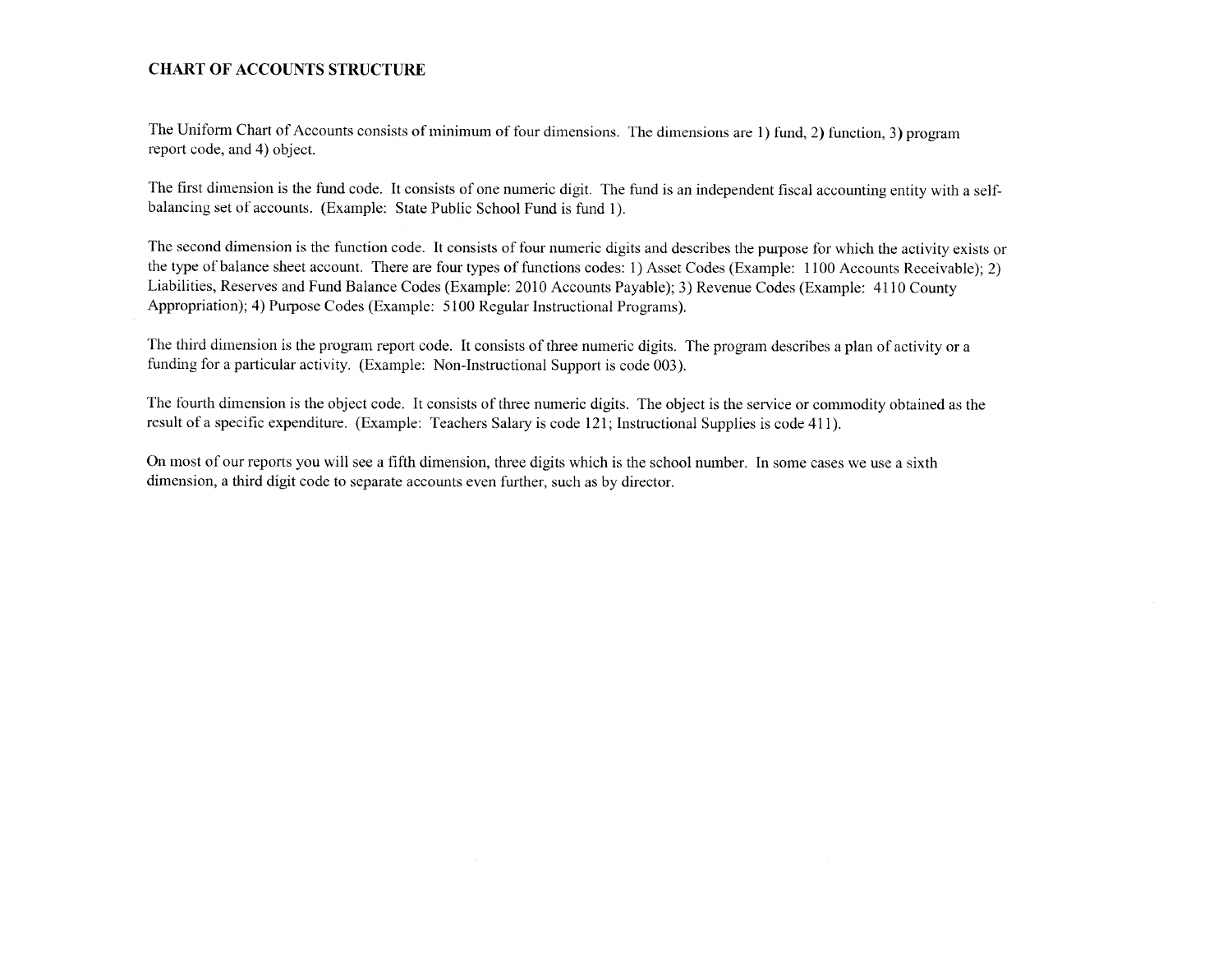# CHART OF ACCOUNTS STRUCTURE

The Uniform Chart of Accounts consists of minimum of four dimensions. The dimensions are 1) fund, 2) function, 3) program report code, and 4) object.

The first dimension is the fund code. It consists of one numeric digit. The fund is an independent fiscal accounting entity with a self-balancing set of accounts. (Example: State Public School Fund is fund 1).

The second dimension is the function code. It consists of four numeric digits and describes the purpose for which the activity exists or the type of balance sheet account. There are four types of functions codes: 1) Asset Codes (Example: 1100 Accounts Receivable); 2) Liabilities, Reserves and Fund Balance Codes (Example: 2010 Accounts Payable); 3) Revenue Codes (Example: 4110 County Appropriation); 4) Purpose Codes (Example: 5100 Regular Instructional Programs).

The third dimension is the program report code. It consists of three numeric digits. The program describes a plan of activity or a funding for a particular activity. (Example: Non-Instructional Support is code 003).

The fourth dimension is the object code. It consists of three numeric digits. The object is the service or commodity obtained as the result of a specific expenditure. (Example: Teachers Salary is code 121; Instructional Supplies is code 411).

On most of our reports you will see a fifth dimension, three digits which is the school number. In some cases we use a sixth dimension, a third digit code to separate accounts even further, such as by director.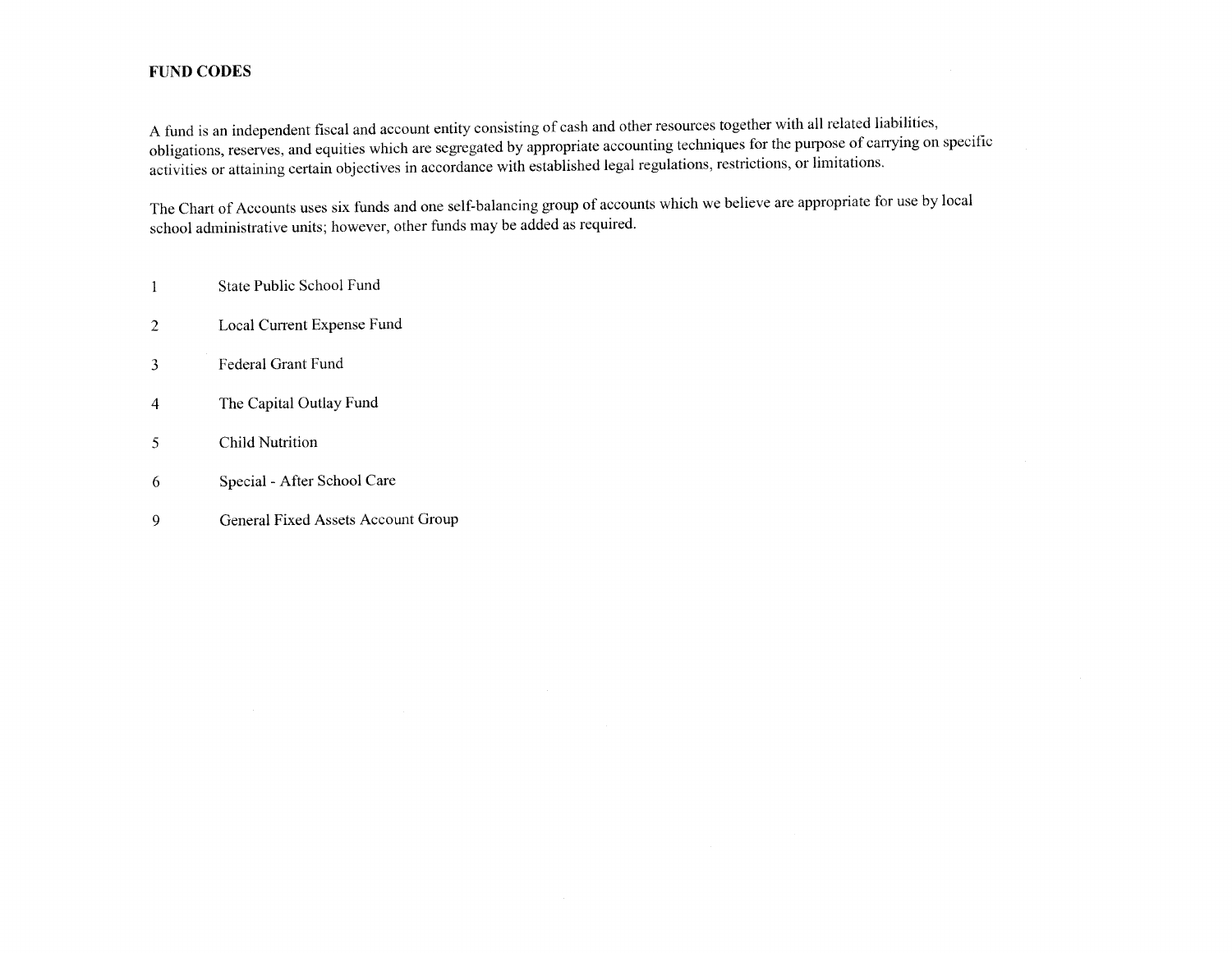## FUND CODES

A fund is an independent fiscal and account entity consisting of cash and other resources together with all related liabilities, obligations, reserves, and equities which are segregated by appropriate accounting techniques for the purpose of carrying on specific activities or attaining certain objectives in accordance with established legal regulations, restrictions, or limitations.

The Chart of Accounts uses six funds and one self-balancing group of accounts which we believe are appropriate for use by local school administrative units; however, other funds may be added as required.

| | |
|---|---|
| 1 | State Public School Fund |
| 2 | Local Current Expense Fund |
| 3 | Federal Grant Fund |
| 4 | The Capital Outlay Fund |
| 5 | Child Nutrition |
| 6 | Special - After School Care |
| 9 | General Fixed Assets Account Group |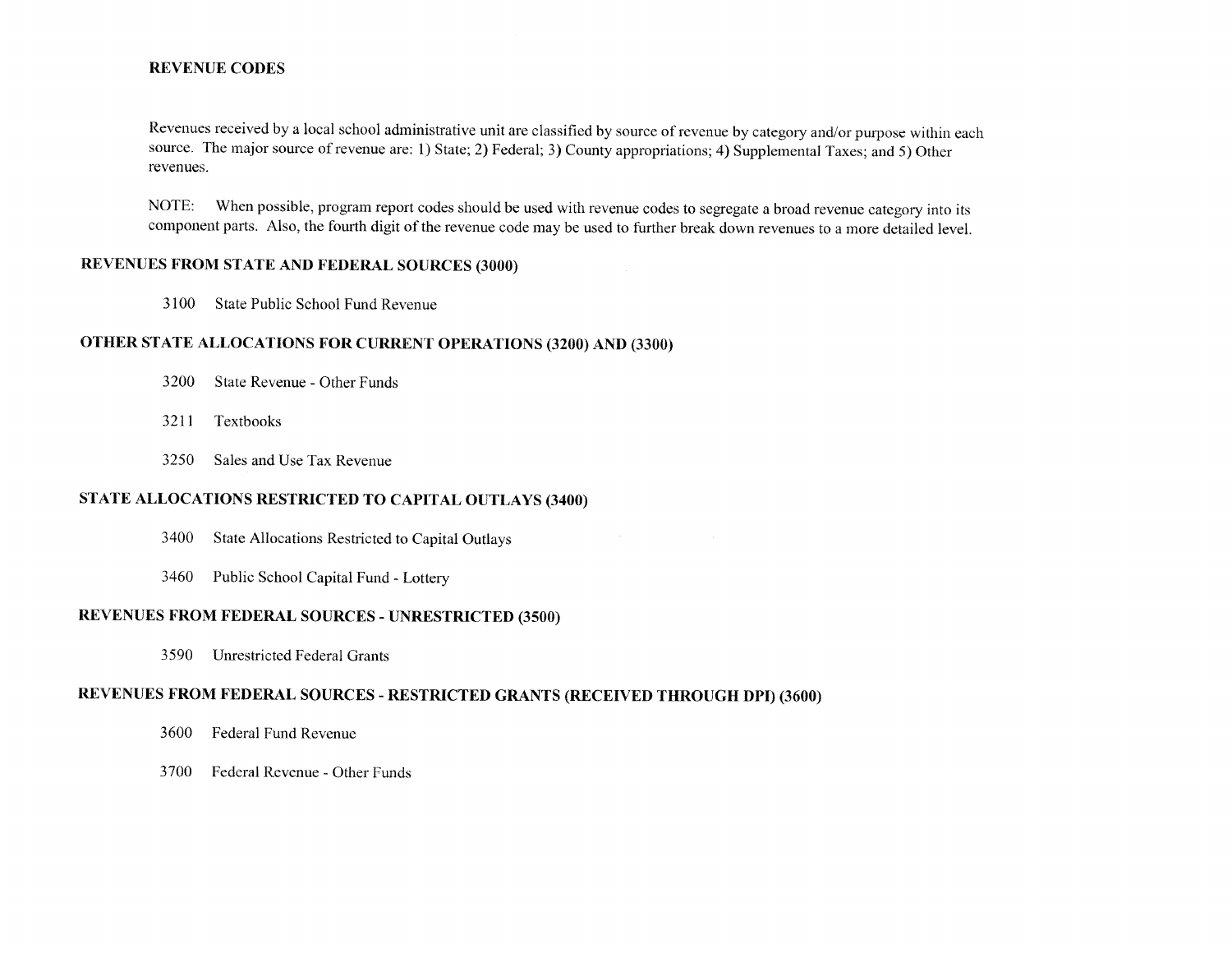## REVENUE CODES

Revenues received by a local school administrative unit are classified by source of revenue by category and/or purpose within each source. The major source of revenue are: 1) State; 2) Federal; 3) County appropriations; 4) Supplemental Taxes; and 5) Other revenues.

NOTE: When possible, program report codes should be used with revenue codes to segregate a broad revenue category into its component parts. Also, the fourth digit of the revenue code may be used to further break down revenues to a more detailed level.

### REVENUES FROM STATE AND FEDERAL SOURCES (3000)

3100 State Public School Fund Revenue

### OTHER STATE ALLOCATIONS FOR CURRENT OPERATIONS (3200) AND (3300)

3200 State Revenue - Other Funds

3211 Textbooks

3250 Sales and Use Tax Revenue

### STATE ALLOCATIONS RESTRICTED TO CAPITAL OUTLAYS (3400)

3400 State Allocations Restricted to Capital Outlays

3460 Public School Capital Fund - Lottery

### REVENUES FROM FEDERAL SOURCES - UNRESTRICTED (3500)

3590 Unrestricted Federal Grants

### REVENUES FROM FEDERAL SOURCES - RESTRICTED GRANTS (RECEIVED THROUGH DPI) (3600)

3600 Federal Fund Revenue

3700 Federal Revenue - Other Funds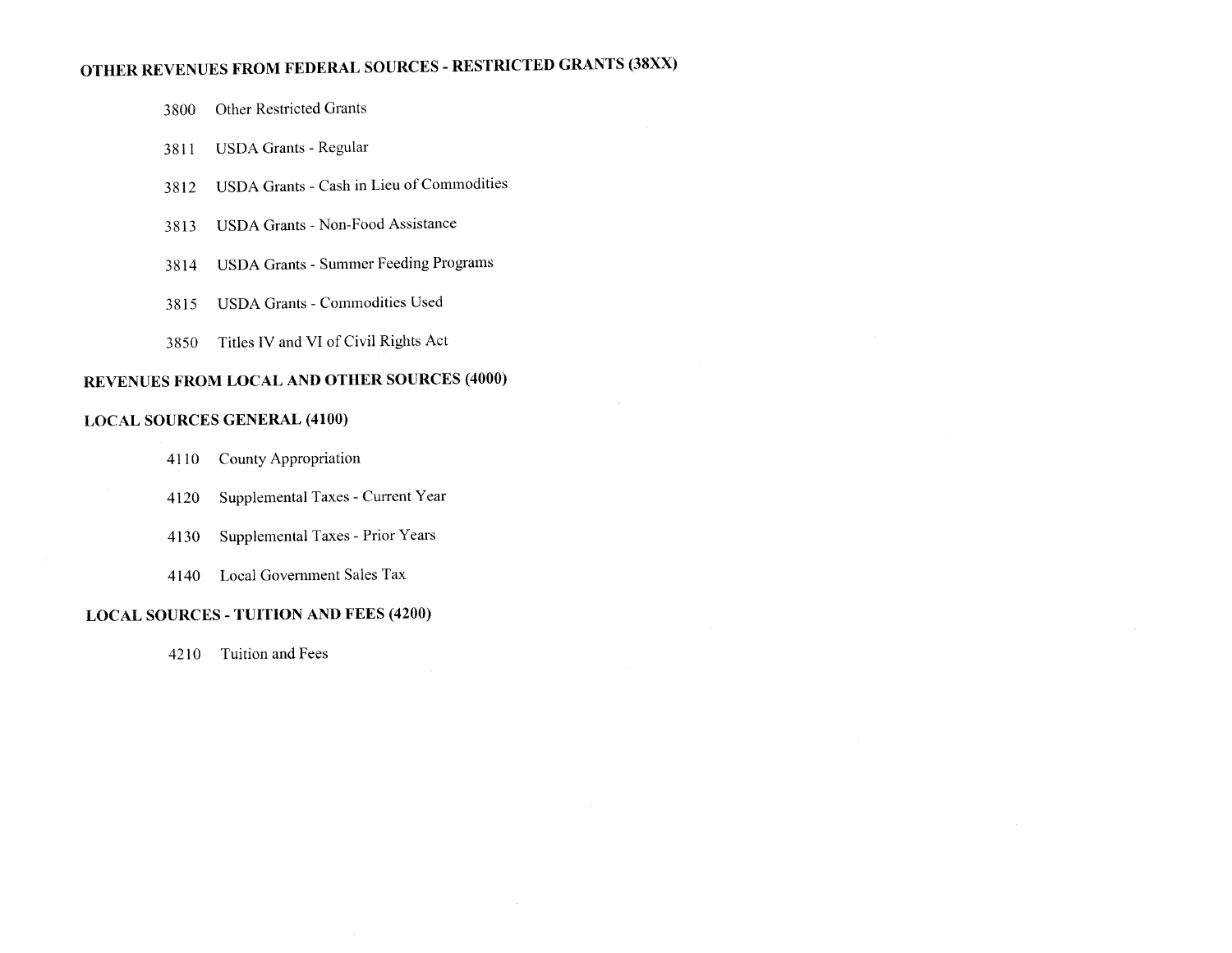## OTHER REVENUES FROM FEDERAL SOURCES - RESTRICTED GRANTS (38XX)

3800 Other Restricted Grants

3811 USDA Grants - Regular

3812 USDA Grants - Cash in Lieu of Commodities

3813 USDA Grants - Non-Food Assistance

3814 USDA Grants - Summer Feeding Programs

3815 USDA Grants - Commodities Used

3850 Titles IV and VI of Civil Rights Act

## REVENUES FROM LOCAL AND OTHER SOURCES (4000)

## LOCAL SOURCES GENERAL (4100)

4110 County Appropriation

4120 Supplemental Taxes - Current Year

4130 Supplemental Taxes - Prior Years

4140 Local Government Sales Tax

## LOCAL SOURCES - TUITION AND FEES (4200)

4210 Tuition and Fees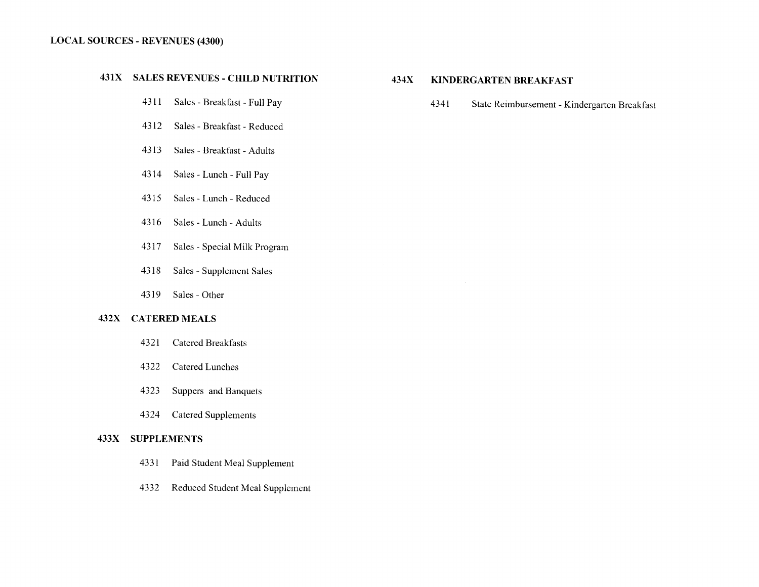## LOCAL SOURCES - REVENUES (4300)

### 431X SALES REVENUES - CHILD NUTRITION

- 4311 Sales - Breakfast - Full Pay
- 4312 Sales - Breakfast - Reduced
- 4313 Sales - Breakfast - Adults
- 4314 Sales - Lunch - Full Pay
- 4315 Sales - Lunch - Reduced
- 4316 Sales - Lunch - Adults
- 4317 Sales - Special Milk Program
- 4318 Sales - Supplement Sales
- 4319 Sales - Other

### 432X CATERED MEALS

- 4321 Catered Breakfasts
- 4322 Catered Lunches
- 4323 Suppers and Banquets
- 4324 Catered Supplements

### 433X SUPPLEMENTS

- 4331 Paid Student Meal Supplement
- 4332 Reduced Student Meal Supplement

### 434X KINDERGARTEN BREAKFAST

- 4341 State Reimbursement - Kindergarten Breakfast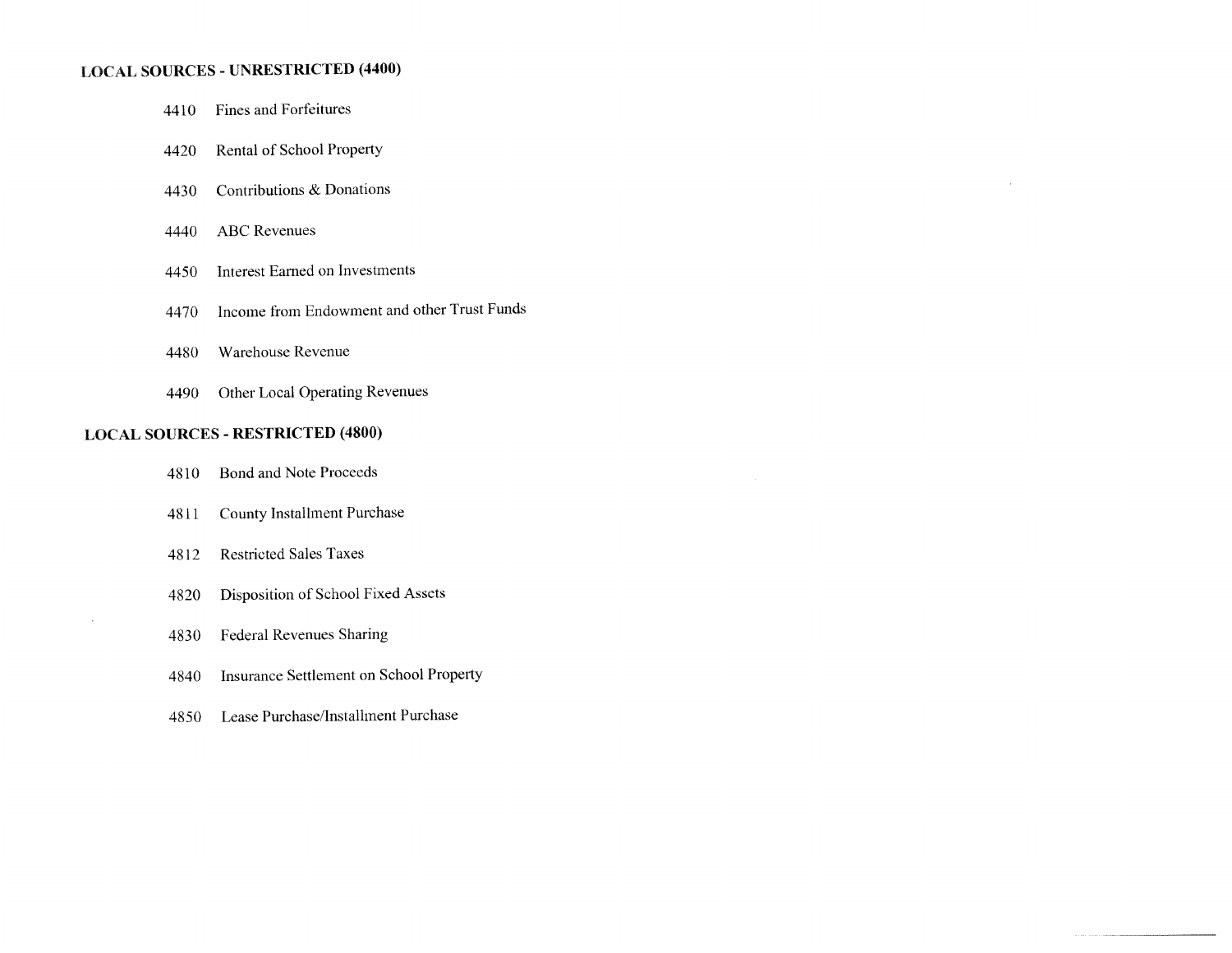**LOCAL SOURCES - UNRESTRICTED (4400)**

4410 Fines and Forfeitures

4420 Rental of School Property

4430 Contributions & Donations

4440 ABC Revenues

4450 Interest Earned on Investments

4470 Income from Endowment and other Trust Funds

4480 Warehouse Revenue

4490 Other Local Operating Revenues

**LOCAL SOURCES - RESTRICTED (4800)**

4810 Bond and Note Proceeds

4811 County Installment Purchase

4812 Restricted Sales Taxes

4820 Disposition of School Fixed Assets

4830 Federal Revenues Sharing

4840 Insurance Settlement on School Property

4850 Lease Purchase/Installment Purchase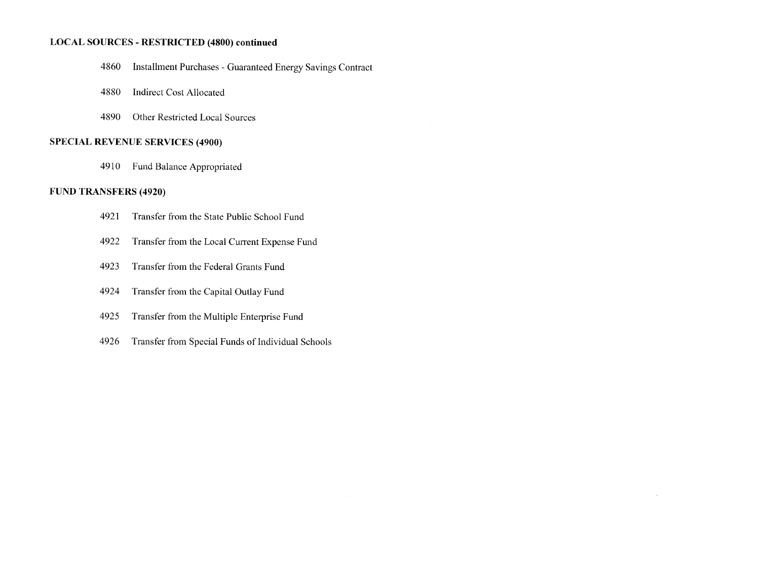**LOCAL SOURCES - RESTRICTED (4800) continued**

- 4860 Installment Purchases - Guaranteed Energy Savings Contract
- 4880 Indirect Cost Allocated
- 4890 Other Restricted Local Sources

**SPECIAL REVENUE SERVICES (4900)**

- 4910 Fund Balance Appropriated

**FUND TRANSFERS (4920)**

- 4921 Transfer from the State Public School Fund
- 4922 Transfer from the Local Current Expense Fund
- 4923 Transfer from the Federal Grants Fund
- 4924 Transfer from the Capital Outlay Fund
- 4925 Transfer from the Multiple Enterprise Fund
- 4926 Transfer from Special Funds of Individual Schools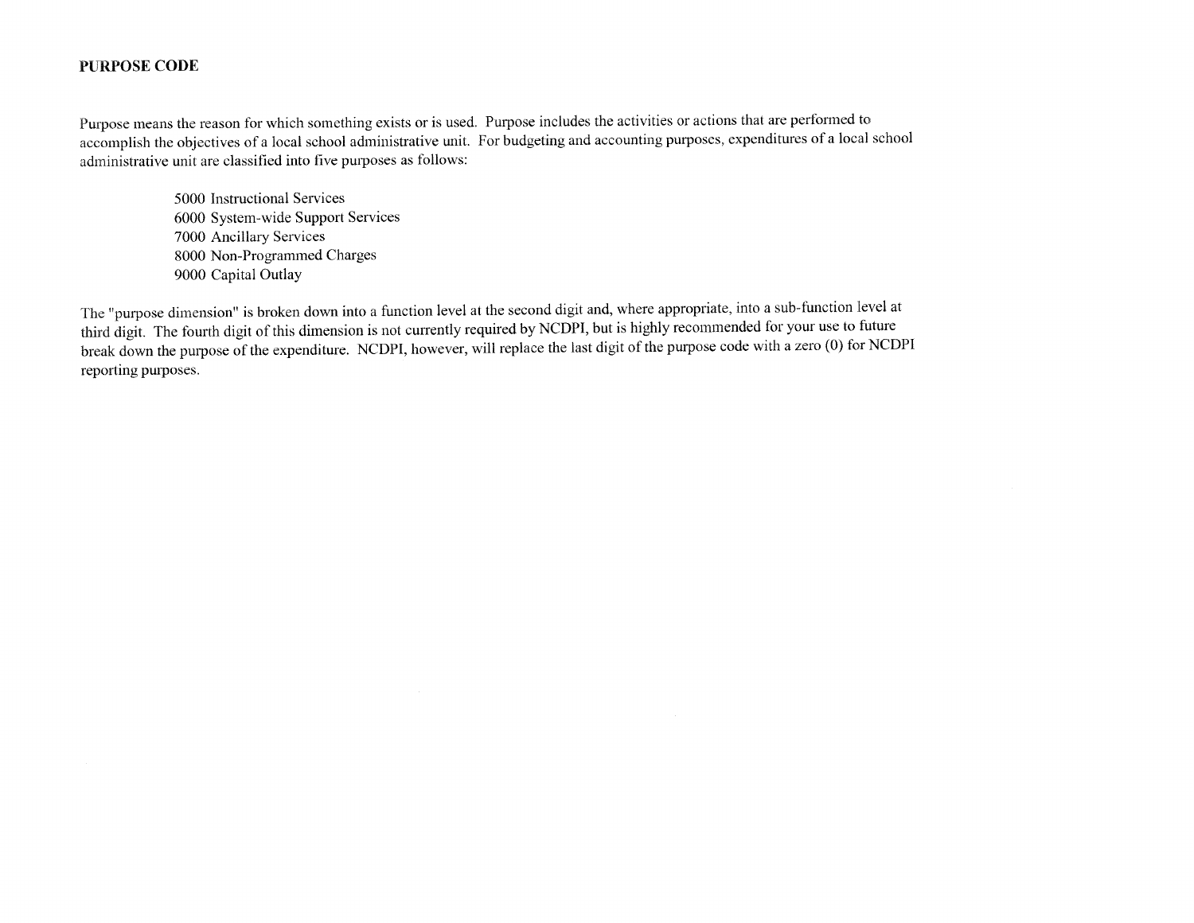## PURPOSE CODE

Purpose means the reason for which something exists or is used. Purpose includes the activities or actions that are performed to accomplish the objectives of a local school administrative unit. For budgeting and accounting purposes, expenditures of a local school administrative unit are classified into five purposes as follows:

- 5000 Instructional Services
- 6000 System-wide Support Services
- 7000 Ancillary Services
- 8000 Non-Programmed Charges
- 9000 Capital Outlay

The "purpose dimension" is broken down into a function level at the second digit and, where appropriate, into a sub-function level at third digit. The fourth digit of this dimension is not currently required by NCDPI, but is highly recommended for your use to future break down the purpose of the expenditure. NCDPI, however, will replace the last digit of the purpose code with a zero (0) for NCDPI reporting purposes.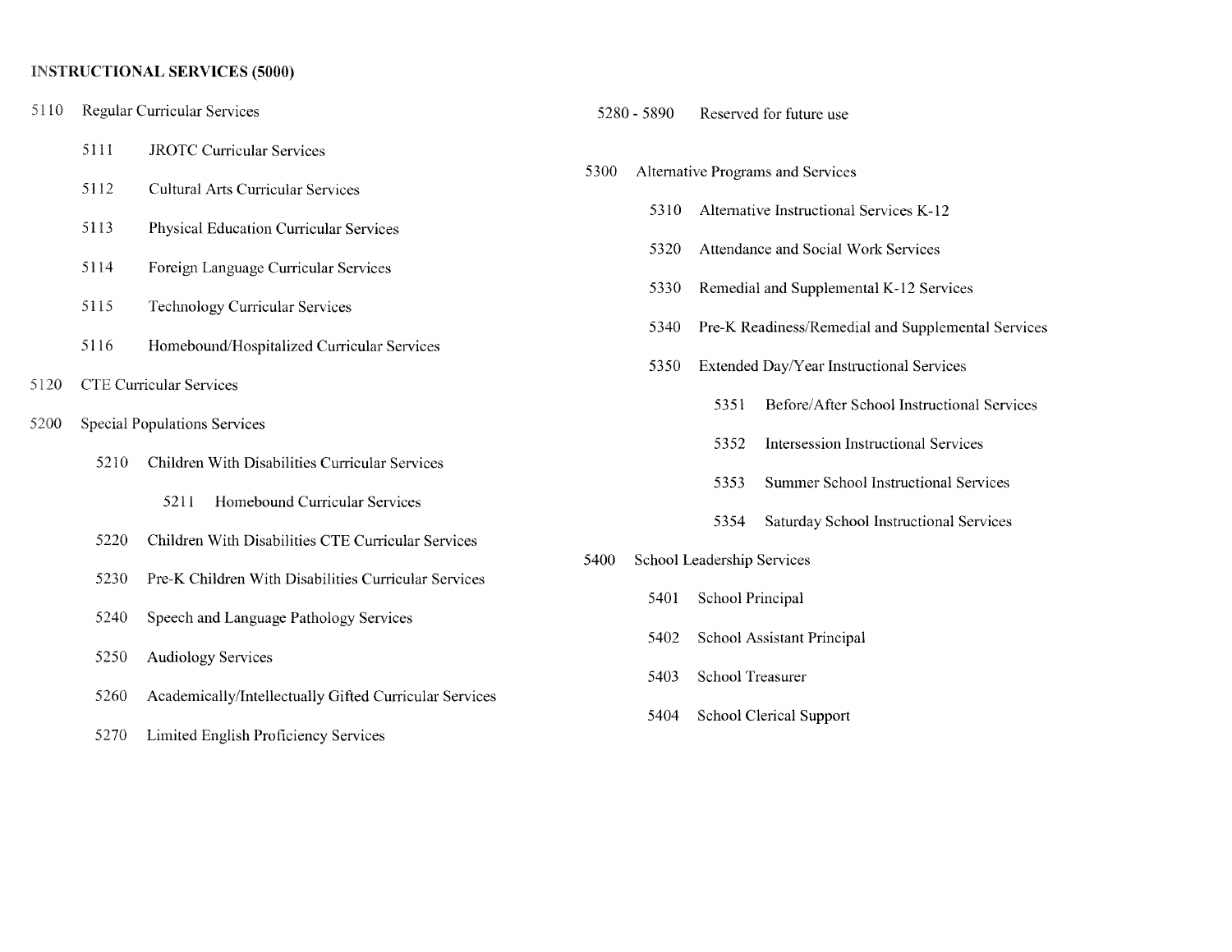**INSTRUCTIONAL SERVICES (5000)**

- 5110 Regular Curricular Services
  - 5111 JROTC Curricular Services
  - 5112 Cultural Arts Curricular Services
  - 5113 Physical Education Curricular Services
  - 5114 Foreign Language Curricular Services
  - 5115 Technology Curricular Services
  - 5116 Homebound/Hospitalized Curricular Services
- 5120 CTE Curricular Services
- 5200 Special Populations Services
  - 5210 Children With Disabilities Curricular Services
    - 5211 Homebound Curricular Services
  - 5220 Children With Disabilities CTE Curricular Services
  - 5230 Pre-K Children With Disabilities Curricular Services
  - 5240 Speech and Language Pathology Services
  - 5250 Audiology Services
  - 5260 Academically/Intellectually Gifted Curricular Services
  - 5270 Limited English Proficiency Services
  - 5280 - 5890 Reserved for future use
- 5300 Alternative Programs and Services
  - 5310 Alternative Instructional Services K-12
  - 5320 Attendance and Social Work Services
  - 5330 Remedial and Supplemental K-12 Services
  - 5340 Pre-K Readiness/Remedial and Supplemental Services
  - 5350 Extended Day/Year Instructional Services
    - 5351 Before/After School Instructional Services
    - 5352 Intersession Instructional Services
    - 5353 Summer School Instructional Services
    - 5354 Saturday School Instructional Services
- 5400 School Leadership Services
  - 5401 School Principal
  - 5402 School Assistant Principal
  - 5403 School Treasurer
  - 5404 School Clerical Support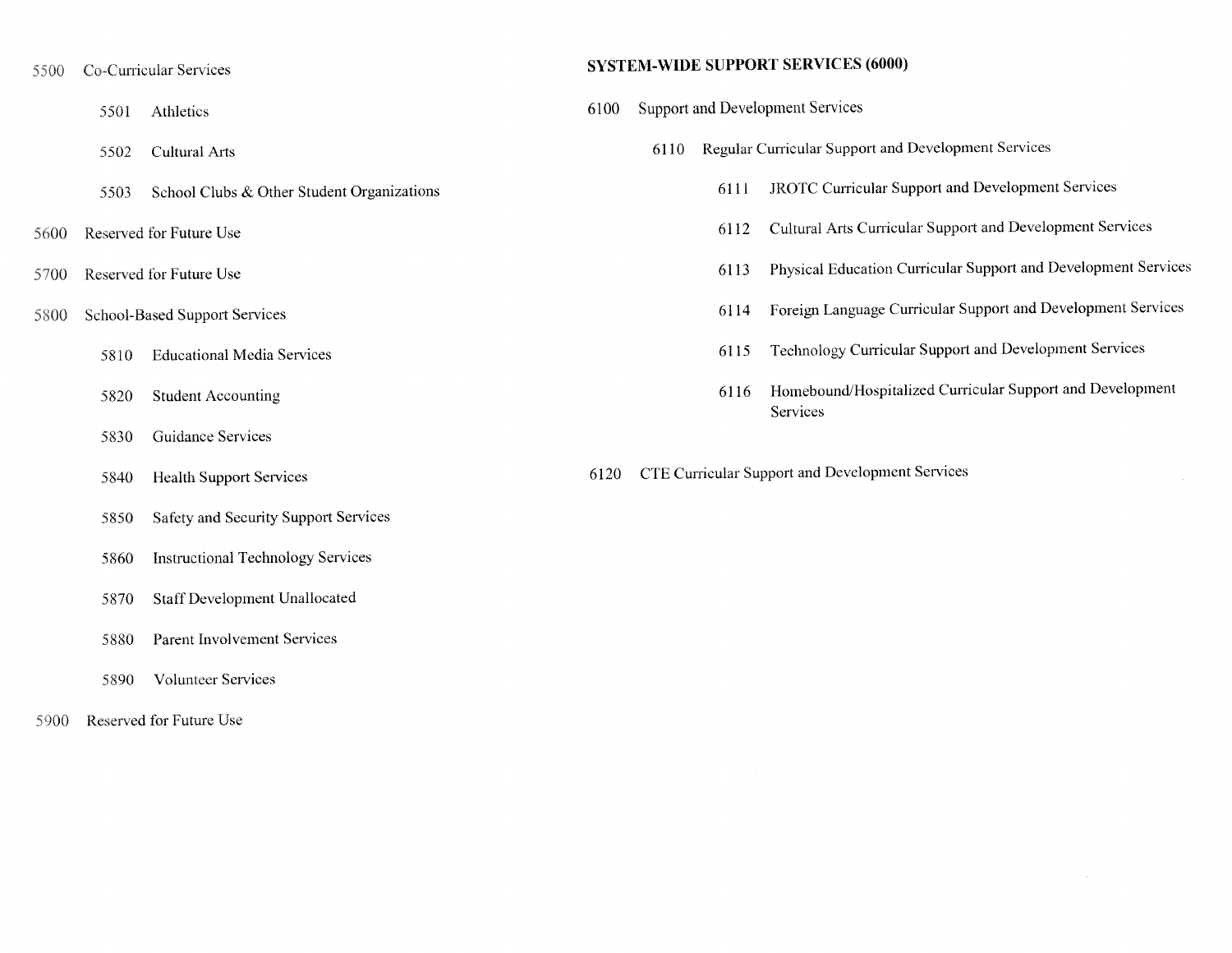5500 Co-Curricular Services

- 5501 Athletics
- 5502 Cultural Arts
- 5503 School Clubs & Other Student Organizations

5600 Reserved for Future Use

5700 Reserved for Future Use

5800 School-Based Support Services

- 5810 Educational Media Services
- 5820 Student Accounting
- 5830 Guidance Services
- 5840 Health Support Services
- 5850 Safety and Security Support Services
- 5860 Instructional Technology Services
- 5870 Staff Development Unallocated
- 5880 Parent Involvement Services
- 5890 Volunteer Services

5900 Reserved for Future Use

**SYSTEM-WIDE SUPPORT SERVICES (6000)**

6100 Support and Development Services

- 6110 Regular Curricular Support and Development Services
  - 6111 JROTC Curricular Support and Development Services
  - 6112 Cultural Arts Curricular Support and Development Services
  - 6113 Physical Education Curricular Support and Development Services
  - 6114 Foreign Language Curricular Support and Development Services
  - 6115 Technology Curricular Support and Development Services
  - 6116 Homebound/Hospitalized Curricular Support and Development Services

6120 CTE Curricular Support and Development Services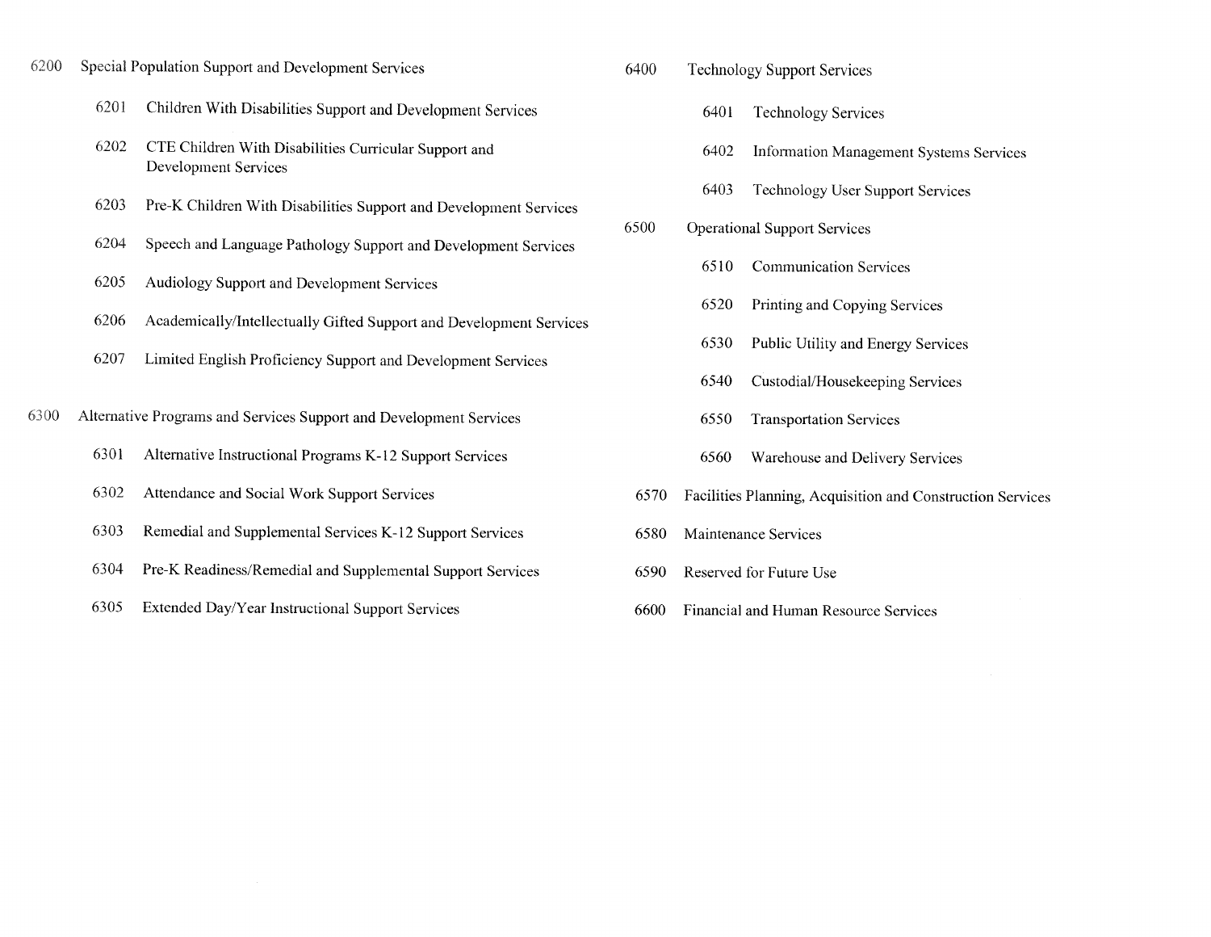6200 Special Population Support and Development Services

- 6201 Children With Disabilities Support and Development Services
- 6202 CTE Children With Disabilities Curricular Support and Development Services
- 6203 Pre-K Children With Disabilities Support and Development Services
- 6204 Speech and Language Pathology Support and Development Services
- 6205 Audiology Support and Development Services
- 6206 Academically/Intellectually Gifted Support and Development Services
- 6207 Limited English Proficiency Support and Development Services

6300 Alternative Programs and Services Support and Development Services

- 6301 Alternative Instructional Programs K-12 Support Services
- 6302 Attendance and Social Work Support Services
- 6303 Remedial and Supplemental Services K-12 Support Services
- 6304 Pre-K Readiness/Remedial and Supplemental Support Services
- 6305 Extended Day/Year Instructional Support Services

6400 Technology Support Services

- 6401 Technology Services
- 6402 Information Management Systems Services
- 6403 Technology User Support Services

6500 Operational Support Services

- 6510 Communication Services
- 6520 Printing and Copying Services
- 6530 Public Utility and Energy Services
- 6540 Custodial/Housekeeping Services
- 6550 Transportation Services
- 6560 Warehouse and Delivery Services

6570 Facilities Planning, Acquisition and Construction Services

6580 Maintenance Services

6590 Reserved for Future Use

6600 Financial and Human Resource Services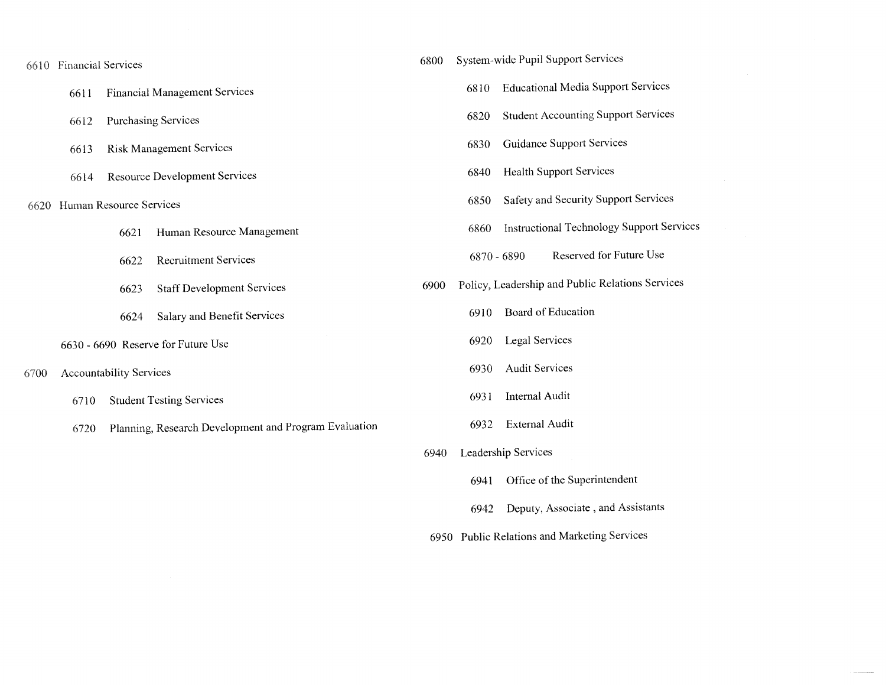6610 Financial Services

- 6611 Financial Management Services
- 6612 Purchasing Services
- 6613 Risk Management Services
- 6614 Resource Development Services

6620 Human Resource Services

- 6621 Human Resource Management
- 6622 Recruitment Services
- 6623 Staff Development Services
- 6624 Salary and Benefit Services

6630 - 6690 Reserve for Future Use

6700 Accountability Services

- 6710 Student Testing Services
- 6720 Planning, Research Development and Program Evaluation

6800 System-wide Pupil Support Services

- 6810 Educational Media Support Services
- 6820 Student Accounting Support Services
- 6830 Guidance Support Services
- 6840 Health Support Services
- 6850 Safety and Security Support Services
- 6860 Instructional Technology Support Services
- 6870 - 6890 Reserved for Future Use

6900 Policy, Leadership and Public Relations Services

- 6910 Board of Education
- 6920 Legal Services
- 6930 Audit Services
- 6931 Internal Audit
- 6932 External Audit

6940 Leadership Services

- 6941 Office of the Superintendent
- 6942 Deputy, Associate , and Assistants

6950 Public Relations and Marketing Services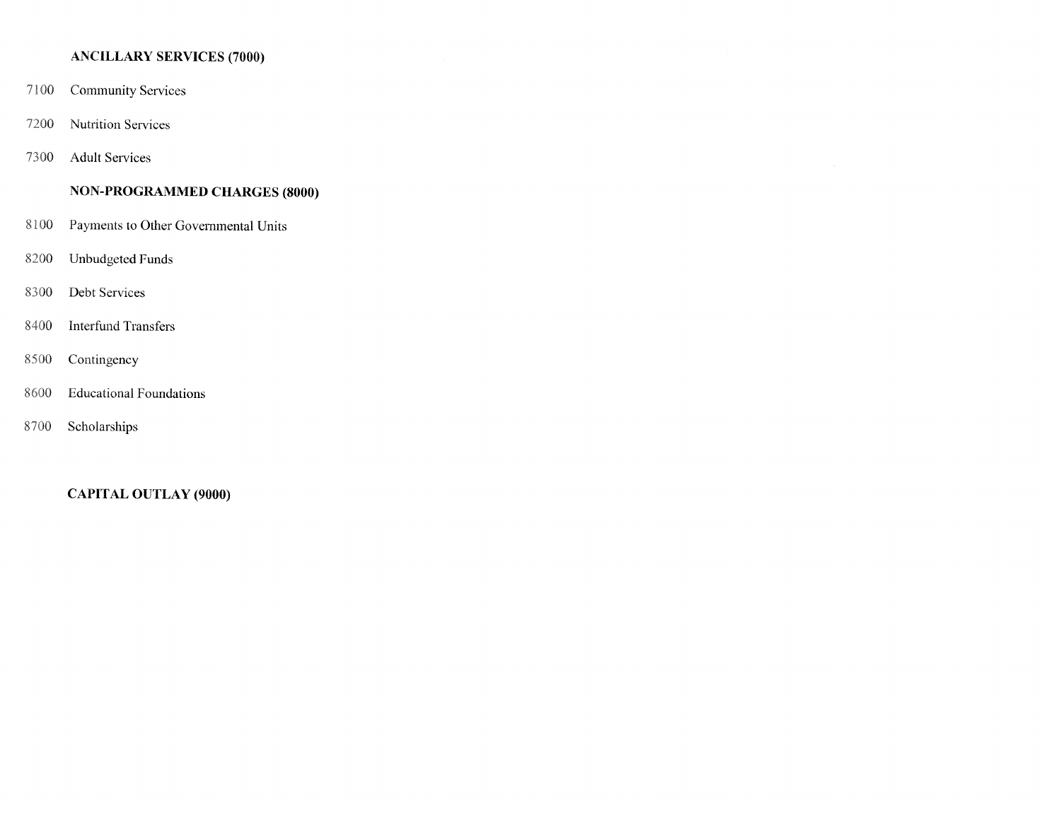**ANCILLARY SERVICES (7000)**

7100 Community Services

7200 Nutrition Services

7300 Adult Services

**NON-PROGRAMMED CHARGES (8000)**

8100 Payments to Other Governmental Units

8200 Unbudgeted Funds

8300 Debt Services

8400 Interfund Transfers

8500 Contingency

8600 Educational Foundations

8700 Scholarships

**CAPITAL OUTLAY (9000)**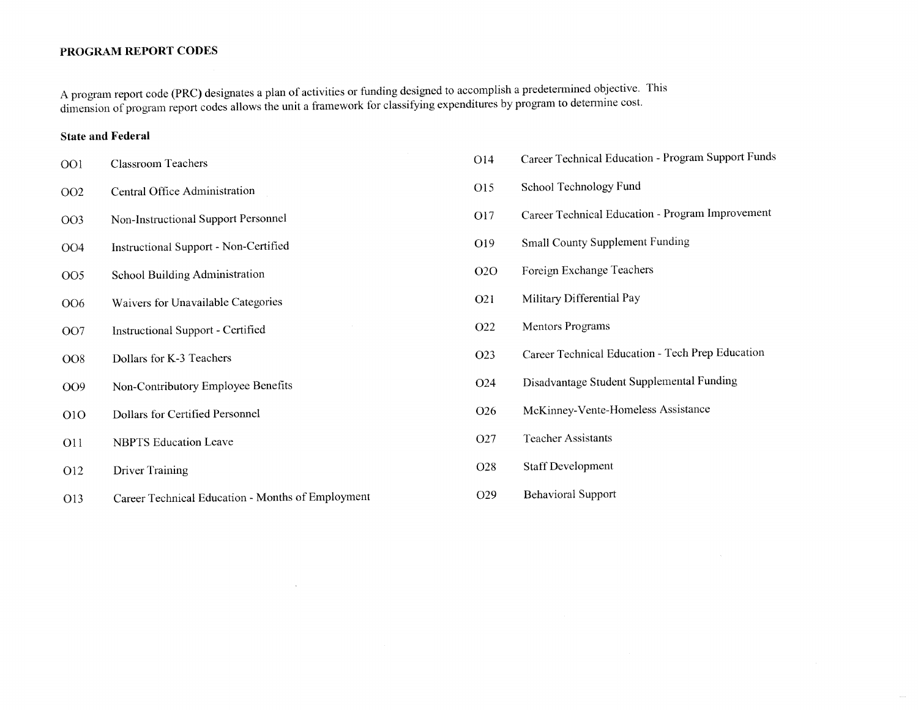**PROGRAM REPORT CODES**

A program report code (PRC) designates a plan of activities or funding designed to accomplish a predetermined objective. This dimension of program report codes allows the unit a framework for classifying expenditures by program to determine cost.

**State and Federal**

| Code | Description |
|---|---|
| OO1 | Classroom Teachers |
| OO2 | Central Office Administration |
| OO3 | Non-Instructional Support Personnel |
| OO4 | Instructional Support - Non-Certified |
| OO5 | School Building Administration |
| OO6 | Waivers for Unavailable Categories |
| OO7 | Instructional Support - Certified |
| OO8 | Dollars for K-3 Teachers |
| OO9 | Non-Contributory Employee Benefits |
| O1O | Dollars for Certified Personnel |
| O11 | NBPTS Education Leave |
| O12 | Driver Training |
| O13 | Career Technical Education - Months of Employment |
| O14 | Career Technical Education - Program Support Funds |
| O15 | School Technology Fund |
| O17 | Career Technical Education - Program Improvement |
| O19 | Small County Supplement Funding |
| O2O | Foreign Exchange Teachers |
| O21 | Military Differential Pay |
| O22 | Mentors Programs |
| O23 | Career Technical Education - Tech Prep Education |
| O24 | Disadvantage Student Supplemental Funding |
| O26 | McKinney-Vente-Homeless Assistance |
| O27 | Teacher Assistants |
| O28 | Staff Development |
| O29 | Behavioral Support |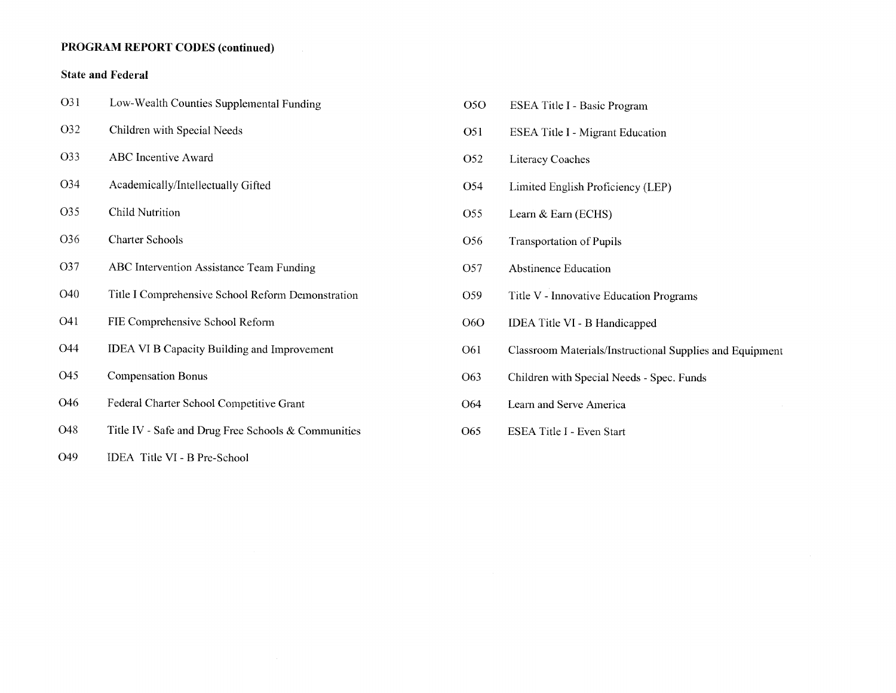**PROGRAM REPORT CODES (continued)**

**State and Federal**

| Code | Description |
|---|---|
| O31 | Low-Wealth Counties Supplemental Funding |
| O32 | Children with Special Needs |
| O33 | ABC Incentive Award |
| O34 | Academically/Intellectually Gifted |
| O35 | Child Nutrition |
| O36 | Charter Schools |
| O37 | ABC Intervention Assistance Team Funding |
| O40 | Title I Comprehensive School Reform Demonstration |
| O41 | FIE Comprehensive School Reform |
| O44 | IDEA VI B Capacity Building and Improvement |
| O45 | Compensation Bonus |
| O46 | Federal Charter School Competitive Grant |
| O48 | Title IV - Safe and Drug Free Schools & Communities |
| O49 | IDEA Title VI - B Pre-School |
| O5O | ESEA Title I - Basic Program |
| O51 | ESEA Title I - Migrant Education |
| O52 | Literacy Coaches |
| O54 | Limited English Proficiency (LEP) |
| O55 | Learn & Earn (ECHS) |
| O56 | Transportation of Pupils |
| O57 | Abstinence Education |
| O59 | Title V - Innovative Education Programs |
| O6O | IDEA Title VI - B Handicapped |
| O61 | Classroom Materials/Instructional Supplies and Equipment |
| O63 | Children with Special Needs - Spec. Funds |
| O64 | Learn and Serve America |
| O65 | ESEA Title I - Even Start |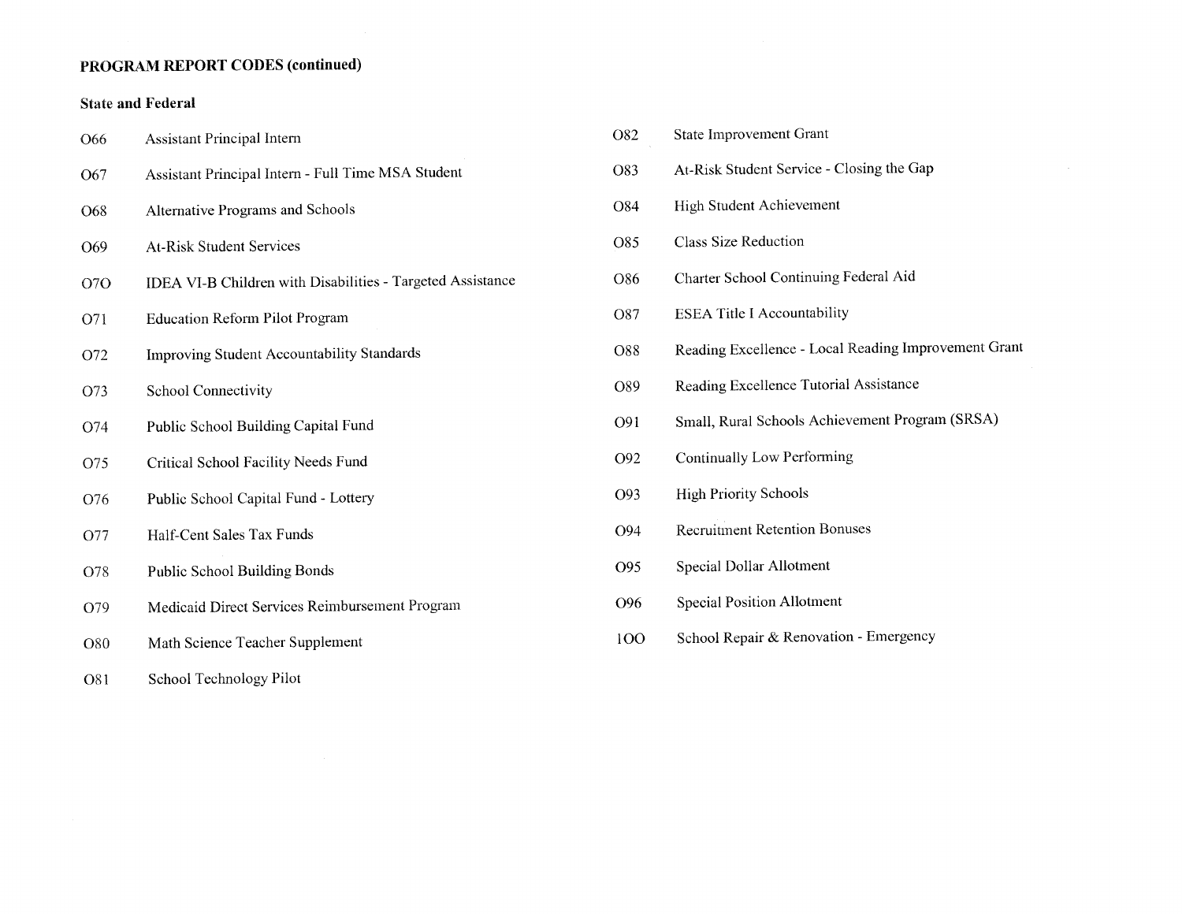## PROGRAM REPORT CODES (continued)

### State and Federal

| Code | Description |
|---|---|
| O66 | Assistant Principal Intern |
| O67 | Assistant Principal Intern - Full Time MSA Student |
| O68 | Alternative Programs and Schools |
| O69 | At-Risk Student Services |
| O7O | IDEA VI-B Children with Disabilities - Targeted Assistance |
| O71 | Education Reform Pilot Program |
| O72 | Improving Student Accountability Standards |
| O73 | School Connectivity |
| O74 | Public School Building Capital Fund |
| O75 | Critical School Facility Needs Fund |
| O76 | Public School Capital Fund - Lottery |
| O77 | Half-Cent Sales Tax Funds |
| O78 | Public School Building Bonds |
| O79 | Medicaid Direct Services Reimbursement Program |
| O80 | Math Science Teacher Supplement |
| O81 | School Technology Pilot |
| O82 | State Improvement Grant |
| O83 | At-Risk Student Service - Closing the Gap |
| O84 | High Student Achievement |
| O85 | Class Size Reduction |
| O86 | Charter School Continuing Federal Aid |
| O87 | ESEA Title I Accountability |
| O88 | Reading Excellence - Local Reading Improvement Grant |
| O89 | Reading Excellence Tutorial Assistance |
| O91 | Small, Rural Schools Achievement Program (SRSA) |
| O92 | Continually Low Performing |
| O93 | High Priority Schools |
| O94 | Recruitment Retention Bonuses |
| O95 | Special Dollar Allotment |
| O96 | Special Position Allotment |
| 1OO | School Repair & Renovation - Emergency |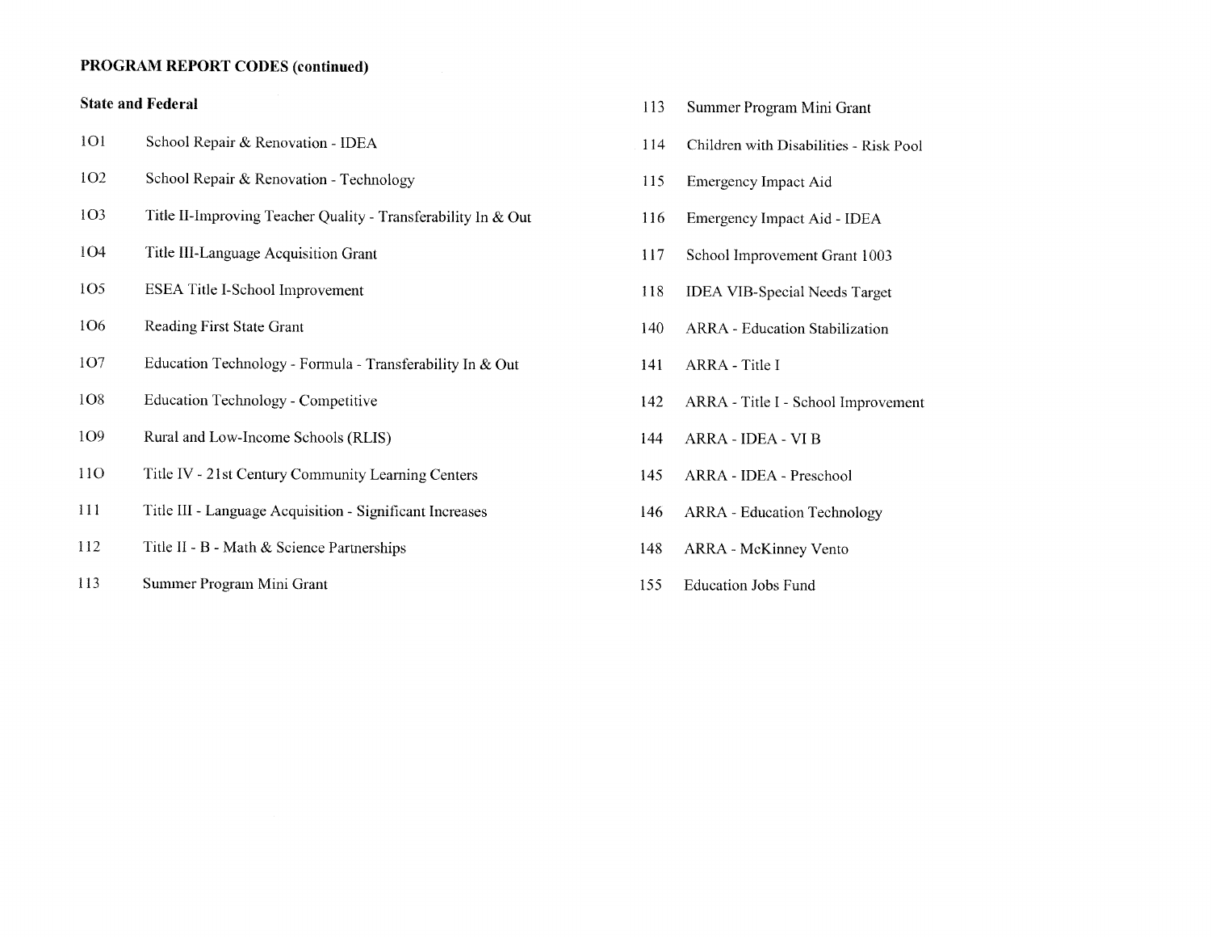**PROGRAM REPORT CODES (continued)**

**State and Federal**

| Code | Program |
|---|---|
| 101 | School Repair & Renovation - IDEA |
| 102 | School Repair & Renovation - Technology |
| 103 | Title II-Improving Teacher Quality - Transferability In & Out |
| 104 | Title III-Language Acquisition Grant |
| 105 | ESEA Title I-School Improvement |
| 106 | Reading First State Grant |
| 107 | Education Technology - Formula - Transferability In & Out |
| 108 | Education Technology - Competitive |
| 109 | Rural and Low-Income Schools (RLIS) |
| 110 | Title IV - 21st Century Community Learning Centers |
| 111 | Title III - Language Acquisition - Significant Increases |
| 112 | Title II - B - Math & Science Partnerships |
| 113 | Summer Program Mini Grant |
| 113 | Summer Program Mini Grant |
| 114 | Children with Disabilities - Risk Pool |
| 115 | Emergency Impact Aid |
| 116 | Emergency Impact Aid - IDEA |
| 117 | School Improvement Grant 1003 |
| 118 | IDEA VIB-Special Needs Target |
| 140 | ARRA - Education Stabilization |
| 141 | ARRA - Title I |
| 142 | ARRA - Title I - School Improvement |
| 144 | ARRA - IDEA - VI B |
| 145 | ARRA - IDEA - Preschool |
| 146 | ARRA - Education Technology |
| 148 | ARRA - McKinney Vento |
| 155 | Education Jobs Fund |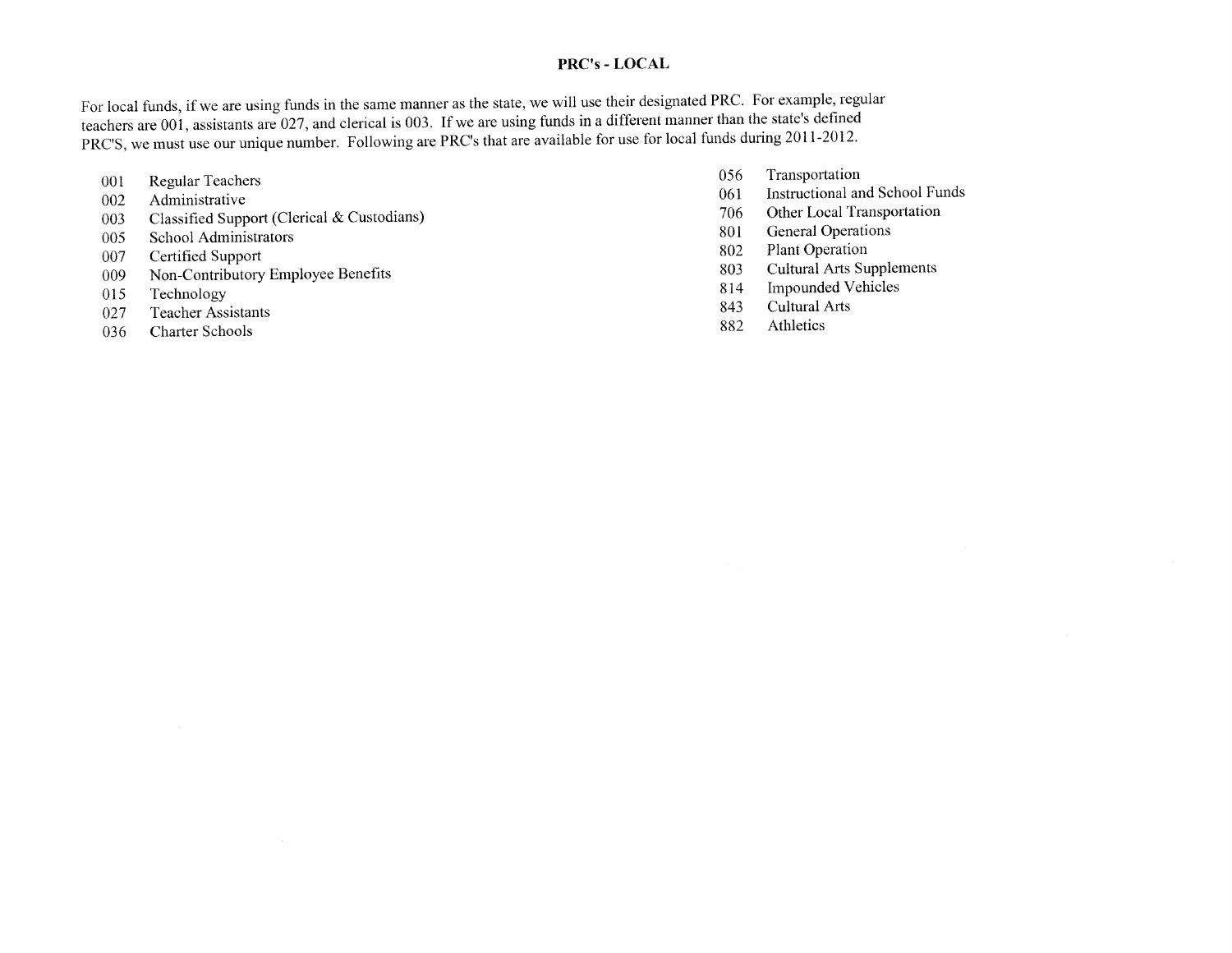## PRC's - LOCAL

For local funds, if we are using funds in the same manner as the state, we will use their designated PRC. For example, regular teachers are 001, assistants are 027, and clerical is 003. If we are using funds in a different manner than the state's defined PRC'S, we must use our unique number. Following are PRC's that are available for use for local funds during 2011-2012.

| | |
|---|---|
| 001 | Regular Teachers |
| 002 | Administrative |
| 003 | Classified Support (Clerical & Custodians) |
| 005 | School Administrators |
| 007 | Certified Support |
| 009 | Non-Contributory Employee Benefits |
| 015 | Technology |
| 027 | Teacher Assistants |
| 036 | Charter Schools |
| 056 | Transportation |
| 061 | Instructional and School Funds |
| 706 | Other Local Transportation |
| 801 | General Operations |
| 802 | Plant Operation |
| 803 | Cultural Arts Supplements |
| 814 | Impounded Vehicles |
| 843 | Cultural Arts |
| 882 | Athletics |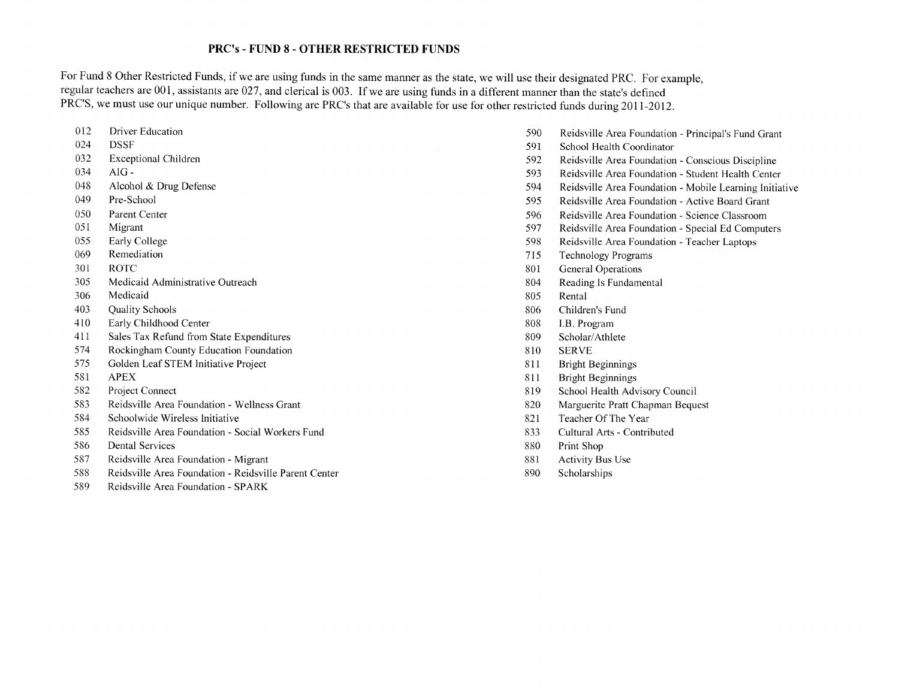## PRC's - FUND 8 - OTHER RESTRICTED FUNDS

For Fund 8 Other Restricted Funds, if we are using funds in the same manner as the state, we will use their designated PRC. For example, regular teachers are 001, assistants are 027, and clerical is 003. If we are using funds in a different manner than the state's defined PRC'S, we must use our unique number. Following are PRC's that are available for use for other restricted funds during 2011-2012.

| PRC | Description |
|---|---|
| 012 | Driver Education |
| 024 | DSSF |
| 032 | Exceptional Children |
| 034 | AIG - |
| 048 | Alcohol & Drug Defense |
| 049 | Pre-School |
| 050 | Parent Center |
| 051 | Migrant |
| 055 | Early College |
| 069 | Remediation |
| 301 | ROTC |
| 305 | Medicaid Administrative Outreach |
| 306 | Medicaid |
| 403 | Quality Schools |
| 410 | Early Childhood Center |
| 411 | Sales Tax Refund from State Expenditures |
| 574 | Rockingham County Education Foundation |
| 575 | Golden Leaf STEM Initiative Project |
| 581 | APEX |
| 582 | Project Connect |
| 583 | Reidsville Area Foundation - Wellness Grant |
| 584 | Schoolwide Wireless Initiative |
| 585 | Reidsville Area Foundation - Social Workers Fund |
| 586 | Dental Services |
| 587 | Reidsville Area Foundation - Migrant |
| 588 | Reidsville Area Foundation - Reidsville Parent Center |
| 589 | Reidsville Area Foundation - SPARK |
| 590 | Reidsville Area Foundation - Principal's Fund Grant |
| 591 | School Health Coordinator |
| 592 | Reidsville Area Foundation - Conscious Discipline |
| 593 | Reidsville Area Foundation - Student Health Center |
| 594 | Reidsville Area Foundation - Mobile Learning Initiative |
| 595 | Reidsville Area Foundation - Active Board Grant |
| 596 | Reidsville Area Foundation - Science Classroom |
| 597 | Reidsville Area Foundation - Special Ed Computers |
| 598 | Reidsville Area Foundation - Teacher Laptops |
| 715 | Technology Programs |
| 801 | General Operations |
| 804 | Reading Is Fundamental |
| 805 | Rental |
| 806 | Children's Fund |
| 808 | I.B. Program |
| 809 | Scholar/Athlete |
| 810 | SERVE |
| 811 | Bright Beginnings |
| 811 | Bright Beginnings |
| 819 | School Health Advisory Council |
| 820 | Marguerite Pratt Chapman Bequest |
| 821 | Teacher Of The Year |
| 833 | Cultural Arts - Contributed |
| 880 | Print Shop |
| 881 | Activity Bus Use |
| 890 | Scholarships |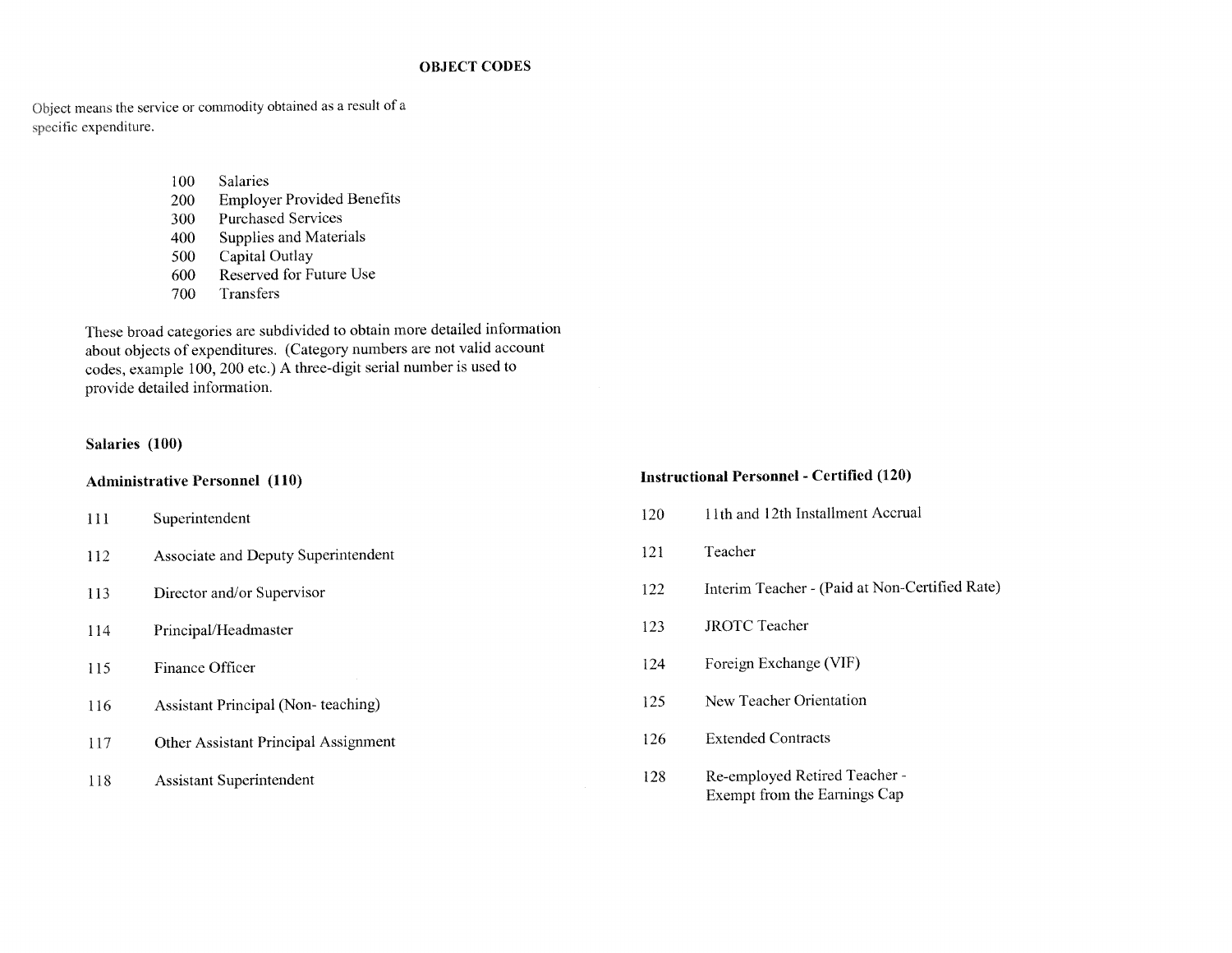## OBJECT CODES

Object means the service or commodity obtained as a result of a specific expenditure.

| | |
|---|---|
| 100 | Salaries |
| 200 | Employer Provided Benefits |
| 300 | Purchased Services |
| 400 | Supplies and Materials |
| 500 | Capital Outlay |
| 600 | Reserved for Future Use |
| 700 | Transfers |

These broad categories are subdivided to obtain more detailed information about objects of expenditures. (Category numbers are not valid account codes, example 100, 200 etc.) A three-digit serial number is used to provide detailed information.

### Salaries (100)

#### Administrative Personnel (110)

| | |
|---|---|
| 111 | Superintendent |
| 112 | Associate and Deputy Superintendent |
| 113 | Director and/or Supervisor |
| 114 | Principal/Headmaster |
| 115 | Finance Officer |
| 116 | Assistant Principal (Non- teaching) |
| 117 | Other Assistant Principal Assignment |
| 118 | Assistant Superintendent |

#### Instructional Personnel - Certified (120)

| | |
|---|---|
| 120 | 11th and 12th Installment Accrual |
| 121 | Teacher |
| 122 | Interim Teacher - (Paid at Non-Certified Rate) |
| 123 | JROTC Teacher |
| 124 | Foreign Exchange (VIF) |
| 125 | New Teacher Orientation |
| 126 | Extended Contracts |
| 128 | Re-employed Retired Teacher - Exempt from the Earnings Cap |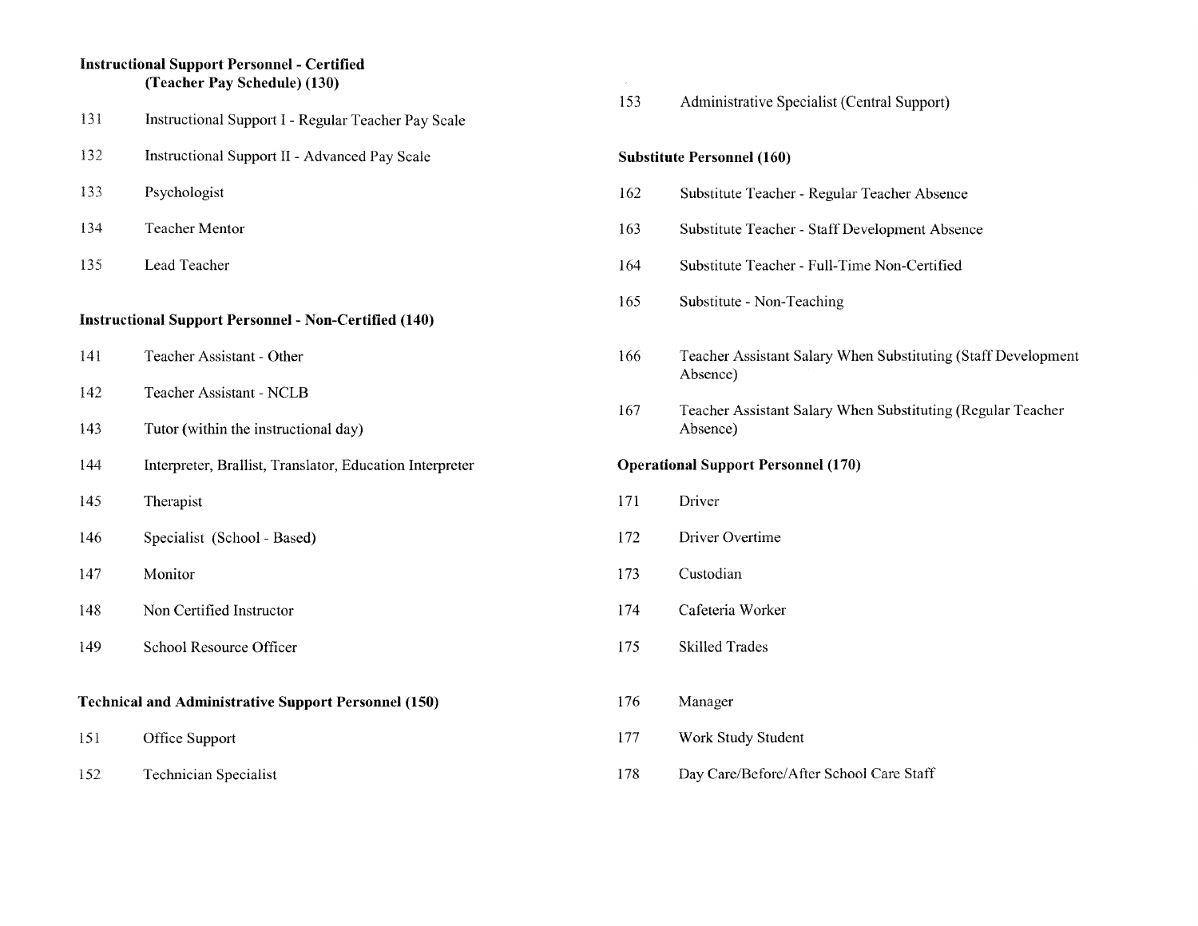**Instructional Support Personnel - Certified (Teacher Pay Schedule) (130)**

131 Instructional Support I - Regular Teacher Pay Scale

132 Instructional Support II - Advanced Pay Scale

133 Psychologist

134 Teacher Mentor

135 Lead Teacher

**Instructional Support Personnel - Non-Certified (140)**

141 Teacher Assistant - Other

142 Teacher Assistant - NCLB

143 Tutor (within the instructional day)

144 Interpreter, Brallist, Translator, Education Interpreter

145 Therapist

146 Specialist (School - Based)

147 Monitor

148 Non Certified Instructor

149 School Resource Officer

**Technical and Administrative Support Personnel (150)**

151 Office Support

152 Technician Specialist

153 Administrative Specialist (Central Support)

**Substitute Personnel (160)**

162 Substitute Teacher - Regular Teacher Absence

163 Substitute Teacher - Staff Development Absence

164 Substitute Teacher - Full-Time Non-Certified

165 Substitute - Non-Teaching

166 Teacher Assistant Salary When Substituting (Staff Development Absence)

167 Teacher Assistant Salary When Substituting (Regular Teacher Absence)

**Operational Support Personnel (170)**

171 Driver

172 Driver Overtime

173 Custodian

174 Cafeteria Worker

175 Skilled Trades

176 Manager

177 Work Study Student

178 Day Care/Before/After School Care Staff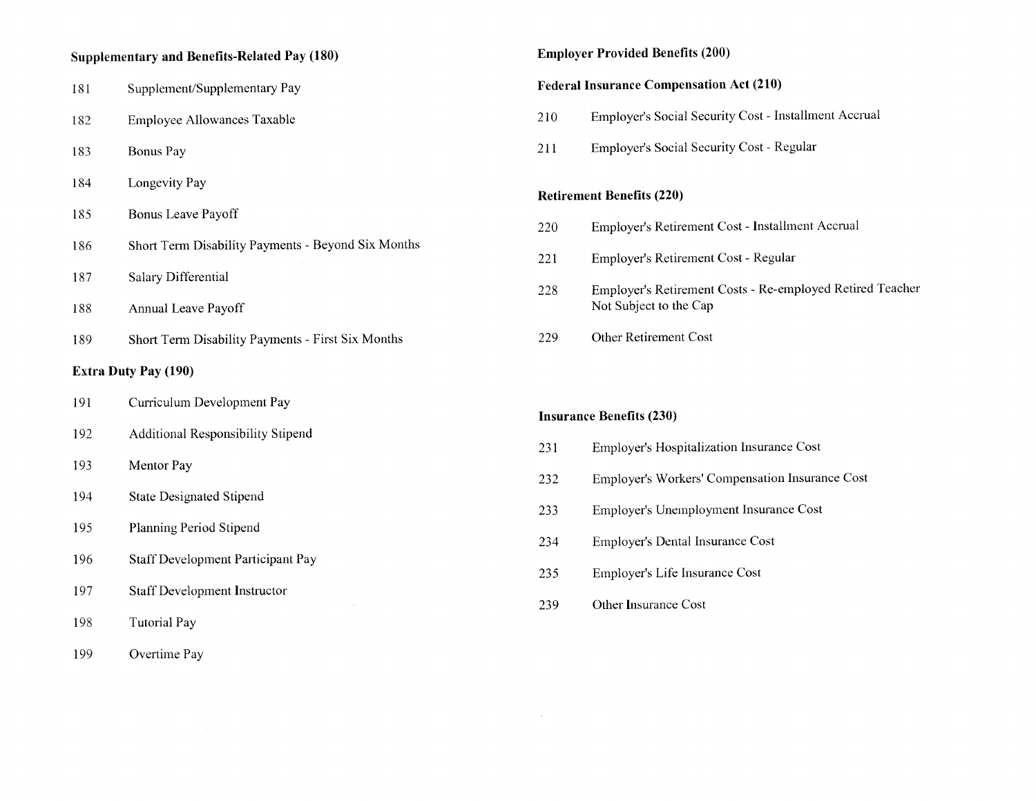**Supplementary and Benefits-Related Pay (180)**

181 Supplement/Supplementary Pay

182 Employee Allowances Taxable

183 Bonus Pay

184 Longevity Pay

185 Bonus Leave Payoff

186 Short Term Disability Payments - Beyond Six Months

187 Salary Differential

188 Annual Leave Payoff

189 Short Term Disability Payments - First Six Months

**Extra Duty Pay (190)**

191 Curriculum Development Pay

192 Additional Responsibility Stipend

193 Mentor Pay

194 State Designated Stipend

195 Planning Period Stipend

196 Staff Development Participant Pay

197 Staff Development Instructor

198 Tutorial Pay

199 Overtime Pay

**Employer Provided Benefits (200)**

**Federal Insurance Compensation Act (210)**

210 Employer's Social Security Cost - Installment Accrual

211 Employer's Social Security Cost - Regular

**Retirement Benefits (220)**

220 Employer's Retirement Cost - Installment Accrual

221 Employer's Retirement Cost - Regular

228 Employer's Retirement Costs - Re-employed Retired Teacher Not Subject to the Cap

229 Other Retirement Cost

**Insurance Benefits (230)**

231 Employer's Hospitalization Insurance Cost

232 Employer's Workers' Compensation Insurance Cost

233 Employer's Unemployment Insurance Cost

234 Employer's Dental Insurance Cost

235 Employer's Life Insurance Cost

239 Other Insurance Cost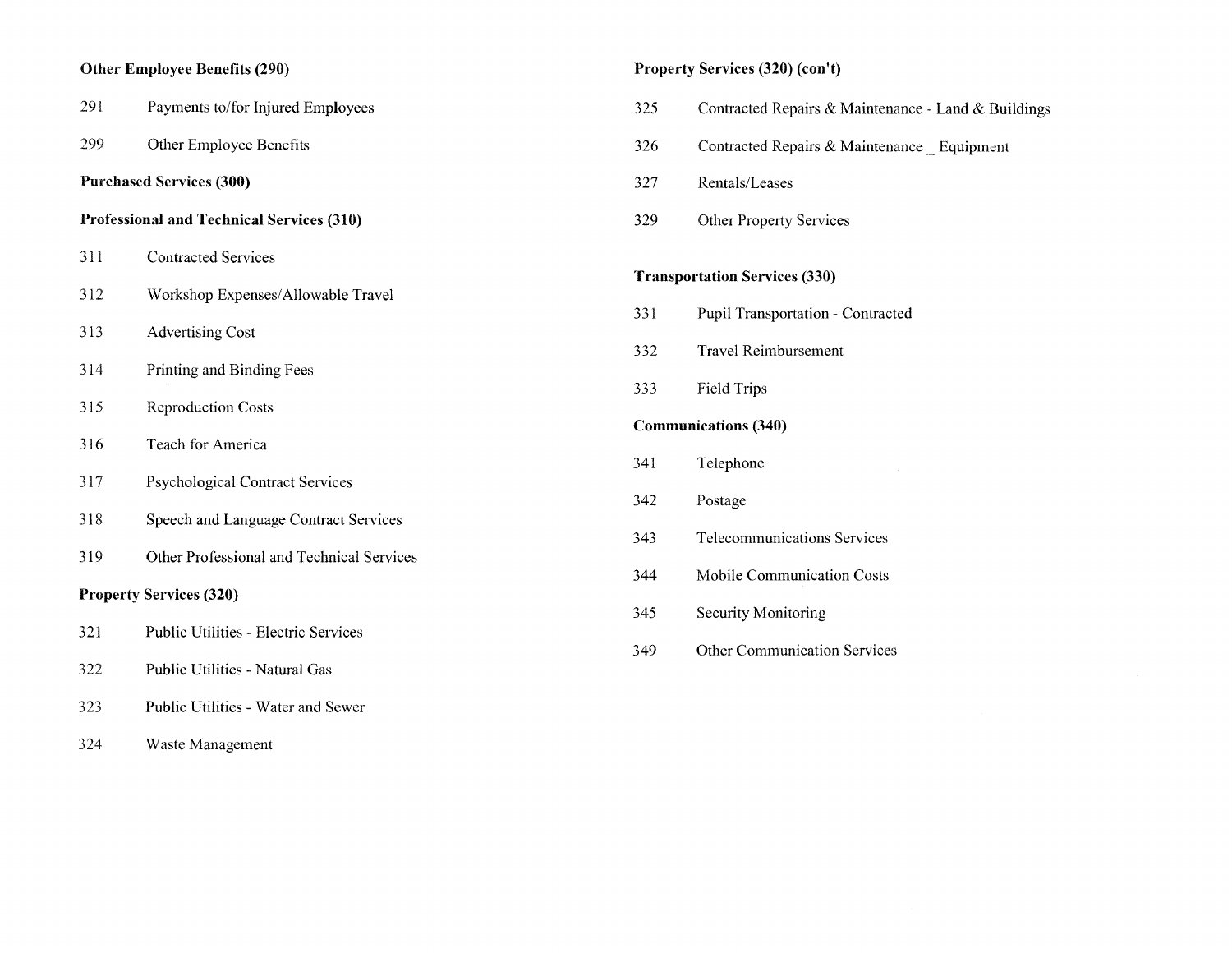**Other Employee Benefits (290)**

291 Payments to/for Injured Employees

299 Other Employee Benefits

**Purchased Services (300)**

**Professional and Technical Services (310)**

311 Contracted Services

312 Workshop Expenses/Allowable Travel

313 Advertising Cost

314 Printing and Binding Fees

315 Reproduction Costs

316 Teach for America

317 Psychological Contract Services

318 Speech and Language Contract Services

319 Other Professional and Technical Services

**Property Services (320)**

321 Public Utilities - Electric Services

322 Public Utilities - Natural Gas

323 Public Utilities - Water and Sewer

324 Waste Management

**Property Services (320) (con't)**

325 Contracted Repairs & Maintenance - Land & Buildings

326 Contracted Repairs & Maintenance _ Equipment

327 Rentals/Leases

329 Other Property Services

**Transportation Services (330)**

331 Pupil Transportation - Contracted

332 Travel Reimbursement

333 Field Trips

**Communications (340)**

341 Telephone

342 Postage

343 Telecommunications Services

344 Mobile Communication Costs

345 Security Monitoring

349 Other Communication Services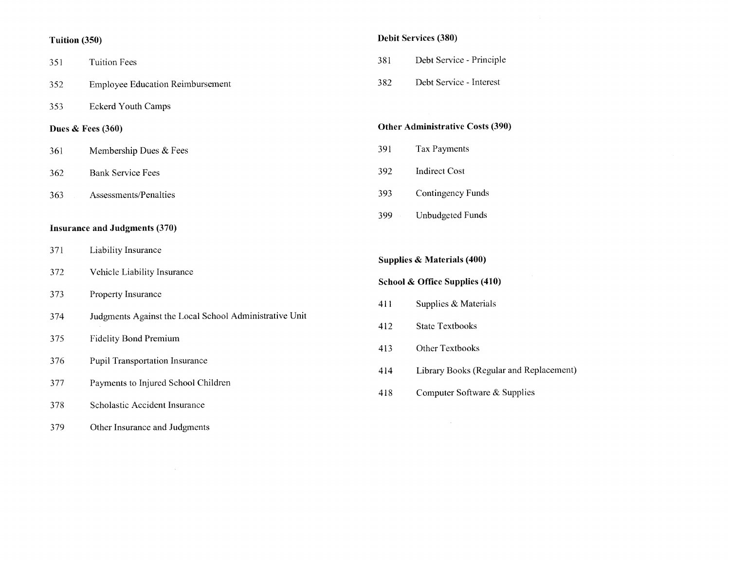**Tuition (350)**

351 Tuition Fees

352 Employee Education Reimbursement

353 Eckerd Youth Camps

**Dues & Fees (360)**

361 Membership Dues & Fees

362 Bank Service Fees

363 Assessments/Penalties

**Insurance and Judgments (370)**

371 Liability Insurance

372 Vehicle Liability Insurance

373 Property Insurance

374 Judgments Against the Local School Administrative Unit

375 Fidelity Bond Premium

376 Pupil Transportation Insurance

377 Payments to Injured School Children

378 Scholastic Accident Insurance

379 Other Insurance and Judgments

**Debit Services (380)**

381 Debt Service - Principle

382 Debt Service - Interest

**Other Administrative Costs (390)**

391 Tax Payments

392 Indirect Cost

393 Contingency Funds

399 Unbudgeted Funds

**Supplies & Materials (400)**

**School & Office Supplies (410)**

411 Supplies & Materials

412 State Textbooks

413 Other Textbooks

414 Library Books (Regular and Replacement)

418 Computer Software & Supplies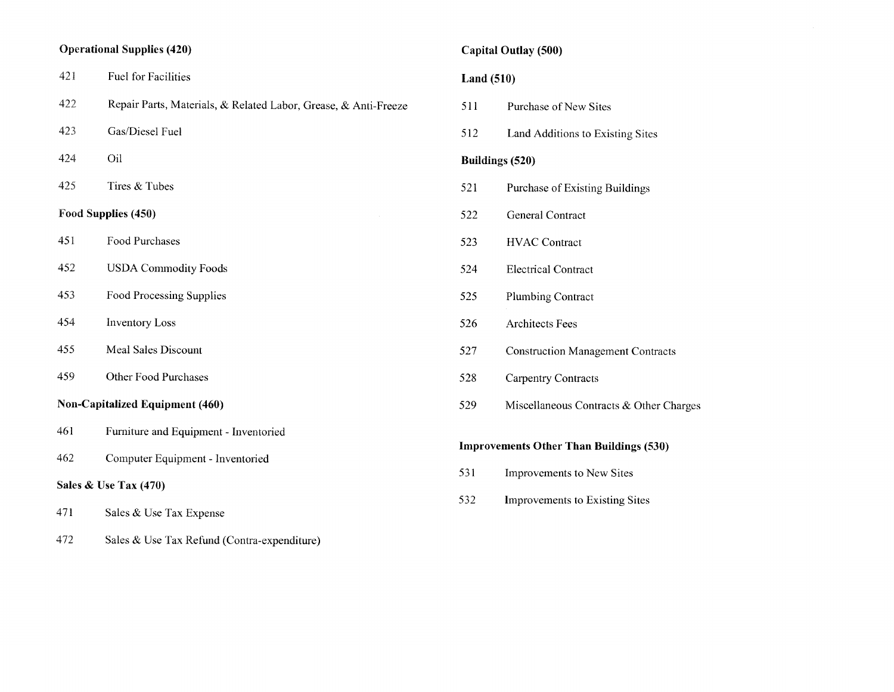**Operational Supplies (420)**

421 Fuel for Facilities

422 Repair Parts, Materials, & Related Labor, Grease, & Anti-Freeze

423 Gas/Diesel Fuel

424 Oil

425 Tires & Tubes

**Food Supplies (450)**

451 Food Purchases

452 USDA Commodity Foods

453 Food Processing Supplies

454 Inventory Loss

455 Meal Sales Discount

459 Other Food Purchases

**Non-Capitalized Equipment (460)**

461 Furniture and Equipment - Inventoried

462 Computer Equipment - Inventoried

**Sales & Use Tax (470)**

471 Sales & Use Tax Expense

472 Sales & Use Tax Refund (Contra-expenditure)

**Capital Outlay (500)**

**Land (510)**

511 Purchase of New Sites

512 Land Additions to Existing Sites

**Buildings (520)**

521 Purchase of Existing Buildings

522 General Contract

523 HVAC Contract

524 Electrical Contract

525 Plumbing Contract

526 Architects Fees

527 Construction Management Contracts

528 Carpentry Contracts

529 Miscellaneous Contracts & Other Charges

**Improvements Other Than Buildings (530)**

531 Improvements to New Sites

532 Improvements to Existing Sites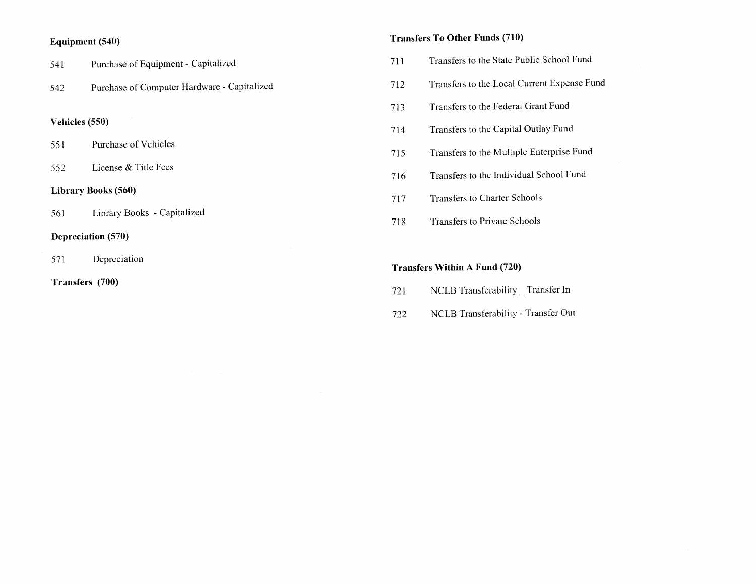**Equipment (540)**

541 Purchase of Equipment - Capitalized

542 Purchase of Computer Hardware - Capitalized

**Vehicles (550)**

551 Purchase of Vehicles

552 License & Title Fees

**Library Books (560)**

561 Library Books - Capitalized

**Depreciation (570)**

571 Depreciation

**Transfers (700)**

**Transfers To Other Funds (710)**

711 Transfers to the State Public School Fund

712 Transfers to the Local Current Expense Fund

713 Transfers to the Federal Grant Fund

714 Transfers to the Capital Outlay Fund

715 Transfers to the Multiple Enterprise Fund

716 Transfers to the Individual School Fund

717 Transfers to Charter Schools

718 Transfers to Private Schools

**Transfers Within A Fund (720)**

721 NCLB Transferability _ Transfer In

722 NCLB Transferability - Transfer Out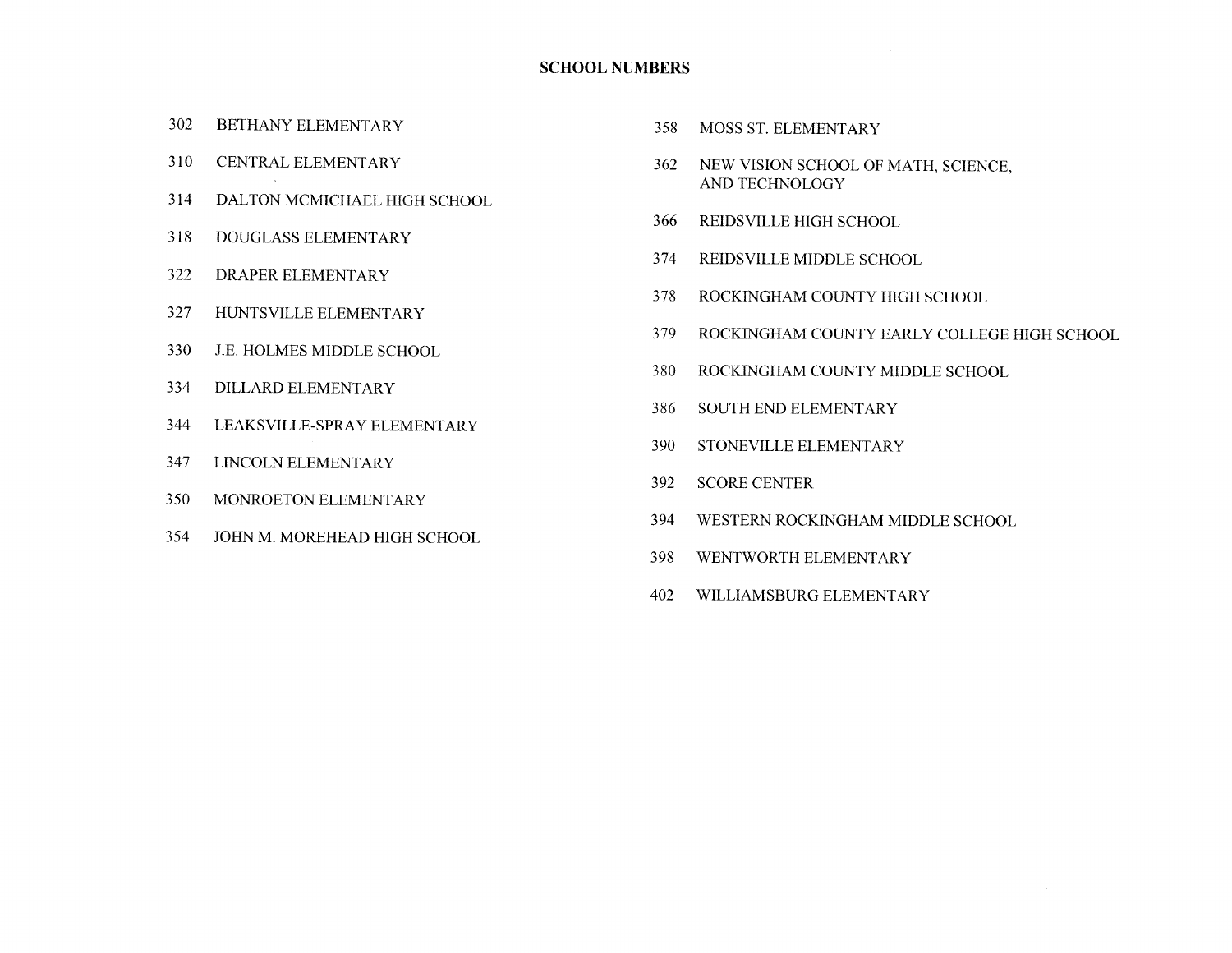## SCHOOL NUMBERS

| | |
|---|---|
| 302 | BETHANY ELEMENTARY |
| 310 | CENTRAL ELEMENTARY |
| 314 | DALTON MCMICHAEL HIGH SCHOOL |
| 318 | DOUGLASS ELEMENTARY |
| 322 | DRAPER ELEMENTARY |
| 327 | HUNTSVILLE ELEMENTARY |
| 330 | J.E. HOLMES MIDDLE SCHOOL |
| 334 | DILLARD ELEMENTARY |
| 344 | LEAKSVILLE-SPRAY ELEMENTARY |
| 347 | LINCOLN ELEMENTARY |
| 350 | MONROETON ELEMENTARY |
| 354 | JOHN M. MOREHEAD HIGH SCHOOL |
| 358 | MOSS ST. ELEMENTARY |
| 362 | NEW VISION SCHOOL OF MATH, SCIENCE, AND TECHNOLOGY |
| 366 | REIDSVILLE HIGH SCHOOL |
| 374 | REIDSVILLE MIDDLE SCHOOL |
| 378 | ROCKINGHAM COUNTY HIGH SCHOOL |
| 379 | ROCKINGHAM COUNTY EARLY COLLEGE HIGH SCHOOL |
| 380 | ROCKINGHAM COUNTY MIDDLE SCHOOL |
| 386 | SOUTH END ELEMENTARY |
| 390 | STONEVILLE ELEMENTARY |
| 392 | SCORE CENTER |
| 394 | WESTERN ROCKINGHAM MIDDLE SCHOOL |
| 398 | WENTWORTH ELEMENTARY |
| 402 | WILLIAMSBURG ELEMENTARY |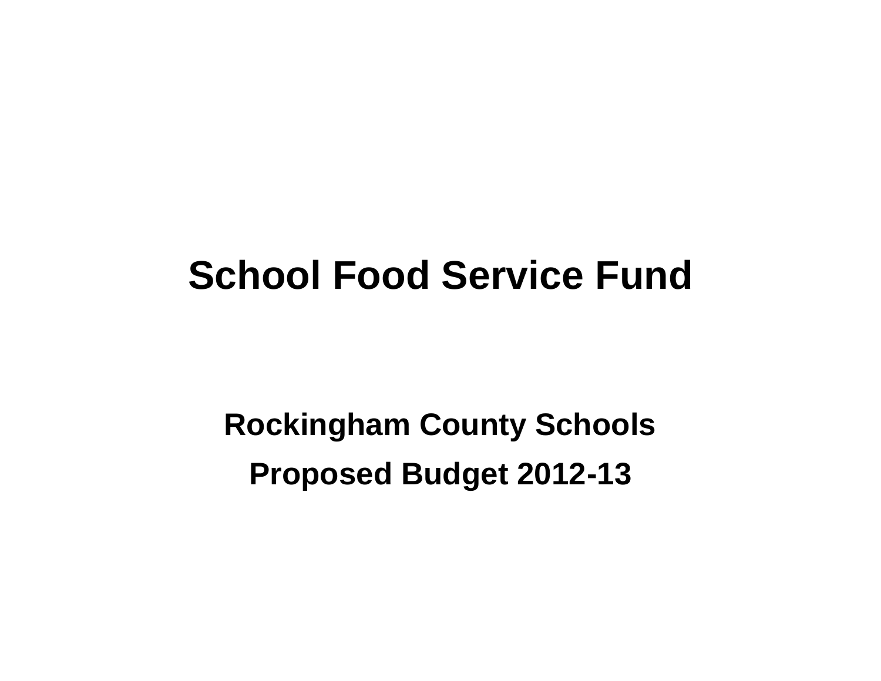# School Food Service Fund

**Rockingham County Schools**

**Proposed Budget 2012-13**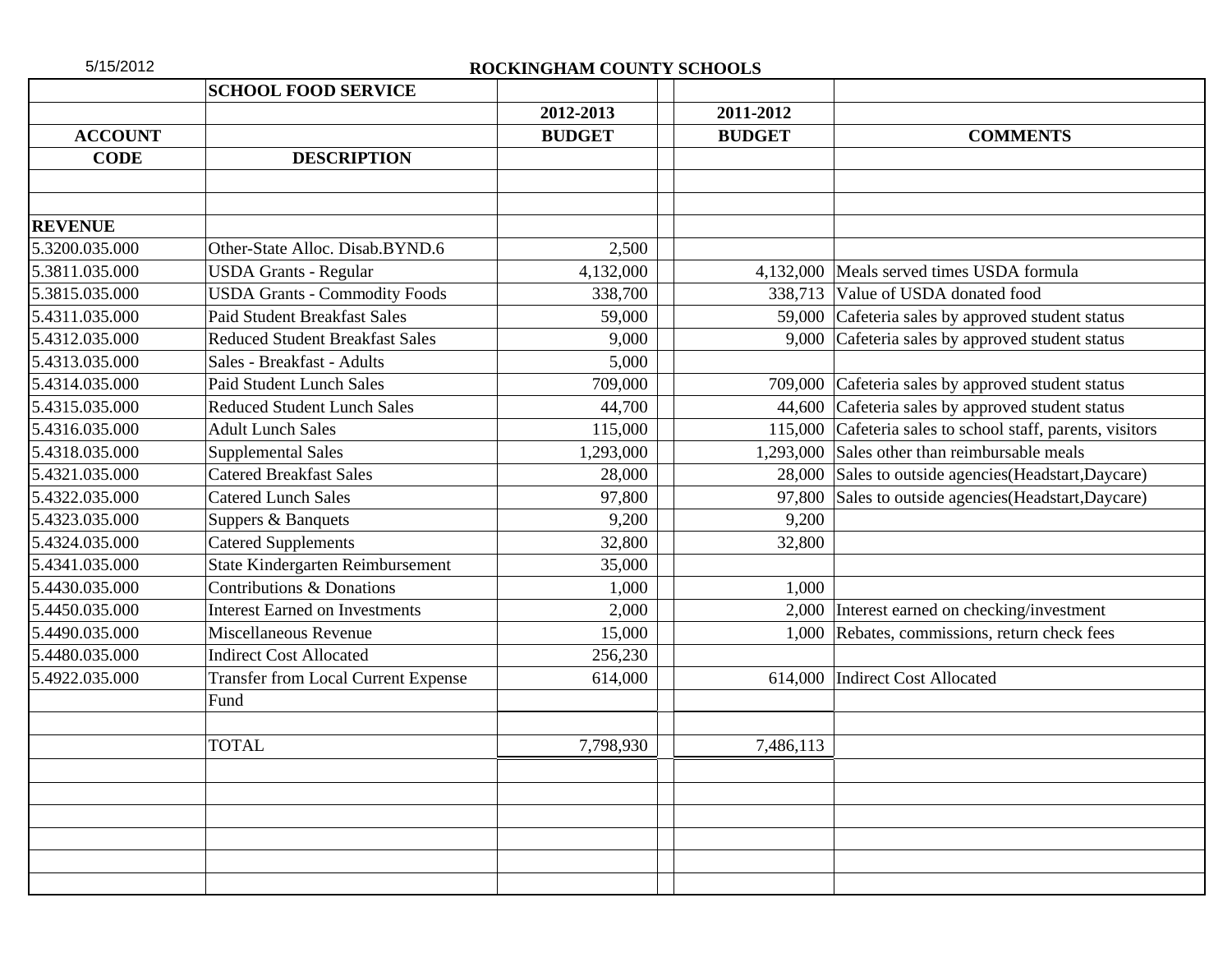5/15/2012

## ROCKINGHAM COUNTY SCHOOLS

| ACCOUNT CODE | SCHOOL FOOD SERVICE<br>DESCRIPTION | 2012-2013 BUDGET | 2011-2012 BUDGET | COMMENTS |
|---|---|---|---|---|
| **REVENUE** | | | | |
| 5.3200.035.000 | Other-State Alloc. Disab.BYND.6 | 2,500 | | |
| 5.3811.035.000 | USDA Grants - Regular | 4,132,000 | 4,132,000 | Meals served times USDA formula |
| 5.3815.035.000 | USDA Grants - Commodity Foods | 338,700 | 338,713 | Value of USDA donated food |
| 5.4311.035.000 | Paid Student Breakfast Sales | 59,000 | 59,000 | Cafeteria sales by approved student status |
| 5.4312.035.000 | Reduced Student Breakfast Sales | 9,000 | 9,000 | Cafeteria sales by approved student status |
| 5.4313.035.000 | Sales - Breakfast - Adults | 5,000 | | |
| 5.4314.035.000 | Paid Student Lunch Sales | 709,000 | 709,000 | Cafeteria sales by approved student status |
| 5.4315.035.000 | Reduced Student Lunch Sales | 44,700 | 44,600 | Cafeteria sales by approved student status |
| 5.4316.035.000 | Adult Lunch Sales | 115,000 | 115,000 | Cafeteria sales to school staff, parents, visitors |
| 5.4318.035.000 | Supplemental Sales | 1,293,000 | 1,293,000 | Sales other than reimbursable meals |
| 5.4321.035.000 | Catered Breakfast Sales | 28,000 | 28,000 | Sales to outside agencies(Headstart,Daycare) |
| 5.4322.035.000 | Catered Lunch Sales | 97,800 | 97,800 | Sales to outside agencies(Headstart,Daycare) |
| 5.4323.035.000 | Suppers & Banquets | 9,200 | 9,200 | |
| 5.4324.035.000 | Catered Supplements | 32,800 | 32,800 | |
| 5.4341.035.000 | State Kindergarten Reimbursement | 35,000 | | |
| 5.4430.035.000 | Contributions & Donations | 1,000 | 1,000 | |
| 5.4450.035.000 | Interest Earned on Investments | 2,000 | 2,000 | Interest earned on checking/investment |
| 5.4490.035.000 | Miscellaneous Revenue | 15,000 | 1,000 | Rebates, commissions, return check fees |
| 5.4480.035.000 | Indirect Cost Allocated | 256,230 | | |
| 5.4922.035.000 | Transfer from Local Current Expense Fund | 614,000 | 614,000 | Indirect Cost Allocated |
| | TOTAL | 7,798,930 | 7,486,113 | |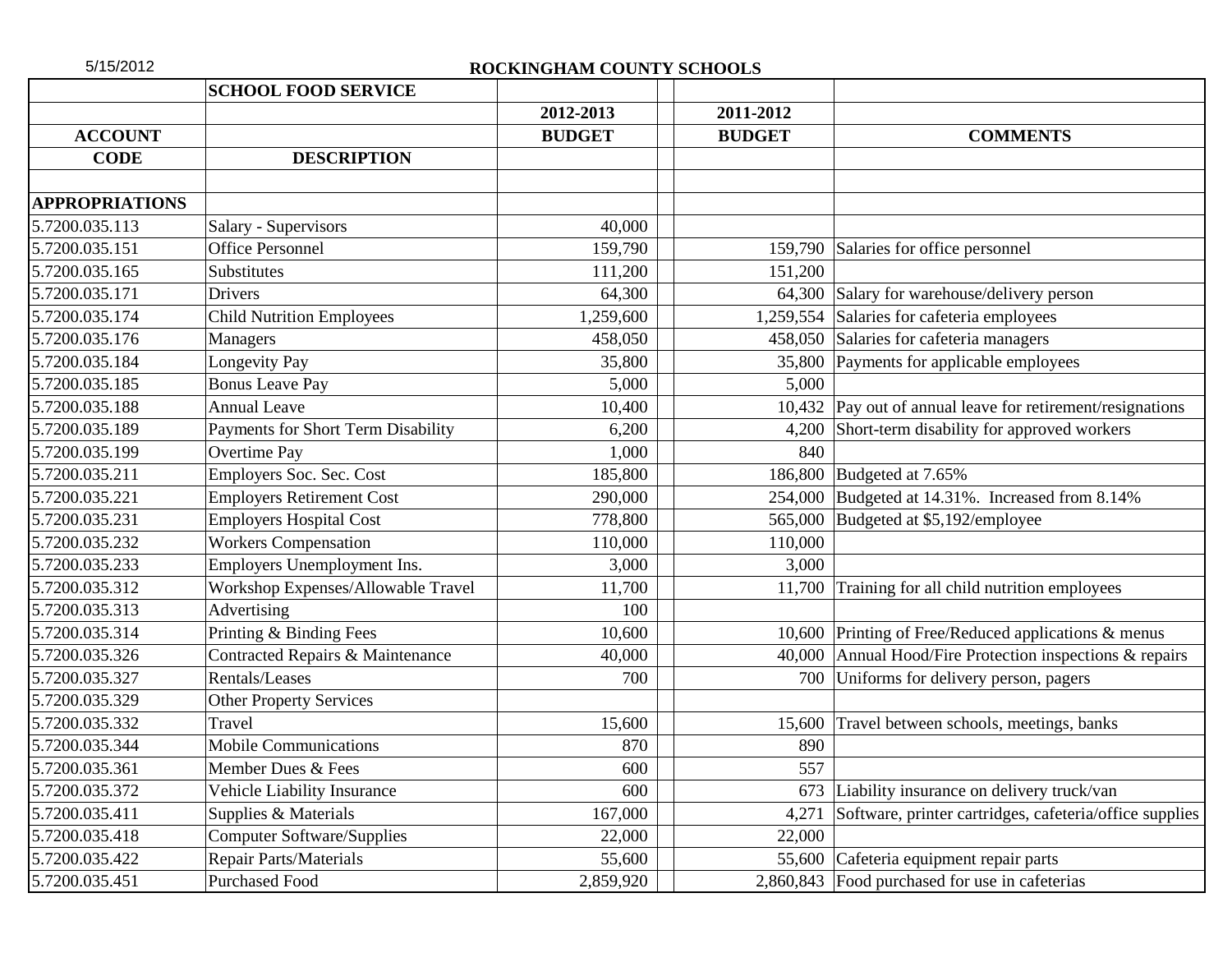5/15/2012

## ROCKINGHAM COUNTY SCHOOLS

| | SCHOOL FOOD SERVICE | | | |
|---|---|---|---|---|
| | | 2012-2013 | 2011-2012 | |
| ACCOUNT | | BUDGET | BUDGET | COMMENTS |
| CODE | DESCRIPTION | | | |
| | | | | |
| **APPROPRIATIONS** | | | | |
| 5.7200.035.113 | Salary - Supervisors | 40,000 | | |
| 5.7200.035.151 | Office Personnel | 159,790 | 159,790 | Salaries for office personnel |
| 5.7200.035.165 | Substitutes | 111,200 | 151,200 | |
| 5.7200.035.171 | Drivers | 64,300 | 64,300 | Salary for warehouse/delivery person |
| 5.7200.035.174 | Child Nutrition Employees | 1,259,600 | 1,259,554 | Salaries for cafeteria employees |
| 5.7200.035.176 | Managers | 458,050 | 458,050 | Salaries for cafeteria managers |
| 5.7200.035.184 | Longevity Pay | 35,800 | 35,800 | Payments for applicable employees |
| 5.7200.035.185 | Bonus Leave Pay | 5,000 | 5,000 | |
| 5.7200.035.188 | Annual Leave | 10,400 | 10,432 | Pay out of annual leave for retirement/resignations |
| 5.7200.035.189 | Payments for Short Term Disability | 6,200 | 4,200 | Short-term disability for approved workers |
| 5.7200.035.199 | Overtime Pay | 1,000 | 840 | |
| 5.7200.035.211 | Employers Soc. Sec. Cost | 185,800 | 186,800 | Budgeted at 7.65% |
| 5.7200.035.221 | Employers Retirement Cost | 290,000 | 254,000 | Budgeted at 14.31%. Increased from 8.14% |
| 5.7200.035.231 | Employers Hospital Cost | 778,800 | 565,000 | Budgeted at $5,192/employee |
| 5.7200.035.232 | Workers Compensation | 110,000 | 110,000 | |
| 5.7200.035.233 | Employers Unemployment Ins. | 3,000 | 3,000 | |
| 5.7200.035.312 | Workshop Expenses/Allowable Travel | 11,700 | 11,700 | Training for all child nutrition employees |
| 5.7200.035.313 | Advertising | 100 | | |
| 5.7200.035.314 | Printing & Binding Fees | 10,600 | 10,600 | Printing of Free/Reduced applications & menus |
| 5.7200.035.326 | Contracted Repairs & Maintenance | 40,000 | 40,000 | Annual Hood/Fire Protection inspections & repairs |
| 5.7200.035.327 | Rentals/Leases | 700 | 700 | Uniforms for delivery person, pagers |
| 5.7200.035.329 | Other Property Services | | | |
| 5.7200.035.332 | Travel | 15,600 | 15,600 | Travel between schools, meetings, banks |
| 5.7200.035.344 | Mobile Communications | 870 | 890 | |
| 5.7200.035.361 | Member Dues & Fees | 600 | 557 | |
| 5.7200.035.372 | Vehicle Liability Insurance | 600 | 673 | Liability insurance on delivery truck/van |
| 5.7200.035.411 | Supplies & Materials | 167,000 | 4,271 | Software, printer cartridges, cafeteria/office supplies |
| 5.7200.035.418 | Computer Software/Supplies | 22,000 | 22,000 | |
| 5.7200.035.422 | Repair Parts/Materials | 55,600 | 55,600 | Cafeteria equipment repair parts |
| 5.7200.035.451 | Purchased Food | 2,859,920 | 2,860,843 | Food purchased for use in cafeterias |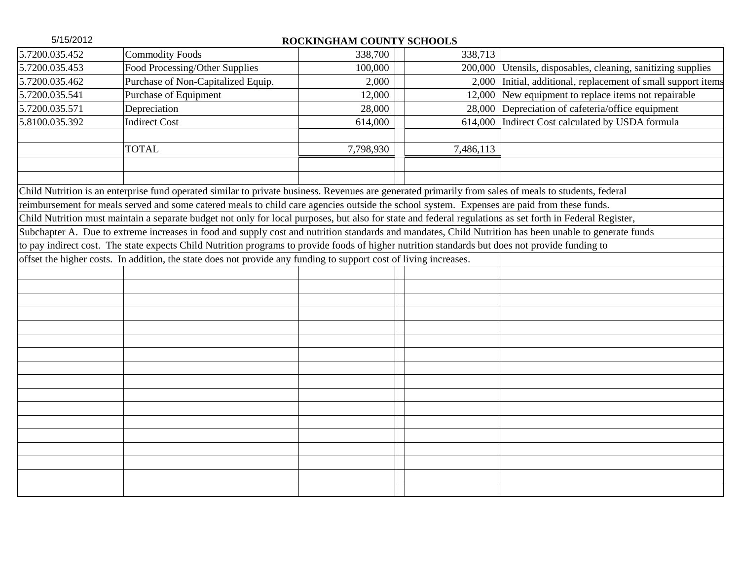**ROCKINGHAM COUNTY SCHOOLS**

| | | | | |
|---|---|---|---|---|
| 5.7200.035.452 | Commodity Foods | 338,700 | 338,713 | |
| 5.7200.035.453 | Food Processing/Other Supplies | 100,000 | 200,000 | Utensils, disposables, cleaning, sanitizing supplies |
| 5.7200.035.462 | Purchase of Non-Capitalized Equip. | 2,000 | 2,000 | Initial, additional, replacement of small support items |
| 5.7200.035.541 | Purchase of Equipment | 12,000 | 12,000 | New equipment to replace items not repairable |
| 5.7200.035.571 | Depreciation | 28,000 | 28,000 | Depreciation of cafeteria/office equipment |
| 5.8100.035.392 | Indirect Cost | 614,000 | 614,000 | Indirect Cost calculated by USDA formula |
| | | | | |
| | TOTAL | 7,798,930 | 7,486,113 | |

Child Nutrition is an enterprise fund operated similar to private business. Revenues are generated primarily from sales of meals to students, federal reimbursement for meals served and some catered meals to child care agencies outside the school system. Expenses are paid from these funds. Child Nutrition must maintain a separate budget not only for local purposes, but also for state and federal regulations as set forth in Federal Register, Subchapter A. Due to extreme increases in food and supply cost and nutrition standards and mandates, Child Nutrition has been unable to generate funds to pay indirect cost. The state expects Child Nutrition programs to provide foods of higher nutrition standards but does not provide funding to offset the higher costs. In addition, the state does not provide any funding to support cost of living increases.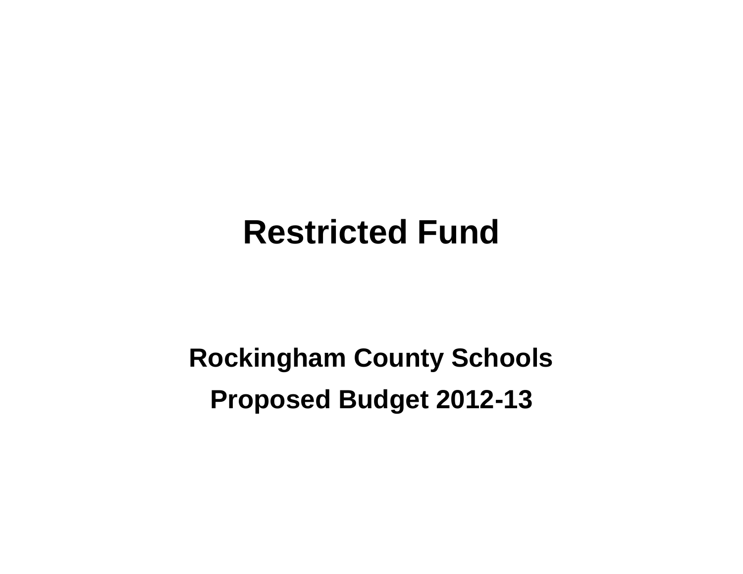# Restricted Fund

**Rockingham County Schools**

**Proposed Budget 2012-13**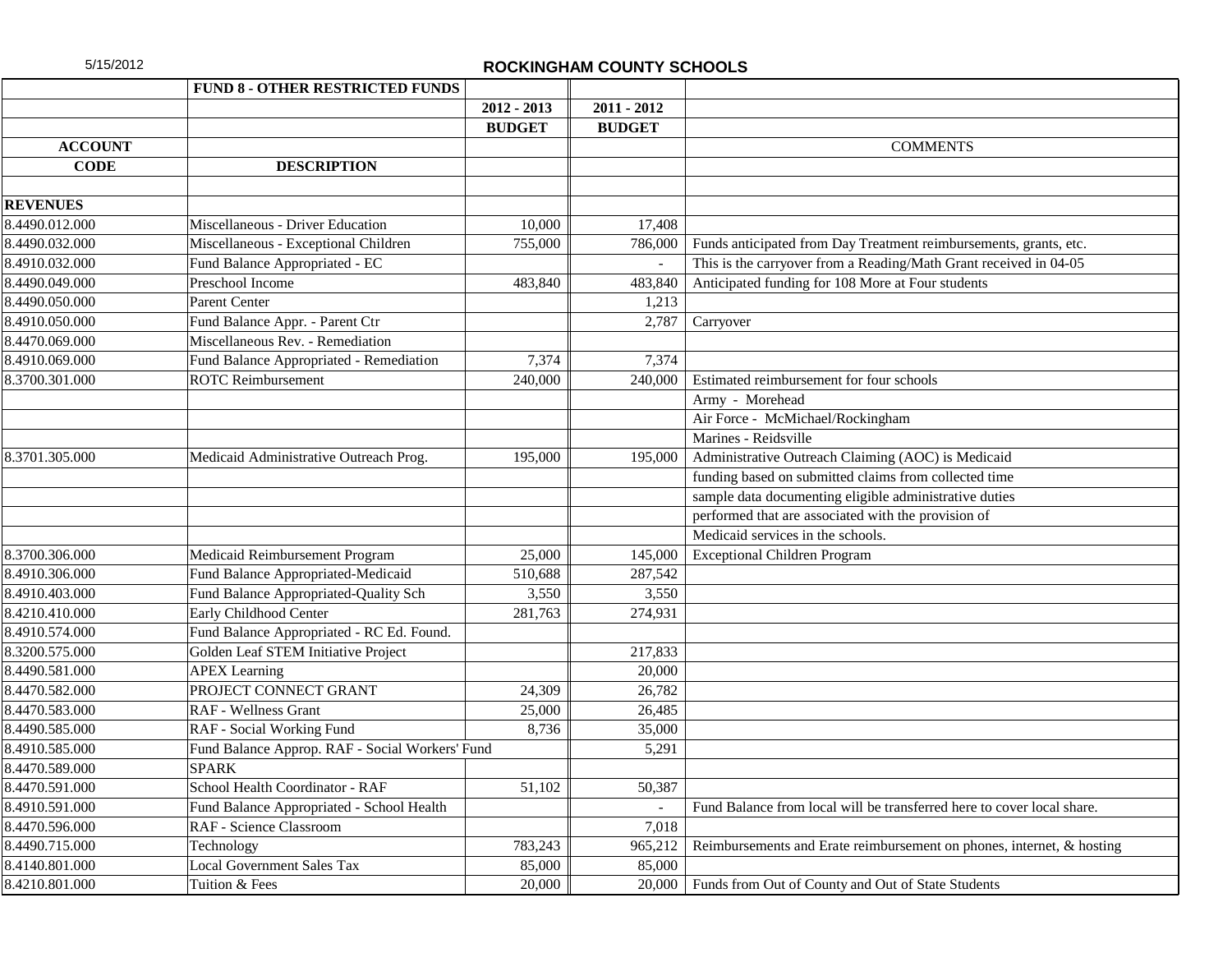5/15/2012

# ROCKINGHAM COUNTY SCHOOLS

| ACCOUNT CODE | FUND 8 - OTHER RESTRICTED FUNDS<br>DESCRIPTION | 2012 - 2013 BUDGET | 2011 - 2012 BUDGET | COMMENTS |
|---|---|---|---|---|
| **REVENUES** | | | | |
| 8.4490.012.000 | Miscellaneous - Driver Education | 10,000 | 17,408 | |
| 8.4490.032.000 | Miscellaneous - Exceptional Children | 755,000 | 786,000 | Funds anticipated from Day Treatment reimbursements, grants, etc. |
| 8.4910.032.000 | Fund Balance Appropriated - EC | | - | This is the carryover from a Reading/Math Grant received in 04-05 |
| 8.4490.049.000 | Preschool Income | 483,840 | 483,840 | Anticipated funding for 108 More at Four students |
| 8.4490.050.000 | Parent Center | | 1,213 | |
| 8.4910.050.000 | Fund Balance Appr. - Parent Ctr | | 2,787 | Carryover |
| 8.4470.069.000 | Miscellaneous Rev. - Remediation | | | |
| 8.4910.069.000 | Fund Balance Appropriated - Remediation | 7,374 | 7,374 | |
| 8.3700.301.000 | ROTC Reimbursement | 240,000 | 240,000 | Estimated reimbursement for four schools |
| | | | | Army - Morehead |
| | | | | Air Force - McMichael/Rockingham |
| | | | | Marines - Reidsville |
| 8.3701.305.000 | Medicaid Administrative Outreach Prog. | 195,000 | 195,000 | Administrative Outreach Claiming (AOC) is Medicaid |
| | | | | funding based on submitted claims from collected time |
| | | | | sample data documenting eligible administrative duties |
| | | | | performed that are associated with the provision of |
| | | | | Medicaid services in the schools. |
| 8.3700.306.000 | Medicaid Reimbursement Program | 25,000 | 145,000 | Exceptional Children Program |
| 8.4910.306.000 | Fund Balance Appropriated-Medicaid | 510,688 | 287,542 | |
| 8.4910.403.000 | Fund Balance Appropriated-Quality Sch | 3,550 | 3,550 | |
| 8.4210.410.000 | Early Childhood Center | 281,763 | 274,931 | |
| 8.4910.574.000 | Fund Balance Appropriated - RC Ed. Found. | | | |
| 8.3200.575.000 | Golden Leaf STEM Initiative Project | | 217,833 | |
| 8.4490.581.000 | APEX Learning | | 20,000 | |
| 8.4470.582.000 | PROJECT CONNECT GRANT | 24,309 | 26,782 | |
| 8.4470.583.000 | RAF - Wellness Grant | 25,000 | 26,485 | |
| 8.4490.585.000 | RAF - Social Working Fund | 8,736 | 35,000 | |
| 8.4910.585.000 | Fund Balance Approp. RAF - Social Workers' Fund | | 5,291 | |
| 8.4470.589.000 | SPARK | | | |
| 8.4470.591.000 | School Health Coordinator - RAF | 51,102 | 50,387 | |
| 8.4910.591.000 | Fund Balance Appropriated - School Health | | - | Fund Balance from local will be transferred here to cover local share. |
| 8.4470.596.000 | RAF - Science Classroom | | 7,018 | |
| 8.4490.715.000 | Technology | 783,243 | 965,212 | Reimbursements and Erate reimbursement on phones, internet, & hosting |
| 8.4140.801.000 | Local Government Sales Tax | 85,000 | 85,000 | |
| 8.4210.801.000 | Tuition & Fees | 20,000 | 20,000 | Funds from Out of County and Out of State Students |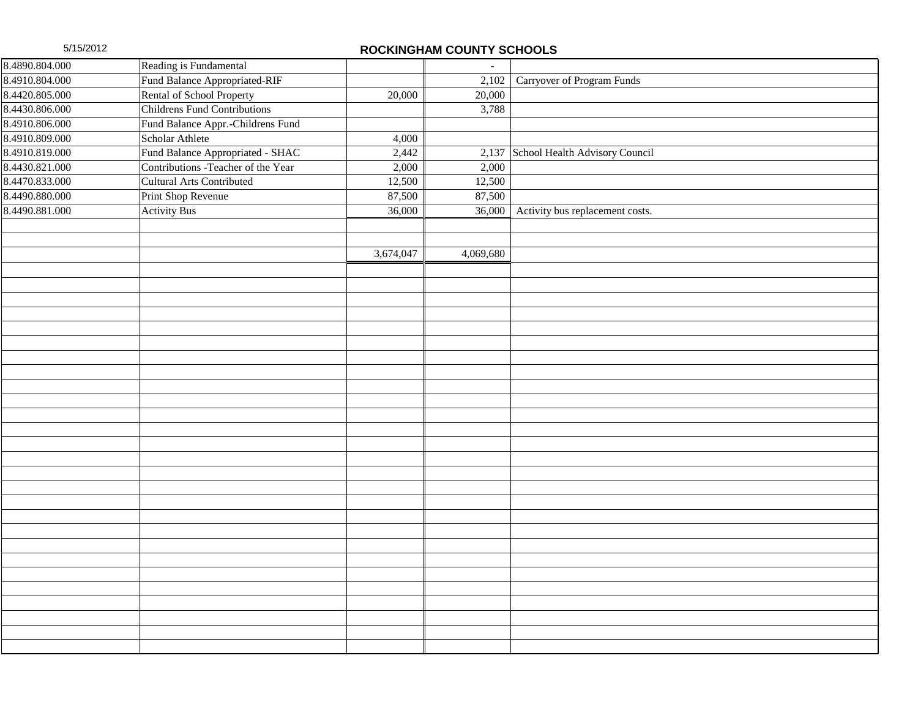# ROCKINGHAM COUNTY SCHOOLS

5/15/2012

| | | | | |
|---|---|---|---|---|
| 8.4890.804.000 | Reading is Fundamental | | - | |
| 8.4910.804.000 | Fund Balance Appropriated-RIF | | 2,102 | Carryover of Program Funds |
| 8.4420.805.000 | Rental of School Property | 20,000 | 20,000 | |
| 8.4430.806.000 | Childrens Fund Contributions | | 3,788 | |
| 8.4910.806.000 | Fund Balance Appr.-Childrens Fund | | | |
| 8.4910.809.000 | Scholar Athlete | 4,000 | | |
| 8.4910.819.000 | Fund Balance Appropriated - SHAC | 2,442 | 2,137 | School Health Advisory Council |
| 8.4430.821.000 | Contributions -Teacher of the Year | 2,000 | 2,000 | |
| 8.4470.833.000 | Cultural Arts Contributed | 12,500 | 12,500 | |
| 8.4490.880.000 | Print Shop Revenue | 87,500 | 87,500 | |
| 8.4490.881.000 | Activity Bus | 36,000 | 36,000 | Activity bus replacement costs. |
| | | | | |
| | | | | |
| | | 3,674,047 | 4,069,680 | |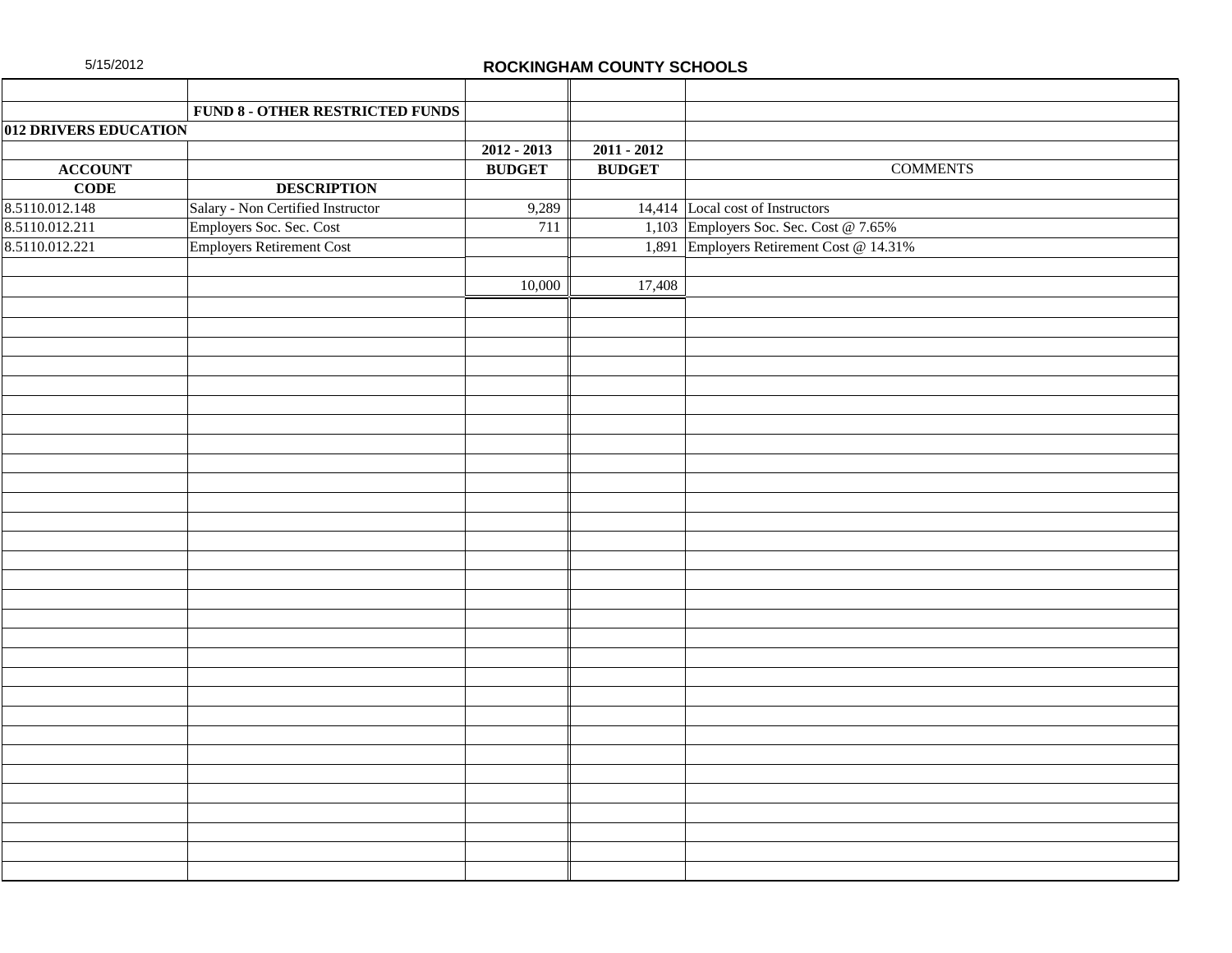5/15/2012

**ROCKINGHAM COUNTY SCHOOLS**

| | | | | |
|---|---|---|---|---|
| | **FUND 8 - OTHER RESTRICTED FUNDS** | | | |
| **012 DRIVERS EDUCATION** | | | | |
| | | **2012 - 2013** | **2011 - 2012** | |
| **ACCOUNT** | | **BUDGET** | **BUDGET** | COMMENTS |
| **CODE** | **DESCRIPTION** | | | |
| 8.5110.012.148 | Salary - Non Certified Instructor | 9,289 | 14,414 | Local cost of Instructors |
| 8.5110.012.211 | Employers Soc. Sec. Cost | 711 | 1,103 | Employers Soc. Sec. Cost @ 7.65% |
| 8.5110.012.221 | Employers Retirement Cost | | 1,891 | Employers Retirement Cost @ 14.31% |
| | | | | |
| | | 10,000 | 17,408 | |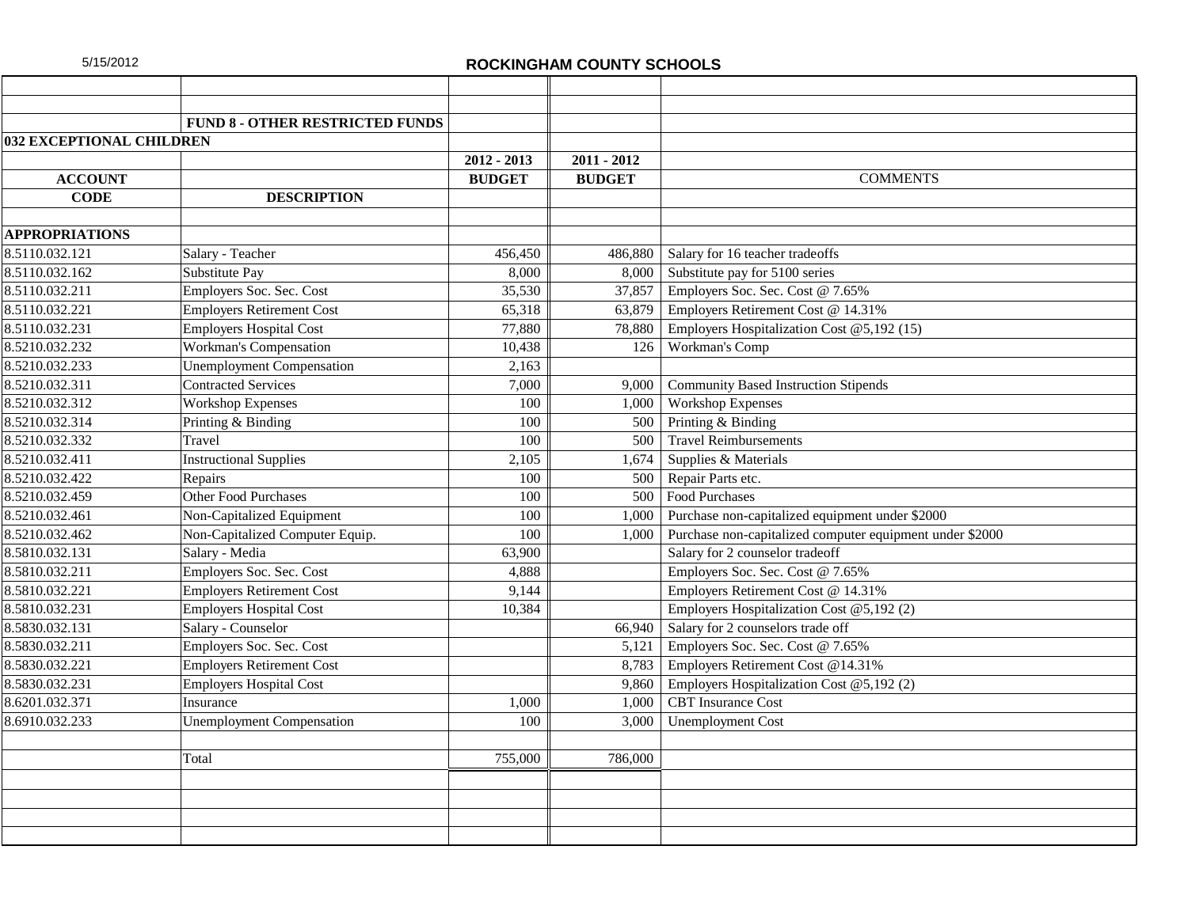5/15/2012

# ROCKINGHAM COUNTY SCHOOLS

## FUND 8 - OTHER RESTRICTED FUNDS

### 032 EXCEPTIONAL CHILDREN

| ACCOUNT CODE | DESCRIPTION | 2012 - 2013 BUDGET | 2011 - 2012 BUDGET | COMMENTS |
|---|---|---|---|---|
| **APPROPRIATIONS** | | | | |
| 8.5110.032.121 | Salary - Teacher | 456,450 | 486,880 | Salary for 16 teacher tradeoffs |
| 8.5110.032.162 | Substitute Pay | 8,000 | 8,000 | Substitute pay for 5100 series |
| 8.5110.032.211 | Employers Soc. Sec. Cost | 35,530 | 37,857 | Employers Soc. Sec. Cost @ 7.65% |
| 8.5110.032.221 | Employers Retirement Cost | 65,318 | 63,879 | Employers Retirement Cost @ 14.31% |
| 8.5110.032.231 | Employers Hospital Cost | 77,880 | 78,880 | Employers Hospitalization Cost @5,192 (15) |
| 8.5210.032.232 | Workman's Compensation | 10,438 | 126 | Workman's Comp |
| 8.5210.032.233 | Unemployment Compensation | 2,163 | | |
| 8.5210.032.311 | Contracted Services | 7,000 | 9,000 | Community Based Instruction Stipends |
| 8.5210.032.312 | Workshop Expenses | 100 | 1,000 | Workshop Expenses |
| 8.5210.032.314 | Printing & Binding | 100 | 500 | Printing & Binding |
| 8.5210.032.332 | Travel | 100 | 500 | Travel Reimbursements |
| 8.5210.032.411 | Instructional Supplies | 2,105 | 1,674 | Supplies & Materials |
| 8.5210.032.422 | Repairs | 100 | 500 | Repair Parts etc. |
| 8.5210.032.459 | Other Food Purchases | 100 | 500 | Food Purchases |
| 8.5210.032.461 | Non-Capitalized Equipment | 100 | 1,000 | Purchase non-capitalized equipment under $2000 |
| 8.5210.032.462 | Non-Capitalized Computer Equip. | 100 | 1,000 | Purchase non-capitalized computer equipment under $2000 |
| 8.5810.032.131 | Salary - Media | 63,900 | | Salary for 2 counselor tradeoff |
| 8.5810.032.211 | Employers Soc. Sec. Cost | 4,888 | | Employers Soc. Sec. Cost @ 7.65% |
| 8.5810.032.221 | Employers Retirement Cost | 9,144 | | Employers Retirement Cost @ 14.31% |
| 8.5810.032.231 | Employers Hospital Cost | 10,384 | | Employers Hospitalization Cost @5,192 (2) |
| 8.5830.032.131 | Salary - Counselor | | 66,940 | Salary for 2 counselors trade off |
| 8.5830.032.211 | Employers Soc. Sec. Cost | | 5,121 | Employers Soc. Sec. Cost @ 7.65% |
| 8.5830.032.221 | Employers Retirement Cost | | 8,783 | Employers Retirement Cost @14.31% |
| 8.5830.032.231 | Employers Hospital Cost | | 9,860 | Employers Hospitalization Cost @5,192 (2) |
| 8.6201.032.371 | Insurance | 1,000 | 1,000 | CBT Insurance Cost |
| 8.6910.032.233 | Unemployment Compensation | 100 | 3,000 | Unemployment Cost |
| | Total | 755,000 | 786,000 | |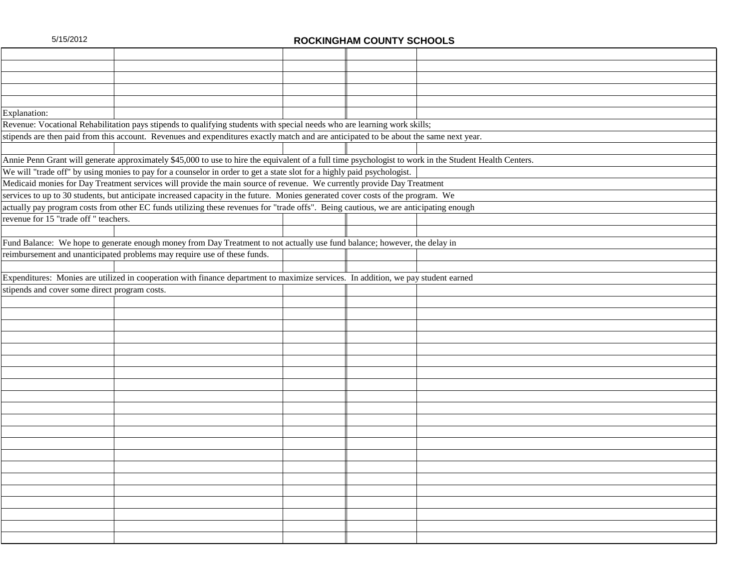# ROCKINGHAM COUNTY SCHOOLS

Explanation:

Revenue: Vocational Rehabilitation pays stipends to qualifying students with special needs who are learning work skills; stipends are then paid from this account. Revenues and expenditures exactly match and are anticipated to be about the same next year.

Annie Penn Grant will generate approximately $45,000 to use to hire the equivalent of a full time psychologist to work in the Student Health Centers. We will "trade off" by using monies to pay for a counselor in order to get a state slot for a highly paid psychologist.
Medicaid monies for Day Treatment services will provide the main source of revenue. We currently provide Day Treatment services to up to 30 students, but anticipate increased capacity in the future. Monies generated cover costs of the program. We actually pay program costs from other EC funds utilizing these revenues for "trade offs". Being cautious, we are anticipating enough revenue for 15 "trade off " teachers.

Fund Balance: We hope to generate enough money from Day Treatment to not actually use fund balance; however, the delay in reimbursement and unanticipated problems may require use of these funds.

Expenditures: Monies are utilized in cooperation with finance department to maximize services. In addition, we pay student earned stipends and cover some direct program costs.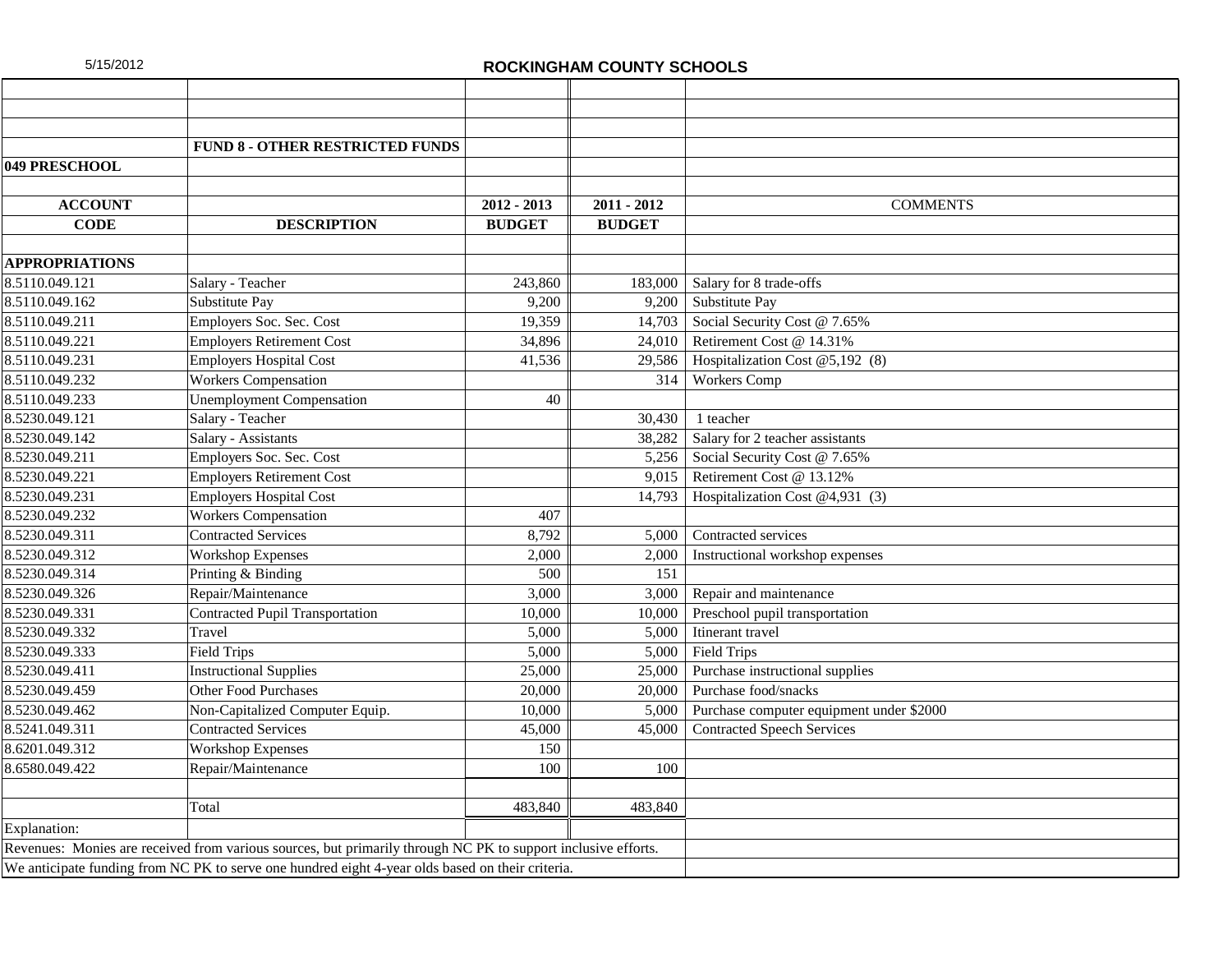5/15/2012

## ROCKINGHAM COUNTY SCHOOLS

**FUND 8 - OTHER RESTRICTED FUNDS**

**049 PRESCHOOL**

| ACCOUNT CODE | DESCRIPTION | 2012 - 2013 BUDGET | 2011 - 2012 BUDGET | COMMENTS |
|---|---|---|---|---|
| **APPROPRIATIONS** | | | | |
| 8.5110.049.121 | Salary - Teacher | 243,860 | 183,000 | Salary for 8 trade-offs |
| 8.5110.049.162 | Substitute Pay | 9,200 | 9,200 | Substitute Pay |
| 8.5110.049.211 | Employers Soc. Sec. Cost | 19,359 | 14,703 | Social Security Cost @ 7.65% |
| 8.5110.049.221 | Employers Retirement Cost | 34,896 | 24,010 | Retirement Cost @ 14.31% |
| 8.5110.049.231 | Employers Hospital Cost | 41,536 | 29,586 | Hospitalization Cost @5,192 (8) |
| 8.5110.049.232 | Workers Compensation | | 314 | Workers Comp |
| 8.5110.049.233 | Unemployment Compensation | 40 | | |
| 8.5230.049.121 | Salary - Teacher | | 30,430 | 1 teacher |
| 8.5230.049.142 | Salary - Assistants | | 38,282 | Salary for 2 teacher assistants |
| 8.5230.049.211 | Employers Soc. Sec. Cost | | 5,256 | Social Security Cost @ 7.65% |
| 8.5230.049.221 | Employers Retirement Cost | | 9,015 | Retirement Cost @ 13.12% |
| 8.5230.049.231 | Employers Hospital Cost | | 14,793 | Hospitalization Cost @4,931 (3) |
| 8.5230.049.232 | Workers Compensation | 407 | | |
| 8.5230.049.311 | Contracted Services | 8,792 | 5,000 | Contracted services |
| 8.5230.049.312 | Workshop Expenses | 2,000 | 2,000 | Instructional workshop expenses |
| 8.5230.049.314 | Printing & Binding | 500 | 151 | |
| 8.5230.049.326 | Repair/Maintenance | 3,000 | 3,000 | Repair and maintenance |
| 8.5230.049.331 | Contracted Pupil Transportation | 10,000 | 10,000 | Preschool pupil transportation |
| 8.5230.049.332 | Travel | 5,000 | 5,000 | Itinerant travel |
| 8.5230.049.333 | Field Trips | 5,000 | 5,000 | Field Trips |
| 8.5230.049.411 | Instructional Supplies | 25,000 | 25,000 | Purchase instructional supplies |
| 8.5230.049.459 | Other Food Purchases | 20,000 | 20,000 | Purchase food/snacks |
| 8.5230.049.462 | Non-Capitalized Computer Equip. | 10,000 | 5,000 | Purchase computer equipment under $2000 |
| 8.5241.049.311 | Contracted Services | 45,000 | 45,000 | Contracted Speech Services |
| 8.6201.049.312 | Workshop Expenses | 150 | | |
| 8.6580.049.422 | Repair/Maintenance | 100 | 100 | |
| | Total | 483,840 | 483,840 | |

Explanation:

Revenues: Monies are received from various sources, but primarily through NC PK to support inclusive efforts.

We anticipate funding from NC PK to serve one hundred eight 4-year olds based on their criteria.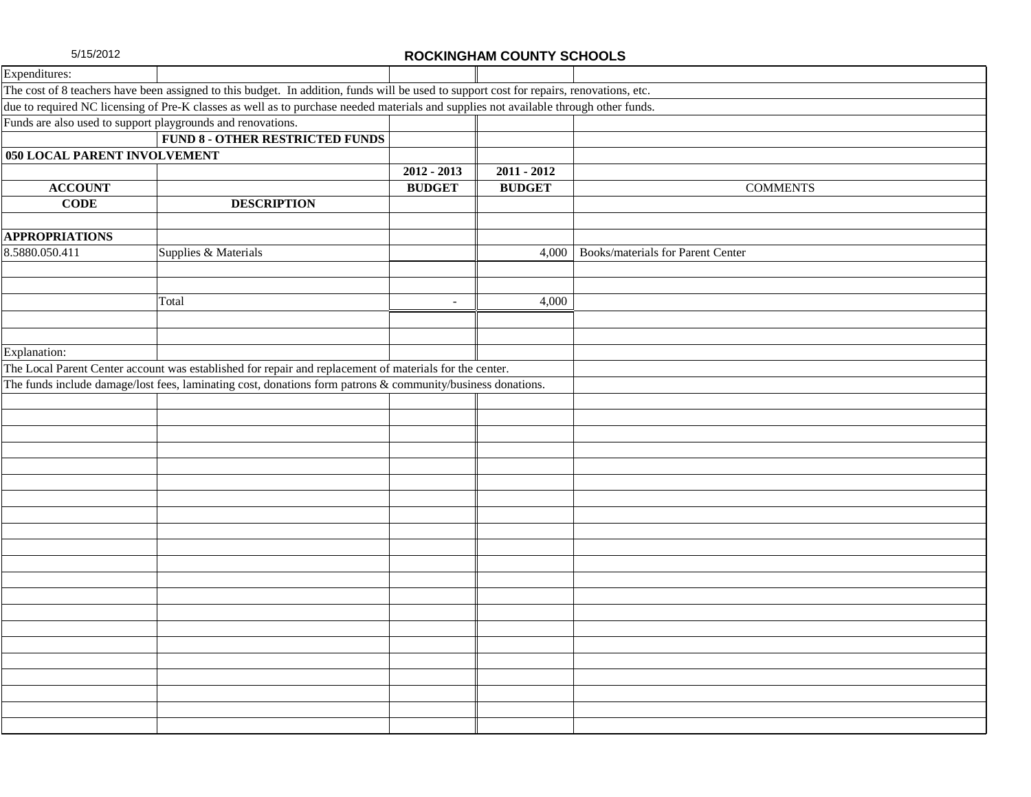5/15/2012

## ROCKINGHAM COUNTY SCHOOLS

Expenditures:

The cost of 8 teachers have been assigned to this budget. In addition, funds will be used to support cost for repairs, renovations, etc. due to required NC licensing of Pre-K classes as well as to purchase needed materials and supplies not available through other funds. Funds are also used to support playgrounds and renovations.

**FUND 8 - OTHER RESTRICTED FUNDS**

**050 LOCAL PARENT INVOLVEMENT**

| ACCOUNT CODE | DESCRIPTION | 2012 - 2013 BUDGET | 2011 - 2012 BUDGET | COMMENTS |
|---|---|---|---|---|
| **APPROPRIATIONS** | | | | |
| 8.5880.050.411 | Supplies & Materials | | 4,000 | Books/materials for Parent Center |
| | Total | - | 4,000 | |

Explanation:

The Local Parent Center account was established for repair and replacement of materials for the center.
The funds include damage/lost fees, laminating cost, donations form patrons & community/business donations.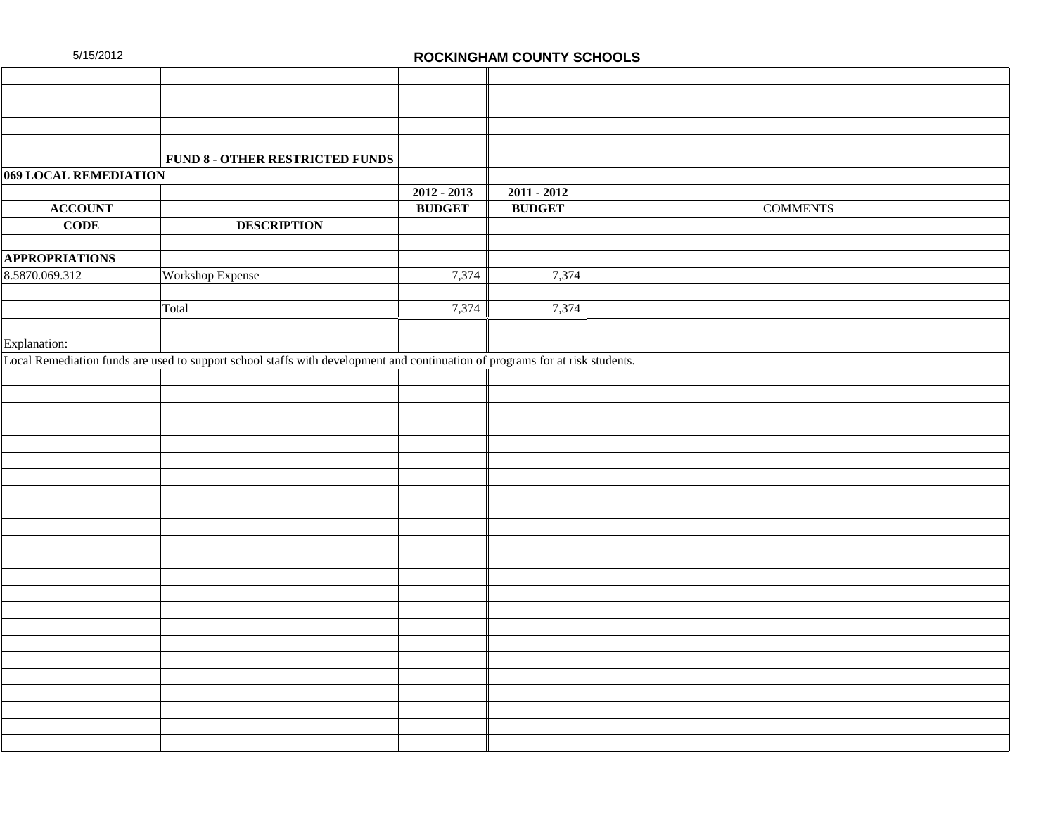## ROCKINGHAM COUNTY SCHOOLS

**FUND 8 - OTHER RESTRICTED FUNDS**

**069 LOCAL REMEDIATION**

| ACCOUNT CODE | DESCRIPTION | 2012 - 2013 BUDGET | 2011 - 2012 BUDGET | COMMENTS |
|---|---|---|---|---|
| **APPROPRIATIONS** | | | | |
| 8.5870.069.312 | Workshop Expense | 7,374 | 7,374 | |
| | | | | |
| | Total | 7,374 | 7,374 | |

Explanation:

Local Remediation funds are used to support school staffs with development and continuation of programs for at risk students.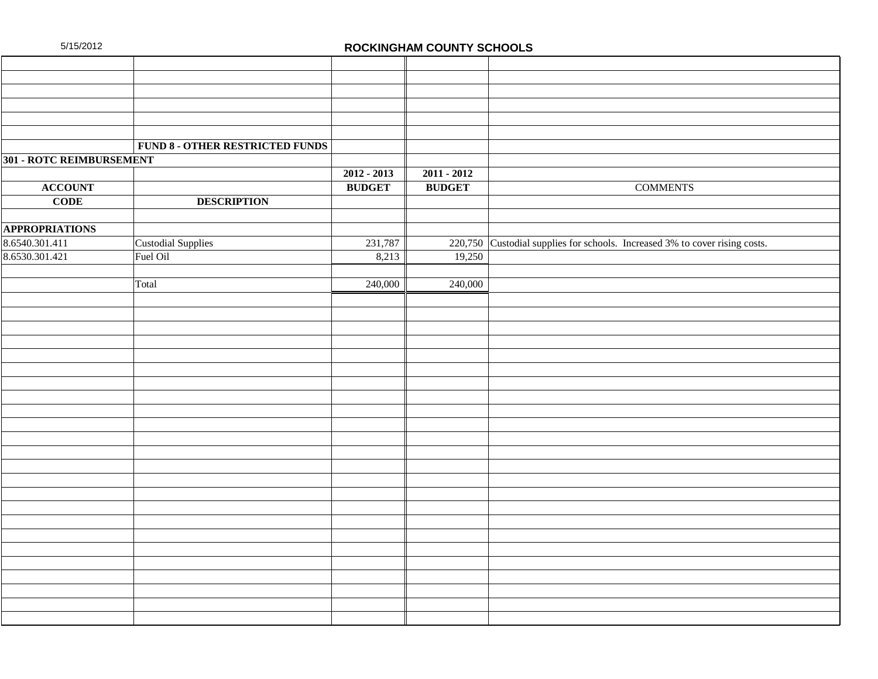5/15/2012

# ROCKINGHAM COUNTY SCHOOLS

## FUND 8 - OTHER RESTRICTED FUNDS

### 301 - ROTC REIMBURSEMENT

| ACCOUNT CODE | DESCRIPTION | 2012 - 2013 BUDGET | 2011 - 2012 BUDGET | COMMENTS |
|---|---|---|---|---|
| **APPROPRIATIONS** | | | | |
| 8.6540.301.411 | Custodial Supplies | 231,787 | 220,750 | Custodial supplies for schools. Increased 3% to cover rising costs. |
| 8.6530.301.421 | Fuel Oil | 8,213 | 19,250 | |
| | Total | 240,000 | 240,000 | |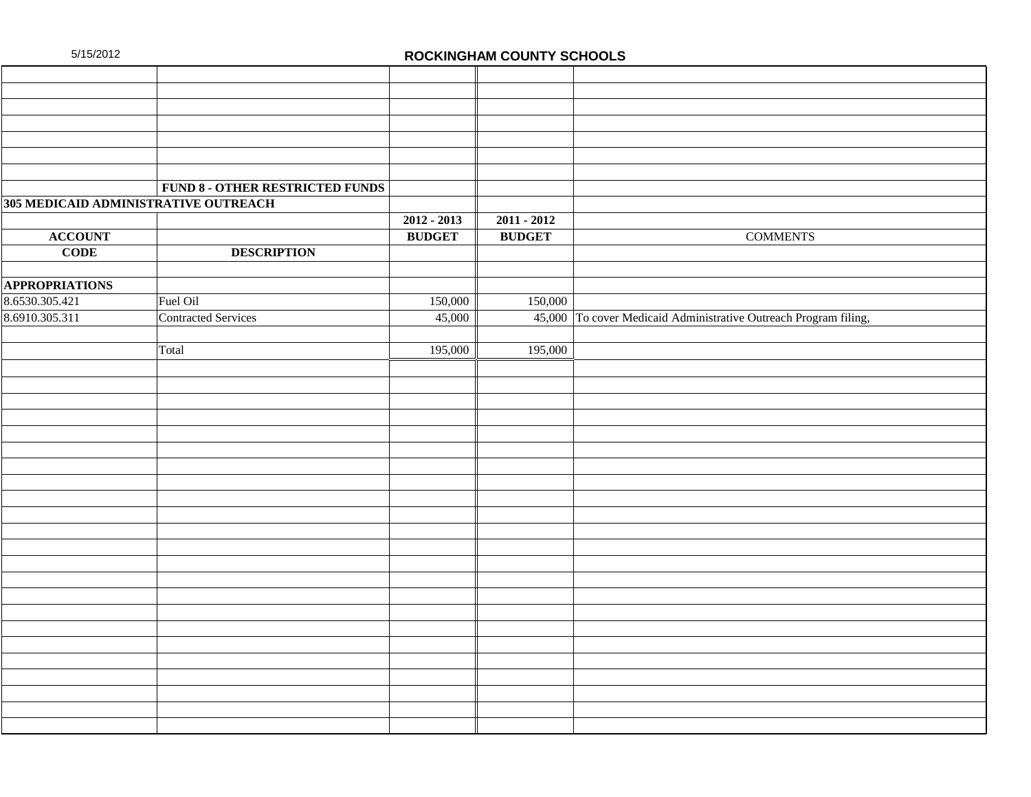ROCKINGHAM COUNTY SCHOOLS

5/15/2012

**FUND 8 - OTHER RESTRICTED FUNDS**

**305 MEDICAID ADMINISTRATIVE OUTREACH**

| ACCOUNT CODE | DESCRIPTION | 2012 - 2013 BUDGET | 2011 - 2012 BUDGET | COMMENTS |
|---|---|---|---|---|
| **APPROPRIATIONS** | | | | |
| 8.6530.305.421 | Fuel Oil | 150,000 | 150,000 | |
| 8.6910.305.311 | Contracted Services | 45,000 | 45,000 | To cover Medicaid Administrative Outreach Program filing, |
| | | | | |
| | Total | 195,000 | 195,000 | |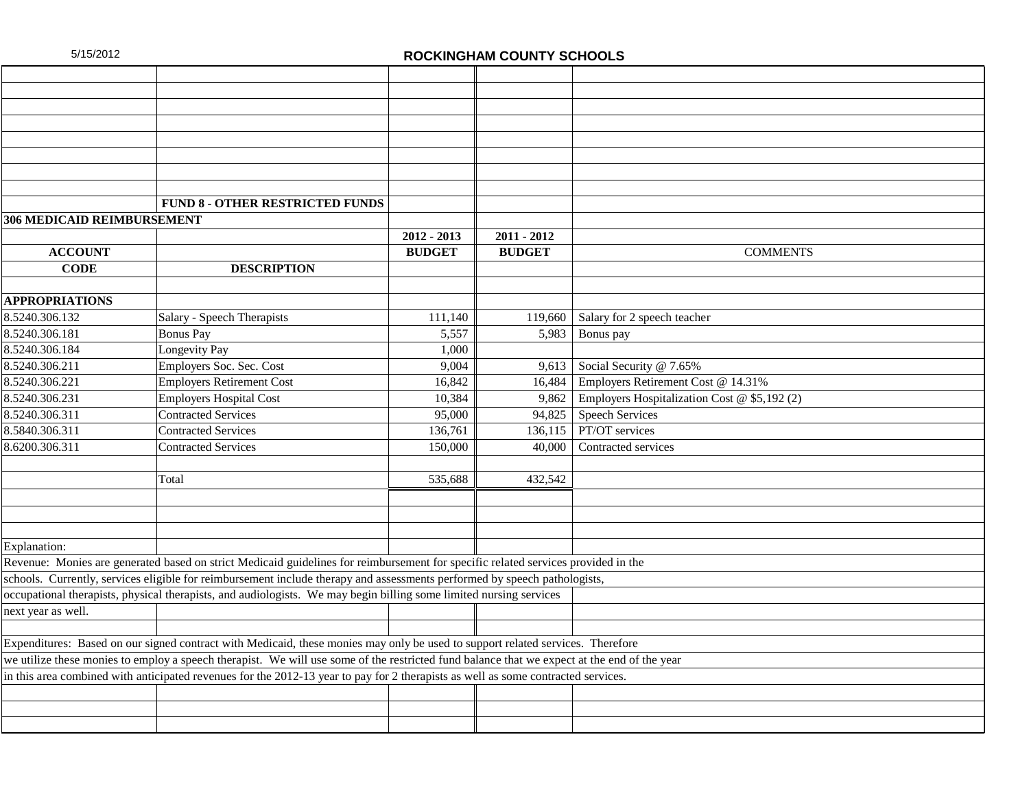5/15/2012

## ROCKINGHAM COUNTY SCHOOLS

### FUND 8 - OTHER RESTRICTED FUNDS

### 306 MEDICAID REIMBURSEMENT

| ACCOUNT CODE | DESCRIPTION | 2012 - 2013 BUDGET | 2011 - 2012 BUDGET | COMMENTS |
|---|---|---|---|---|
| **APPROPRIATIONS** | | | | |
| 8.5240.306.132 | Salary - Speech Therapists | 111,140 | 119,660 | Salary for 2 speech teacher |
| 8.5240.306.181 | Bonus Pay | 5,557 | 5,983 | Bonus pay |
| 8.5240.306.184 | Longevity Pay | 1,000 | | |
| 8.5240.306.211 | Employers Soc. Sec. Cost | 9,004 | 9,613 | Social Security @ 7.65% |
| 8.5240.306.221 | Employers Retirement Cost | 16,842 | 16,484 | Employers Retirement Cost @ 14.31% |
| 8.5240.306.231 | Employers Hospital Cost | 10,384 | 9,862 | Employers Hospitalization Cost @ $5,192 (2) |
| 8.5240.306.311 | Contracted Services | 95,000 | 94,825 | Speech Services |
| 8.5840.306.311 | Contracted Services | 136,761 | 136,115 | PT/OT services |
| 8.6200.306.311 | Contracted Services | 150,000 | 40,000 | Contracted services |
| | Total | 535,688 | 432,542 | |

Explanation:

Revenue: Monies are generated based on strict Medicaid guidelines for reimbursement for specific related services provided in the schools. Currently, services eligible for reimbursement include therapy and assessments performed by speech pathologists, occupational therapists, physical therapists, and audiologists. We may begin billing some limited nursing services next year as well.

Expenditures: Based on our signed contract with Medicaid, these monies may only be used to support related services. Therefore we utilize these monies to employ a speech therapist. We will use some of the restricted fund balance that we expect at the end of the year in this area combined with anticipated revenues for the 2012-13 year to pay for 2 therapists as well as some contracted services.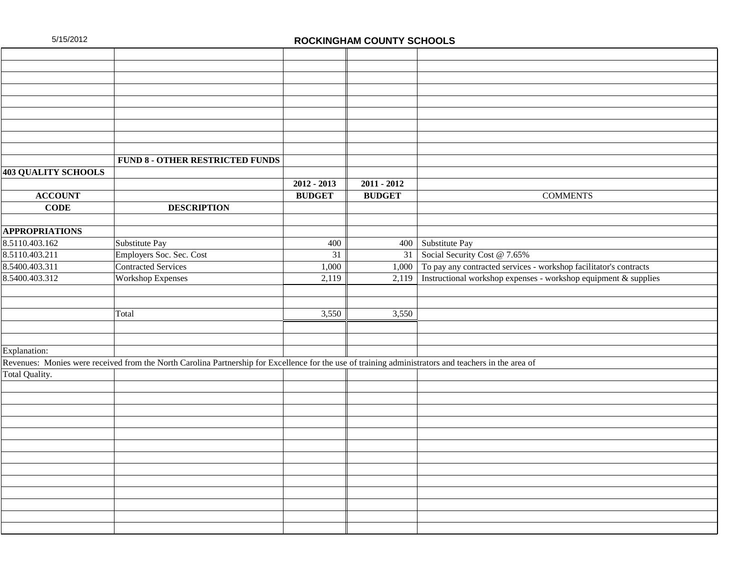**ROCKINGHAM COUNTY SCHOOLS**

**FUND 8 - OTHER RESTRICTED FUNDS**

**403 QUALITY SCHOOLS**

| ACCOUNT CODE | DESCRIPTION | 2012 - 2013 BUDGET | 2011 - 2012 BUDGET | COMMENTS |
|---|---|---|---|---|
| **APPROPRIATIONS** | | | | |
| 8.5110.403.162 | Substitute Pay | 400 | 400 | Substitute Pay |
| 8.5110.403.211 | Employers Soc. Sec. Cost | 31 | 31 | Social Security Cost @ 7.65% |
| 8.5400.403.311 | Contracted Services | 1,000 | 1,000 | To pay any contracted services - workshop facilitator's contracts |
| 8.5400.403.312 | Workshop Expenses | 2,119 | 2,119 | Instructional workshop expenses - workshop equipment & supplies |
| | Total | 3,550 | 3,550 | |

Explanation:

Revenues: Monies were received from the North Carolina Partnership for Excellence for the use of training administrators and teachers in the area of Total Quality.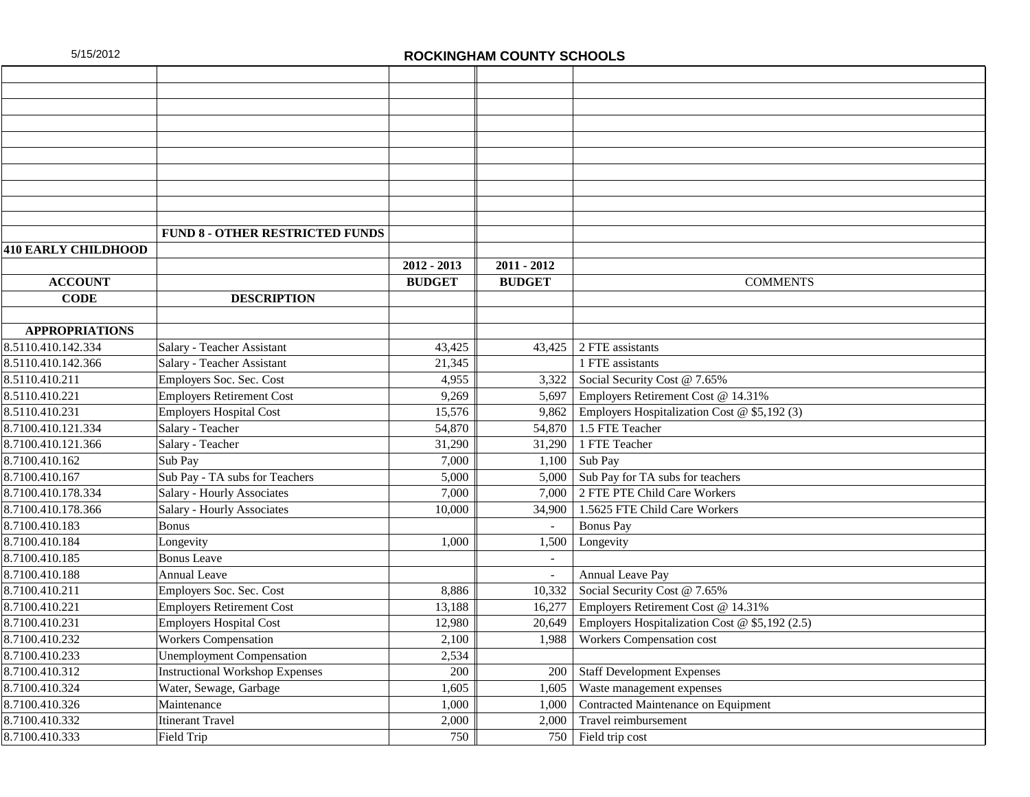5/15/2012

# ROCKINGHAM COUNTY SCHOOLS

| | FUND 8 - OTHER RESTRICTED FUNDS | | | |
|---|---|---|---|---|
| **410 EARLY CHILDHOOD** | | | | |
| | | **2012 - 2013** | **2011 - 2012** | |
| **ACCOUNT** | | **BUDGET** | **BUDGET** | COMMENTS |
| **CODE** | **DESCRIPTION** | | | |
| | | | | |
| **APPROPRIATIONS** | | | | |
| 8.5110.410.142.334 | Salary - Teacher Assistant | 43,425 | 43,425 | 2 FTE assistants |
| 8.5110.410.142.366 | Salary - Teacher Assistant | 21,345 | | 1 FTE assistants |
| 8.5110.410.211 | Employers Soc. Sec. Cost | 4,955 | 3,322 | Social Security Cost @ 7.65% |
| 8.5110.410.221 | Employers Retirement Cost | 9,269 | 5,697 | Employers Retirement Cost @ 14.31% |
| 8.5110.410.231 | Employers Hospital Cost | 15,576 | 9,862 | Employers Hospitalization Cost @ $5,192 (3) |
| 8.7100.410.121.334 | Salary - Teacher | 54,870 | 54,870 | 1.5 FTE Teacher |
| 8.7100.410.121.366 | Salary - Teacher | 31,290 | 31,290 | 1 FTE Teacher |
| 8.7100.410.162 | Sub Pay | 7,000 | 1,100 | Sub Pay |
| 8.7100.410.167 | Sub Pay - TA subs for Teachers | 5,000 | 5,000 | Sub Pay for TA subs for teachers |
| 8.7100.410.178.334 | Salary - Hourly Associates | 7,000 | 7,000 | 2 FTE PTE Child Care Workers |
| 8.7100.410.178.366 | Salary - Hourly Associates | 10,000 | 34,900 | 1.5625 FTE Child Care Workers |
| 8.7100.410.183 | Bonus | | - | Bonus Pay |
| 8.7100.410.184 | Longevity | 1,000 | 1,500 | Longevity |
| 8.7100.410.185 | Bonus Leave | | - | |
| 8.7100.410.188 | Annual Leave | | - | Annual Leave Pay |
| 8.7100.410.211 | Employers Soc. Sec. Cost | 8,886 | 10,332 | Social Security Cost @ 7.65% |
| 8.7100.410.221 | Employers Retirement Cost | 13,188 | 16,277 | Employers Retirement Cost @ 14.31% |
| 8.7100.410.231 | Employers Hospital Cost | 12,980 | 20,649 | Employers Hospitalization Cost @ $5,192 (2.5) |
| 8.7100.410.232 | Workers Compensation | 2,100 | 1,988 | Workers Compensation cost |
| 8.7100.410.233 | Unemployment Compensation | 2,534 | | |
| 8.7100.410.312 | Instructional Workshop Expenses | 200 | 200 | Staff Development Expenses |
| 8.7100.410.324 | Water, Sewage, Garbage | 1,605 | 1,605 | Waste management expenses |
| 8.7100.410.326 | Maintenance | 1,000 | 1,000 | Contracted Maintenance on Equipment |
| 8.7100.410.332 | Itinerant Travel | 2,000 | 2,000 | Travel reimbursement |
| 8.7100.410.333 | Field Trip | 750 | 750 | Field trip cost |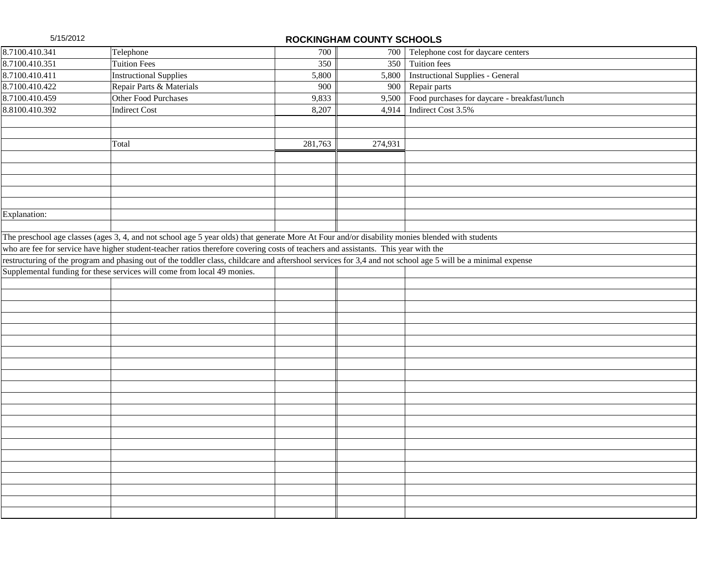5/15/2012

## ROCKINGHAM COUNTY SCHOOLS

| | | | | |
|---|---|---|---|---|
| 8.7100.410.341 | Telephone | 700 | 700 | Telephone cost for daycare centers |
| 8.7100.410.351 | Tuition Fees | 350 | 350 | Tuition fees |
| 8.7100.410.411 | Instructional Supplies | 5,800 | 5,800 | Instructional Supplies - General |
| 8.7100.410.422 | Repair Parts & Materials | 900 | 900 | Repair parts |
| 8.7100.410.459 | Other Food Purchases | 9,833 | 9,500 | Food purchases for daycare - breakfast/lunch |
| 8.8100.410.392 | Indirect Cost | 8,207 | 4,914 | Indirect Cost 3.5% |
| | Total | 281,763 | 274,931 | |

Explanation:

The preschool age classes (ages 3, 4, and not school age 5 year olds) that generate More At Four and/or disability monies blended with students who are fee for service have higher student-teacher ratios therefore covering costs of teachers and assistants. This year with the restructuring of the program and phasing out of the toddler class, childcare and aftershool services for 3,4 and not school age 5 will be a minimal expense Supplemental funding for these services will come from local 49 monies.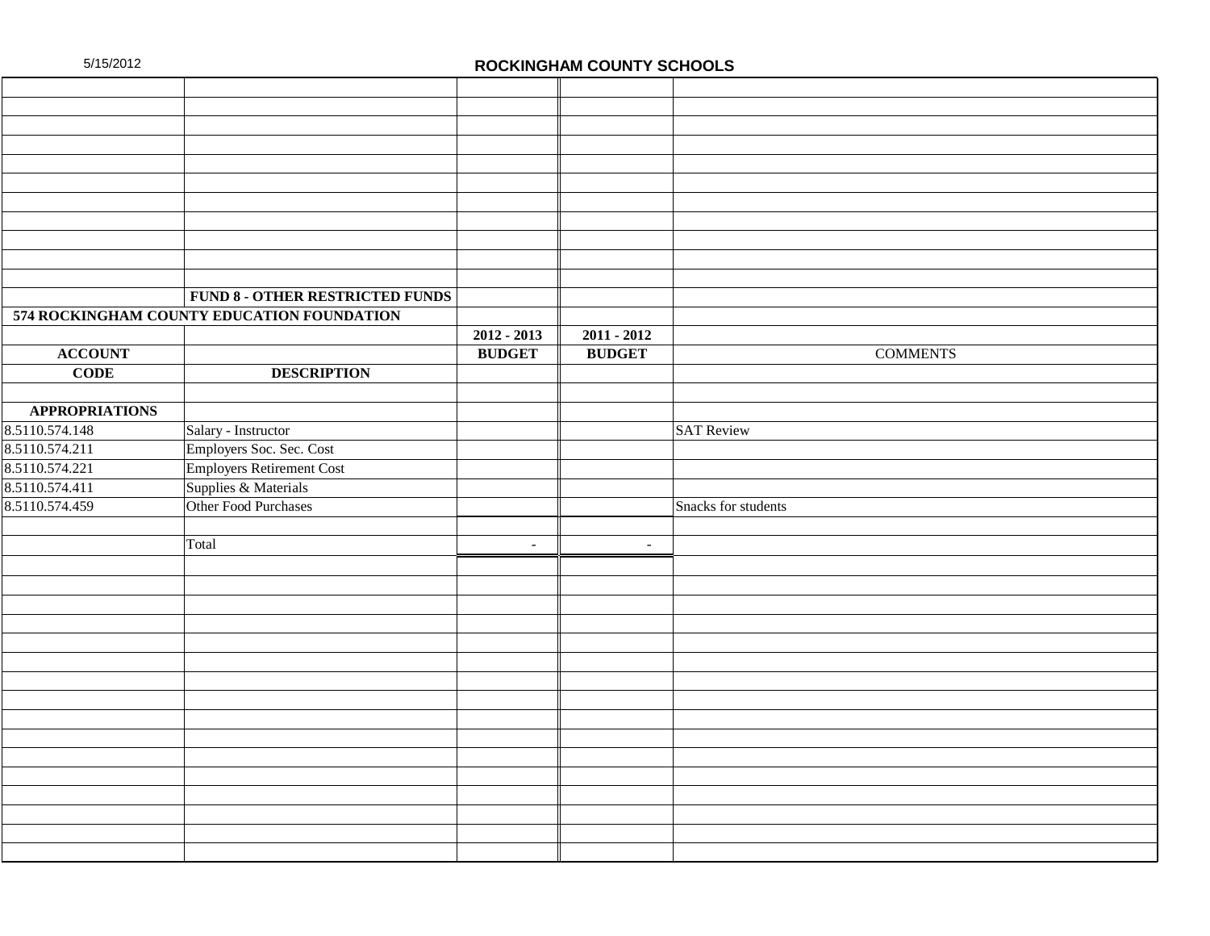# ROCKINGHAM COUNTY SCHOOLS

**FUND 8 - OTHER RESTRICTED FUNDS**

**574 ROCKINGHAM COUNTY EDUCATION FOUNDATION**

| ACCOUNT CODE | DESCRIPTION | 2012 - 2013 BUDGET | 2011 - 2012 BUDGET | COMMENTS |
|---|---|---|---|---|
| **APPROPRIATIONS** | | | | |
| 8.5110.574.148 | Salary - Instructor | | | SAT Review |
| 8.5110.574.211 | Employers Soc. Sec. Cost | | | |
| 8.5110.574.221 | Employers Retirement Cost | | | |
| 8.5110.574.411 | Supplies & Materials | | | |
| 8.5110.574.459 | Other Food Purchases | | | Snacks for students |
| | Total | - | - | |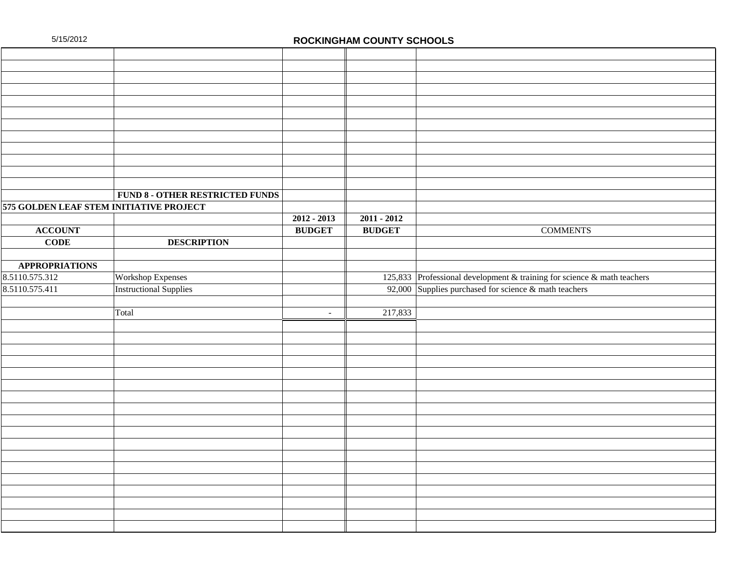**ROCKINGHAM COUNTY SCHOOLS**

**FUND 8 - OTHER RESTRICTED FUNDS**

**575 GOLDEN LEAF STEM INITIATIVE PROJECT**

| ACCOUNT CODE | DESCRIPTION | 2012 - 2013 BUDGET | 2011 - 2012 BUDGET | COMMENTS |
|---|---|---|---|---|
| **APPROPRIATIONS** | | | | |
| 8.5110.575.312 | Workshop Expenses | | 125,833 | Professional development & training for science & math teachers |
| 8.5110.575.411 | Instructional Supplies | | 92,000 | Supplies purchased for science & math teachers |
| | Total | - | 217,833 | |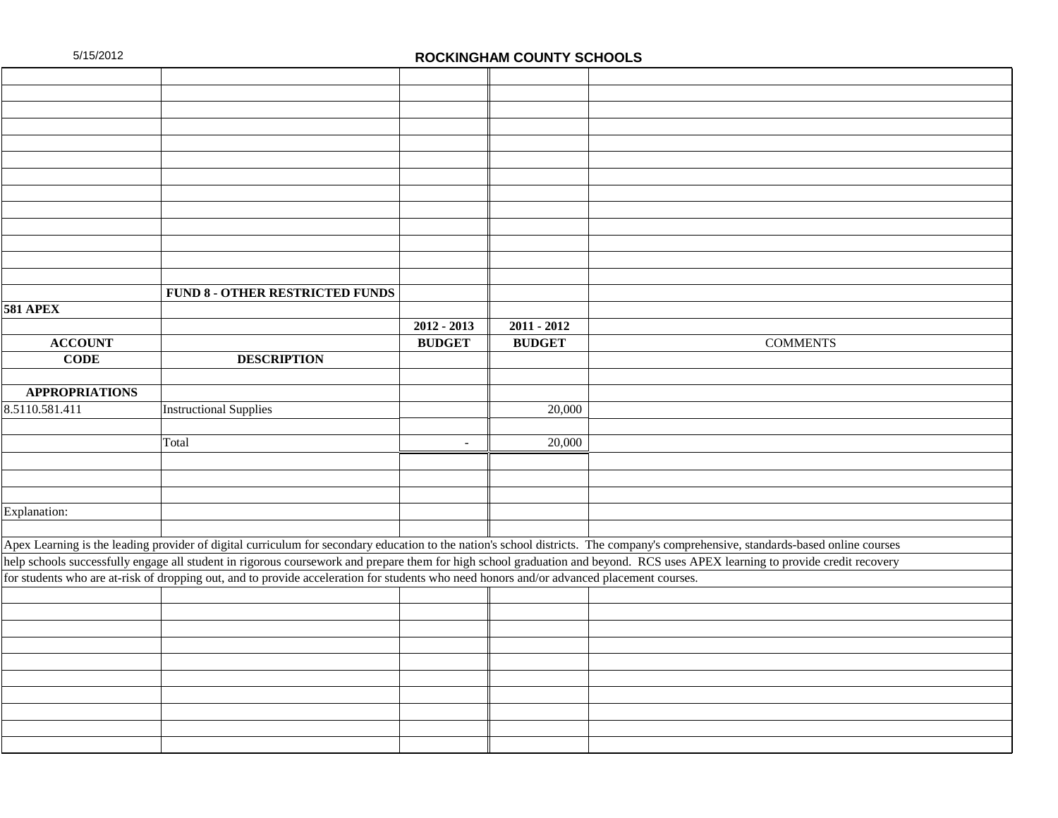# ROCKINGHAM COUNTY SCHOOLS

## FUND 8 - OTHER RESTRICTED FUNDS

### 581 APEX

| ACCOUNT CODE | DESCRIPTION | 2012 - 2013 BUDGET | 2011 - 2012 BUDGET | COMMENTS |
|---|---|---|---|---|
| **APPROPRIATIONS** | | | | |
| 8.5110.581.411 | Instructional Supplies | | 20,000 | |
| | Total | - | 20,000 | |

Explanation:

Apex Learning is the leading provider of digital curriculum for secondary education to the nation's school districts. The company's comprehensive, standards-based online courses help schools successfully engage all student in rigorous coursework and prepare them for high school graduation and beyond. RCS uses APEX learning to provide credit recovery for students who are at-risk of dropping out, and to provide acceleration for students who need honors and/or advanced placement courses.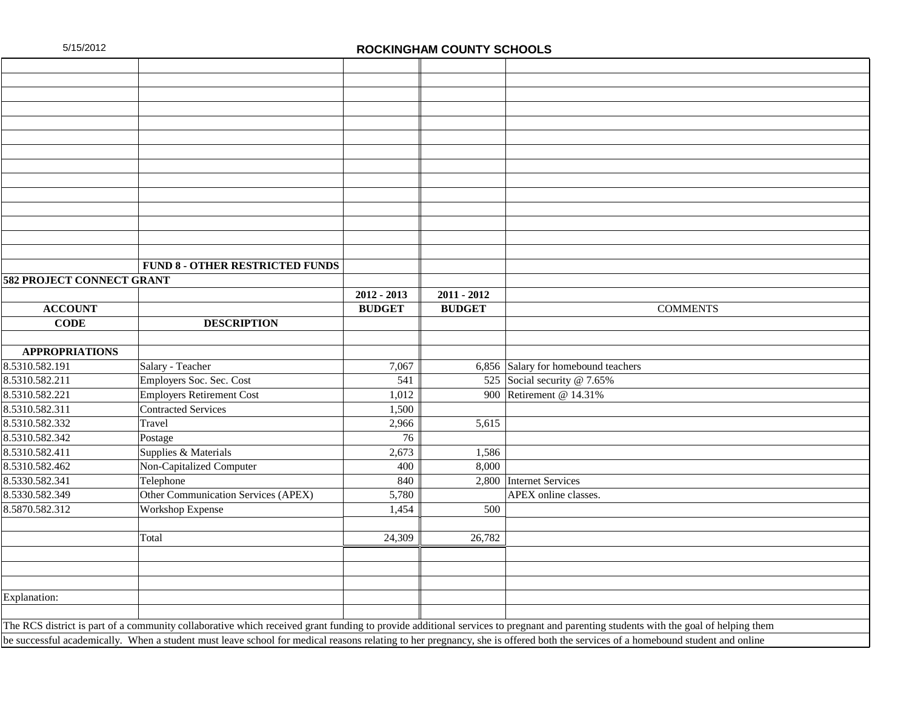## ROCKINGHAM COUNTY SCHOOLS

| | FUND 8 - OTHER RESTRICTED FUNDS | | | |
|---|---|---|---|---|
| **582 PROJECT CONNECT GRANT** | | | | |
| | | **2012 - 2013** | **2011 - 2012** | |
| **ACCOUNT** | | **BUDGET** | **BUDGET** | COMMENTS |
| **CODE** | **DESCRIPTION** | | | |
| **APPROPRIATIONS** | | | | |
| 8.5310.582.191 | Salary - Teacher | 7,067 | 6,856 | Salary for homebound teachers |
| 8.5310.582.211 | Employers Soc. Sec. Cost | 541 | 525 | Social security @ 7.65% |
| 8.5310.582.221 | Employers Retirement Cost | 1,012 | 900 | Retirement @ 14.31% |
| 8.5310.582.311 | Contracted Services | 1,500 | | |
| 8.5310.582.332 | Travel | 2,966 | 5,615 | |
| 8.5310.582.342 | Postage | 76 | | |
| 8.5310.582.411 | Supplies & Materials | 2,673 | 1,586 | |
| 8.5310.582.462 | Non-Capitalized Computer | 400 | 8,000 | |
| 8.5330.582.341 | Telephone | 840 | 2,800 | Internet Services |
| 8.5330.582.349 | Other Communication Services (APEX) | 5,780 | | APEX online classes. |
| 8.5870.582.312 | Workshop Expense | 1,454 | 500 | |
| | Total | 24,309 | 26,782 | |

Explanation:

The RCS district is part of a community collaborative which received grant funding to provide additional services to pregnant and parenting students with the goal of helping them be successful academically. When a student must leave school for medical reasons relating to her pregnancy, she is offered both the services of a homebound student and online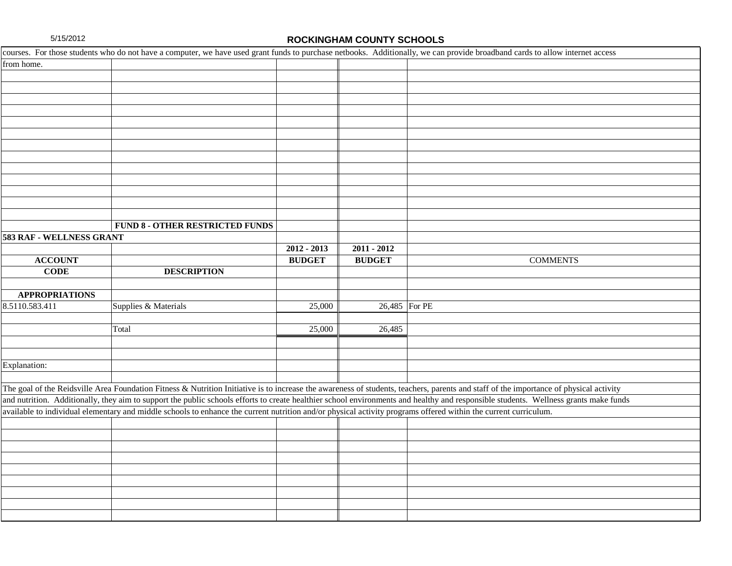courses. For those students who do not have a computer, we have used grant funds to purchase netbooks. Additionally, we can provide broadband cards to allow internet access from home.

**FUND 8 - OTHER RESTRICTED FUNDS**

**583 RAF - WELLNESS GRANT**

| ACCOUNT CODE | DESCRIPTION | 2012 - 2013 BUDGET | 2011 - 2012 BUDGET | COMMENTS |
|---|---|---|---|---|
| **APPROPRIATIONS** | | | | |
| 8.5110.583.411 | Supplies & Materials | 25,000 | 26,485 | For PE |
| | | | | |
| | Total | 25,000 | 26,485 | |

Explanation:

The goal of the Reidsville Area Foundation Fitness & Nutrition Initiative is to increase the awareness of students, teachers, parents and staff of the importance of physical activity and nutrition. Additionally, they aim to support the public schools efforts to create healthier school environments and healthy and responsible students. Wellness grants make funds available to individual elementary and middle schools to enhance the current nutrition and/or physical activity programs offered within the current curriculum.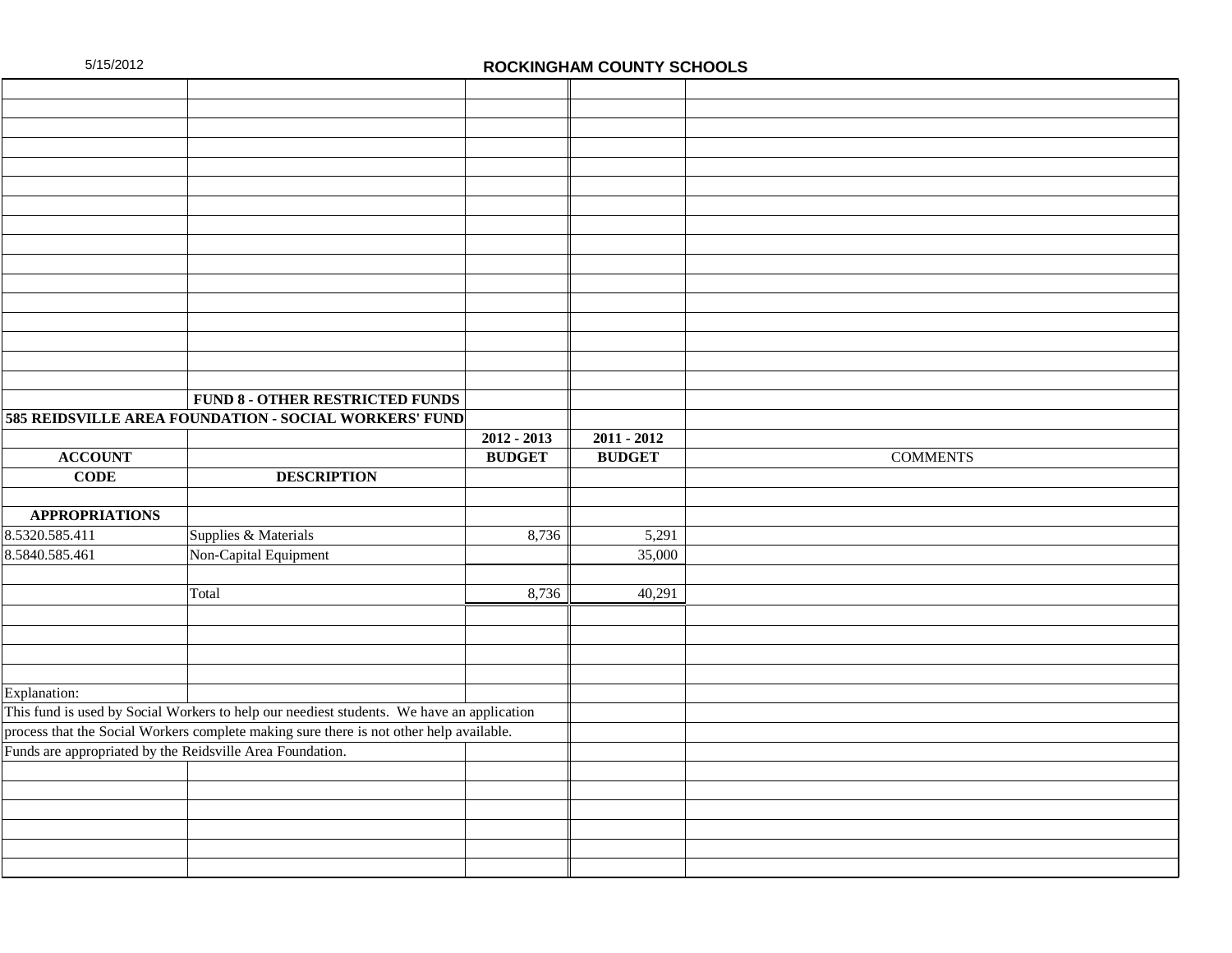5/15/2012

# ROCKINGHAM COUNTY SCHOOLS

**FUND 8 - OTHER RESTRICTED FUNDS**

**585 REIDSVILLE AREA FOUNDATION - SOCIAL WORKERS' FUND**

| ACCOUNT CODE | DESCRIPTION | 2012 - 2013 BUDGET | 2011 - 2012 BUDGET | COMMENTS |
|---|---|---|---|---|
| **APPROPRIATIONS** | | | | |
| 8.5320.585.411 | Supplies & Materials | 8,736 | 5,291 | |
| 8.5840.585.461 | Non-Capital Equipment | | 35,000 | |
| | | | | |
| | Total | 8,736 | 40,291 | |

Explanation:

This fund is used by Social Workers to help our neediest students. We have an application process that the Social Workers complete making sure there is not other help available.

Funds are appropriated by the Reidsville Area Foundation.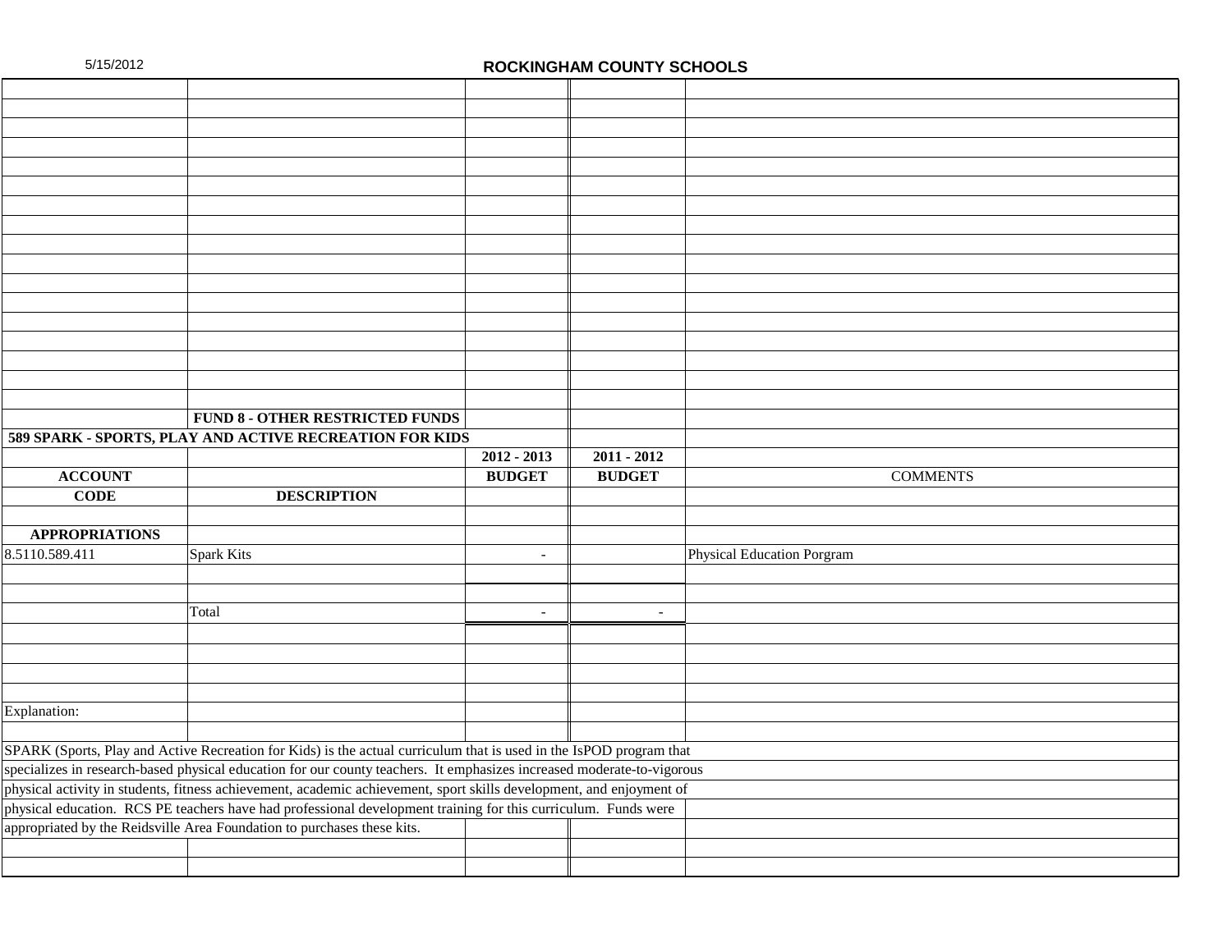5/15/2012

## ROCKINGHAM COUNTY SCHOOLS

**FUND 8 - OTHER RESTRICTED FUNDS**

**589 SPARK - SPORTS, PLAY AND ACTIVE RECREATION FOR KIDS**

| ACCOUNT CODE | DESCRIPTION | 2012 - 2013 BUDGET | 2011 - 2012 BUDGET | COMMENTS |
|---|---|---|---|---|
| **APPROPRIATIONS** | | | | |
| 8.5110.589.411 | Spark Kits | - | | Physical Education Porgram |
| | Total | - | - | |

Explanation:

SPARK (Sports, Play and Active Recreation for Kids) is the actual curriculum that is used in the IsPOD program that specializes in research-based physical education for our county teachers. It emphasizes increased moderate-to-vigorous physical activity in students, fitness achievement, academic achievement, sport skills development, and enjoyment of physical education. RCS PE teachers have had professional development training for this curriculum. Funds were appropriated by the Reidsville Area Foundation to purchases these kits.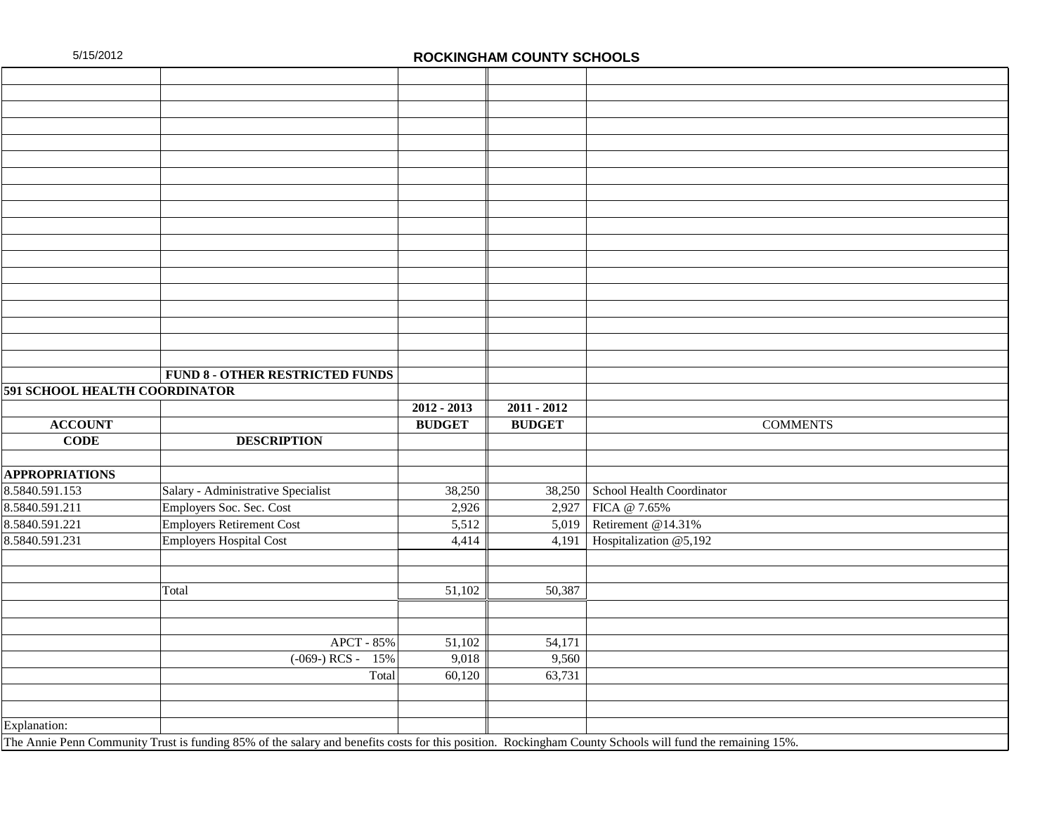5/15/2012

## ROCKINGHAM COUNTY SCHOOLS

| | FUND 8 - OTHER RESTRICTED FUNDS | | | |
|---|---|---|---|---|
| **591 SCHOOL HEALTH COORDINATOR** | | | | |
| | | **2012 - 2013** | **2011 - 2012** | |
| **ACCOUNT** | | **BUDGET** | **BUDGET** | COMMENTS |
| **CODE** | **DESCRIPTION** | | | |
| | | | | |
| **APPROPRIATIONS** | | | | |
| 8.5840.591.153 | Salary - Administrative Specialist | 38,250 | 38,250 | School Health Coordinator |
| 8.5840.591.211 | Employers Soc. Sec. Cost | 2,926 | 2,927 | FICA @ 7.65% |
| 8.5840.591.221 | Employers Retirement Cost | 5,512 | 5,019 | Retirement @14.31% |
| 8.5840.591.231 | Employers Hospital Cost | 4,414 | 4,191 | Hospitalization @5,192 |
| | | | | |
| | | | | |
| | Total | 51,102 | 50,387 | |
| | | | | |
| | | | | |
| | APCT - 85% | 51,102 | 54,171 | |
| | (-069-) RCS - 15% | 9,018 | 9,560 | |
| | Total | 60,120 | 63,731 | |
| | | | | |
| | | | | |
| Explanation: | | | | |

The Annie Penn Community Trust is funding 85% of the salary and benefits costs for this position. Rockingham County Schools will fund the remaining 15%.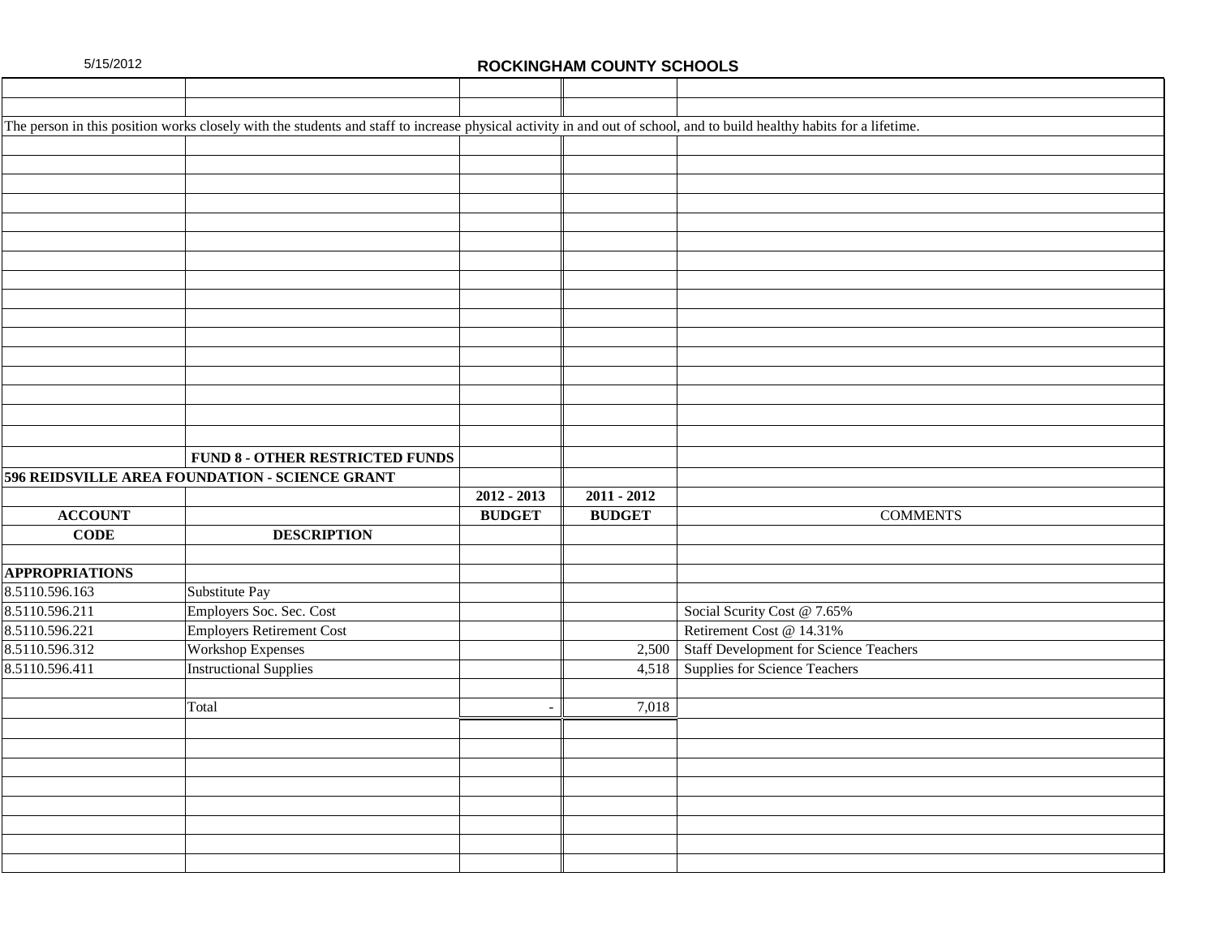The person in this position works closely with the students and staff to increase physical activity in and out of school, and to build healthy habits for a lifetime.

| | FUND 8 - OTHER RESTRICTED FUNDS | | | |
|---|---|---|---|---|
| **596 REIDSVILLE AREA FOUNDATION - SCIENCE GRANT** | | | | |
| | | **2012 - 2013** | **2011 - 2012** | |
| **ACCOUNT** | | **BUDGET** | **BUDGET** | COMMENTS |
| **CODE** | **DESCRIPTION** | | | |
| | | | | |
| **APPROPRIATIONS** | | | | |
| 8.5110.596.163 | Substitute Pay | | | |
| 8.5110.596.211 | Employers Soc. Sec. Cost | | | Social Scurity Cost @ 7.65% |
| 8.5110.596.221 | Employers Retirement Cost | | | Retirement Cost @ 14.31% |
| 8.5110.596.312 | Workshop Expenses | | 2,500 | Staff Development for Science Teachers |
| 8.5110.596.411 | Instructional Supplies | | 4,518 | Supplies for Science Teachers |
| | | | | |
| | Total | - | 7,018 | |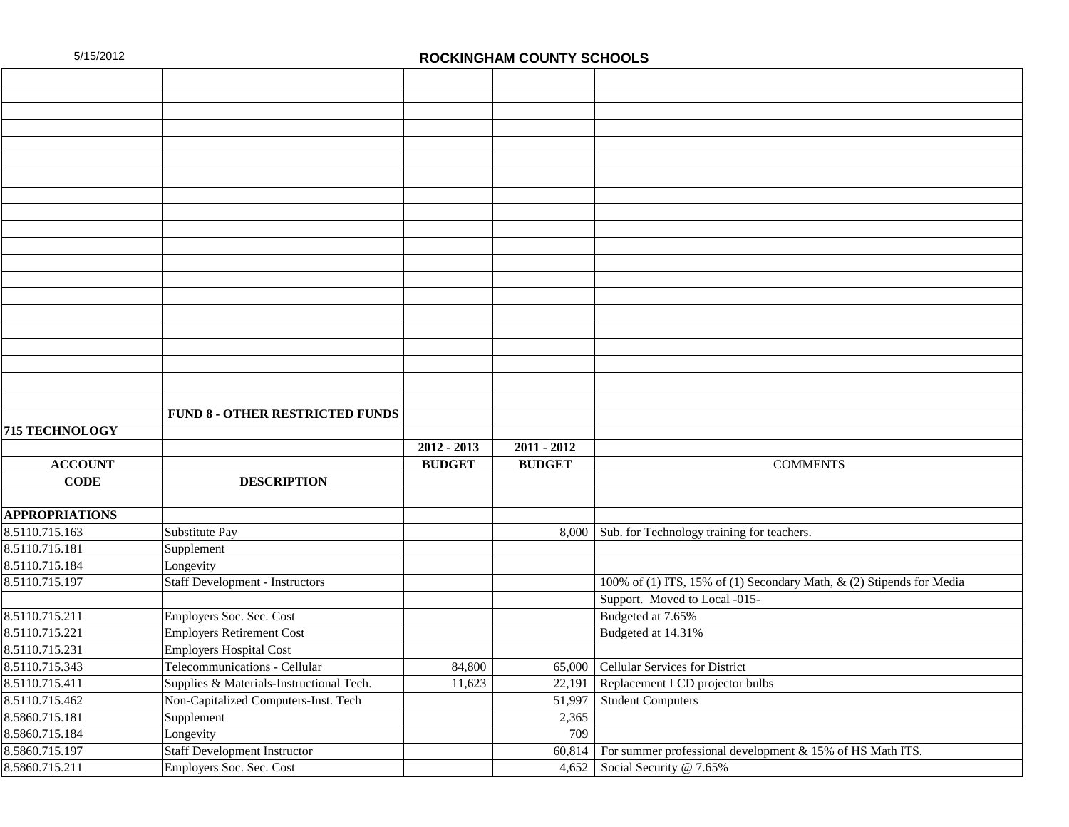5/15/2012

# ROCKINGHAM COUNTY SCHOOLS

| | FUND 8 - OTHER RESTRICTED FUNDS | | | |
|---|---|---|---|---|
| **715 TECHNOLOGY** | | | | |
| | | **2012 - 2013** | **2011 - 2012** | |
| **ACCOUNT** | | **BUDGET** | **BUDGET** | COMMENTS |
| **CODE** | **DESCRIPTION** | | | |
| | | | | |
| **APPROPRIATIONS** | | | | |
| 8.5110.715.163 | Substitute Pay | | 8,000 | Sub. for Technology training for teachers. |
| 8.5110.715.181 | Supplement | | | |
| 8.5110.715.184 | Longevity | | | |
| 8.5110.715.197 | Staff Development - Instructors | | | 100% of (1) ITS, 15% of (1) Secondary Math, & (2) Stipends for Media |
| | | | | Support. Moved to Local -015- |
| 8.5110.715.211 | Employers Soc. Sec. Cost | | | Budgeted at 7.65% |
| 8.5110.715.221 | Employers Retirement Cost | | | Budgeted at 14.31% |
| 8.5110.715.231 | Employers Hospital Cost | | | |
| 8.5110.715.343 | Telecommunications - Cellular | 84,800 | 65,000 | Cellular Services for District |
| 8.5110.715.411 | Supplies & Materials-Instructional Tech. | 11,623 | 22,191 | Replacement LCD projector bulbs |
| 8.5110.715.462 | Non-Capitalized Computers-Inst. Tech | | 51,997 | Student Computers |
| 8.5860.715.181 | Supplement | | 2,365 | |
| 8.5860.715.184 | Longevity | | 709 | |
| 8.5860.715.197 | Staff Development Instructor | | 60,814 | For summer professional development & 15% of HS Math ITS. |
| 8.5860.715.211 | Employers Soc. Sec. Cost | | 4,652 | Social Security @ 7.65% |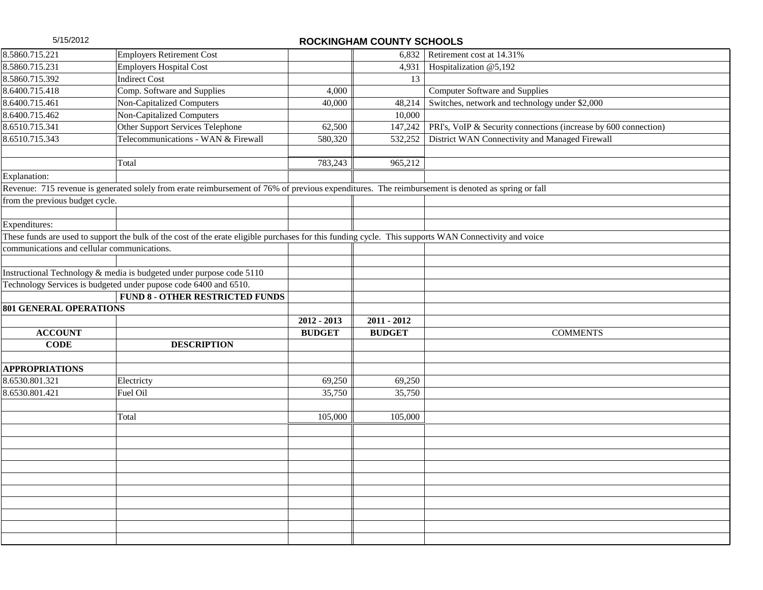## ROCKINGHAM COUNTY SCHOOLS

| | | | | |
|---|---|---|---|---|
| 8.5860.715.221 | Employers Retirement Cost | | 6,832 | Retirement cost at 14.31% |
| 8.5860.715.231 | Employers Hospital Cost | | 4,931 | Hospitalization @5,192 |
| 8.5860.715.392 | Indirect Cost | | 13 | |
| 8.6400.715.418 | Comp. Software and Supplies | 4,000 | | Computer Software and Supplies |
| 8.6400.715.461 | Non-Capitalized Computers | 40,000 | 48,214 | Switches, network and technology under $2,000 |
| 8.6400.715.462 | Non-Capitalized Computers | | 10,000 | |
| 8.6510.715.341 | Other Support Services Telephone | 62,500 | 147,242 | PRI's, VoIP & Security connections (increase by 600 connection) |
| 8.6510.715.343 | Telecommunications - WAN & Firewall | 580,320 | 532,252 | District WAN Connectivity and Managed Firewall |
| | | | | |
| | Total | 783,243 | 965,212 | |

Explanation:

Revenue: 715 revenue is generated solely from erate reimbursement of 76% of previous expenditures. The reimbursement is denoted as spring or fall from the previous budget cycle.

Expenditures:

These funds are used to support the bulk of the cost of the erate eligible purchases for this funding cycle. This supports WAN Connectivity and voice communications and cellular communications.

Instructional Technology & media is budgeted under purpose code 5110

Technology Services is budgeted under pupose code 6400 and 6510.

**FUND 8 - OTHER RESTRICTED FUNDS**

**801 GENERAL OPERATIONS**

| ACCOUNT CODE | DESCRIPTION | 2012 - 2013 BUDGET | 2011 - 2012 BUDGET | COMMENTS |
|---|---|---|---|---|
| **APPROPRIATIONS** | | | | |
| 8.6530.801.321 | Electricty | 69,250 | 69,250 | |
| 8.6530.801.421 | Fuel Oil | 35,750 | 35,750 | |
| | | | | |
| | Total | 105,000 | 105,000 | |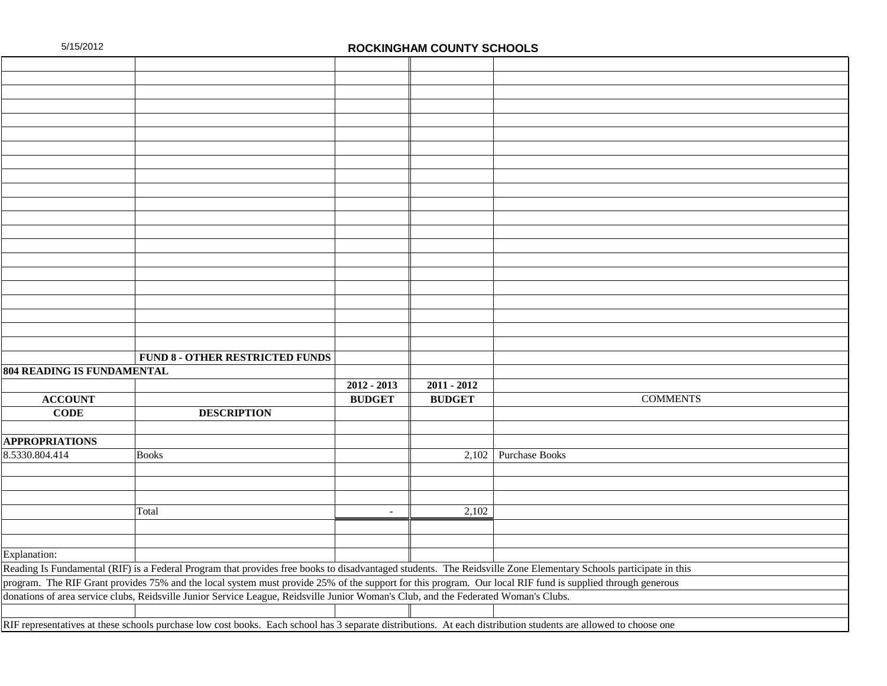ROCKINGHAM COUNTY SCHOOLS

**FUND 8 - OTHER RESTRICTED FUNDS**

**804 READING IS FUNDAMENTAL**

| ACCOUNT CODE | DESCRIPTION | 2012 - 2013 BUDGET | 2011 - 2012 BUDGET | COMMENTS |
|---|---|---|---|---|
| **APPROPRIATIONS** | | | | |
| 8.5330.804.414 | Books | | 2,102 | Purchase Books |
| | Total | - | 2,102 | |

Explanation:

Reading Is Fundamental (RIF) is a Federal Program that provides free books to disadvantaged students. The Reidsville Zone Elementary Schools participate in this program. The RIF Grant provides 75% and the local system must provide 25% of the support for this program. Our local RIF fund is supplied through generous donations of area service clubs, Reidsville Junior Service League, Reidsville Junior Woman's Club, and the Federated Woman's Clubs.

RIF representatives at these schools purchase low cost books. Each school has 3 separate distributions. At each distribution students are allowed to choose one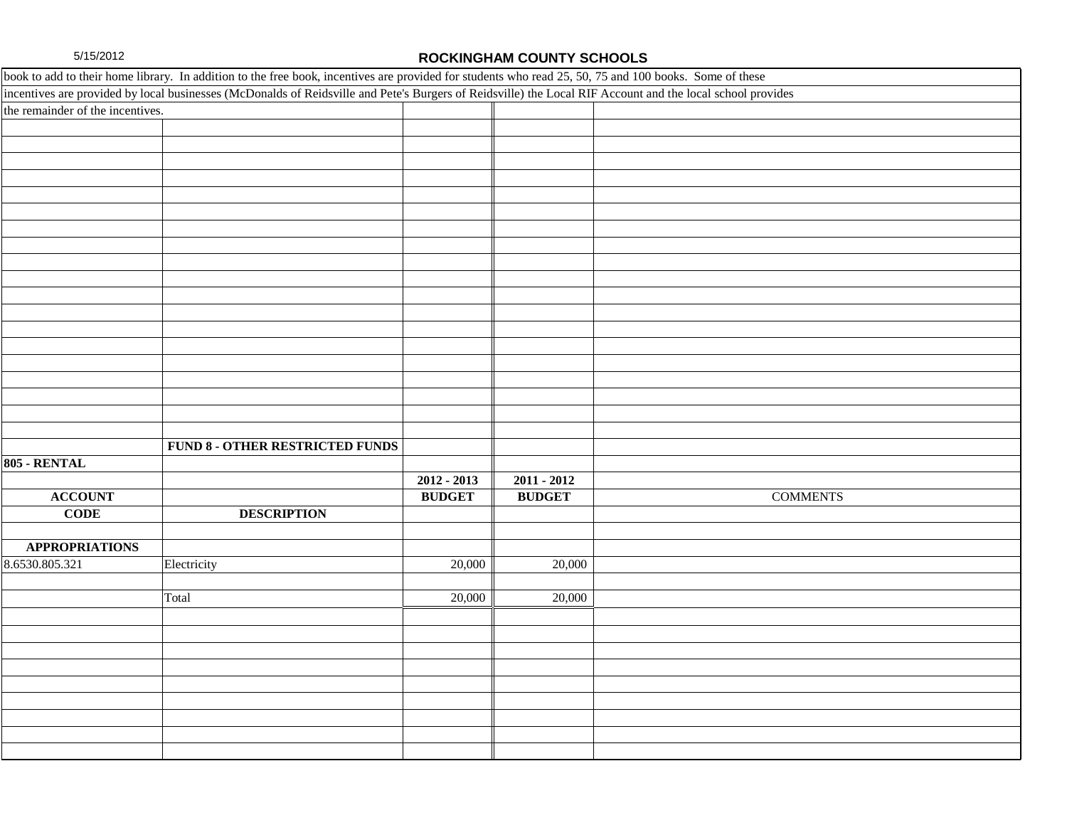book to add to their home library. In addition to the free book, incentives are provided for students who read 25, 50, 75 and 100 books. Some of these incentives are provided by local businesses (McDonalds of Reidsville and Pete's Burgers of Reidsville) the Local RIF Account and the local school provides the remainder of the incentives.

**FUND 8 - OTHER RESTRICTED FUNDS**

**805 - RENTAL**

| ACCOUNT CODE | DESCRIPTION | 2012 - 2013 BUDGET | 2011 - 2012 BUDGET | COMMENTS |
|---|---|---|---|---|
| **APPROPRIATIONS** | | | | |
| 8.6530.805.321 | Electricity | 20,000 | 20,000 | |
| | | | | |
| | Total | 20,000 | 20,000 | |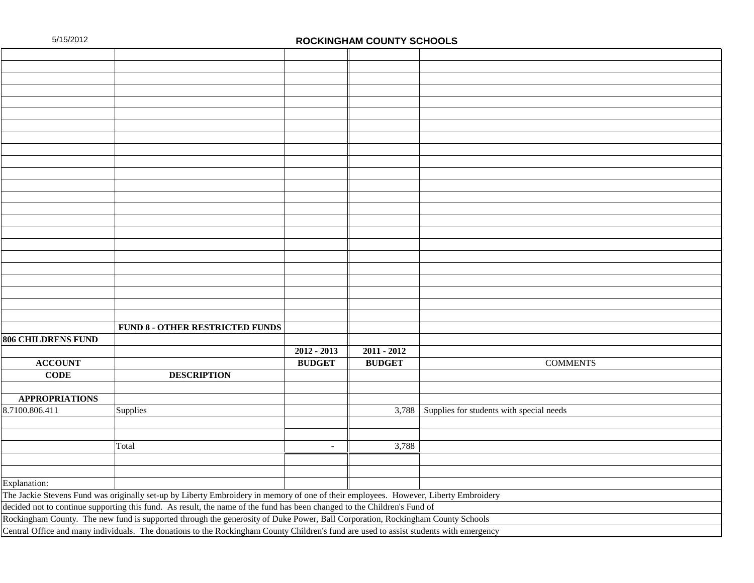5/15/2012

## ROCKINGHAM COUNTY SCHOOLS

**FUND 8 - OTHER RESTRICTED FUNDS**

**806 CHILDRENS FUND**

| ACCOUNT CODE | DESCRIPTION | 2012 - 2013 BUDGET | 2011 - 2012 BUDGET | COMMENTS |
|---|---|---|---|---|
| **APPROPRIATIONS** | | | | |
| 8.7100.806.411 | Supplies | | 3,788 | Supplies for students with special needs |
| | | | | |
| | | | | |
| | Total | - | 3,788 | |

Explanation:

The Jackie Stevens Fund was originally set-up by Liberty Embroidery in memory of one of their employees. However, Liberty Embroidery decided not to continue supporting this fund. As result, the name of the fund has been changed to the Children's Fund of Rockingham County. The new fund is supported through the generosity of Duke Power, Ball Corporation, Rockingham County Schools Central Office and many individuals. The donations to the Rockingham County Children's fund are used to assist students with emergency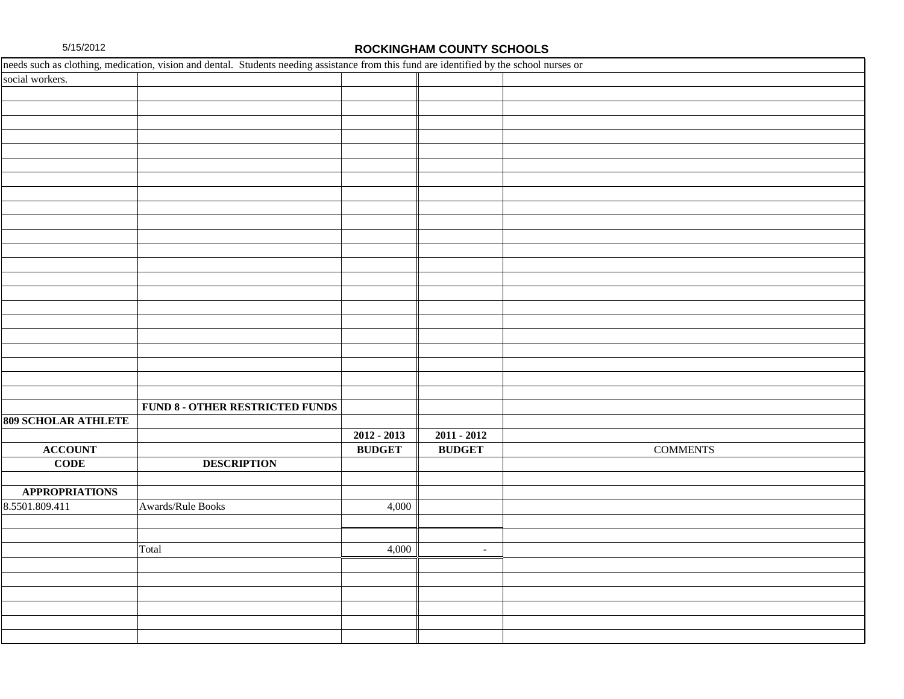needs such as clothing, medication, vision and dental. Students needing assistance from this fund are identified by the school nurses or social workers.

**FUND 8 - OTHER RESTRICTED FUNDS**

**809 SCHOLAR ATHLETE**

| ACCOUNT CODE | DESCRIPTION | 2012 - 2013 BUDGET | 2011 - 2012 BUDGET | COMMENTS |
|---|---|---|---|---|
| **APPROPRIATIONS** | | | | |
| 8.5501.809.411 | Awards/Rule Books | 4,000 | | |
| | Total | 4,000 | - | |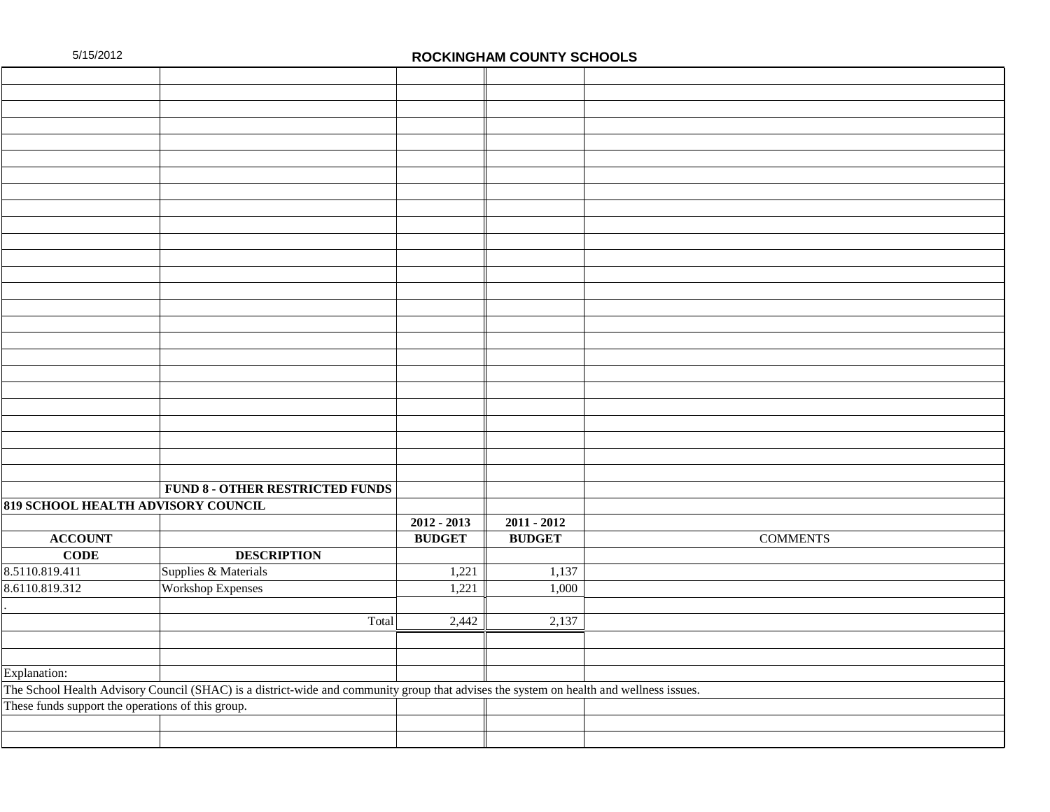**ROCKINGHAM COUNTY SCHOOLS**

**FUND 8 - OTHER RESTRICTED FUNDS**

**819 SCHOOL HEALTH ADVISORY COUNCIL**

| ACCOUNT CODE | DESCRIPTION | 2012 - 2013 BUDGET | 2011 - 2012 BUDGET | COMMENTS |
|---|---|---|---|---|
| 8.5110.819.411 | Supplies & Materials | 1,221 | 1,137 | |
| 8.6110.819.312 | Workshop Expenses | 1,221 | 1,000 | |
| . | | | | |
| | Total | 2,442 | 2,137 | |

Explanation:

The School Health Advisory Council (SHAC) is a district-wide and community group that advises the system on health and wellness issues.

These funds support the operations of this group.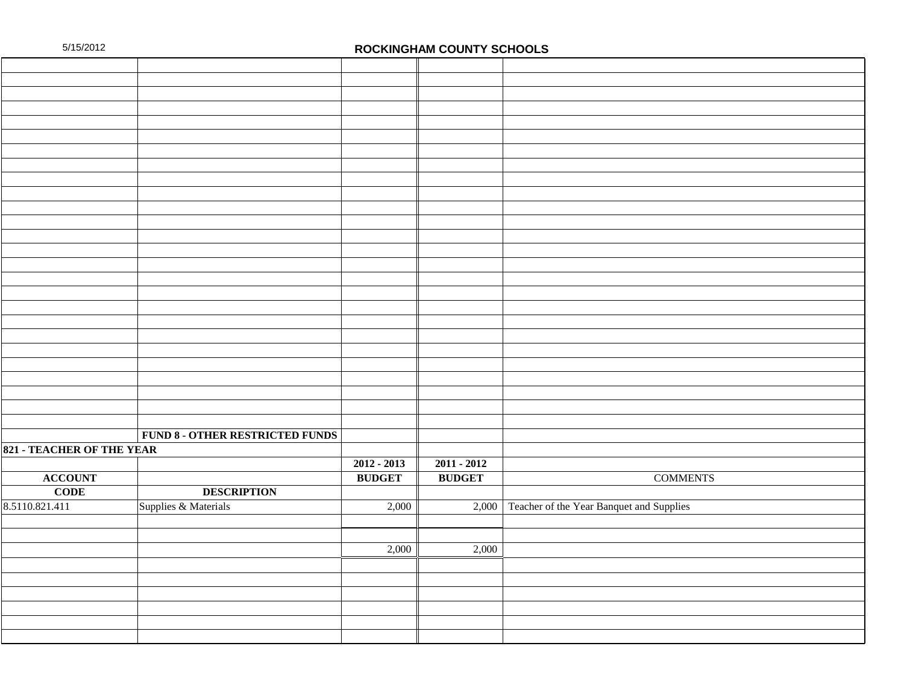# ROCKINGHAM COUNTY SCHOOLS

## FUND 8 - OTHER RESTRICTED FUNDS

### 821 - TEACHER OF THE YEAR

| ACCOUNT CODE | DESCRIPTION | 2012 - 2013 BUDGET | 2011 - 2012 BUDGET | COMMENTS |
|---|---|---|---|---|
| 8.5110.821.411 | Supplies & Materials | 2,000 | 2,000 | Teacher of the Year Banquet and Supplies |
| | | 2,000 | 2,000 | |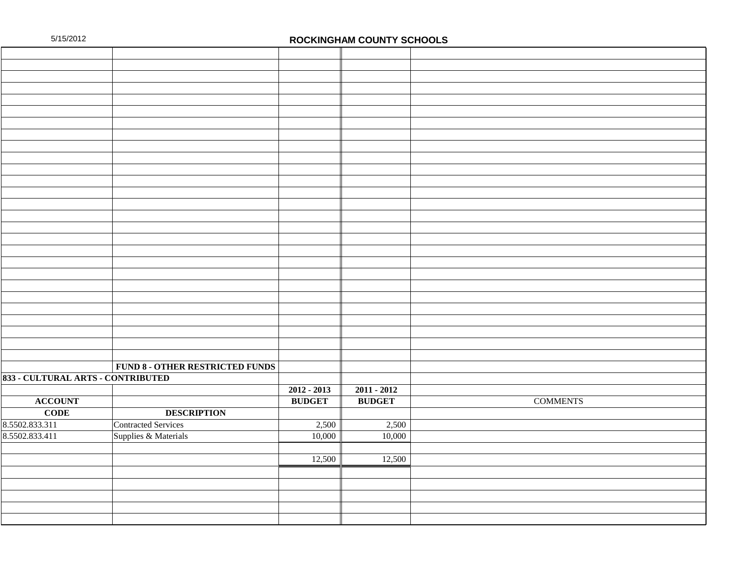# ROCKINGHAM COUNTY SCHOOLS

5/15/2012

**FUND 8 - OTHER RESTRICTED FUNDS**

**833 - CULTURAL ARTS - CONTRIBUTED**

| ACCOUNT CODE | DESCRIPTION | 2012 - 2013 BUDGET | 2011 - 2012 BUDGET | COMMENTS |
|---|---|---|---|---|
| 8.5502.833.311 | Contracted Services | 2,500 | 2,500 | |
| 8.5502.833.411 | Supplies & Materials | 10,000 | 10,000 | |
| | | | | |
| | | 12,500 | 12,500 | |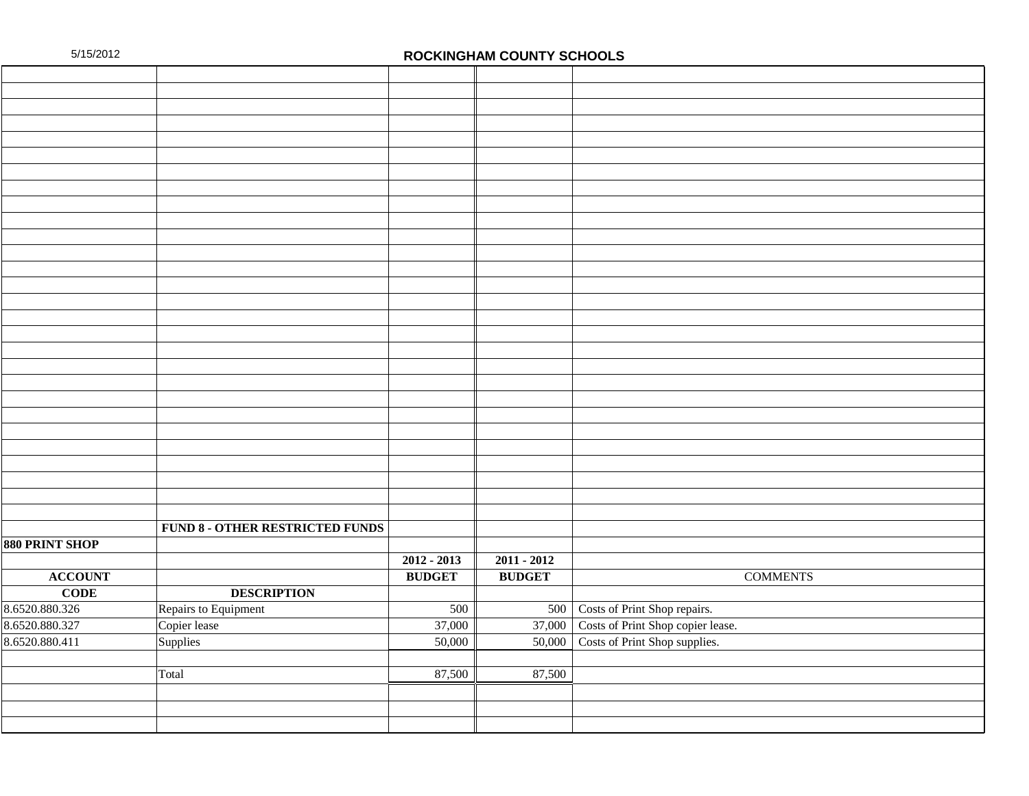## ROCKINGHAM COUNTY SCHOOLS

| | | | | |
|---|---|---|---|---|
| | **FUND 8 - OTHER RESTRICTED FUNDS** | | | |
| **880 PRINT SHOP** | | | | |
| | | **2012 - 2013** | **2011 - 2012** | |
| **ACCOUNT** | | **BUDGET** | **BUDGET** | COMMENTS |
| **CODE** | **DESCRIPTION** | | | |
| 8.6520.880.326 | Repairs to Equipment | 500 | 500 | Costs of Print Shop repairs. |
| 8.6520.880.327 | Copier lease | 37,000 | 37,000 | Costs of Print Shop copier lease. |
| 8.6520.880.411 | Supplies | 50,000 | 50,000 | Costs of Print Shop supplies. |
| | | | | |
| | Total | 87,500 | 87,500 | |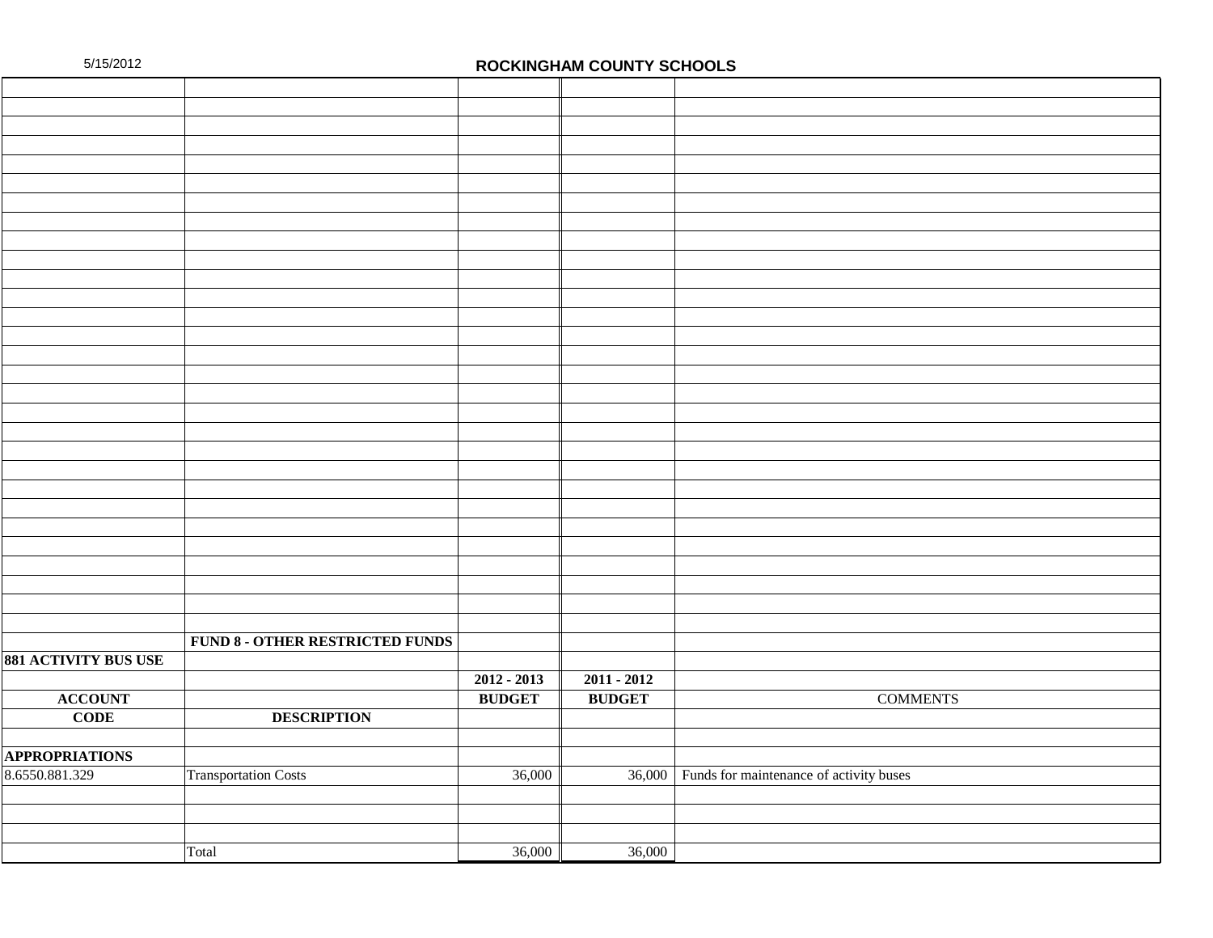# ROCKINGHAM COUNTY SCHOOLS

| | | | | |
|---|---|---|---|---|
| | **FUND 8 - OTHER RESTRICTED FUNDS** | | | |
| **881 ACTIVITY BUS USE** | | | | |
| | | **2012 - 2013** | **2011 - 2012** | |
| **ACCOUNT** | | **BUDGET** | **BUDGET** | COMMENTS |
| **CODE** | **DESCRIPTION** | | | |
| | | | | |
| **APPROPRIATIONS** | | | | |
| 8.6550.881.329 | Transportation Costs | 36,000 | 36,000 | Funds for maintenance of activity buses |
| | | | | |
| | | | | |
| | | | | |
| | Total | 36,000 | 36,000 | |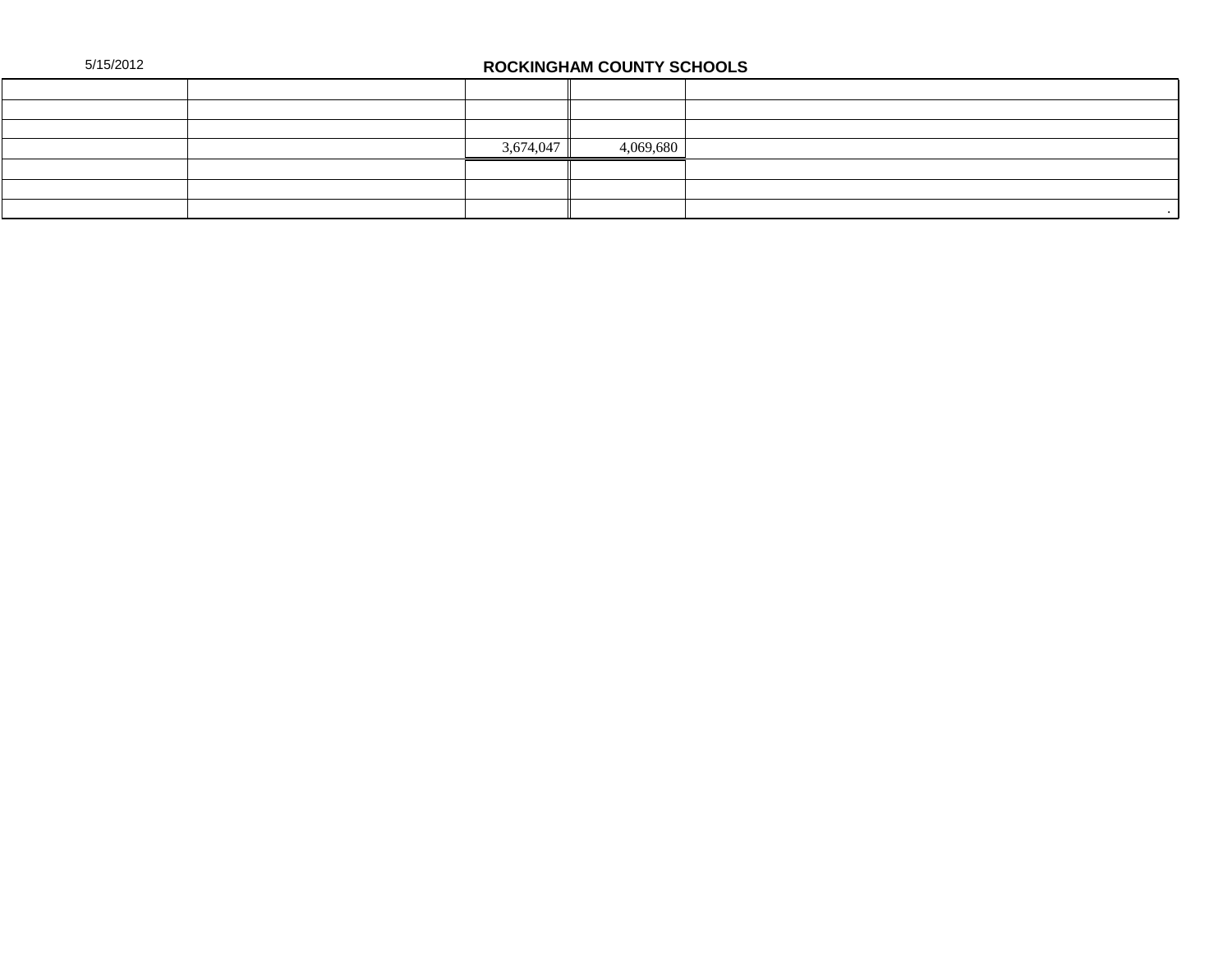# ROCKINGHAM COUNTY SCHOOLS

| | | | | |
|---|---|---|---|---|
| | | | | |
| | | | | |
| | | 3,674,047 | 4,069,680 | |
| | | | | |
| | | | | |
| | | | | . |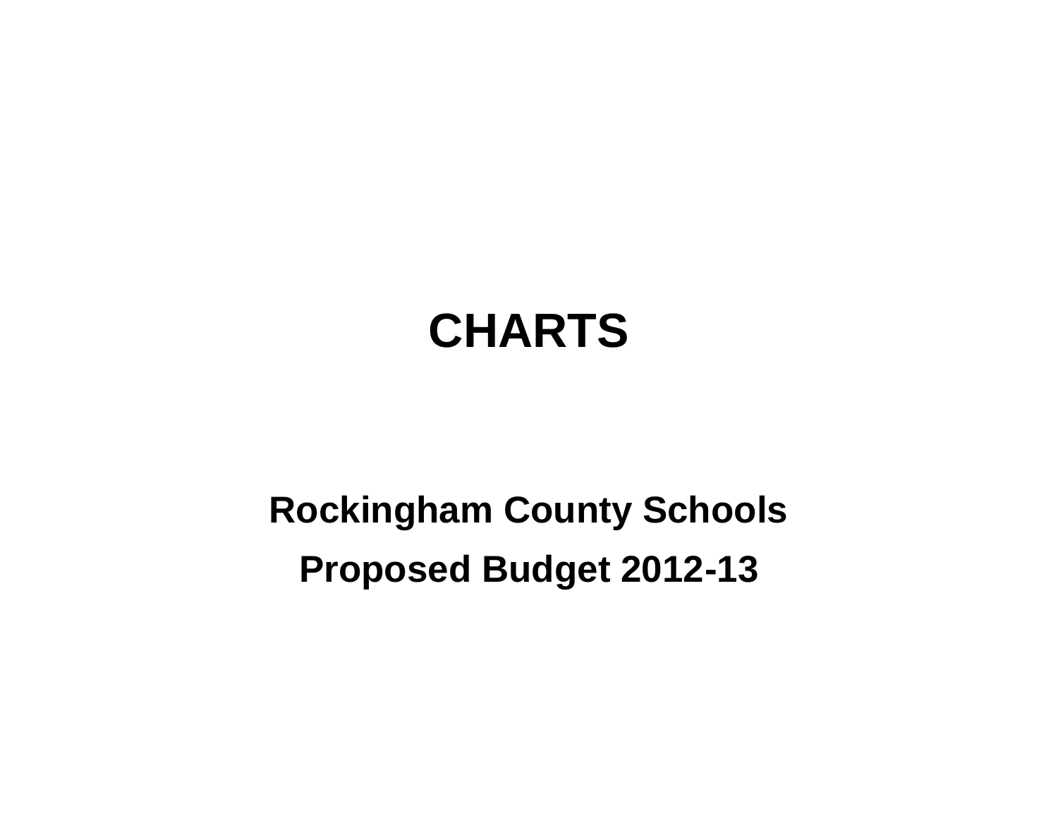# CHARTS

## Rockingham County Schools

## Proposed Budget 2012-13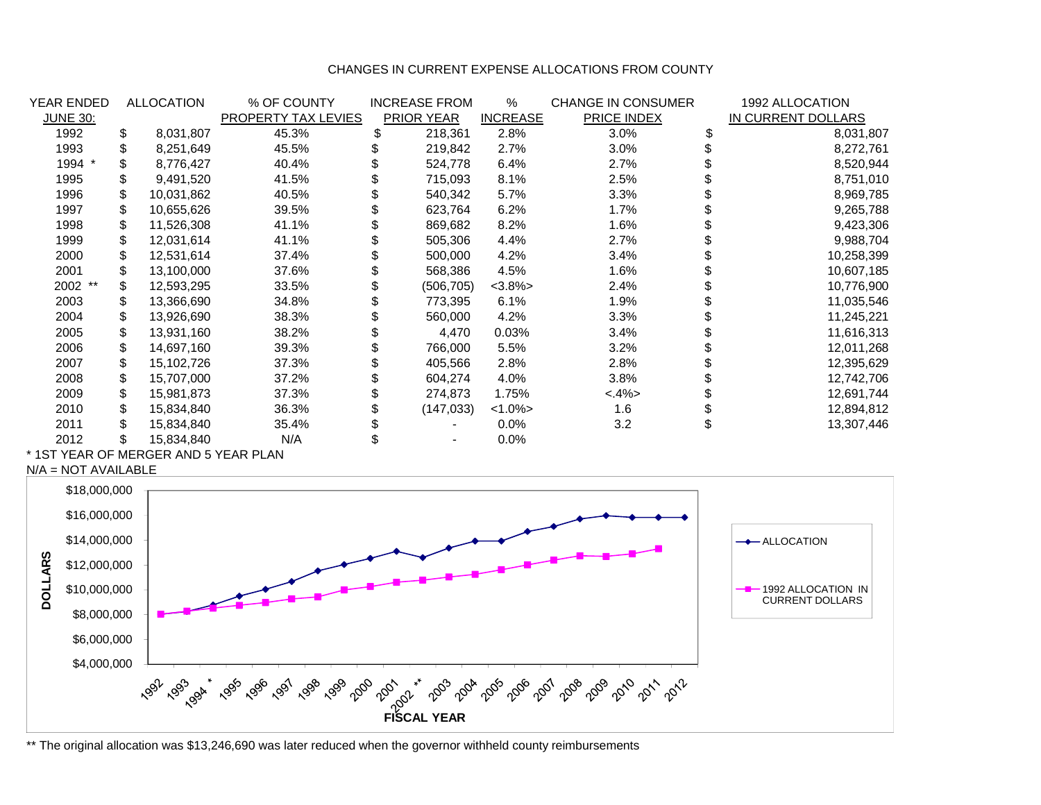# CHANGES IN CURRENT EXPENSE ALLOCATIONS FROM COUNTY

| YEAR ENDED JUNE 30: | ALLOCATION | % OF COUNTY PROPERTY TAX LEVIES | INCREASE FROM PRIOR YEAR | % INCREASE | CHANGE IN CONSUMER PRICE INDEX | 1992 ALLOCATION IN CURRENT DOLLARS |
|---|---|---|---|---|---|---|
| 1992 | $ 8,031,807 | 45.3% | $ 218,361 | 2.8% | 3.0% | $ 8,031,807 |
| 1993 | $ 8,251,649 | 45.5% | $ 219,842 | 2.7% | 3.0% | $ 8,272,761 |
| 1994 * | $ 8,776,427 | 40.4% | $ 524,778 | 6.4% | 2.7% | $ 8,520,944 |
| 1995 | $ 9,491,520 | 41.5% | $ 715,093 | 8.1% | 2.5% | $ 8,751,010 |
| 1996 | $ 10,031,862 | 40.5% | $ 540,342 | 5.7% | 3.3% | $ 8,969,785 |
| 1997 | $ 10,655,626 | 39.5% | $ 623,764 | 6.2% | 1.7% | $ 9,265,788 |
| 1998 | $ 11,526,308 | 41.1% | $ 869,682 | 8.2% | 1.6% | $ 9,423,306 |
| 1999 | $ 12,031,614 | 41.1% | $ 505,306 | 4.4% | 2.7% | $ 9,988,704 |
| 2000 | $ 12,531,614 | 37.4% | $ 500,000 | 4.2% | 3.4% | $ 10,258,399 |
| 2001 | $ 13,100,000 | 37.6% | $ 568,386 | 4.5% | 1.6% | $ 10,607,185 |
| 2002 ** | $ 12,593,295 | 33.5% | $ (506,705) | <3.8%> | 2.4% | $ 10,776,900 |
| 2003 | $ 13,366,690 | 34.8% | $ 773,395 | 6.1% | 1.9% | $ 11,035,546 |
| 2004 | $ 13,926,690 | 38.3% | $ 560,000 | 4.2% | 3.3% | $ 11,245,221 |
| 2005 | $ 13,931,160 | 38.2% | $ 4,470 | 0.03% | 3.4% | $ 11,616,313 |
| 2006 | $ 14,697,160 | 39.3% | $ 766,000 | 5.5% | 3.2% | $ 12,011,268 |
| 2007 | $ 15,102,726 | 37.3% | $ 405,566 | 2.8% | 2.8% | $ 12,395,629 |
| 2008 | $ 15,707,000 | 37.2% | $ 604,274 | 4.0% | 3.8% | $ 12,742,706 |
| 2009 | $ 15,981,873 | 37.3% | $ 274,873 | 1.75% | <.4%> | $ 12,691,744 |
| 2010 | $ 15,834,840 | 36.3% | $ (147,033) | <1.0%> | 1.6 | $ 12,894,812 |
| 2011 | $ 15,834,840 | 35.4% | $ - | 0.0% | 3.2 | $ 13,307,446 |
| 2012 | $ 15,834,840 | N/A | $ - | 0.0% | | |

\* 1ST YEAR OF MERGER AND 5 YEAR PLAN

N/A = NOT AVAILABLE

** The original allocation was $13,246,690 was later reduced when the governor withheld county reimbursements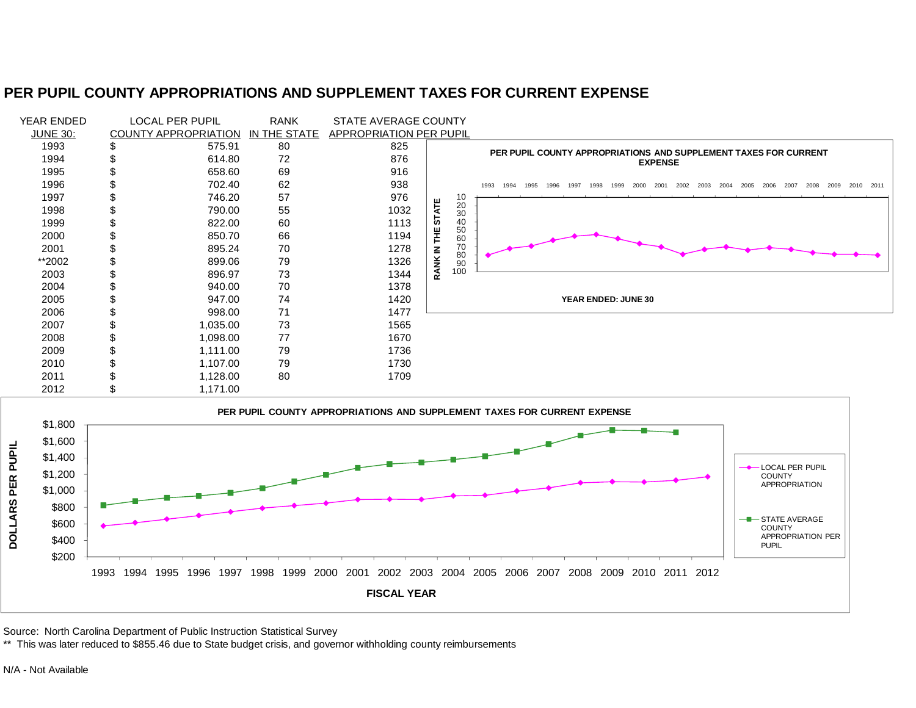# PER PUPIL COUNTY APPROPRIATIONS AND SUPPLEMENT TAXES FOR CURRENT EXPENSE

| YEAR ENDED JUNE 30: | LOCAL PER PUPIL COUNTY APPROPRIATION | RANK IN THE STATE | STATE AVERAGE COUNTY APPROPRIATION PER PUPIL |
|---|---|---|---|
| 1993 | $ 575.91 | 80 | 825 |
| 1994 | $ 614.80 | 72 | 876 |
| 1995 | $ 658.60 | 69 | 916 |
| 1996 | $ 702.40 | 62 | 938 |
| 1997 | $ 746.20 | 57 | 976 |
| 1998 | $ 790.00 | 55 | 1032 |
| 1999 | $ 822.00 | 60 | 1113 |
| 2000 | $ 850.70 | 66 | 1194 |
| 2001 | $ 895.24 | 70 | 1278 |
| **2002 | $ 899.06 | 79 | 1326 |
| 2003 | $ 896.97 | 73 | 1344 |
| 2004 | $ 940.00 | 70 | 1378 |
| 2005 | $ 947.00 | 74 | 1420 |
| 2006 | $ 998.00 | 71 | 1477 |
| 2007 | $ 1,035.00 | 73 | 1565 |
| 2008 | $ 1,098.00 | 77 | 1670 |
| 2009 | $ 1,111.00 | 79 | 1736 |
| 2010 | $ 1,107.00 | 79 | 1730 |
| 2011 | $ 1,128.00 | 80 | 1709 |
| 2012 | $ 1,171.00 | | |

Source: North Carolina Department of Public Instruction Statistical Survey

** This was later reduced to $855.46 due to State budget crisis, and governor withholding county reimbursements

N/A - Not Available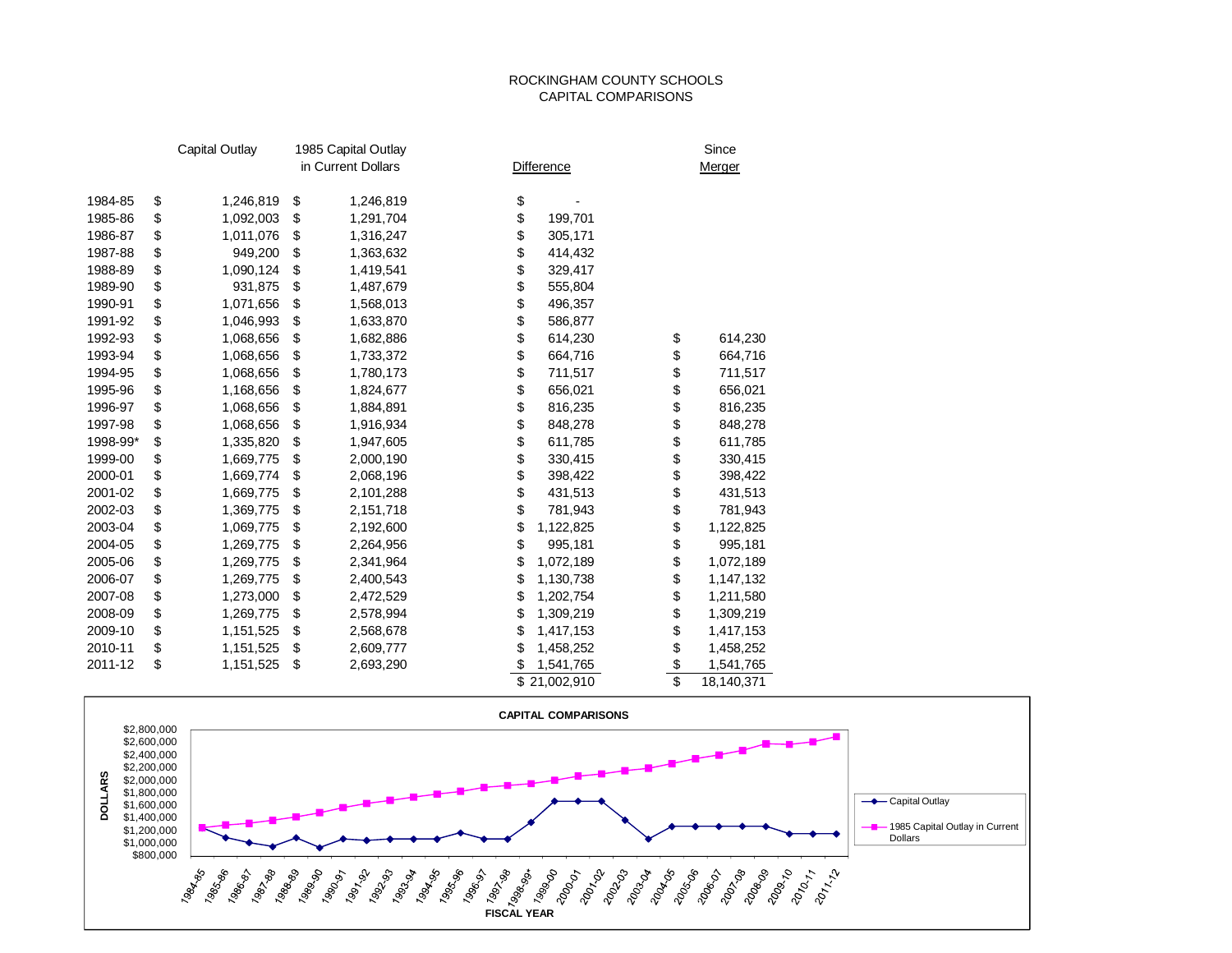# ROCKINGHAM COUNTY SCHOOLS
## CAPITAL COMPARISONS

| | Capital Outlay | 1985 Capital Outlay in Current Dollars | Difference | Since Merger |
|---|---|---|---|---|
| 1984-85 | $ 1,246,819 | $ 1,246,819 | $ - | |
| 1985-86 | $ 1,092,003 | $ 1,291,704 | $ 199,701 | |
| 1986-87 | $ 1,011,076 | $ 1,316,247 | $ 305,171 | |
| 1987-88 | $ 949,200 | $ 1,363,632 | $ 414,432 | |
| 1988-89 | $ 1,090,124 | $ 1,419,541 | $ 329,417 | |
| 1989-90 | $ 931,875 | $ 1,487,679 | $ 555,804 | |
| 1990-91 | $ 1,071,656 | $ 1,568,013 | $ 496,357 | |
| 1991-92 | $ 1,046,993 | $ 1,633,870 | $ 586,877 | |
| 1992-93 | $ 1,068,656 | $ 1,682,886 | $ 614,230 | $ 614,230 |
| 1993-94 | $ 1,068,656 | $ 1,733,372 | $ 664,716 | $ 664,716 |
| 1994-95 | $ 1,068,656 | $ 1,780,173 | $ 711,517 | $ 711,517 |
| 1995-96 | $ 1,168,656 | $ 1,824,677 | $ 656,021 | $ 656,021 |
| 1996-97 | $ 1,068,656 | $ 1,884,891 | $ 816,235 | $ 816,235 |
| 1997-98 | $ 1,068,656 | $ 1,916,934 | $ 848,278 | $ 848,278 |
| 1998-99* | $ 1,335,820 | $ 1,947,605 | $ 611,785 | $ 611,785 |
| 1999-00 | $ 1,669,775 | $ 2,000,190 | $ 330,415 | $ 330,415 |
| 2000-01 | $ 1,669,774 | $ 2,068,196 | $ 398,422 | $ 398,422 |
| 2001-02 | $ 1,669,775 | $ 2,101,288 | $ 431,513 | $ 431,513 |
| 2002-03 | $ 1,369,775 | $ 2,151,718 | $ 781,943 | $ 781,943 |
| 2003-04 | $ 1,069,775 | $ 2,192,600 | $ 1,122,825 | $ 1,122,825 |
| 2004-05 | $ 1,269,775 | $ 2,264,956 | $ 995,181 | $ 995,181 |
| 2005-06 | $ 1,269,775 | $ 2,341,964 | $ 1,072,189 | $ 1,072,189 |
| 2006-07 | $ 1,269,775 | $ 2,400,543 | $ 1,130,738 | $ 1,147,132 |
| 2007-08 | $ 1,273,000 | $ 2,472,529 | $ 1,202,754 | $ 1,211,580 |
| 2008-09 | $ 1,269,775 | $ 2,578,994 | $ 1,309,219 | $ 1,309,219 |
| 2009-10 | $ 1,151,525 | $ 2,568,678 | $ 1,417,153 | $ 1,417,153 |
| 2010-11 | $ 1,151,525 | $ 2,609,777 | $ 1,458,252 | $ 1,458,252 |
| 2011-12 | $ 1,151,525 | $ 2,693,290 | $ 1,541,765 | $ 1,541,765 |
| | | | $ 21,002,910 | $ 18,140,371 |

**CAPITAL COMPARISONS**

(Line chart: DOLLARS vs. FISCAL YEAR, 1984-85 through 2011-12; series: Capital Outlay; 1985 Capital Outlay in Current Dollars)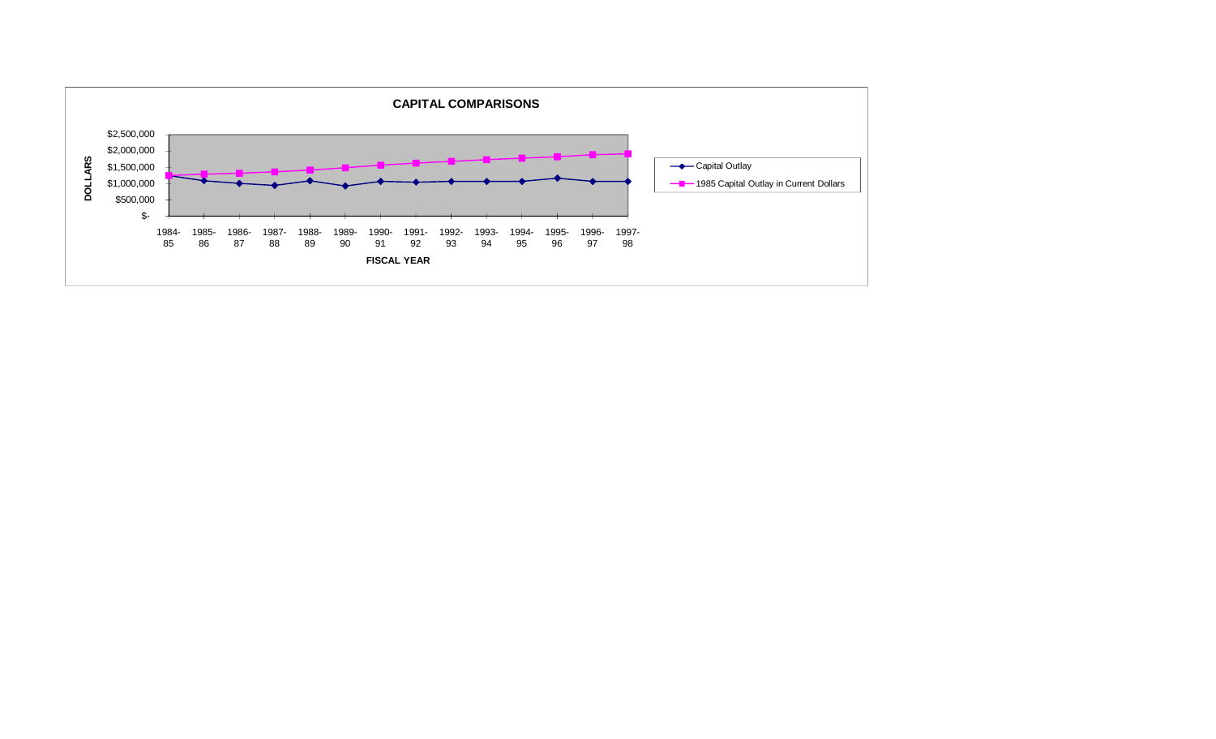**CAPITAL COMPARISONS**

DOLLARS

$2,500,000
$2,000,000
$1,500,000
$1,000,000
$500,000
$-

1984-85 1985-86 1986-87 1987-88 1988-89 1989-90 1990-91 1991-92 1992-93 1993-94 1994-95 1995-96 1996-97 1997-98

FISCAL YEAR

- Capital Outlay
- 1985 Capital Outlay in Current Dollars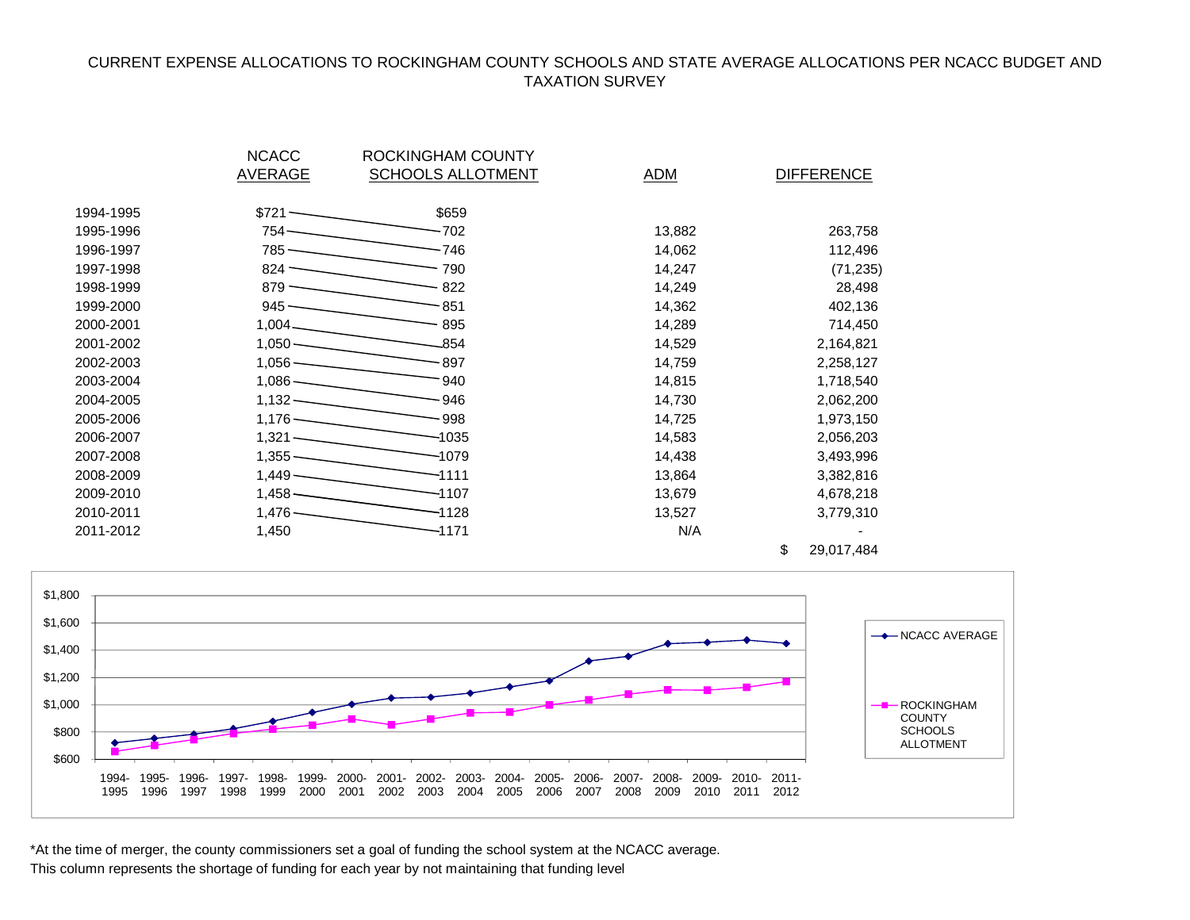CURRENT EXPENSE ALLOCATIONS TO ROCKINGHAM COUNTY SCHOOLS AND STATE AVERAGE ALLOCATIONS PER NCACC BUDGET AND TAXATION SURVEY

| | NCACC AVERAGE | ROCKINGHAM COUNTY SCHOOLS ALLOTMENT | ADM | DIFFERENCE |
|---|---|---|---|---|
| 1994-1995 | $721 | $659 | | |
| 1995-1996 | 754 | 702 | 13,882 | 263,758 |
| 1996-1997 | 785 | 746 | 14,062 | 112,496 |
| 1997-1998 | 824 | 790 | 14,247 | (71,235) |
| 1998-1999 | 879 | 822 | 14,249 | 28,498 |
| 1999-2000 | 945 | 851 | 14,362 | 402,136 |
| 2000-2001 | 1,004 | 895 | 14,289 | 714,450 |
| 2001-2002 | 1,050 | 854 | 14,529 | 2,164,821 |
| 2002-2003 | 1,056 | 897 | 14,759 | 2,258,127 |
| 2003-2004 | 1,086 | 940 | 14,815 | 1,718,540 |
| 2004-2005 | 1,132 | 946 | 14,730 | 2,062,200 |
| 2005-2006 | 1,176 | 998 | 14,725 | 1,973,150 |
| 2006-2007 | 1,321 | 1035 | 14,583 | 2,056,203 |
| 2007-2008 | 1,355 | 1079 | 14,438 | 3,493,996 |
| 2008-2009 | 1,449 | 1111 | 13,864 | 3,382,816 |
| 2009-2010 | 1,458 | 1107 | 13,679 | 4,678,218 |
| 2010-2011 | 1,476 | 1128 | 13,527 | 3,779,310 |
| 2011-2012 | 1,450 | 1171 | N/A | - |
| | | | | $ 29,017,484 |

*At the time of merger, the county commissioners set a goal of funding the school system at the NCACC average.
This column represents the shortage of funding for each year by not maintaining that funding level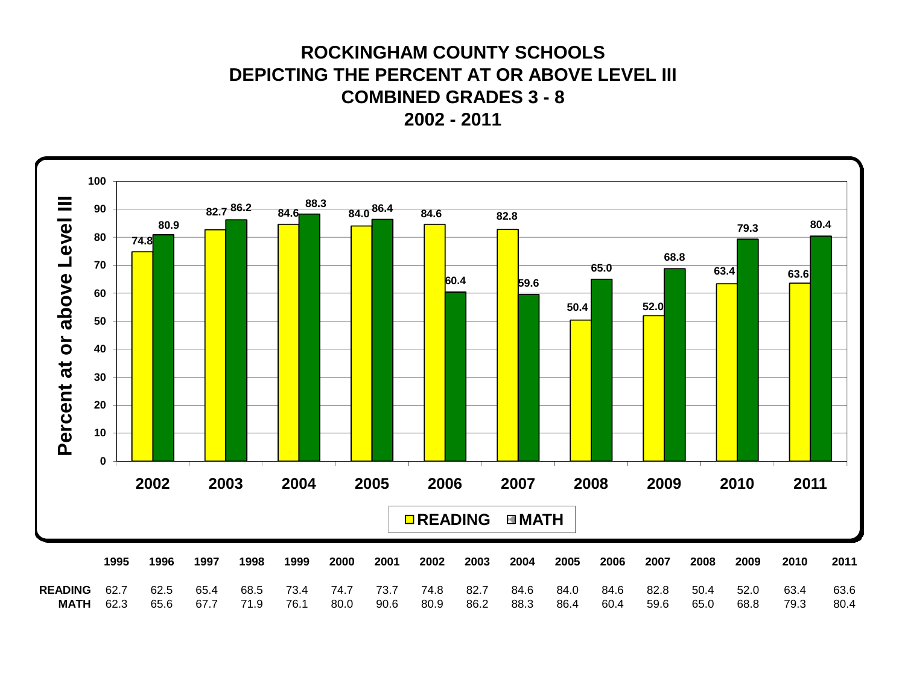# ROCKINGHAM COUNTY SCHOOLS
## DEPICTING THE PERCENT AT OR ABOVE LEVEL III
## COMBINED GRADES 3 - 8
## 2002 - 2011

Percent at or above Level III

| | 2002 | 2003 | 2004 | 2005 | 2006 | 2007 | 2008 | 2009 | 2010 | 2011 |
|---|---|---|---|---|---|---|---|---|---|---|
| READING | 74.8 | 82.7 | 84.6 | 84.0 | 84.6 | 82.8 | 50.4 | 52.0 | 63.4 | 63.6 |
| MATH | 80.9 | 86.2 | 88.3 | 86.4 | 60.4 | 59.6 | 65.0 | 68.8 | 79.3 | 80.4 |

| | 1995 | 1996 | 1997 | 1998 | 1999 | 2000 | 2001 | 2002 | 2003 | 2004 | 2005 | 2006 | 2007 | 2008 | 2009 | 2010 | 2011 |
|---|---|---|---|---|---|---|---|---|---|---|---|---|---|---|---|---|---|
| READING | 62.7 | 62.5 | 65.4 | 68.5 | 73.4 | 74.7 | 73.7 | 74.8 | 82.7 | 84.6 | 84.0 | 84.6 | 82.8 | 50.4 | 52.0 | 63.4 | 63.6 |
| MATH | 62.3 | 65.6 | 67.7 | 71.9 | 76.1 | 80.0 | 90.6 | 80.9 | 86.2 | 88.3 | 86.4 | 60.4 | 59.6 | 65.0 | 68.8 | 79.3 | 80.4 |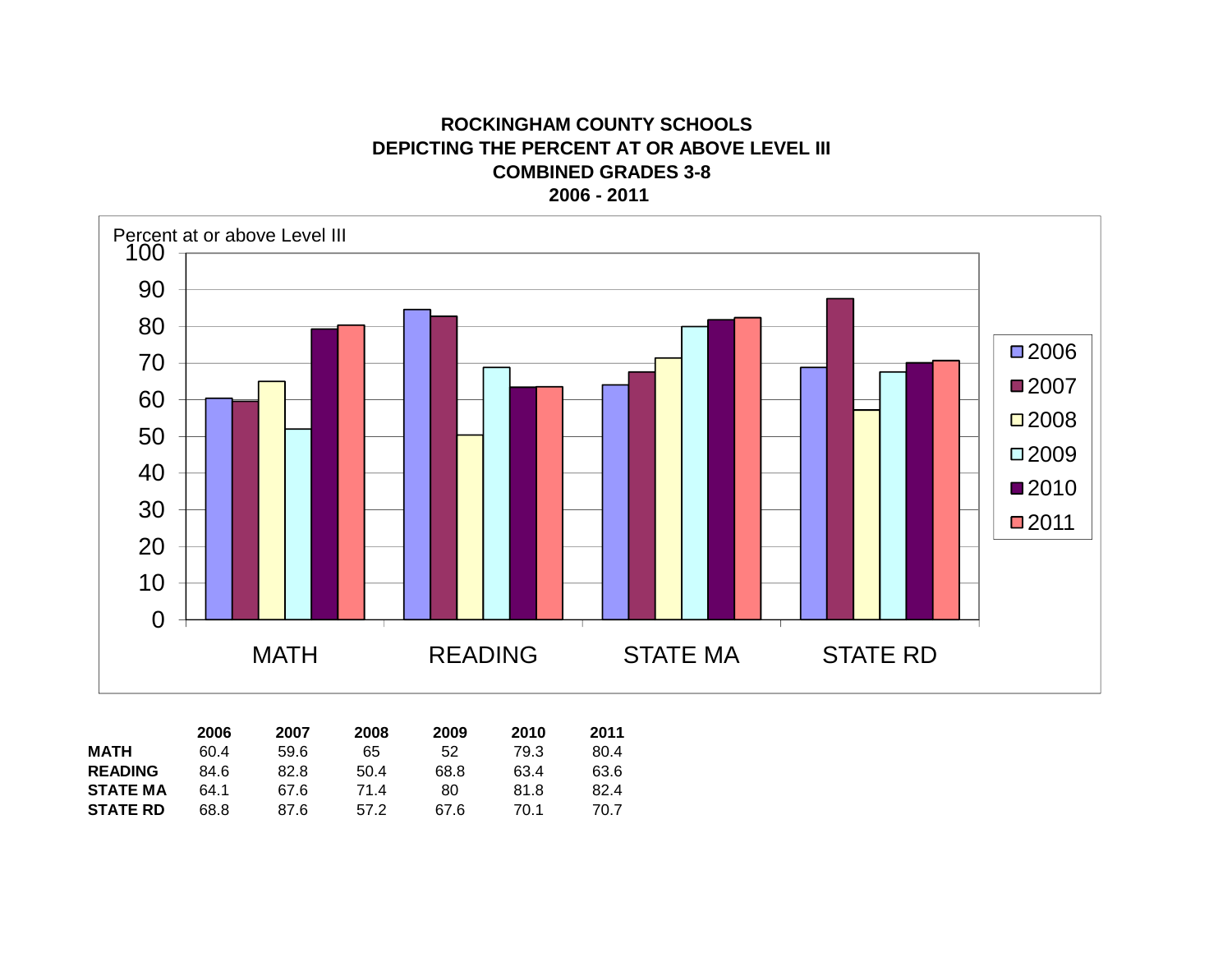**ROCKINGHAM COUNTY SCHOOLS**
**DEPICTING THE PERCENT AT OR ABOVE LEVEL III**
**COMBINED GRADES 3-8**
**2006 - 2011**

| | 2006 | 2007 | 2008 | 2009 | 2010 | 2011 |
|---|---|---|---|---|---|---|
| **MATH** | 60.4 | 59.6 | 65 | 52 | 79.3 | 80.4 |
| **READING** | 84.6 | 82.8 | 50.4 | 68.8 | 63.4 | 63.6 |
| **STATE MA** | 64.1 | 67.6 | 71.4 | 80 | 81.8 | 82.4 |
| **STATE RD** | 68.8 | 87.6 | 57.2 | 67.6 | 70.1 | 70.7 |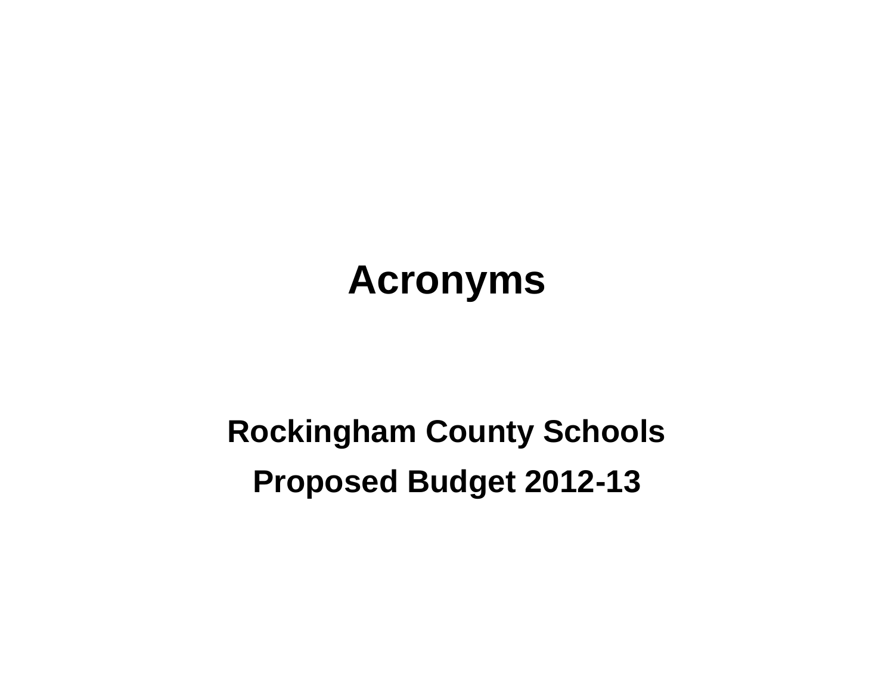# Acronyms

**Rockingham County Schools**

**Proposed Budget 2012-13**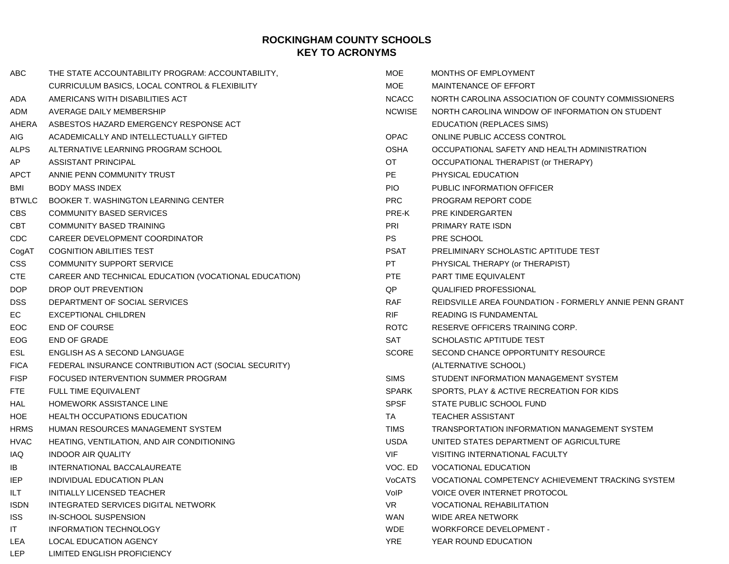# ROCKINGHAM COUNTY SCHOOLS
# KEY TO ACRONYMS

| | |
|---|---|
| ABC | THE STATE ACCOUNTABILITY PROGRAM: ACCOUNTABILITY, CURRICULUM BASICS, LOCAL CONTROL & FLEXIBILITY |
| ADA | AMERICANS WITH DISABILITIES ACT |
| ADM | AVERAGE DAILY MEMBERSHIP |
| AHERA | ASBESTOS HAZARD EMERGENCY RESPONSE ACT |
| AIG | ACADEMICALLY AND INTELLECTUALLY GIFTED |
| ALPS | ALTERNATIVE LEARNING PROGRAM SCHOOL |
| AP | ASSISTANT PRINCIPAL |
| APCT | ANNIE PENN COMMUNITY TRUST |
| BMI | BODY MASS INDEX |
| BTWLC | BOOKER T. WASHINGTON LEARNING CENTER |
| CBS | COMMUNITY BASED SERVICES |
| CBT | COMMUNITY BASED TRAINING |
| CDC | CAREER DEVELOPMENT COORDINATOR |
| CogAT | COGNITION ABILITIES TEST |
| CSS | COMMUNITY SUPPORT SERVICE |
| CTE | CAREER AND TECHNICAL EDUCATION (VOCATIONAL EDUCATION) |
| DOP | DROP OUT PREVENTION |
| DSS | DEPARTMENT OF SOCIAL SERVICES |
| EC | EXCEPTIONAL CHILDREN |
| EOC | END OF COURSE |
| EOG | END OF GRADE |
| ESL | ENGLISH AS A SECOND LANGUAGE |
| FICA | FEDERAL INSURANCE CONTRIBUTION ACT (SOCIAL SECURITY) |
| FISP | FOCUSED INTERVENTION SUMMER PROGRAM |
| FTE | FULL TIME EQUIVALENT |
| HAL | HOMEWORK ASSISTANCE LINE |
| HOE | HEALTH OCCUPATIONS EDUCATION |
| HRMS | HUMAN RESOURCES MANAGEMENT SYSTEM |
| HVAC | HEATING, VENTILATION, AND AIR CONDITIONING |
| IAQ | INDOOR AIR QUALITY |
| IB | INTERNATIONAL BACCALAUREATE |
| IEP | INDIVIDUAL EDUCATION PLAN |
| ILT | INITIALLY LICENSED TEACHER |
| ISDN | INTEGRATED SERVICES DIGITAL NETWORK |
| ISS | IN-SCHOOL SUSPENSION |
| IT | INFORMATION TECHNOLOGY |
| LEA | LOCAL EDUCATION AGENCY |
| LEP | LIMITED ENGLISH PROFICIENCY |
| MOE | MONTHS OF EMPLOYMENT |
| MOE | MAINTENANCE OF EFFORT |
| NCACC | NORTH CAROLINA ASSOCIATION OF COUNTY COMMISSIONERS |
| NCWISE | NORTH CAROLINA WINDOW OF INFORMATION ON STUDENT EDUCATION (REPLACES SIMS) |
| OPAC | ONLINE PUBLIC ACCESS CONTROL |
| OSHA | OCCUPATIONAL SAFETY AND HEALTH ADMINISTRATION |
| OT | OCCUPATIONAL THERAPIST (or THERAPY) |
| PE | PHYSICAL EDUCATION |
| PIO | PUBLIC INFORMATION OFFICER |
| PRC | PROGRAM REPORT CODE |
| PRE-K | PRE KINDERGARTEN |
| PRI | PRIMARY RATE ISDN |
| PS | PRE SCHOOL |
| PSAT | PRELIMINARY SCHOLASTIC APTITUDE TEST |
| PT | PHYSICAL THERAPY (or THERAPIST) |
| PTE | PART TIME EQUIVALENT |
| QP | QUALIFIED PROFESSIONAL |
| RAF | REIDSVILLE AREA FOUNDATION - FORMERLY ANNIE PENN GRANT |
| RIF | READING IS FUNDAMENTAL |
| ROTC | RESERVE OFFICERS TRAINING CORP. |
| SAT | SCHOLASTIC APTITUDE TEST |
| SCORE | SECOND CHANCE OPPORTUNITY RESOURCE (ALTERNATIVE SCHOOL) |
| SIMS | STUDENT INFORMATION MANAGEMENT SYSTEM |
| SPARK | SPORTS, PLAY & ACTIVE RECREATION FOR KIDS |
| SPSF | STATE PUBLIC SCHOOL FUND |
| TA | TEACHER ASSISTANT |
| TIMS | TRANSPORTATION INFORMATION MANAGEMENT SYSTEM |
| USDA | UNITED STATES DEPARTMENT OF AGRICULTURE |
| VIF | VISITING INTERNATIONAL FACULTY |
| VOC. ED | VOCATIONAL EDUCATION |
| VoCATS | VOCATIONAL COMPETENCY ACHIEVEMENT TRACKING SYSTEM |
| VoIP | VOICE OVER INTERNET PROTOCOL |
| VR | VOCATIONAL REHABILITATION |
| WAN | WIDE AREA NETWORK |
| WDE | WORKFORCE DEVELOPMENT - |
| YRE | YEAR ROUND EDUCATION |